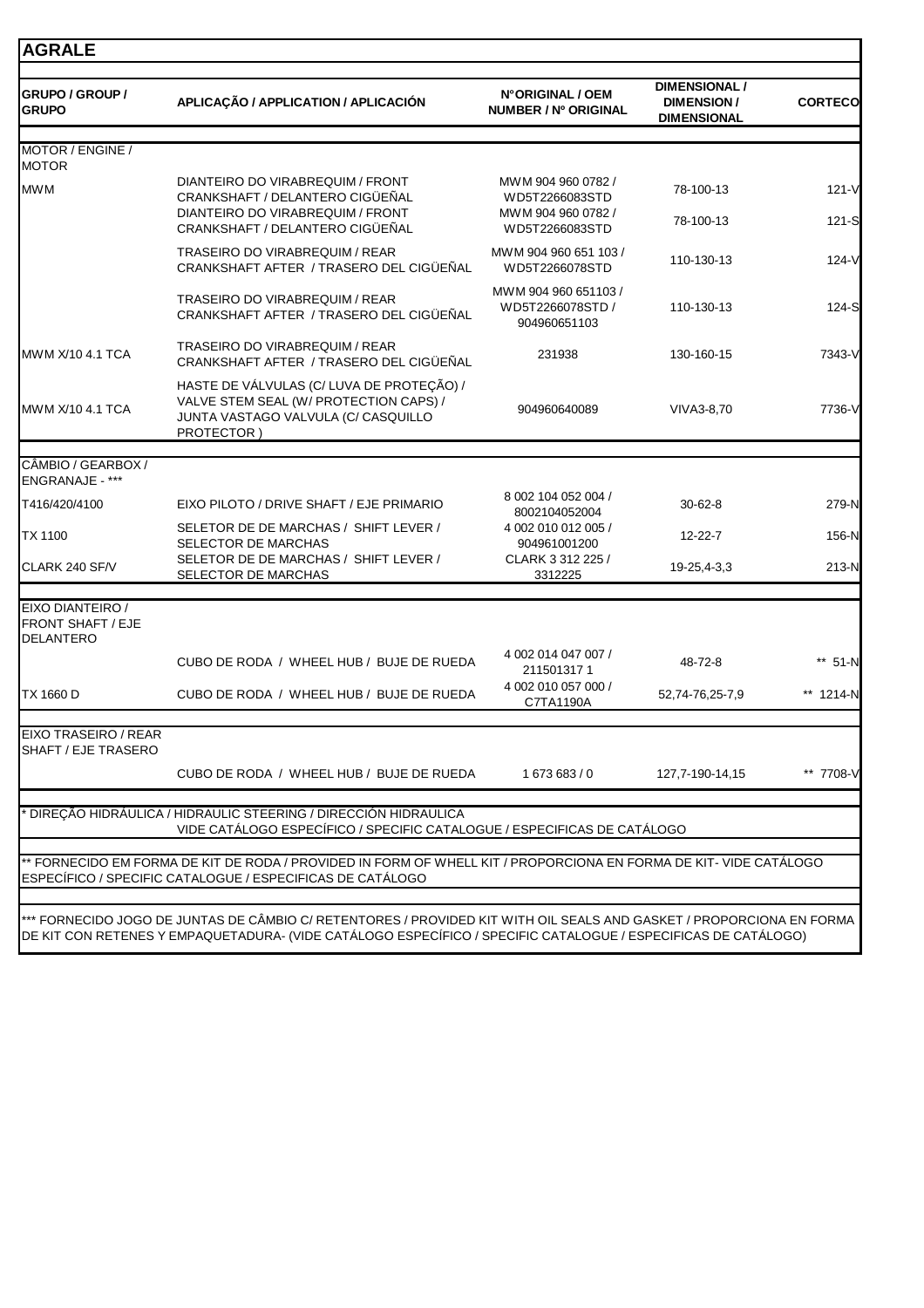## AGRALE

| GRUPO / GROUP / GRUPO | APLICAÇÃO / APPLICATION / APLICACIÓN | N°ORIGINAL / OEM NUMBER / Nº ORIGINAL | DIMENSIONAL / DIMENSION / DIMENSIONAL | CORTECO |
|---|---|---|---|---|
| MOTOR / ENGINE / MOTOR | | | | |
| MWM | DIANTEIRO DO VIRABREQUIM / FRONT CRANKSHAFT / DELANTERO CIGÜEÑAL | MWM 904 960 0782 / WD5T2266083STD | 78-100-13 | 121-V |
| | DIANTEIRO DO VIRABREQUIM / FRONT CRANKSHAFT / DELANTERO CIGÜEÑAL | MWM 904 960 0782 / WD5T2266083STD | 78-100-13 | 121-S |
| | TRASEIRO DO VIRABREQUIM / REAR CRANKSHAFT AFTER / TRASERO DEL CIGÜEÑAL | MWM 904 960 651 103 / WD5T2266078STD | 110-130-13 | 124-V |
| | TRASEIRO DO VIRABREQUIM / REAR CRANKSHAFT AFTER / TRASERO DEL CIGÜEÑAL | MWM 904 960 651103 / WD5T2266078STD / 904960651103 | 110-130-13 | 124-S |
| MWM X/10 4.1 TCA | TRASEIRO DO VIRABREQUIM / REAR CRANKSHAFT AFTER / TRASERO DEL CIGÜEÑAL | 231938 | 130-160-15 | 7343-V |
| MWM X/10 4.1 TCA | HASTE DE VÁLVULAS (C/ LUVA DE PROTEÇÃO) / VALVE STEM SEAL (W/ PROTECTION CAPS) / JUNTA VASTAGO VALVULA (C/ CASQUILLO PROTECTOR ) | 904960640089 | VIVA3-8,70 | 7736-V |
| CÂMBIO / GEARBOX / ENGRANAJE - *** | | | | |
| T416/420/4100 | EIXO PILOTO / DRIVE SHAFT / EJE PRIMARIO | 8 002 104 052 004 / 8002104052004 | 30-62-8 | 279-N |
| TX 1100 | SELETOR DE DE MARCHAS / SHIFT LEVER / SELECTOR DE MARCHAS | 4 002 010 012 005 / 904961001200 | 12-22-7 | 156-N |
| CLARK 240 SF/V | SELETOR DE DE MARCHAS / SHIFT LEVER / SELECTOR DE MARCHAS | CLARK 3 312 225 / 3312225 | 19-25,4-3,3 | 213-N |
| EIXO DIANTEIRO / FRONT SHAFT / EJE DELANTERO | | | | |
| | CUBO DE RODA / WHEEL HUB / BUJE DE RUEDA | 4 002 014 047 007 / 211501317 1 | 48-72-8 | ** 51-N |
| TX 1660 D | CUBO DE RODA / WHEEL HUB / BUJE DE RUEDA | 4 002 010 057 000 / C7TA1190A | 52,74-76,25-7,9 | ** 1214-N |
| EIXO TRASEIRO / REAR SHAFT / EJE TRASERO | | | | |
| | CUBO DE RODA / WHEEL HUB / BUJE DE RUEDA | 1 673 683 / 0 | 127,7-190-14,15 | ** 7708-V |

* DIREÇÃO HIDRÁULICA / HIDRAULIC STEERING / DIRECCIÓN HIDRAULICA
VIDE CATÁLOGO ESPECÍFICO / SPECIFIC CATALOGUE / ESPECIFICAS DE CATÁLOGO

** FORNECIDO EM FORMA DE KIT DE RODA / PROVIDED IN FORM OF WHELL KIT / PROPORCIONA EN FORMA DE KIT- VIDE CATÁLOGO ESPECÍFICO / SPECIFIC CATALOGUE / ESPECIFICAS DE CATÁLOGO

*** FORNECIDO JOGO DE JUNTAS DE CÂMBIO C/ RETENTORES / PROVIDED KIT WITH OIL SEALS AND GASKET / PROPORCIONA EN FORMA DE KIT CON RETENES Y EMPAQUETADURA- (VIDE CATÁLOGO ESPECÍFICO / SPECIFIC CATALOGUE / ESPECIFICAS DE CATÁLOGO)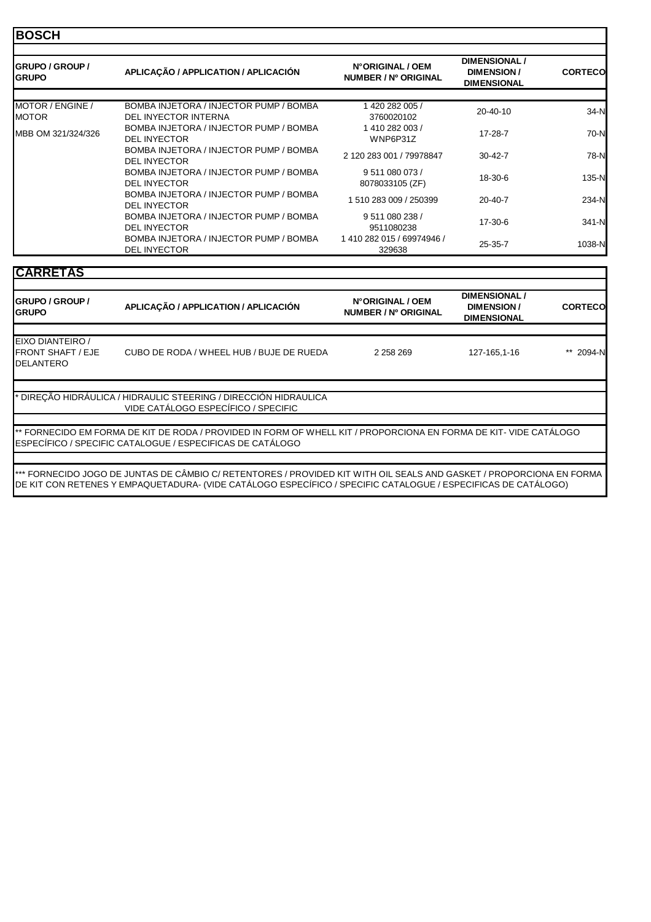## BOSCH

| GRUPO / GROUP / GRUPO | APLICAÇÃO / APPLICATION / APLICACIÓN | NºORIGINAL / OEM NUMBER / Nº ORIGINAL | DIMENSIONAL / DIMENSION / DIMENSIONAL | CORTECO |
|---|---|---|---|---|
| MOTOR / ENGINE / MOTOR | BOMBA INJETORA / INJECTOR PUMP / BOMBA DEL INYECTOR INTERNA | 1 420 282 005 / 3760020102 | 20-40-10 | 34-N |
| MBB OM 321/324/326 | BOMBA INJETORA / INJECTOR PUMP / BOMBA DEL INYECTOR | 1 410 282 003 / WNP6P31Z | 17-28-7 | 70-N |
| | BOMBA INJETORA / INJECTOR PUMP / BOMBA DEL INYECTOR | 2 120 283 001 / 79978847 | 30-42-7 | 78-N |
| | BOMBA INJETORA / INJECTOR PUMP / BOMBA DEL INYECTOR | 9 511 080 073 / 8078033105 (ZF) | 18-30-6 | 135-N |
| | BOMBA INJETORA / INJECTOR PUMP / BOMBA DEL INYECTOR | 1 510 283 009 / 250399 | 20-40-7 | 234-N |
| | BOMBA INJETORA / INJECTOR PUMP / BOMBA DEL INYECTOR | 9 511 080 238 / 9511080238 | 17-30-6 | 341-N |
| | BOMBA INJETORA / INJECTOR PUMP / BOMBA DEL INYECTOR | 1 410 282 015 / 69974946 / 329638 | 25-35-7 | 1038-N |

## CARRETAS

| GRUPO / GROUP / GRUPO | APLICAÇÃO / APPLICATION / APLICACIÓN | NºORIGINAL / OEM NUMBER / Nº ORIGINAL | DIMENSIONAL / DIMENSION / DIMENSIONAL | CORTECO |
|---|---|---|---|---|
| EIXO DIANTEIRO / FRONT SHAFT / EJE DELANTERO | CUBO DE RODA / WHEEL HUB / BUJE DE RUEDA | 2 258 269 | 127-165,1-16 | ** 2094-N |

* DIREÇÃO HIDRÁULICA / HIDRAULIC STEERING / DIRECCIÓN HIDRAULICA VIDE CATÁLOGO ESPECÍFICO / SPECIFIC

** FORNECIDO EM FORMA DE KIT DE RODA / PROVIDED IN FORM OF WHELL KIT / PROPORCIONA EN FORMA DE KIT- VIDE CATÁLOGO ESPECÍFICO / SPECIFIC CATALOGUE / ESPECIFICAS DE CATÁLOGO

*** FORNECIDO JOGO DE JUNTAS DE CÂMBIO C/ RETENTORES / PROVIDED KIT WITH OIL SEALS AND GASKET / PROPORCIONA EN FORMA DE KIT CON RETENES Y EMPAQUETADURA- (VIDE CATÁLOGO ESPECÍFICO / SPECIFIC CATALOGUE / ESPECIFICAS DE CATÁLOGO)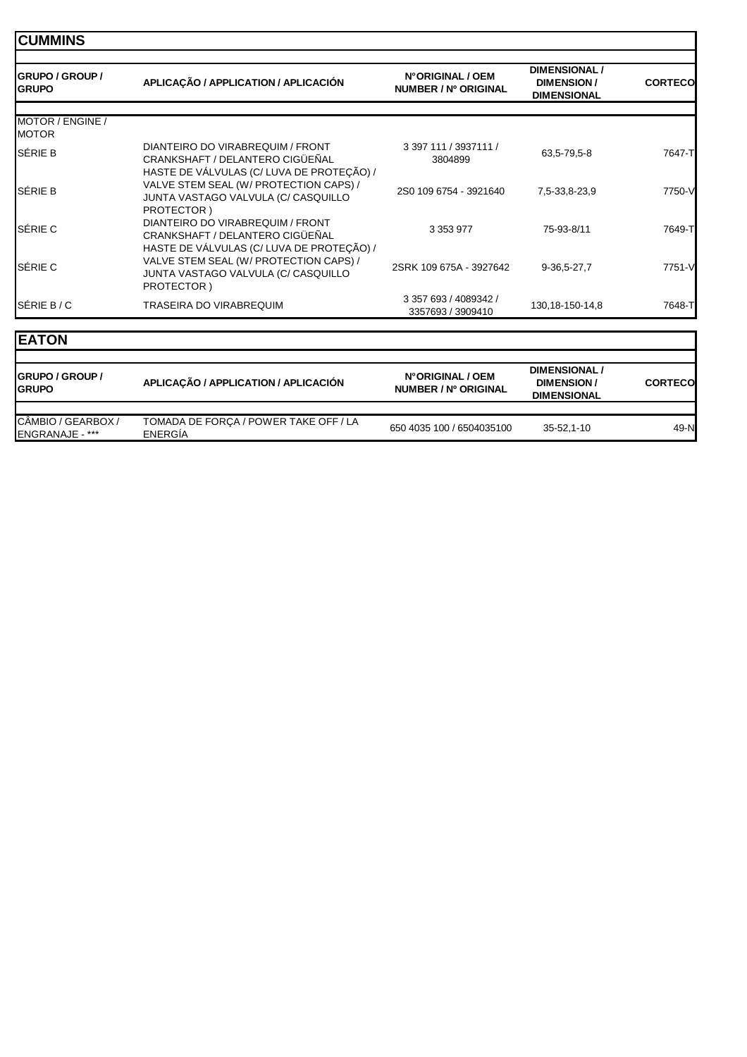## CUMMINS

| GRUPO / GROUP / GRUPO | APLICAÇÃO / APPLICATION / APLICACIÓN | N°ORIGINAL / OEM NUMBER / Nº ORIGINAL | DIMENSIONAL / DIMENSION / DIMENSIONAL | CORTECO |
|---|---|---|---|---|
| MOTOR / ENGINE / MOTOR | | | | |
| SÉRIE B | DIANTEIRO DO VIRABREQUIM / FRONT CRANKSHAFT / DELANTERO CIGÜEÑAL | 3 397 111 / 3937111 / 3804899 | 63,5-79,5-8 | 7647-T |
| SÉRIE B | HASTE DE VÁLVULAS (C/ LUVA DE PROTEÇÃO) / VALVE STEM SEAL (W/ PROTECTION CAPS) / JUNTA VASTAGO VALVULA (C/ CASQUILLO PROTECTOR ) | 2S0 109 6754 - 3921640 | 7,5-33,8-23,9 | 7750-V |
| SÉRIE C | DIANTEIRO DO VIRABREQUIM / FRONT CRANKSHAFT / DELANTERO CIGÜEÑAL | 3 353 977 | 75-93-8/11 | 7649-T |
| SÉRIE C | HASTE DE VÁLVULAS (C/ LUVA DE PROTEÇÃO) / VALVE STEM SEAL (W/ PROTECTION CAPS) / JUNTA VASTAGO VALVULA (C/ CASQUILLO PROTECTOR ) | 2SRK 109 675A - 3927642 | 9-36,5-27,7 | 7751-V |
| SÉRIE B / C | TRASEIRA DO VIRABREQUIM | 3 357 693 / 4089342 / 3357693 / 3909410 | 130,18-150-14,8 | 7648-T |

## EATON

| GRUPO / GROUP / GRUPO | APLICAÇÃO / APPLICATION / APLICACIÓN | N°ORIGINAL / OEM NUMBER / Nº ORIGINAL | DIMENSIONAL / DIMENSION / DIMENSIONAL | CORTECO |
|---|---|---|---|---|
| CÂMBIO / GEARBOX / ENGRANAJE - *** | TOMADA DE FORÇA / POWER TAKE OFF / LA ENERGÍA | 650 4035 100 / 6504035100 | 35-52,1-10 | 49-N |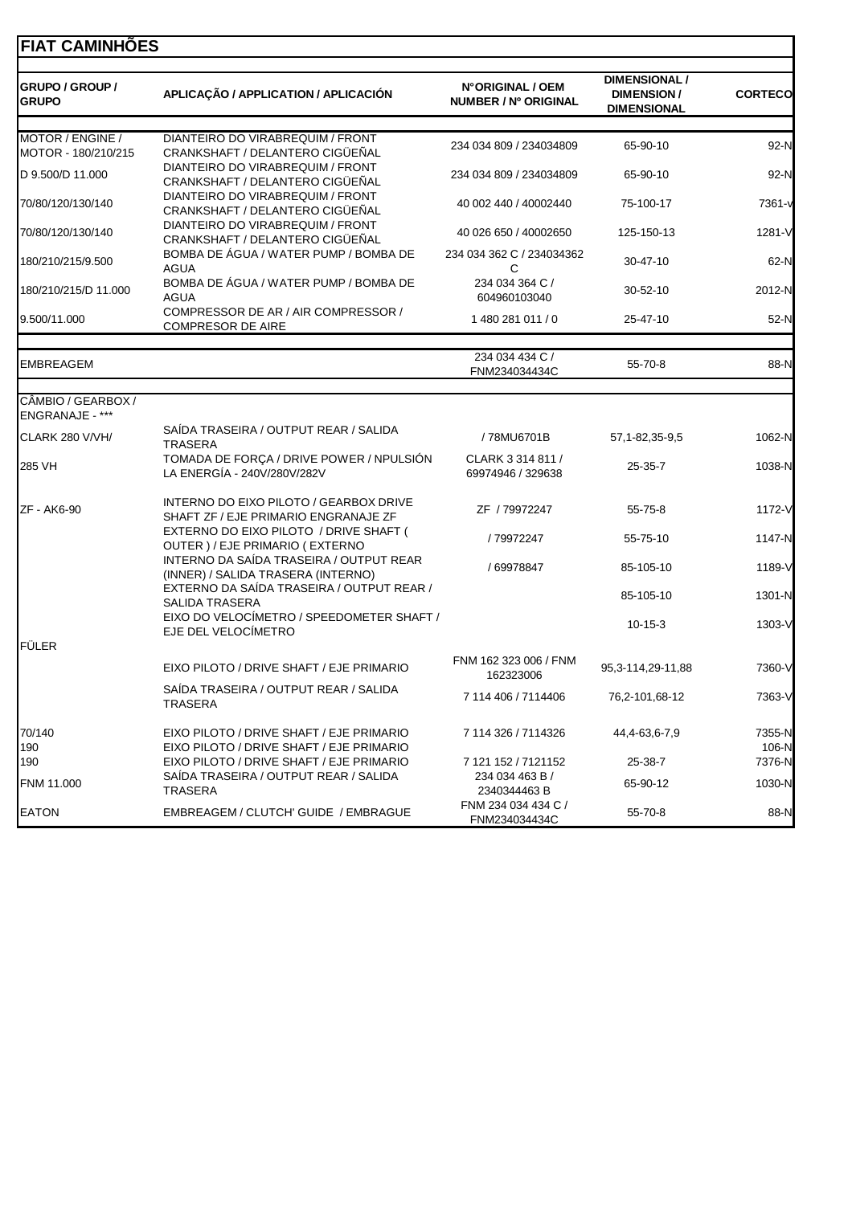# FIAT CAMINHÕES

| GRUPO / GROUP / GRUPO | APLICAÇÃO / APPLICATION / APLICACIÓN | N°ORIGINAL / OEM NUMBER / Nº ORIGINAL | DIMENSIONAL / DIMENSION / DIMENSIONAL | CORTECO |
|---|---|---|---|---|
| MOTOR / ENGINE / MOTOR - 180/210/215 | DIANTEIRO DO VIRABREQUIM / FRONT CRANKSHAFT / DELANTERO CIGÜEÑAL | 234 034 809 / 234034809 | 65-90-10 | 92-N |
| D 9.500/D 11.000 | DIANTEIRO DO VIRABREQUIM / FRONT CRANKSHAFT / DELANTERO CIGÜEÑAL | 234 034 809 / 234034809 | 65-90-10 | 92-N |
| 70/80/120/130/140 | DIANTEIRO DO VIRABREQUIM / FRONT CRANKSHAFT / DELANTERO CIGÜEÑAL | 40 002 440 / 40002440 | 75-100-17 | 7361-v |
| 70/80/120/130/140 | DIANTEIRO DO VIRABREQUIM / FRONT CRANKSHAFT / DELANTERO CIGÜEÑAL | 40 026 650 / 40002650 | 125-150-13 | 1281-V |
| 180/210/215/9.500 | BOMBA DE ÁGUA / WATER PUMP / BOMBA DE AGUA | 234 034 362 C / 234034362 C | 30-47-10 | 62-N |
| 180/210/215/D 11.000 | BOMBA DE ÁGUA / WATER PUMP / BOMBA DE AGUA | 234 034 364 C / 604960103040 | 30-52-10 | 2012-N |
| 9.500/11.000 | COMPRESSOR DE AR / AIR COMPRESSOR / COMPRESOR DE AIRE | 1 480 281 011 / 0 | 25-47-10 | 52-N |
| | | | | |
| EMBREAGEM | | 234 034 434 C / FNM234034434C | 55-70-8 | 88-N |
| | | | | |
| CÂMBIO / GEARBOX / ENGRANAJE - *** | | | | |
| CLARK 280 V/VH/ | SAÍDA TRASEIRA / OUTPUT REAR / SALIDA TRASERA | / 78MU6701B | 57,1-82,35-9,5 | 1062-N |
| 285 VH | TOMADA DE FORÇA / DRIVE POWER / NPULSIÓN LA ENERGÍA - 240V/280V/282V | CLARK 3 314 811 / 69974946 / 329638 | 25-35-7 | 1038-N |
| ZF - AK6-90 | INTERNO DO EIXO PILOTO / GEARBOX DRIVE SHAFT ZF / EJE PRIMARIO ENGRANAJE ZF | ZF / 79972247 | 55-75-8 | 1172-V |
| | EXTERNO DO EIXO PILOTO / DRIVE SHAFT ( OUTER ) / EJE PRIMARIO ( EXTERNO | / 79972247 | 55-75-10 | 1147-N |
| | INTERNO DA SAÍDA TRASEIRA / OUTPUT REAR (INNER) / SALIDA TRASERA (INTERNO) | / 69978847 | 85-105-10 | 1189-V |
| | EXTERNO DA SAÍDA TRASEIRA / OUTPUT REAR / SALIDA TRASERA | | 85-105-10 | 1301-N |
| | EIXO DO VELOCÍMETRO / SPEEDOMETER SHAFT / EJE DEL VELOCÍMETRO | | 10-15-3 | 1303-V |
| FÜLER | | | | |
| | EIXO PILOTO / DRIVE SHAFT / EJE PRIMARIO | FNM 162 323 006 / FNM 162323006 | 95,3-114,29-11,88 | 7360-V |
| | SAÍDA TRASEIRA / OUTPUT REAR / SALIDA TRASERA | 7 114 406 / 7114406 | 76,2-101,68-12 | 7363-V |
| 70/140 | EIXO PILOTO / DRIVE SHAFT / EJE PRIMARIO | 7 114 326 / 7114326 | 44,4-63,6-7,9 | 7355-N |
| 190 | EIXO PILOTO / DRIVE SHAFT / EJE PRIMARIO | | | 106-N |
| 190 | EIXO PILOTO / DRIVE SHAFT / EJE PRIMARIO | 7 121 152 / 7121152 | 25-38-7 | 7376-N |
| FNM 11.000 | SAÍDA TRASEIRA / OUTPUT REAR / SALIDA TRASERA | 234 034 463 B / 2340344463 B | 65-90-12 | 1030-N |
| EATON | EMBREAGEM / CLUTCH' GUIDE / EMBRAGUE | FNM 234 034 434 C / FNM234034434C | 55-70-8 | 88-N |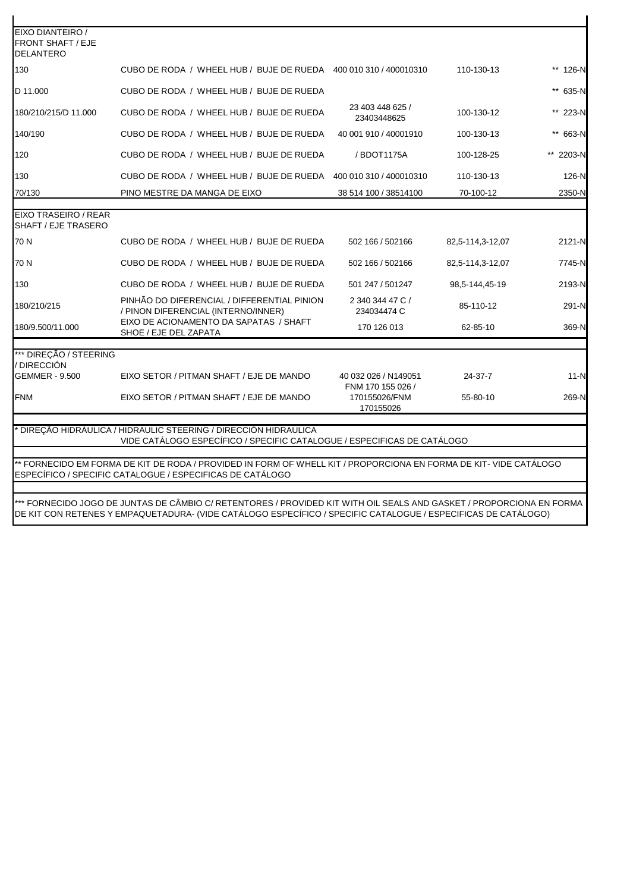| | | | | |
|---|---|---|---|---|
| EIXO DIANTEIRO / FRONT SHAFT / EJE DELANTERO | | | | |
| 130 | CUBO DE RODA / WHEEL HUB / BUJE DE RUEDA | 400 010 310 / 400010310 | 110-130-13 | ** 126-N |
| D 11.000 | CUBO DE RODA / WHEEL HUB / BUJE DE RUEDA | | | ** 635-N |
| 180/210/215/D 11.000 | CUBO DE RODA / WHEEL HUB / BUJE DE RUEDA | 23 403 448 625 / 23403448625 | 100-130-12 | ** 223-N |
| 140/190 | CUBO DE RODA / WHEEL HUB / BUJE DE RUEDA | 40 001 910 / 40001910 | 100-130-13 | ** 663-N |
| 120 | CUBO DE RODA / WHEEL HUB / BUJE DE RUEDA | / BDOT1175A | 100-128-25 | ** 2203-N |
| 130 | CUBO DE RODA / WHEEL HUB / BUJE DE RUEDA | 400 010 310 / 400010310 | 110-130-13 | 126-N |
| 70/130 | PINO MESTRE DA MANGA DE EIXO | 38 514 100 / 38514100 | 70-100-12 | 2350-N |
| EIXO TRASEIRO / REAR SHAFT / EJE TRASERO | | | | |
| 70 N | CUBO DE RODA / WHEEL HUB / BUJE DE RUEDA | 502 166 / 502166 | 82,5-114,3-12,07 | 2121-N |
| 70 N | CUBO DE RODA / WHEEL HUB / BUJE DE RUEDA | 502 166 / 502166 | 82,5-114,3-12,07 | 7745-N |
| 130 | CUBO DE RODA / WHEEL HUB / BUJE DE RUEDA | 501 247 / 501247 | 98,5-144,45-19 | 2193-N |
| 180/210/215 | PINHÃO DO DIFERENCIAL / DIFFERENTIAL PINION / PINON DIFERENCIAL (INTERNO/INNER) | 2 340 344 47 C / 234034474 C | 85-110-12 | 291-N |
| 180/9.500/11.000 | EIXO DE ACIONAMENTO DA SAPATAS / SHAFT SHOE / EJE DEL ZAPATA | 170 126 013 | 62-85-10 | 369-N |
| *** DIREÇÃO / STEERING / DIRECCIÓN | | | | |
| GEMMER - 9.500 | EIXO SETOR / PITMAN SHAFT / EJE DE MANDO | 40 032 026 / N149051 | 24-37-7 | 11-N |
| FNM | EIXO SETOR / PITMAN SHAFT / EJE DE MANDO | FNM 170 155 026 / 170155026/FNM 170155026 | 55-80-10 | 269-N |

\* DIREÇÃO HIDRÁULICA / HIDRAULIC STEERING / DIRECCIÓN HIDRAULICA
VIDE CATÁLOGO ESPECÍFICO / SPECIFIC CATALOGUE / ESPECIFICAS DE CATÁLOGO

** FORNECIDO EM FORMA DE KIT DE RODA / PROVIDED IN FORM OF WHELL KIT / PROPORCIONA EN FORMA DE KIT- VIDE CATÁLOGO ESPECÍFICO / SPECIFIC CATALOGUE / ESPECIFICAS DE CATÁLOGO

*** FORNECIDO JOGO DE JUNTAS DE CÂMBIO C/ RETENTORES / PROVIDED KIT WITH OIL SEALS AND GASKET / PROPORCIONA EN FORMA DE KIT CON RETENES Y EMPAQUETADURA- (VIDE CATÁLOGO ESPECÍFICO / SPECIFIC CATALOGUE / ESPECIFICAS DE CATÁLOGO)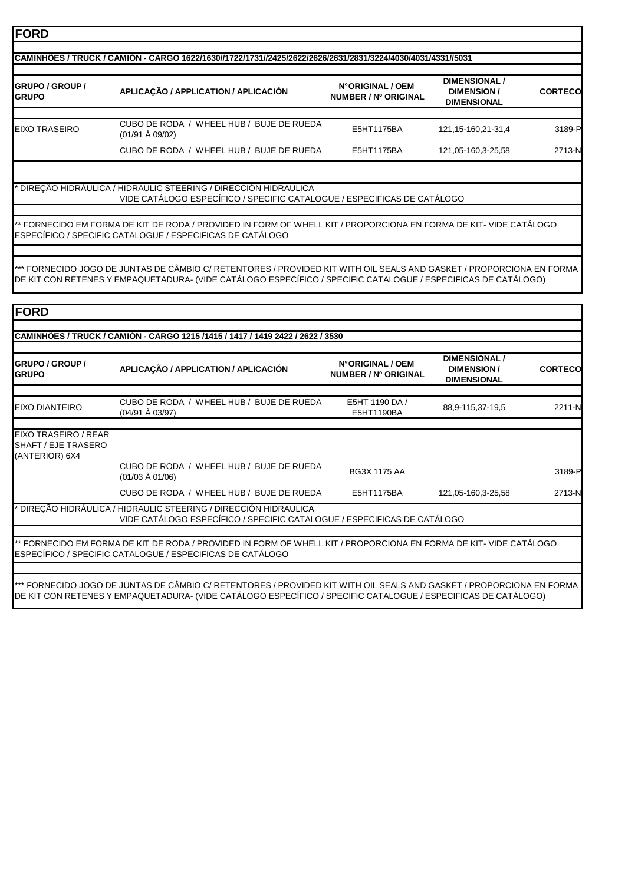## FORD

### CAMINHÕES / TRUCK / CAMIÓN - CARGO 1622/1630//1722/1731//2425/2622/2626/2631/2831/3224/4030/4031/4331//5031

| GRUPO / GROUP / GRUPO | APLICAÇÃO / APPLICATION / APLICACIÓN | N°ORIGINAL / OEM NUMBER / Nº ORIGINAL | DIMENSIONAL / DIMENSION / DIMENSIONAL | CORTECO |
|---|---|---|---|---|
| EIXO TRASEIRO | CUBO DE RODA / WHEEL HUB / BUJE DE RUEDA (01/91 À 09/02) | E5HT1175BA | 121,15-160,21-31,4 | 3189-P |
| | CUBO DE RODA / WHEEL HUB / BUJE DE RUEDA | E5HT1175BA | 121,05-160,3-25,58 | 2713-N |

\* DIREÇÃO HIDRÁULICA / HIDRAULIC STEERING / DIRECCIÓN HIDRAULICA
VIDE CATÁLOGO ESPECÍFICO / SPECIFIC CATALOGUE / ESPECIFICAS DE CATÁLOGO

\** FORNECIDO EM FORMA DE KIT DE RODA / PROVIDED IN FORM OF WHELL KIT / PROPORCIONA EN FORMA DE KIT- VIDE CATÁLOGO ESPECÍFICO / SPECIFIC CATALOGUE / ESPECIFICAS DE CATÁLOGO

\*** FORNECIDO JOGO DE JUNTAS DE CÂMBIO C/ RETENTORES / PROVIDED KIT WITH OIL SEALS AND GASKET / PROPORCIONA EN FORMA DE KIT CON RETENES Y EMPAQUETADURA- (VIDE CATÁLOGO ESPECÍFICO / SPECIFIC CATALOGUE / ESPECIFICAS DE CATÁLOGO)

## FORD

### CAMINHÕES / TRUCK / CAMIÓN - CARGO 1215 /1415 / 1417 / 1419 2422 / 2622 / 3530

| GRUPO / GROUP / GRUPO | APLICAÇÃO / APPLICATION / APLICACIÓN | N°ORIGINAL / OEM NUMBER / Nº ORIGINAL | DIMENSIONAL / DIMENSION / DIMENSIONAL | CORTECO |
|---|---|---|---|---|
| EIXO DIANTEIRO | CUBO DE RODA / WHEEL HUB / BUJE DE RUEDA (04/91 À 03/97) | E5HT 1190 DA / E5HT1190BA | 88,9-115,37-19,5 | 2211-N |
| EIXO TRASEIRO / REAR SHAFT / EJE TRASERO (ANTERIOR) 6X4 | | | | |
| | CUBO DE RODA / WHEEL HUB / BUJE DE RUEDA (01/03 À 01/06) | BG3X 1175 AA | | 3189-P |
| | CUBO DE RODA / WHEEL HUB / BUJE DE RUEDA | E5HT1175BA | 121,05-160,3-25,58 | 2713-N |

\* DIREÇÃO HIDRÁULICA / HIDRAULIC STEERING / DIRECCIÓN HIDRAULICA
VIDE CATÁLOGO ESPECÍFICO / SPECIFIC CATALOGUE / ESPECIFICAS DE CATÁLOGO

\** FORNECIDO EM FORMA DE KIT DE RODA / PROVIDED IN FORM OF WHELL KIT / PROPORCIONA EN FORMA DE KIT- VIDE CATÁLOGO ESPECÍFICO / SPECIFIC CATALOGUE / ESPECIFICAS DE CATÁLOGO

\*** FORNECIDO JOGO DE JUNTAS DE CÂMBIO C/ RETENTORES / PROVIDED KIT WITH OIL SEALS AND GASKET / PROPORCIONA EN FORMA DE KIT CON RETENES Y EMPAQUETADURA- (VIDE CATÁLOGO ESPECÍFICO / SPECIFIC CATALOGUE / ESPECIFICAS DE CATÁLOGO)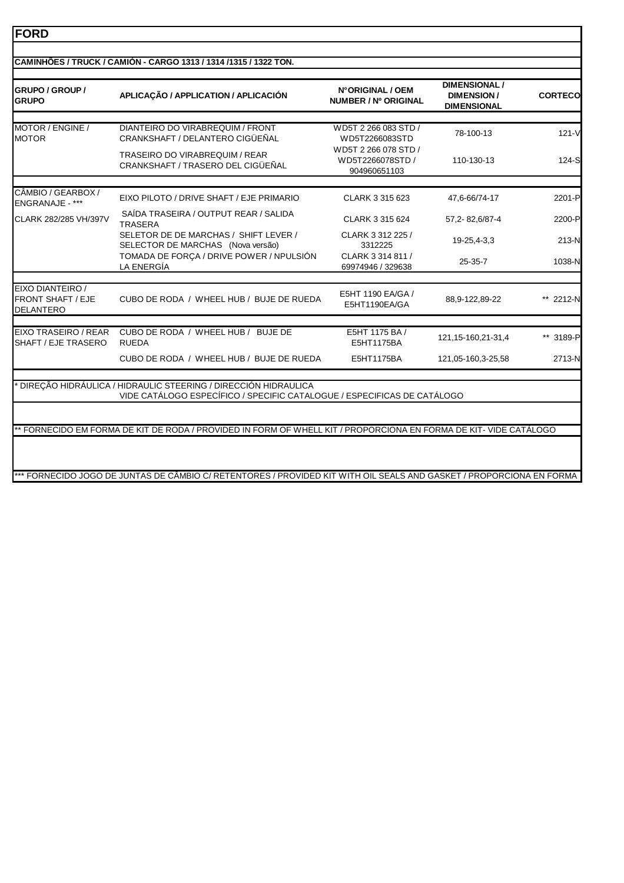# FORD

## CAMINHÕES / TRUCK / CAMIÓN - CARGO 1313 / 1314 /1315 / 1322 TON.

| GRUPO / GROUP / GRUPO | APLICAÇÃO / APPLICATION / APLICACIÓN | NºORIGINAL / OEM NUMBER / Nº ORIGINAL | DIMENSIONAL / DIMENSION / DIMENSIONAL | CORTECO |
|---|---|---|---|---|
| MOTOR / ENGINE / MOTOR | DIANTEIRO DO VIRABREQUIM / FRONT CRANKSHAFT / DELANTERO CIGÜEÑAL | WD5T 2 266 083 STD / WD5T2266083STD | 78-100-13 | 121-V |
| | TRASEIRO DO VIRABREQUIM / REAR CRANKSHAFT / TRASERO DEL CIGÜEÑAL | WD5T 2 266 078 STD / WD5T2266078STD / 904960651103 | 110-130-13 | 124-S |
| CÂMBIO / GEARBOX / ENGRANAJE - *** | EIXO PILOTO / DRIVE SHAFT / EJE PRIMARIO | CLARK 3 315 623 | 47,6-66/74-17 | 2201-P |
| CLARK 282/285 VH/397V | SAÍDA TRASEIRA / OUTPUT REAR / SALIDA TRASERA | CLARK 3 315 624 | 57,2- 82,6/87-4 | 2200-P |
| | SELETOR DE DE MARCHAS / SHIFT LEVER / SELECTOR DE MARCHAS (Nova versão) | CLARK 3 312 225 / 3312225 | 19-25,4-3,3 | 213-N |
| | TOMADA DE FORÇA / DRIVE POWER / NPULSIÓN LA ENERGÍA | CLARK 3 314 811 / 69974946 / 329638 | 25-35-7 | 1038-N |
| EIXO DIANTEIRO / FRONT SHAFT / EJE DELANTERO | CUBO DE RODA / WHEEL HUB / BUJE DE RUEDA | E5HT 1190 EA/GA / E5HT1190EA/GA | 88,9-122,89-22 | ** 2212-N |
| EIXO TRASEIRO / REAR SHAFT / EJE TRASERO | CUBO DE RODA / WHEEL HUB / BUJE DE RUEDA | E5HT 1175 BA / E5HT1175BA | 121,15-160,21-31,4 | ** 3189-P |
| | CUBO DE RODA / WHEEL HUB / BUJE DE RUEDA | E5HT1175BA | 121,05-160,3-25,58 | 2713-N |

\* DIREÇÃO HIDRÁULICA / HIDRAULIC STEERING / DIRECCIÓN HIDRAULICA
VIDE CATÁLOGO ESPECÍFICO / SPECIFIC CATALOGUE / ESPECIFICAS DE CATÁLOGO

** FORNECIDO EM FORMA DE KIT DE RODA / PROVIDED IN FORM OF WHELL KIT / PROPORCIONA EN FORMA DE KIT- VIDE CATÁLOGO

*** FORNECIDO JOGO DE JUNTAS DE CÂMBIO C/ RETENTORES / PROVIDED KIT WITH OIL SEALS AND GASKET / PROPORCIONA EN FORMA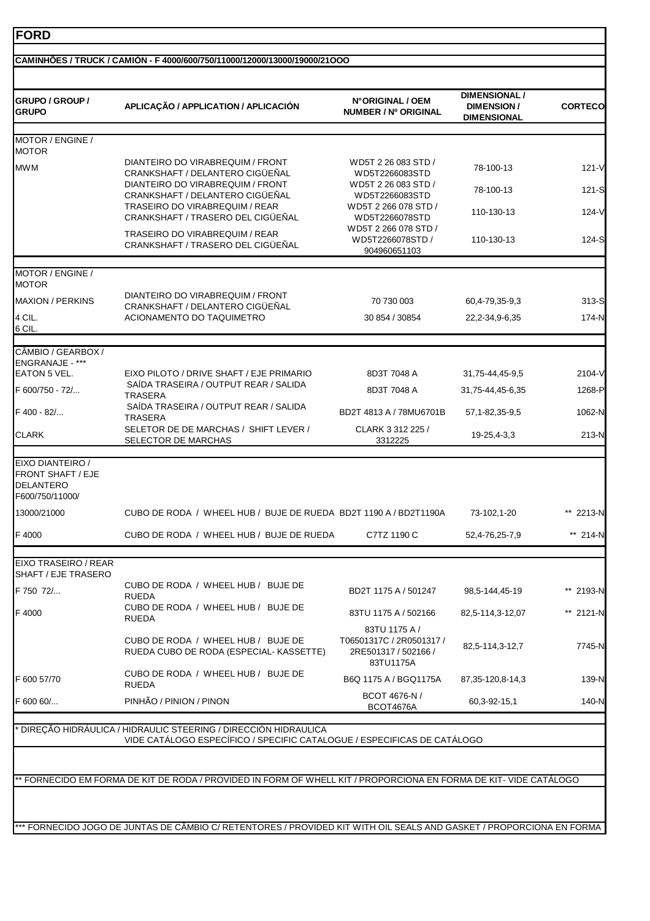# FORD

## CAMINHÕES / TRUCK / CAMIÓN - F 4000/600/750/11000/12000/13000/19000/21OOO

| GRUPO / GROUP / GRUPO | APLICAÇÃO / APPLICATION / APLICACIÓN | N°ORIGINAL / OEM NUMBER / Nº ORIGINAL | DIMENSIONAL / DIMENSION / DIMENSIONAL | CORTECO |
|---|---|---|---|---|
| MOTOR / ENGINE / MOTOR | | | | |
| MWM | DIANTEIRO DO VIRABREQUIM / FRONT CRANKSHAFT / DELANTERO CIGÜEÑAL | WD5T 2 26 083 STD / WD5T2266083STD | 78-100-13 | 121-V |
| | DIANTEIRO DO VIRABREQUIM / FRONT CRANKSHAFT / DELANTERO CIGÜEÑAL | WD5T 2 26 083 STD / WD5T2266083STD | 78-100-13 | 121-S |
| | TRASEIRO DO VIRABREQUIM / REAR CRANKSHAFT / TRASERO DEL CIGÜEÑAL | WD5T 2 266 078 STD / WD5T2266078STD | 110-130-13 | 124-V |
| | TRASEIRO DO VIRABREQUIM / REAR CRANKSHAFT / TRASERO DEL CIGÜEÑAL | WD5T 2 266 078 STD / WD5T2266078STD / 904960651103 | 110-130-13 | 124-S |
| MOTOR / ENGINE / MOTOR | | | | |
| MAXION / PERKINS | DIANTEIRO DO VIRABREQUIM / FRONT CRANKSHAFT / DELANTERO CIGÜEÑAL | 70 730 003 | 60,4-79,35-9,3 | 313-S |
| 4 CIL. | ACIONAMENTO DO TAQUIMETRO | 30 854 / 30854 | 22,2-34,9-6,35 | 174-N |
| 6 CIL. | | | | |
| CÂMBIO / GEARBOX / ENGRANAJE - *** | | | | |
| EATON 5 VEL. | EIXO PILOTO / DRIVE SHAFT / EJE PRIMARIO | 8D3T 7048 A | 31,75-44,45-9,5 | 2104-V |
| F 600/750 - 72/... | SAÍDA TRASEIRA / OUTPUT REAR / SALIDA TRASERA | 8D3T 7048 A | 31,75-44,45-6,35 | 1268-P |
| F 400 - 82/... | SAÍDA TRASEIRA / OUTPUT REAR / SALIDA TRASERA | BD2T 4813 A / 78MU6701B | 57,1-82,35-9,5 | 1062-N |
| CLARK | SELETOR DE DE MARCHAS / SHIFT LEVER / SELECTOR DE MARCHAS | CLARK 3 312 225 / 3312225 | 19-25,4-3,3 | 213-N |
| EIXO DIANTEIRO / FRONT SHAFT / EJE DELANTERO F600/750/11000/ | | | | |
| 13000/21000 | CUBO DE RODA / WHEEL HUB / BUJE DE RUEDA | BD2T 1190 A / BD2T1190A | 73-102,1-20 | ** 2213-N |
| F 4000 | CUBO DE RODA / WHEEL HUB / BUJE DE RUEDA | C7TZ 1190 C | 52,4-76,25-7,9 | ** 214-N |
| EIXO TRASEIRO / REAR SHAFT / EJE TRASERO | | | | |
| F 750 72/... | CUBO DE RODA / WHEEL HUB / BUJE DE RUEDA | BD2T 1175 A / 501247 | 98,5-144,45-19 | ** 2193-N |
| F 4000 | CUBO DE RODA / WHEEL HUB / BUJE DE RUEDA | 83TU 1175 A / 502166 | 82,5-114,3-12,07 | ** 2121-N |
| | CUBO DE RODA / WHEEL HUB / BUJE DE RUEDA CUBO DE RODA (ESPECIAL- KASSETTE) | 83TU 1175 A / T06501317C / 2R0501317 / 2RE501317 / 502166 / 83TU1175A | 82,5-114,3-12,7 | 7745-N |
| F 600 57/70 | CUBO DE RODA / WHEEL HUB / BUJE DE RUEDA | B6Q 1175 A / BGQ1175A | 87,35-120,8-14,3 | 139-N |
| F 600 60/... | PINHÃO / PINION / PINON | BCOT 4676-N / BCOT4676A | 60,3-92-15,1 | 140-N |

\* DIREÇÃO HIDRÁULICA / HIDRAULIC STEERING / DIRECCIÓN HIDRAULICA
VIDE CATÁLOGO ESPECÍFICO / SPECIFIC CATALOGUE / ESPECIFICAS DE CATÁLOGO

** FORNECIDO EM FORMA DE KIT DE RODA / PROVIDED IN FORM OF WHELL KIT / PROPORCIONA EN FORMA DE KIT- VIDE CATÁLOGO

*** FORNECIDO JOGO DE JUNTAS DE CÂMBIO C/ RETENTORES / PROVIDED KIT WITH OIL SEALS AND GASKET / PROPORCIONA EN FORMA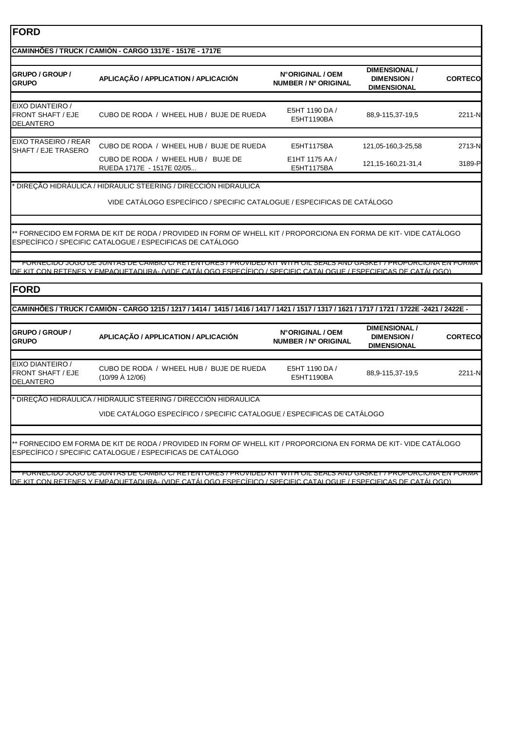# FORD

## CAMINHÕES / TRUCK / CAMIÓN - CARGO 1317E - 1517E - 1717E

| GRUPO / GROUP / GRUPO | APLICAÇÃO / APPLICATION / APLICACIÓN | N°ORIGINAL / OEM NUMBER / Nº ORIGINAL | DIMENSIONAL / DIMENSION / DIMENSIONAL | CORTECO |
|---|---|---|---|---|
| EIXO DIANTEIRO / FRONT SHAFT / EJE DELANTERO | CUBO DE RODA / WHEEL HUB / BUJE DE RUEDA | E5HT 1190 DA / E5HT1190BA | 88,9-115,37-19,5 | 2211-N |
| EIXO TRASEIRO / REAR SHAFT / EJE TRASERO | CUBO DE RODA / WHEEL HUB / BUJE DE RUEDA | E5HT1175BA | 121,05-160,3-25,58 | 2713-N |
| | CUBO DE RODA / WHEEL HUB / BUJE DE RUEDA 1717E - 1517E 02/05... | E1HT 1175 AA / E5HT1175BA | 121,15-160,21-31,4 | 3189-P |

* DIREÇÃO HIDRÁULICA / HIDRAULIC STEERING / DIRECCIÓN HIDRAULICA

VIDE CATÁLOGO ESPECÍFICO / SPECIFIC CATALOGUE / ESPECIFICAS DE CATÁLOGO

** FORNECIDO EM FORMA DE KIT DE RODA / PROVIDED IN FORM OF WHELL KIT / PROPORCIONA EN FORMA DE KIT- VIDE CATÁLOGO ESPECÍFICO / SPECIFIC CATALOGUE / ESPECIFICAS DE CATÁLOGO

*** FORNECIDO JOGO DE JUNTAS DE CAMBIO C/ RETENTORES / PROVIDED KIT WITH OIL SEALS AND GASKET / PROPORCIONA EN FORMA DE KIT CON RETENES Y EMPAQUETADURA- (VIDE CATÁLOGO ESPECÍFICO / SPECIFIC CATALOGUE / ESPECIFICAS DE CATÁLOGO)

# FORD

## CAMINHÕES / TRUCK / CAMIÓN - CARGO 1215 / 1217 / 1414 / 1415 / 1416 / 1417 / 1421 / 1517 / 1317 / 1621 / 1717 / 1721 / 1722E -2421 / 2422E -

| GRUPO / GROUP / GRUPO | APLICAÇÃO / APPLICATION / APLICACIÓN | N°ORIGINAL / OEM NUMBER / Nº ORIGINAL | DIMENSIONAL / DIMENSION / DIMENSIONAL | CORTECO |
|---|---|---|---|---|
| EIXO DIANTEIRO / FRONT SHAFT / EJE DELANTERO | CUBO DE RODA / WHEEL HUB / BUJE DE RUEDA (10/99 À 12/06) | E5HT 1190 DA / E5HT1190BA | 88,9-115,37-19,5 | 2211-N |

* DIREÇÃO HIDRÁULICA / HIDRAULIC STEERING / DIRECCIÓN HIDRAULICA

VIDE CATÁLOGO ESPECÍFICO / SPECIFIC CATALOGUE / ESPECIFICAS DE CATÁLOGO

** FORNECIDO EM FORMA DE KIT DE RODA / PROVIDED IN FORM OF WHELL KIT / PROPORCIONA EN FORMA DE KIT- VIDE CATÁLOGO ESPECÍFICO / SPECIFIC CATALOGUE / ESPECIFICAS DE CATÁLOGO

*** FORNECIDO JOGO DE JUNTAS DE CAMBIO C/ RETENTORES / PROVIDED KIT WITH OIL SEALS AND GASKET / PROPORCIONA EN FORMA DE KIT CON RETENES Y EMPAQUETADURA- (VIDE CATÁLOGO ESPECÍFICO / SPECIFIC CATALOGUE / ESPECIFICAS DE CATÁLOGO)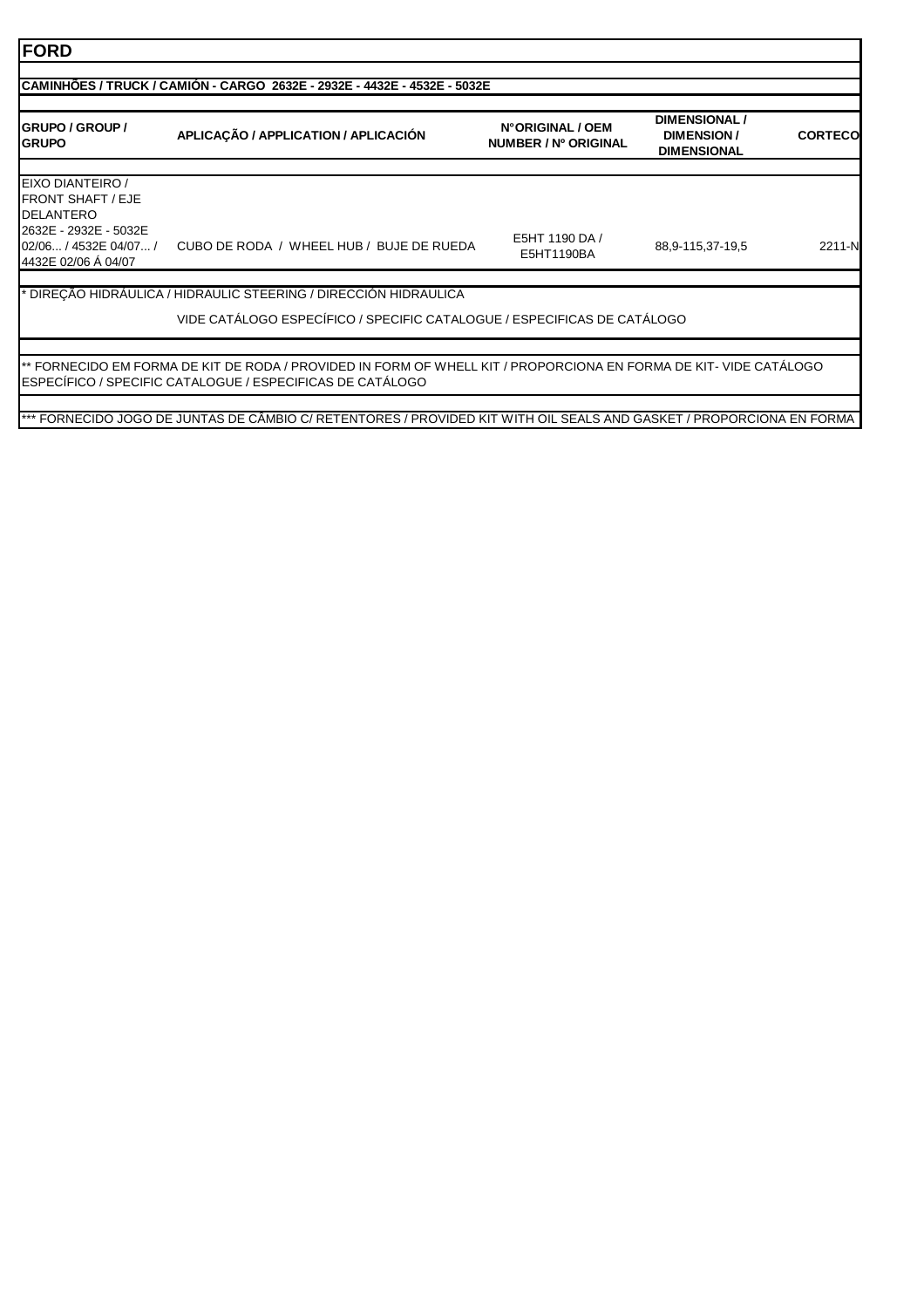# FORD

## CAMINHÕES / TRUCK / CAMIÓN - CARGO 2632E - 2932E - 4432E - 4532E - 5032E

| GRUPO / GROUP / GRUPO | APLICAÇÃO / APPLICATION / APLICACIÓN | N°ORIGINAL / OEM NUMBER / Nº ORIGINAL | DIMENSIONAL / DIMENSION / DIMENSIONAL | CORTECO |
|---|---|---|---|---|
| EIXO DIANTEIRO / FRONT SHAFT / EJE DELANTERO 2632E - 2932E - 5032E 02/06... / 4532E 04/07... / 4432E 02/06 À 04/07 | CUBO DE RODA / WHEEL HUB / BUJE DE RUEDA | E5HT 1190 DA / E5HT1190BA | 88,9-115,37-19,5 | 2211-N |

* DIREÇÃO HIDRÁULICA / HIDRAULIC STEERING / DIRECCIÓN HIDRAULICA

VIDE CATÁLOGO ESPECÍFICO / SPECIFIC CATALOGUE / ESPECIFICAS DE CATÁLOGO

** FORNECIDO EM FORMA DE KIT DE RODA / PROVIDED IN FORM OF WHELL KIT / PROPORCIONA EN FORMA DE KIT- VIDE CATÁLOGO ESPECÍFICO / SPECIFIC CATALOGUE / ESPECIFICAS DE CATÁLOGO

*** FORNECIDO JOGO DE JUNTAS DE CÂMBIO C/ RETENTORES / PROVIDED KIT WITH OIL SEALS AND GASKET / PROPORCIONA EN FORMA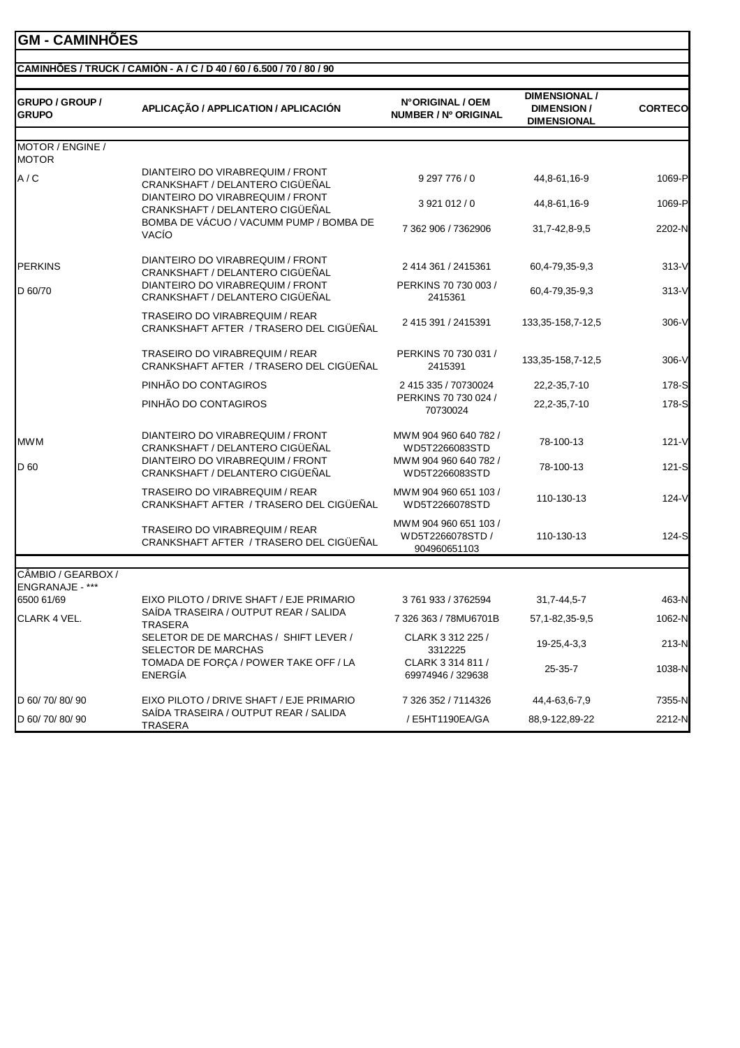# GM - CAMINHÕES

## CAMINHÕES / TRUCK / CAMIÓN - A / C / D 40 / 60 / 6.500 / 70 / 80 / 90

| GRUPO / GROUP / GRUPO | APLICAÇÃO / APPLICATION / APLICACIÓN | N°ORIGINAL / OEM NUMBER / Nº ORIGINAL | DIMENSIONAL / DIMENSION / DIMENSIONAL | CORTECO |
|---|---|---|---|---|
| MOTOR / ENGINE / MOTOR | | | | |
| A / C | DIANTEIRO DO VIRABREQUIM / FRONT CRANKSHAFT / DELANTERO CIGÜEÑAL | 9 297 776 / 0 | 44,8-61,16-9 | 1069-P |
| | DIANTEIRO DO VIRABREQUIM / FRONT CRANKSHAFT / DELANTERO CIGÜEÑAL | 3 921 012 / 0 | 44,8-61,16-9 | 1069-P |
| | BOMBA DE VÁCUO / VACUMM PUMP / BOMBA DE VACÍO | 7 362 906 / 7362906 | 31,7-42,8-9,5 | 2202-N |
| PERKINS | DIANTEIRO DO VIRABREQUIM / FRONT CRANKSHAFT / DELANTERO CIGÜEÑAL | 2 414 361 / 2415361 | 60,4-79,35-9,3 | 313-V |
| D 60/70 | DIANTEIRO DO VIRABREQUIM / FRONT CRANKSHAFT / DELANTERO CIGÜEÑAL | PERKINS 70 730 003 / 2415361 | 60,4-79,35-9,3 | 313-V |
| | TRASEIRO DO VIRABREQUIM / REAR CRANKSHAFT AFTER / TRASERO DEL CIGÜEÑAL | 2 415 391 / 2415391 | 133,35-158,7-12,5 | 306-V |
| | TRASEIRO DO VIRABREQUIM / REAR CRANKSHAFT AFTER / TRASERO DEL CIGÜEÑAL | PERKINS 70 730 031 / 2415391 | 133,35-158,7-12,5 | 306-V |
| | PINHÃO DO CONTAGIROS | 2 415 335 / 70730024 | 22,2-35,7-10 | 178-S |
| | PINHÃO DO CONTAGIROS | PERKINS 70 730 024 / 70730024 | 22,2-35,7-10 | 178-S |
| MWM | DIANTEIRO DO VIRABREQUIM / FRONT CRANKSHAFT / DELANTERO CIGÜEÑAL | MWM 904 960 640 782 / WD5T2266083STD | 78-100-13 | 121-V |
| D 60 | DIANTEIRO DO VIRABREQUIM / FRONT CRANKSHAFT / DELANTERO CIGÜEÑAL | MWM 904 960 640 782 / WD5T2266083STD | 78-100-13 | 121-S |
| | TRASEIRO DO VIRABREQUIM / REAR CRANKSHAFT AFTER / TRASERO DEL CIGÜEÑAL | MWM 904 960 651 103 / WD5T2266078STD | 110-130-13 | 124-V |
| | TRASEIRO DO VIRABREQUIM / REAR CRANKSHAFT AFTER / TRASERO DEL CIGÜEÑAL | MWM 904 960 651 103 / WD5T2266078STD / 904960651103 | 110-130-13 | 124-S |
| CÂMBIO / GEARBOX / ENGRANAJE - *** | | | | |
| 6500 61/69 | EIXO PILOTO / DRIVE SHAFT / EJE PRIMARIO | 3 761 933 / 3762594 | 31,7-44,5-7 | 463-N |
| CLARK 4 VEL. | SAÍDA TRASEIRA / OUTPUT REAR / SALIDA TRASERA | 7 326 363 / 78MU6701B | 57,1-82,35-9,5 | 1062-N |
| | SELETOR DE DE MARCHAS / SHIFT LEVER / SELECTOR DE MARCHAS | CLARK 3 312 225 / 3312225 | 19-25,4-3,3 | 213-N |
| | TOMADA DE FORÇA / POWER TAKE OFF / LA ENERGÍA | CLARK 3 314 811 / 69974946 / 329638 | 25-35-7 | 1038-N |
| D 60/ 70/ 80/ 90 | EIXO PILOTO / DRIVE SHAFT / EJE PRIMARIO | 7 326 352 / 7114326 | 44,4-63,6-7,9 | 7355-N |
| D 60/ 70/ 80/ 90 | SAÍDA TRASEIRA / OUTPUT REAR / SALIDA TRASERA | / E5HT1190EA/GA | 88,9-122,89-22 | 2212-N |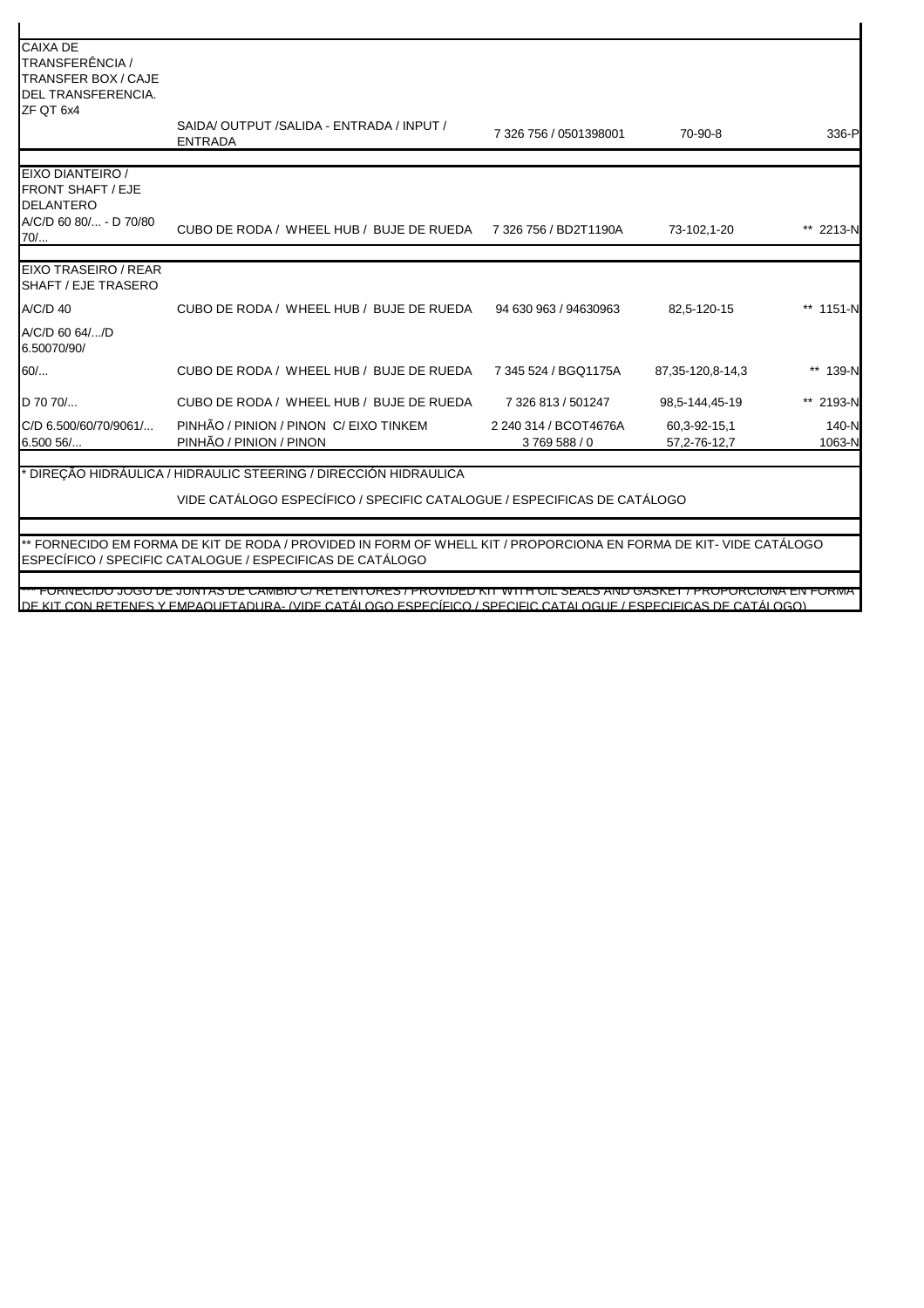| | | | | |
|---|---|---|---|---|
| CAIXA DE TRANSFERÊNCIA / TRANSFER BOX / CAJE DEL TRANSFERENCIA. ZF QT 6x4 | | | | |
| | SAIDA/ OUTPUT /SALIDA - ENTRADA / INPUT / ENTRADA | 7 326 756 / 0501398001 | 70-90-8 | 336-P |
| EIXO DIANTEIRO / FRONT SHAFT / EJE DELANTERO | | | | |
| A/C/D 60 80/... - D 70/80 70/... | CUBO DE RODA / WHEEL HUB / BUJE DE RUEDA | 7 326 756 / BD2T1190A | 73-102,1-20 | ** 2213-N |
| EIXO TRASEIRO / REAR SHAFT / EJE TRASERO | | | | |
| A/C/D 40 | CUBO DE RODA / WHEEL HUB / BUJE DE RUEDA | 94 630 963 / 94630963 | 82,5-120-15 | ** 1151-N |
| A/C/D 60 64/.../D 6.50070/90/ | | | | |
| 60/... | CUBO DE RODA / WHEEL HUB / BUJE DE RUEDA | 7 345 524 / BGQ1175A | 87,35-120,8-14,3 | ** 139-N |
| D 70 70/... | CUBO DE RODA / WHEEL HUB / BUJE DE RUEDA | 7 326 813 / 501247 | 98,5-144,45-19 | ** 2193-N |
| C/D 6.500/60/70/9061/... | PINHÃO / PINION / PINON C/ EIXO TINKEM | 2 240 314 / BCOT4676A | 60,3-92-15,1 | 140-N |
| 6.500 56/... | PINHÃO / PINION / PINON | 3 769 588 / 0 | 57,2-76-12,7 | 1063-N |

* DIREÇÃO HIDRÁULICA / HIDRAULIC STEERING / DIRECCIÓN HIDRAULICA

VIDE CATÁLOGO ESPECÍFICO / SPECIFIC CATALOGUE / ESPECIFICAS DE CATÁLOGO

** FORNECIDO EM FORMA DE KIT DE RODA / PROVIDED IN FORM OF WHELL KIT / PROPORCIONA EN FORMA DE KIT- VIDE CATÁLOGO ESPECÍFICO / SPECIFIC CATALOGUE / ESPECIFICAS DE CATÁLOGO

*** FORNECIDO JOGO DE JUNTAS DE CAMBIO C/ RETENTORES / PROVIDED KIT WITH OIL SEALS AND GASKET / PROPORCIONA EN FORMA DE KIT CON RETENES Y EMPAQUETADURA- (VIDE CATÁLOGO ESPECÍFICO / SPECIFIC CATALOGUE / ESPECIFICAS DE CATÁLOGO)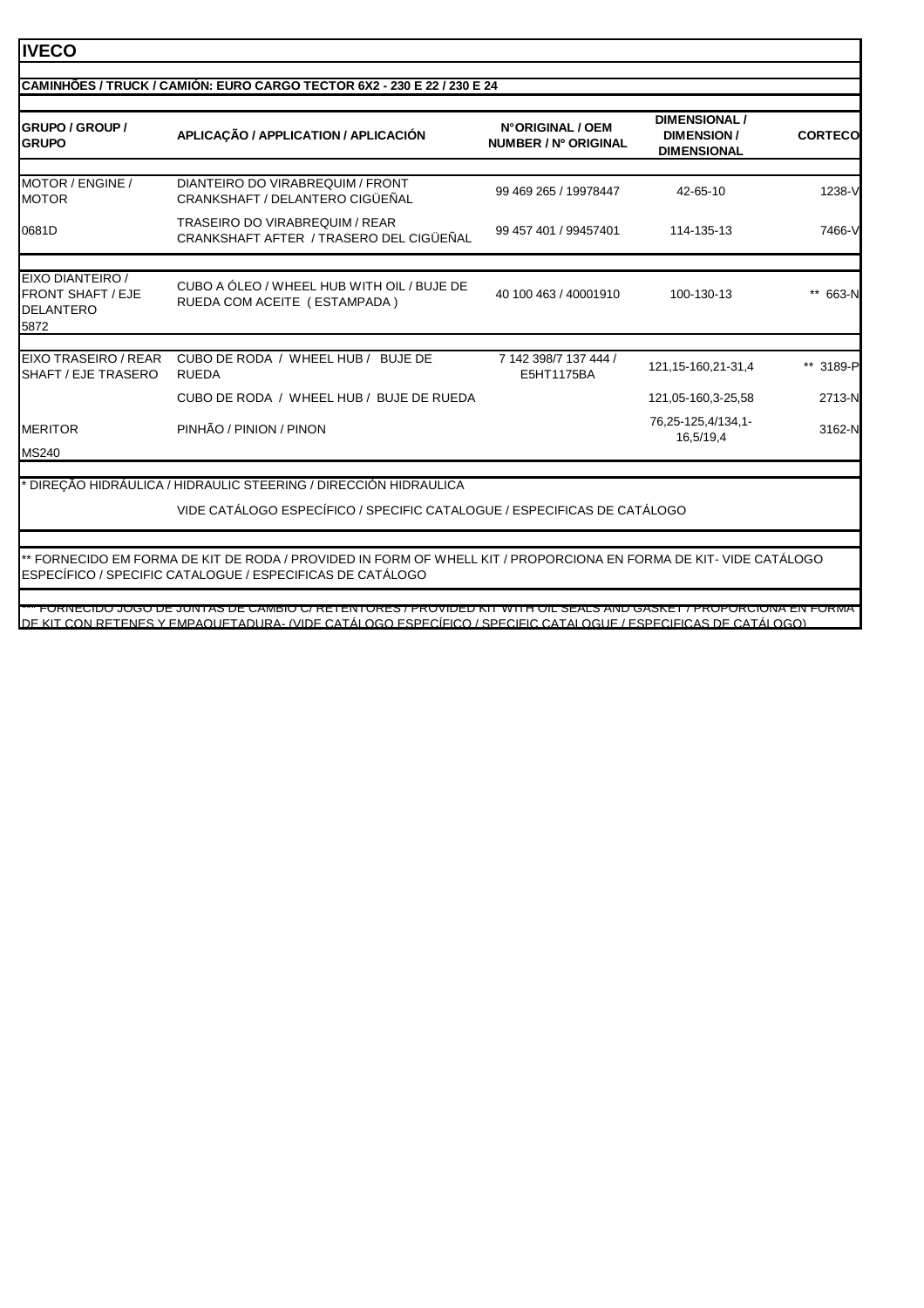# IVECO

## CAMINHÕES / TRUCK / CAMIÓN: EURO CARGO TECTOR 6X2 - 230 E 22 / 230 E 24

| GRUPO / GROUP / GRUPO | APLICAÇÃO / APPLICATION / APLICACIÓN | N°ORIGINAL / OEM NUMBER / Nº ORIGINAL | DIMENSIONAL / DIMENSION / DIMENSIONAL | CORTECO |
|---|---|---|---|---|
| MOTOR / ENGINE / MOTOR | DIANTEIRO DO VIRABREQUIM / FRONT CRANKSHAFT / DELANTERO CIGÜEÑAL | 99 469 265 / 19978447 | 42-65-10 | 1238-V |
| 0681D | TRASEIRO DO VIRABREQUIM / REAR CRANKSHAFT AFTER / TRASERO DEL CIGÜEÑAL | 99 457 401 / 99457401 | 114-135-13 | 7466-V |
| EIXO DIANTEIRO / FRONT SHAFT / EJE DELANTERO 5872 | CUBO A ÓLEO / WHEEL HUB WITH OIL / BUJE DE RUEDA COM ACEITE ( ESTAMPADA ) | 40 100 463 / 40001910 | 100-130-13 | ** 663-N |
| EIXO TRASEIRO / REAR SHAFT / EJE TRASERO | CUBO DE RODA / WHEEL HUB / BUJE DE RUEDA | 7 142 398/7 137 444 / E5HT1175BA | 121,15-160,21-31,4 | ** 3189-P |
| | CUBO DE RODA / WHEEL HUB / BUJE DE RUEDA | | 121,05-160,3-25,58 | 2713-N |
| MERITOR | PINHÃO / PINION / PINON | | 76,25-125,4/134,1-16,5/19,4 | 3162-N |
| MS240 | | | | |

* DIREÇÃO HIDRÁULICA / HIDRAULIC STEERING / DIRECCIÓN HIDRAULICA

VIDE CATÁLOGO ESPECÍFICO / SPECIFIC CATALOGUE / ESPECIFICAS DE CATÁLOGO

** FORNECIDO EM FORMA DE KIT DE RODA / PROVIDED IN FORM OF WHELL KIT / PROPORCIONA EN FORMA DE KIT- VIDE CATÁLOGO ESPECÍFICO / SPECIFIC CATALOGUE / ESPECIFICAS DE CATÁLOGO

*** FORNECIDO JOGO DE JUNTAS DE CAMBIO C/ RETENTORES / PROVIDED KIT WITH OIL SEALS AND GASKET / PROPORCIONA EN FORMA DE KIT CON RETENES Y EMPAQUETADURA- (VIDE CATÁLOGO ESPECÍFICO / SPECIFIC CATALOGUE / ESPECIFICAS DE CATÁLOGO)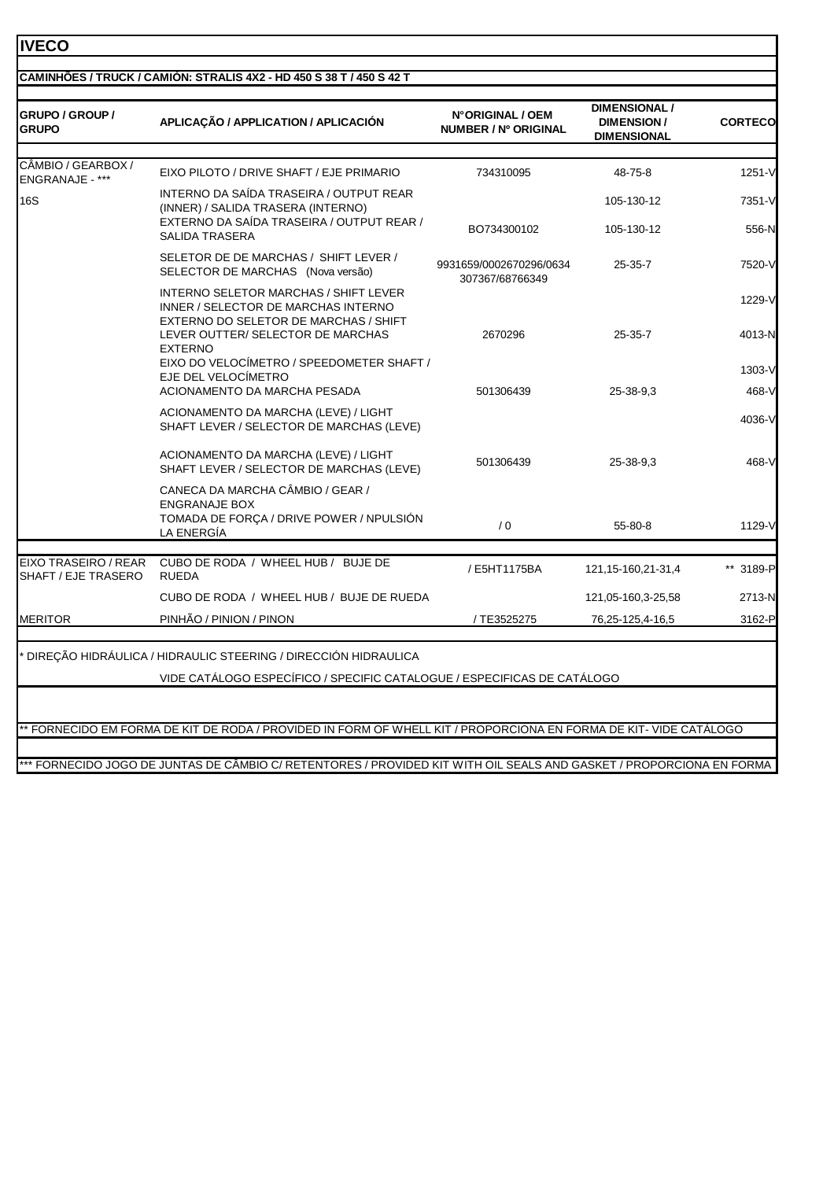# IVECO

## CAMINHÕES / TRUCK / CAMIÓN: STRALIS 4X2 - HD 450 S 38 T / 450 S 42 T

| GRUPO / GROUP / GRUPO | APLICAÇÃO / APPLICATION / APLICACIÓN | N°ORIGINAL / OEM NUMBER / Nº ORIGINAL | DIMENSIONAL / DIMENSION / DIMENSIONAL | CORTECO |
|---|---|---|---|---|
| CÂMBIO / GEARBOX / ENGRANAJE - *** | EIXO PILOTO / DRIVE SHAFT / EJE PRIMARIO | 734310095 | 48-75-8 | 1251-V |
| 16S | INTERNO DA SAÍDA TRASEIRA / OUTPUT REAR (INNER) / SALIDA TRASERA (INTERNO) | | 105-130-12 | 7351-V |
| | EXTERNO DA SAÍDA TRASEIRA / OUTPUT REAR / SALIDA TRASERA | BO734300102 | 105-130-12 | 556-N |
| | SELETOR DE DE MARCHAS / SHIFT LEVER / SELECTOR DE MARCHAS (Nova versão) | 9931659/0002670296/0634 307367/68766349 | 25-35-7 | 7520-V |
| | INTERNO SELETOR MARCHAS / SHIFT LEVER INNER / SELECTOR DE MARCHAS INTERNO | | | 1229-V |
| | EXTERNO DO SELETOR DE MARCHAS / SHIFT LEVER OUTTER/ SELECTOR DE MARCHAS EXTERNO | 2670296 | 25-35-7 | 4013-N |
| | EIXO DO VELOCÍMETRO / SPEEDOMETER SHAFT / EJE DEL VELOCÍMETRO | | | 1303-V |
| | ACIONAMENTO DA MARCHA PESADA | 501306439 | 25-38-9,3 | 468-V |
| | ACIONAMENTO DA MARCHA (LEVE) / LIGHT SHAFT LEVER / SELECTOR DE MARCHAS (LEVE) | | | 4036-V |
| | ACIONAMENTO DA MARCHA (LEVE) / LIGHT SHAFT LEVER / SELECTOR DE MARCHAS (LEVE) | 501306439 | 25-38-9,3 | 468-V |
| | CANECA DA MARCHA CÂMBIO / GEAR / ENGRANAJE BOX | | | |
| | TOMADA DE FORÇA / DRIVE POWER / NPULSIÓN LA ENERGÍA | / 0 | 55-80-8 | 1129-V |
| EIXO TRASEIRO / REAR SHAFT / EJE TRASERO | CUBO DE RODA / WHEEL HUB / BUJE DE RUEDA | / E5HT1175BA | 121,15-160,21-31,4 | ** 3189-P |
| | CUBO DE RODA / WHEEL HUB / BUJE DE RUEDA | | 121,05-160,3-25,58 | 2713-N |
| MERITOR | PINHÃO / PINION / PINON | / TE3525275 | 76,25-125,4-16,5 | 3162-P |

* DIREÇÃO HIDRÁULICA / HIDRAULIC STEERING / DIRECCIÓN HIDRAULICA

VIDE CATÁLOGO ESPECÍFICO / SPECIFIC CATALOGUE / ESPECIFICAS DE CATÁLOGO

** FORNECIDO EM FORMA DE KIT DE RODA / PROVIDED IN FORM OF WHELL KIT / PROPORCIONA EN FORMA DE KIT- VIDE CATÁLOGO

*** FORNECIDO JOGO DE JUNTAS DE CÂMBIO C/ RETENTORES / PROVIDED KIT WITH OIL SEALS AND GASKET / PROPORCIONA EN FORMA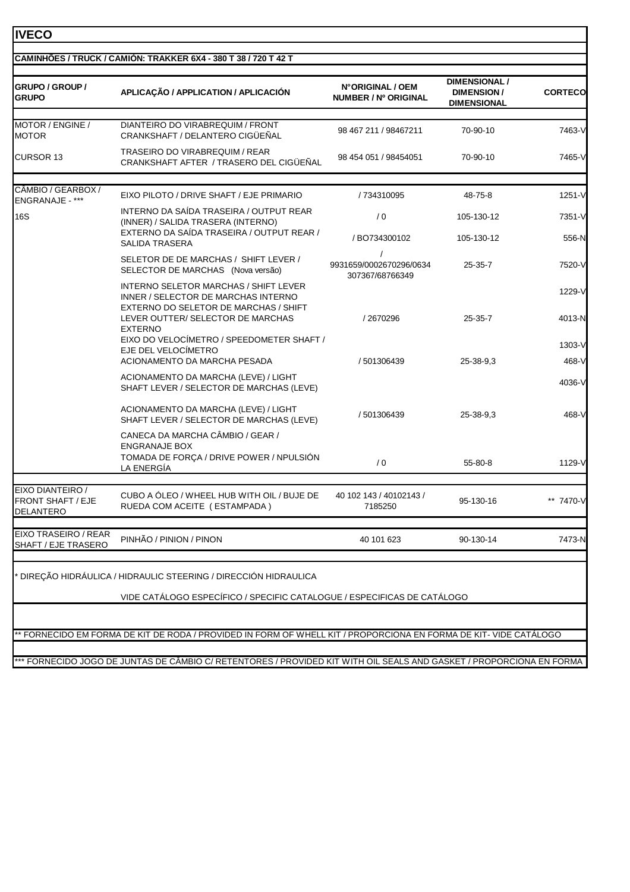**IVECO**

**CAMINHÕES / TRUCK / CAMIÓN: TRAKKER 6X4 - 380 T 38 / 720 T 42 T**

| GRUPO / GROUP / GRUPO | APLICAÇÃO / APPLICATION / APLICACIÓN | N°ORIGINAL / OEM NUMBER / Nº ORIGINAL | DIMENSIONAL / DIMENSION / DIMENSIONAL | CORTECO |
|---|---|---|---|---|
| MOTOR / ENGINE / MOTOR | DIANTEIRO DO VIRABREQUIM / FRONT CRANKSHAFT / DELANTERO CIGÜEÑAL | 98 467 211 / 98467211 | 70-90-10 | 7463-V |
| CURSOR 13 | TRASEIRO DO VIRABREQUIM / REAR CRANKSHAFT AFTER / TRASERO DEL CIGÜEÑAL | 98 454 051 / 98454051 | 70-90-10 | 7465-V |
| CÂMBIO / GEARBOX / ENGRANAJE - *** | EIXO PILOTO / DRIVE SHAFT / EJE PRIMARIO | / 734310095 | 48-75-8 | 1251-V |
| 16S | INTERNO DA SAÍDA TRASEIRA / OUTPUT REAR (INNER) / SALIDA TRASERA (INTERNO) | / 0 | 105-130-12 | 7351-V |
| | EXTERNO DA SAÍDA TRASEIRA / OUTPUT REAR / SALIDA TRASERA | / BO734300102 | 105-130-12 | 556-N |
| | SELETOR DE DE MARCHAS / SHIFT LEVER / SELECTOR DE MARCHAS (Nova versão) | / 9931659/0002670296/0634307367/68766349 | 25-35-7 | 7520-V |
| | INTERNO SELETOR MARCHAS / SHIFT LEVER INNER / SELECTOR DE MARCHAS INTERNO | | | 1229-V |
| | EXTERNO DO SELETOR DE MARCHAS / SHIFT LEVER OUTTER/ SELECTOR DE MARCHAS EXTERNO | / 2670296 | 25-35-7 | 4013-N |
| | EIXO DO VELOCÍMETRO / SPEEDOMETER SHAFT / EJE DEL VELOCÍMETRO | | | 1303-V |
| | ACIONAMENTO DA MARCHA PESADA | / 501306439 | 25-38-9,3 | 468-V |
| | ACIONAMENTO DA MARCHA (LEVE) / LIGHT SHAFT LEVER / SELECTOR DE MARCHAS (LEVE) | | | 4036-V |
| | ACIONAMENTO DA MARCHA (LEVE) / LIGHT SHAFT LEVER / SELECTOR DE MARCHAS (LEVE) | / 501306439 | 25-38-9,3 | 468-V |
| | CANECA DA MARCHA CÂMBIO / GEAR / ENGRANAJE BOX | | | |
| | TOMADA DE FORÇA / DRIVE POWER / NPULSIÓN LA ENERGÍA | / 0 | 55-80-8 | 1129-V |
| EIXO DIANTEIRO / FRONT SHAFT / EJE DELANTERO | CUBO A ÓLEO / WHEEL HUB WITH OIL / BUJE DE RUEDA COM ACEITE ( ESTAMPADA ) | 40 102 143 / 40102143 / 7185250 | 95-130-16 | ** 7470-V |
| EIXO TRASEIRO / REAR SHAFT / EJE TRASERO | PINHÃO / PINION / PINON | 40 101 623 | 90-130-14 | 7473-N |

* DIREÇÃO HIDRÁULICA / HIDRAULIC STEERING / DIRECCIÓN HIDRAULICA

VIDE CATÁLOGO ESPECÍFICO / SPECIFIC CATALOGUE / ESPECIFICAS DE CATÁLOGO

** FORNECIDO EM FORMA DE KIT DE RODA / PROVIDED IN FORM OF WHELL KIT / PROPORCIONA EN FORMA DE KIT- VIDE CATÁLOGO

*** FORNECIDO JOGO DE JUNTAS DE CÂMBIO C/ RETENTORES / PROVIDED KIT WITH OIL SEALS AND GASKET / PROPORCIONA EN FORMA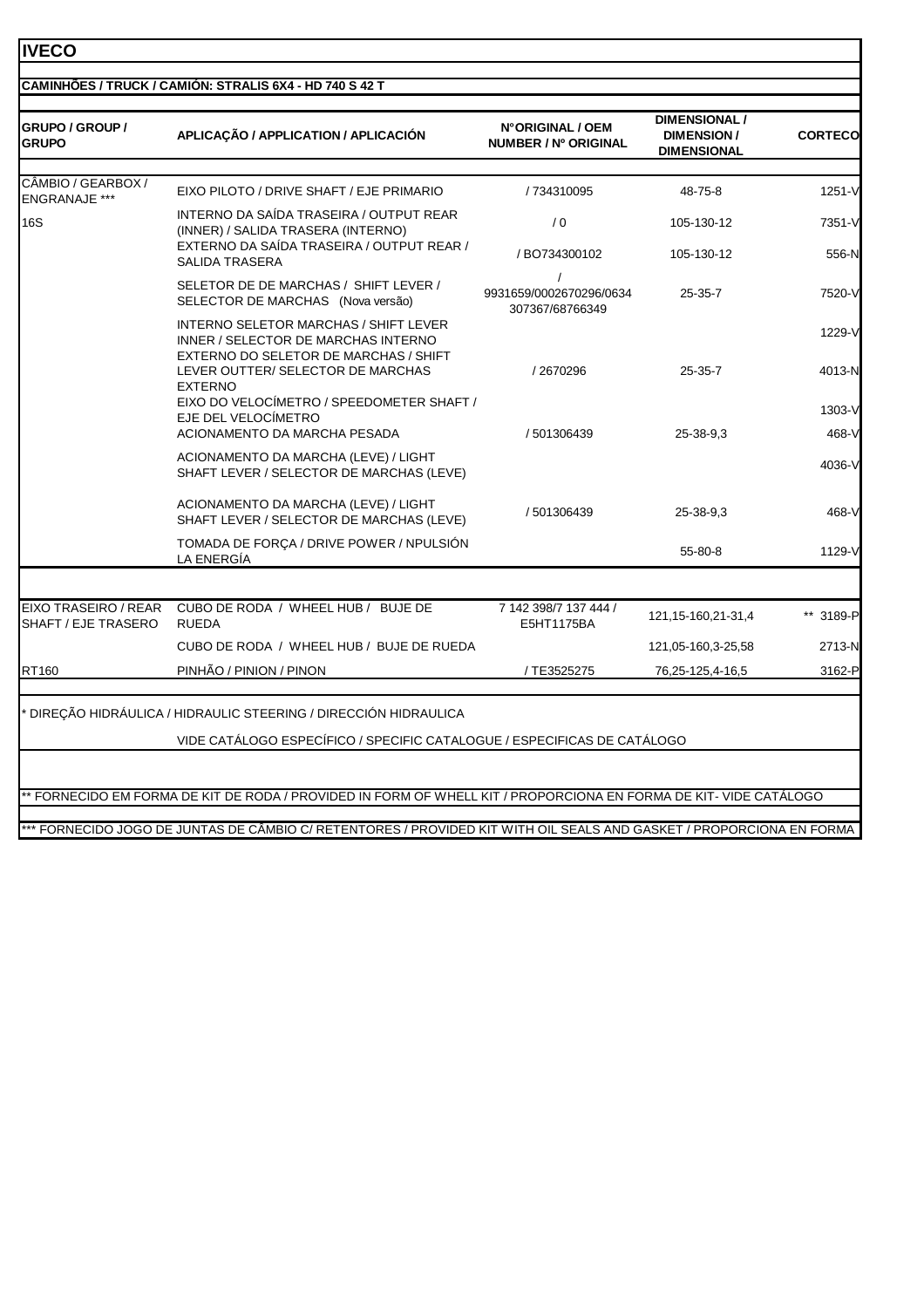# IVECO

## CAMINHÕES / TRUCK / CAMIÓN: STRALIS 6X4 - HD 740 S 42 T

| GRUPO / GROUP / GRUPO | APLICAÇÃO / APPLICATION / APLICACIÓN | N°ORIGINAL / OEM NUMBER / Nº ORIGINAL | DIMENSIONAL / DIMENSION / DIMENSIONAL | CORTECO |
|---|---|---|---|---|
| CÂMBIO / GEARBOX / ENGRANAJE *** | EIXO PILOTO / DRIVE SHAFT / EJE PRIMARIO | / 734310095 | 48-75-8 | 1251-V |
| 16S | INTERNO DA SAÍDA TRASEIRA / OUTPUT REAR (INNER) / SALIDA TRASERA (INTERNO) | / 0 | 105-130-12 | 7351-V |
| | EXTERNO DA SAÍDA TRASEIRA / OUTPUT REAR / SALIDA TRASERA | / BO734300102 | 105-130-12 | 556-N |
| | SELETOR DE DE MARCHAS / SHIFT LEVER / SELECTOR DE MARCHAS (Nova versão) | / 9931659/0002670296/0634307367/68766349 | 25-35-7 | 7520-V |
| | INTERNO SELETOR MARCHAS / SHIFT LEVER INNER / SELECTOR DE MARCHAS INTERNO | | | 1229-V |
| | EXTERNO DO SELETOR DE MARCHAS / SHIFT LEVER OUTTER/ SELECTOR DE MARCHAS EXTERNO | / 2670296 | 25-35-7 | 4013-N |
| | EIXO DO VELOCÍMETRO / SPEEDOMETER SHAFT / EJE DEL VELOCÍMETRO | | | 1303-V |
| | ACIONAMENTO DA MARCHA PESADA | / 501306439 | 25-38-9,3 | 468-V |
| | ACIONAMENTO DA MARCHA (LEVE) / LIGHT SHAFT LEVER / SELECTOR DE MARCHAS (LEVE) | | | 4036-V |
| | ACIONAMENTO DA MARCHA (LEVE) / LIGHT SHAFT LEVER / SELECTOR DE MARCHAS (LEVE) | / 501306439 | 25-38-9,3 | 468-V |
| | TOMADA DE FORÇA / DRIVE POWER / NPULSIÓN LA ENERGÍA | | 55-80-8 | 1129-V |
| EIXO TRASEIRO / REAR SHAFT / EJE TRASERO | CUBO DE RODA / WHEEL HUB / BUJE DE RUEDA | 7 142 398/7 137 444 / E5HT1175BA | 121,15-160,21-31,4 | ** 3189-P |
| | CUBO DE RODA / WHEEL HUB / BUJE DE RUEDA | | 121,05-160,3-25,58 | 2713-N |
| RT160 | PINHÃO / PINION / PINON | / TE3525275 | 76,25-125,4-16,5 | 3162-P |

* DIREÇÃO HIDRÁULICA / HIDRAULIC STEERING / DIRECCIÓN HIDRAULICA

VIDE CATÁLOGO ESPECÍFICO / SPECIFIC CATALOGUE / ESPECIFICAS DE CATÁLOGO

** FORNECIDO EM FORMA DE KIT DE RODA / PROVIDED IN FORM OF WHELL KIT / PROPORCIONA EN FORMA DE KIT- VIDE CATÁLOGO

*** FORNECIDO JOGO DE JUNTAS DE CÂMBIO C/ RETENTORES / PROVIDED KIT WITH OIL SEALS AND GASKET / PROPORCIONA EN FORMA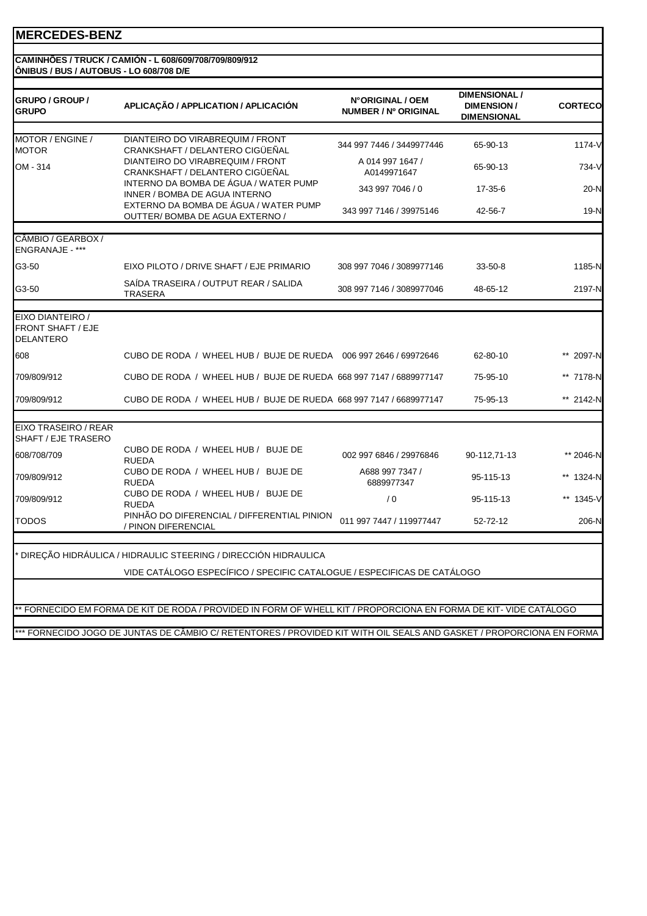# MERCEDES-BENZ

**CAMINHÕES / TRUCK / CAMIÓN - L 608/609/708/709/809/912**
**ÔNIBUS / BUS / AUTOBUS - LO 608/708 D/E**

| GRUPO / GROUP / GRUPO | APLICAÇÃO / APPLICATION / APLICACIÓN | N°ORIGINAL / OEM NUMBER / Nº ORIGINAL | DIMENSIONAL / DIMENSION / DIMENSIONAL | CORTECO |
|---|---|---|---|---|
| MOTOR / ENGINE / MOTOR | DIANTEIRO DO VIRABREQUIM / FRONT CRANKSHAFT / DELANTERO CIGÜEÑAL | 344 997 7446 / 3449977446 | 65-90-13 | 1174-V |
| OM - 314 | DIANTEIRO DO VIRABREQUIM / FRONT CRANKSHAFT / DELANTERO CIGÜEÑAL | A 014 997 1647 / A0149971647 | 65-90-13 | 734-V |
| | INTERNO DA BOMBA DE ÁGUA / WATER PUMP INNER / BOMBA DE AGUA INTERNO | 343 997 7046 / 0 | 17-35-6 | 20-N |
| | EXTERNO DA BOMBA DE ÁGUA / WATER PUMP OUTTER/ BOMBA DE AGUA EXTERNO / | 343 997 7146 / 39975146 | 42-56-7 | 19-N |
| CÂMBIO / GEARBOX / ENGRANAJE - *** | | | | |
| G3-50 | EIXO PILOTO / DRIVE SHAFT / EJE PRIMARIO | 308 997 7046 / 3089977146 | 33-50-8 | 1185-N |
| G3-50 | SAÍDA TRASEIRA / OUTPUT REAR / SALIDA TRASERA | 308 997 7146 / 3089977046 | 48-65-12 | 2197-N |
| EIXO DIANTEIRO / FRONT SHAFT / EJE DELANTERO | | | | |
| 608 | CUBO DE RODA / WHEEL HUB / BUJE DE RUEDA | 006 997 2646 / 69972646 | 62-80-10 | ** 2097-N |
| 709/809/912 | CUBO DE RODA / WHEEL HUB / BUJE DE RUEDA | 668 997 7147 / 6889977147 | 75-95-10 | ** 7178-N |
| 709/809/912 | CUBO DE RODA / WHEEL HUB / BUJE DE RUEDA | 668 997 7147 / 6689977147 | 75-95-13 | ** 2142-N |
| EIXO TRASEIRO / REAR SHAFT / EJE TRASERO | | | | |
| 608/708/709 | CUBO DE RODA / WHEEL HUB / BUJE DE RUEDA | 002 997 6846 / 29976846 | 90-112,71-13 | ** 2046-N |
| 709/809/912 | CUBO DE RODA / WHEEL HUB / BUJE DE RUEDA | A688 997 7347 / 6889977347 | 95-115-13 | ** 1324-N |
| 709/809/912 | CUBO DE RODA / WHEEL HUB / BUJE DE RUEDA | / 0 | 95-115-13 | ** 1345-V |
| TODOS | PINHÃO DO DIFERENCIAL / DIFFERENTIAL PINION / PINON DIFERENCIAL | 011 997 7447 / 119977447 | 52-72-12 | 206-N |

* DIREÇÃO HIDRÁULICA / HIDRAULIC STEERING / DIRECCIÓN HIDRAULICA

VIDE CATÁLOGO ESPECÍFICO / SPECIFIC CATALOGUE / ESPECIFICAS DE CATÁLOGO

** FORNECIDO EM FORMA DE KIT DE RODA / PROVIDED IN FORM OF WHELL KIT / PROPORCIONA EN FORMA DE KIT- VIDE CATÁLOGO

*** FORNECIDO JOGO DE JUNTAS DE CÂMBIO C/ RETENTORES / PROVIDED KIT WITH OIL SEALS AND GASKET / PROPORCIONA EN FORMA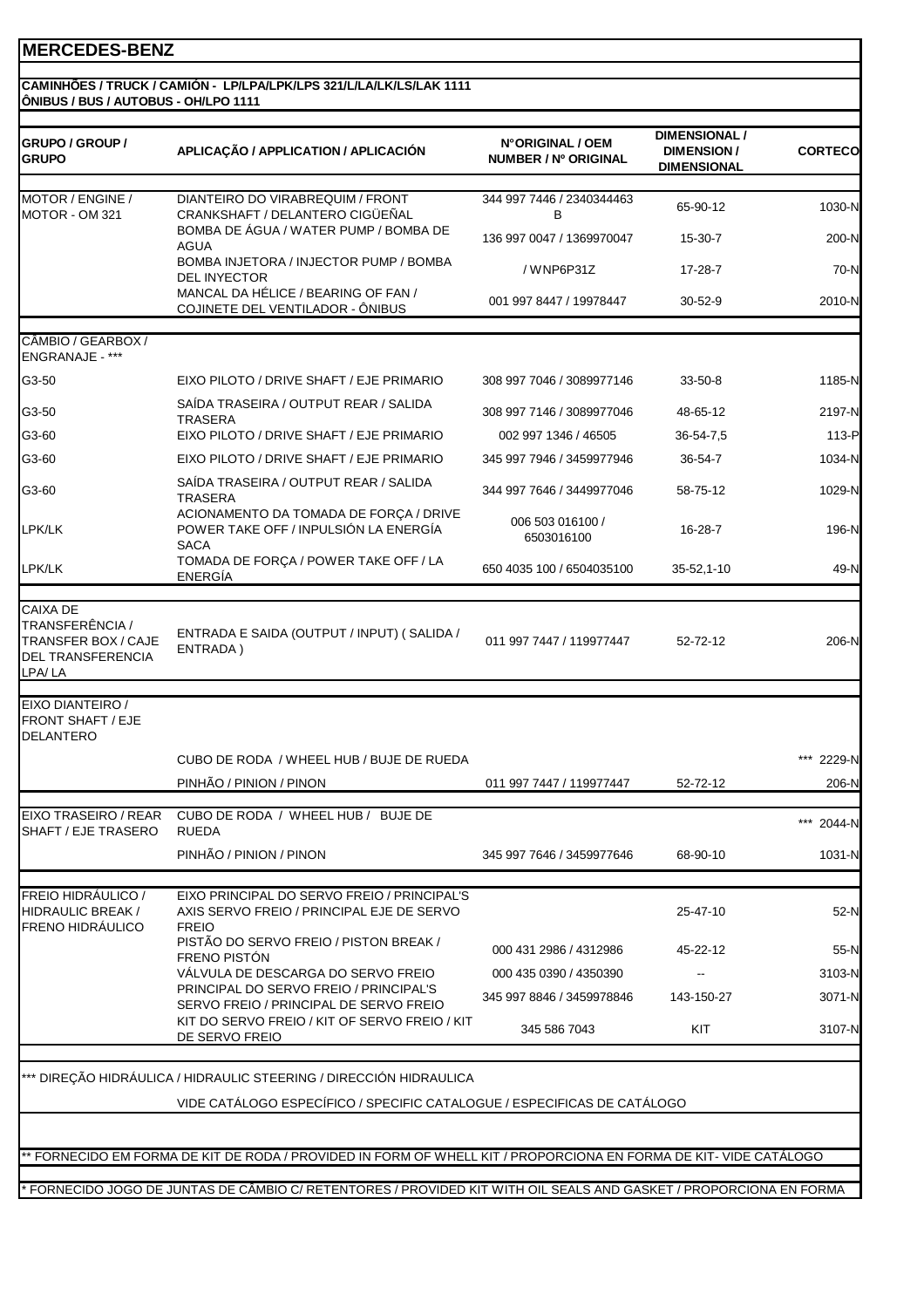# MERCEDES-BENZ

**CAMINHÕES / TRUCK / CAMIÓN - LP/LPA/LPK/LPS 321/L/LA/LK/LS/LAK 1111**
**ÔNIBUS / BUS / AUTOBUS - OH/LPO 1111**

| GRUPO / GROUP / GRUPO | APLICAÇÃO / APPLICATION / APLICACIÓN | N°ORIGINAL / OEM NUMBER / Nº ORIGINAL | DIMENSIONAL / DIMENSION / DIMENSIONAL | CORTECO |
|---|---|---|---|---|
| MOTOR / ENGINE / MOTOR - OM 321 | DIANTEIRO DO VIRABREQUIM / FRONT CRANKSHAFT / DELANTERO CIGÜEÑAL | 344 997 7446 / 2340344463 B | 65-90-12 | 1030-N |
| | BOMBA DE ÁGUA / WATER PUMP / BOMBA DE AGUA | 136 997 0047 / 1369970047 | 15-30-7 | 200-N |
| | BOMBA INJETORA / INJECTOR PUMP / BOMBA DEL INYECTOR | / WNP6P31Z | 17-28-7 | 70-N |
| | MANCAL DA HÉLICE / BEARING OF FAN / COJINETE DEL VENTILADOR - ÔNIBUS | 001 997 8447 / 19978447 | 30-52-9 | 2010-N |
| CÂMBIO / GEARBOX / ENGRANAJE - *** | | | | |
| G3-50 | EIXO PILOTO / DRIVE SHAFT / EJE PRIMARIO | 308 997 7046 / 3089977146 | 33-50-8 | 1185-N |
| G3-50 | SAÍDA TRASEIRA / OUTPUT REAR / SALIDA TRASERA | 308 997 7146 / 3089977046 | 48-65-12 | 2197-N |
| G3-60 | EIXO PILOTO / DRIVE SHAFT / EJE PRIMARIO | 002 997 1346 / 46505 | 36-54-7,5 | 113-P |
| G3-60 | EIXO PILOTO / DRIVE SHAFT / EJE PRIMARIO | 345 997 7946 / 3459977946 | 36-54-7 | 1034-N |
| G3-60 | SAÍDA TRASEIRA / OUTPUT REAR / SALIDA TRASERA | 344 997 7646 / 3449977046 | 58-75-12 | 1029-N |
| LPK/LK | ACIONAMENTO DA TOMADA DE FORÇA / DRIVE POWER TAKE OFF / INPULSIÓN LA ENERGÍA SACA | 006 503 016100 / 6503016100 | 16-28-7 | 196-N |
| LPK/LK | TOMADA DE FORÇA / POWER TAKE OFF / LA ENERGÍA | 650 4035 100 / 6504035100 | 35-52,1-10 | 49-N |
| CAIXA DE TRANSFERÊNCIA / TRANSFER BOX / CAJE DEL TRANSFERENCIA LPA/ LA | ENTRADA E SAIDA (OUTPUT / INPUT) ( SALIDA / ENTRADA ) | 011 997 7447 / 119977447 | 52-72-12 | 206-N |
| EIXO DIANTEIRO / FRONT SHAFT / EJE DELANTERO | | | | |
| | CUBO DE RODA / WHEEL HUB / BUJE DE RUEDA | | | *** 2229-N |
| | PINHÃO / PINION / PINON | 011 997 7447 / 119977447 | 52-72-12 | 206-N |
| EIXO TRASEIRO / REAR SHAFT / EJE TRASERO | CUBO DE RODA / WHEEL HUB / BUJE DE RUEDA | | | *** 2044-N |
| | PINHÃO / PINION / PINON | 345 997 7646 / 3459977646 | 68-90-10 | 1031-N |
| FREIO HIDRÁULICO / HIDRAULIC BREAK / FRENO HIDRÁULICO | EIXO PRINCIPAL DO SERVO FREIO / PRINCIPAL'S AXIS SERVO FREIO / PRINCIPAL EJE DE SERVO FREIO | | 25-47-10 | 52-N |
| | PISTÃO DO SERVO FREIO / PISTON BREAK / FRENO PISTÓN | 000 431 2986 / 4312986 | 45-22-12 | 55-N |
| | VÁLVULA DE DESCARGA DO SERVO FREIO | 000 435 0390 / 4350390 | -- | 3103-N |
| | PRINCIPAL DO SERVO FREIO / PRINCIPAL'S SERVO FREIO / PRINCIPAL DE SERVO FREIO | 345 997 8846 / 3459978846 | 143-150-27 | 3071-N |
| | KIT DO SERVO FREIO / KIT OF SERVO FREIO / KIT DE SERVO FREIO | 345 586 7043 | KIT | 3107-N |

*** DIREÇÃO HIDRÁULICA / HIDRAULIC STEERING / DIRECCIÓN HIDRAULICA

VIDE CATÁLOGO ESPECÍFICO / SPECIFIC CATALOGUE / ESPECIFICAS DE CATÁLOGO

** FORNECIDO EM FORMA DE KIT DE RODA / PROVIDED IN FORM OF WHELL KIT / PROPORCIONA EN FORMA DE KIT- VIDE CATÁLOGO

* FORNECIDO JOGO DE JUNTAS DE CÂMBIO C/ RETENTORES / PROVIDED KIT WITH OIL SEALS AND GASKET / PROPORCIONA EN FORMA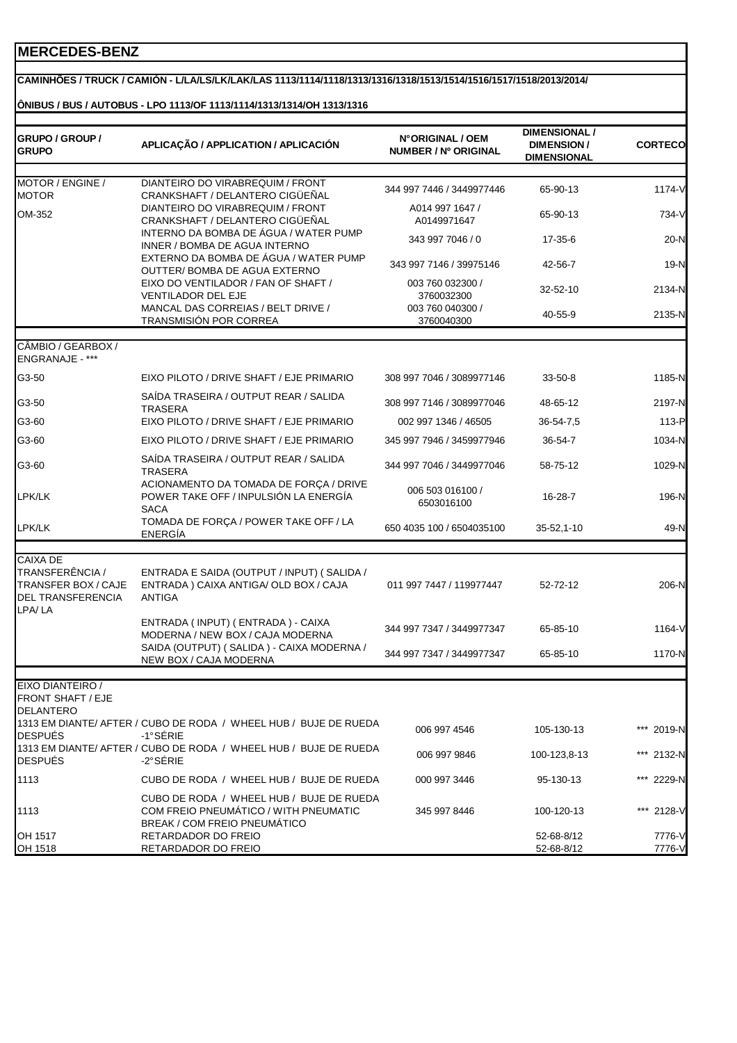# MERCEDES-BENZ

**CAMINHÕES / TRUCK / CAMIÓN - L/LA/LS/LK/LAK/LAS 1113/1114/1118/1313/1316/1318/1513/1514/1516/1517/1518/2013/2014/**

**ÔNIBUS / BUS / AUTOBUS - LPO 1113/OF 1113/1114/1313/1314/OH 1313/1316**

| GRUPO / GROUP / GRUPO | APLICAÇÃO / APPLICATION / APLICACIÓN | N°ORIGINAL / OEM NUMBER / Nº ORIGINAL | DIMENSIONAL / DIMENSION / DIMENSIONAL | CORTECO |
|---|---|---|---|---|
| MOTOR / ENGINE / MOTOR | DIANTEIRO DO VIRABREQUIM / FRONT CRANKSHAFT / DELANTERO CIGÜEÑAL | 344 997 7446 / 3449977446 | 65-90-13 | 1174-V |
| OM-352 | DIANTEIRO DO VIRABREQUIM / FRONT CRANKSHAFT / DELANTERO CIGÜEÑAL | A014 997 1647 / A0149971647 | 65-90-13 | 734-V |
| | INTERNO DA BOMBA DE ÁGUA / WATER PUMP INNER / BOMBA DE AGUA INTERNO | 343 997 7046 / 0 | 17-35-6 | 20-N |
| | EXTERNO DA BOMBA DE ÁGUA / WATER PUMP OUTTER/ BOMBA DE AGUA EXTERNO | 343 997 7146 / 39975146 | 42-56-7 | 19-N |
| | EIXO DO VENTILADOR / FAN OF SHAFT / VENTILADOR DEL EJE | 003 760 032300 / 3760032300 | 32-52-10 | 2134-N |
| | MANCAL DAS CORREIAS / BELT DRIVE / TRANSMISIÓN POR CORREA | 003 760 040300 / 3760040300 | 40-55-9 | 2135-N |
| CÂMBIO / GEARBOX / ENGRANAJE - *** | | | | |
| G3-50 | EIXO PILOTO / DRIVE SHAFT / EJE PRIMARIO | 308 997 7046 / 3089977146 | 33-50-8 | 1185-N |
| G3-50 | SAÍDA TRASEIRA / OUTPUT REAR / SALIDA TRASERA | 308 997 7146 / 3089977046 | 48-65-12 | 2197-N |
| G3-60 | EIXO PILOTO / DRIVE SHAFT / EJE PRIMARIO | 002 997 1346 / 46505 | 36-54-7,5 | 113-P |
| G3-60 | EIXO PILOTO / DRIVE SHAFT / EJE PRIMARIO | 345 997 7946 / 3459977946 | 36-54-7 | 1034-N |
| G3-60 | SAÍDA TRASEIRA / OUTPUT REAR / SALIDA TRASERA | 344 997 7046 / 3449977046 | 58-75-12 | 1029-N |
| LPK/LK | ACIONAMENTO DA TOMADA DE FORÇA / DRIVE POWER TAKE OFF / INPULSIÓN LA ENERGÍA SACA | 006 503 016100 / 6503016100 | 16-28-7 | 196-N |
| LPK/LK | TOMADA DE FORÇA / POWER TAKE OFF / LA ENERGÍA | 650 4035 100 / 6504035100 | 35-52,1-10 | 49-N |
| CAIXA DE TRANSFERÊNCIA / TRANSFER BOX / CAJE DEL TRANSFERENCIA LPA/ LA | ENTRADA E SAIDA (OUTPUT / INPUT) ( SALIDA / ENTRADA ) CAIXA ANTIGA/ OLD BOX / CAJA ANTIGA | 011 997 7447 / 119977447 | 52-72-12 | 206-N |
| | ENTRADA ( INPUT) ( ENTRADA ) - CAIXA MODERNA / NEW BOX / CAJA MODERNA | 344 997 7347 / 3449977347 | 65-85-10 | 1164-V |
| | SAIDA (OUTPUT) ( SALIDA ) - CAIXA MODERNA / NEW BOX / CAJA MODERNA | 344 997 7347 / 3449977347 | 65-85-10 | 1170-N |
| EIXO DIANTEIRO / FRONT SHAFT / EJE DELANTERO | | | | |
| 1313 EM DIANTE/ AFTER / DESPUÉS | CUBO DE RODA / WHEEL HUB / BUJE DE RUEDA -1°SÉRIE | 006 997 4546 | 105-130-13 | *** 2019-N |
| 1313 EM DIANTE/ AFTER / DESPUÉS | CUBO DE RODA / WHEEL HUB / BUJE DE RUEDA -2°SÉRIE | 006 997 9846 | 100-123,8-13 | *** 2132-N |
| 1113 | CUBO DE RODA / WHEEL HUB / BUJE DE RUEDA | 000 997 3446 | 95-130-13 | *** 2229-N |
| 1113 | CUBO DE RODA / WHEEL HUB / BUJE DE RUEDA COM FREIO PNEUMÁTICO / WITH PNEUMATIC BREAK / COM FREIO PNEUMÁTICO | 345 997 8446 | 100-120-13 | *** 2128-V |
| OH 1517 | RETARDADOR DO FREIO | | 52-68-8/12 | 7776-V |
| OH 1518 | RETARDADOR DO FREIO | | 52-68-8/12 | 7776-V |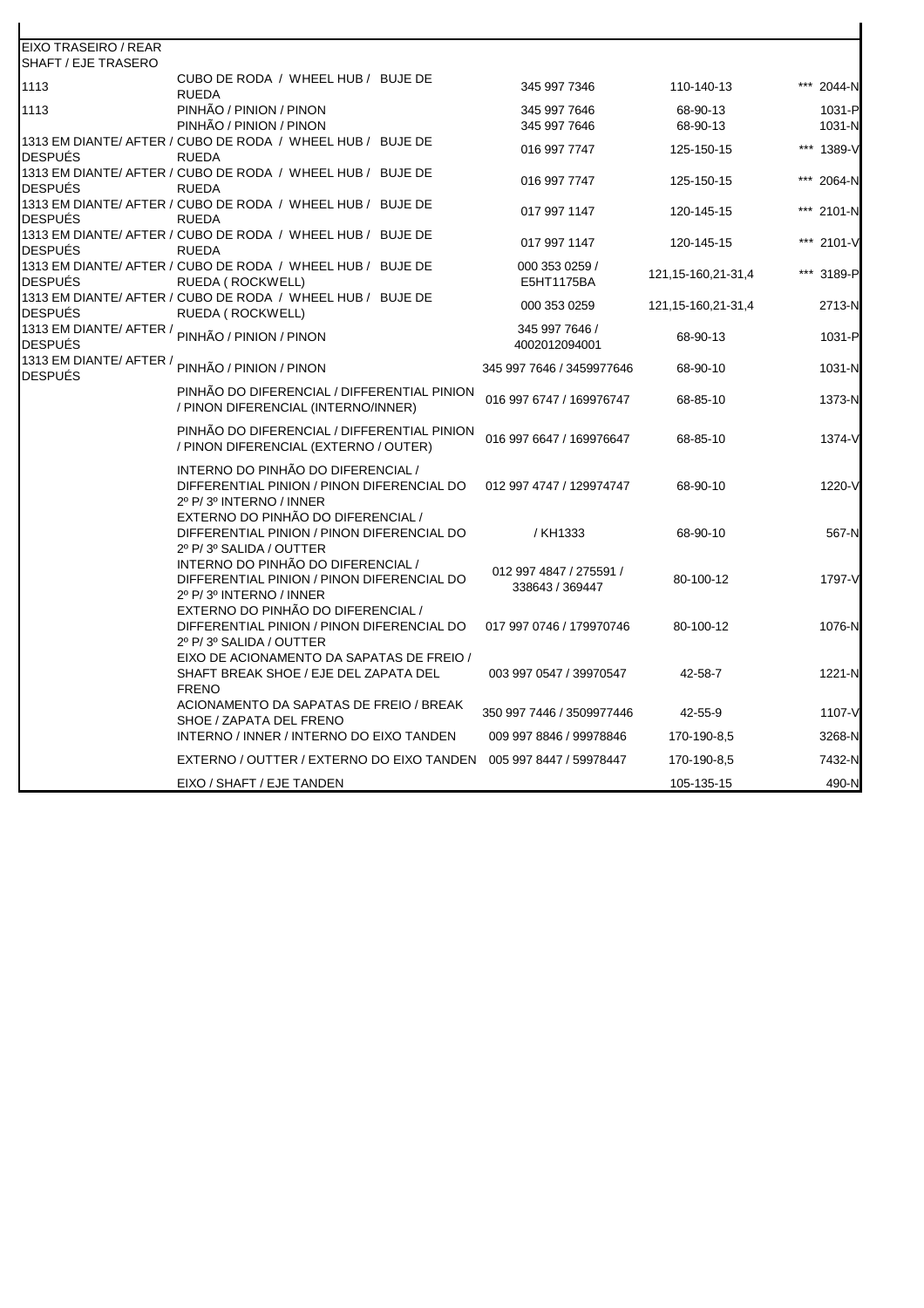| EIXO TRASEIRO / REAR SHAFT / EJE TRASERO | | | | |
|---|---|---|---|---|
| 1113 | CUBO DE RODA / WHEEL HUB / BUJE DE RUEDA | 345 997 7346 | 110-140-13 | *** 2044-N |
| 1113 | PINHÃO / PINION / PINON | 345 997 7646 | 68-90-13 | 1031-P |
| | PINHÃO / PINION / PINON | 345 997 7646 | 68-90-13 | 1031-N |
| 1313 EM DIANTE/ AFTER / DESPUÉS | CUBO DE RODA / WHEEL HUB / BUJE DE RUEDA | 016 997 7747 | 125-150-15 | *** 1389-V |
| 1313 EM DIANTE/ AFTER / DESPUÉS | CUBO DE RODA / WHEEL HUB / BUJE DE RUEDA | 016 997 7747 | 125-150-15 | *** 2064-N |
| 1313 EM DIANTE/ AFTER / DESPUÉS | CUBO DE RODA / WHEEL HUB / BUJE DE RUEDA | 017 997 1147 | 120-145-15 | *** 2101-N |
| 1313 EM DIANTE/ AFTER / DESPUÉS | CUBO DE RODA / WHEEL HUB / BUJE DE RUEDA | 017 997 1147 | 120-145-15 | *** 2101-V |
| 1313 EM DIANTE/ AFTER / DESPUÉS | CUBO DE RODA / WHEEL HUB / BUJE DE RUEDA ( ROCKWELL) | 000 353 0259 / E5HT1175BA | 121,15-160,21-31,4 | *** 3189-P |
| 1313 EM DIANTE/ AFTER / DESPUÉS | CUBO DE RODA / WHEEL HUB / BUJE DE RUEDA ( ROCKWELL) | 000 353 0259 | 121,15-160,21-31,4 | 2713-N |
| 1313 EM DIANTE/ AFTER / DESPUÉS | PINHÃO / PINION / PINON | 345 997 7646 / 4002012094001 | 68-90-13 | 1031-P |
| 1313 EM DIANTE/ AFTER / DESPUÉS | PINHÃO / PINION / PINON | 345 997 7646 / 3459977646 | 68-90-10 | 1031-N |
| | PINHÃO DO DIFERENCIAL / DIFFERENTIAL PINION / PINON DIFERENCIAL (INTERNO/INNER) | 016 997 6747 / 169976747 | 68-85-10 | 1373-N |
| | PINHÃO DO DIFERENCIAL / DIFFERENTIAL PINION / PINON DIFERENCIAL (EXTERNO / OUTER) | 016 997 6647 / 169976647 | 68-85-10 | 1374-V |
| | INTERNO DO PINHÃO DO DIFERENCIAL / DIFFERENTIAL PINION / PINON DIFERENCIAL DO 2º P/ 3º INTERNO / INNER | 012 997 4747 / 129974747 | 68-90-10 | 1220-V |
| | EXTERNO DO PINHÃO DO DIFERENCIAL / DIFFERENTIAL PINION / PINON DIFERENCIAL DO 2º P/ 3º SALIDA / OUTTER | / KH1333 | 68-90-10 | 567-N |
| | INTERNO DO PINHÃO DO DIFERENCIAL / DIFFERENTIAL PINION / PINON DIFERENCIAL DO 2º P/ 3º INTERNO / INNER | 012 997 4847 / 275591 / 338643 / 369447 | 80-100-12 | 1797-V |
| | EXTERNO DO PINHÃO DO DIFERENCIAL / DIFFERENTIAL PINION / PINON DIFERENCIAL DO 2º P/ 3º SALIDA / OUTTER | 017 997 0746 / 179970746 | 80-100-12 | 1076-N |
| | EIXO DE ACIONAMENTO DA SAPATAS DE FREIO / SHAFT BREAK SHOE / EJE DEL ZAPATA DEL FRENO | 003 997 0547 / 39970547 | 42-58-7 | 1221-N |
| | ACIONAMENTO DA SAPATAS DE FREIO / BREAK SHOE / ZAPATA DEL FRENO | 350 997 7446 / 3509977446 | 42-55-9 | 1107-V |
| | INTERNO / INNER / INTERNO DO EIXO TANDEN | 009 997 8846 / 99978846 | 170-190-8,5 | 3268-N |
| | EXTERNO / OUTTER / EXTERNO DO EIXO TANDEN | 005 997 8447 / 59978447 | 170-190-8,5 | 7432-N |
| | EIXO / SHAFT / EJE TANDEN | | 105-135-15 | 490-N |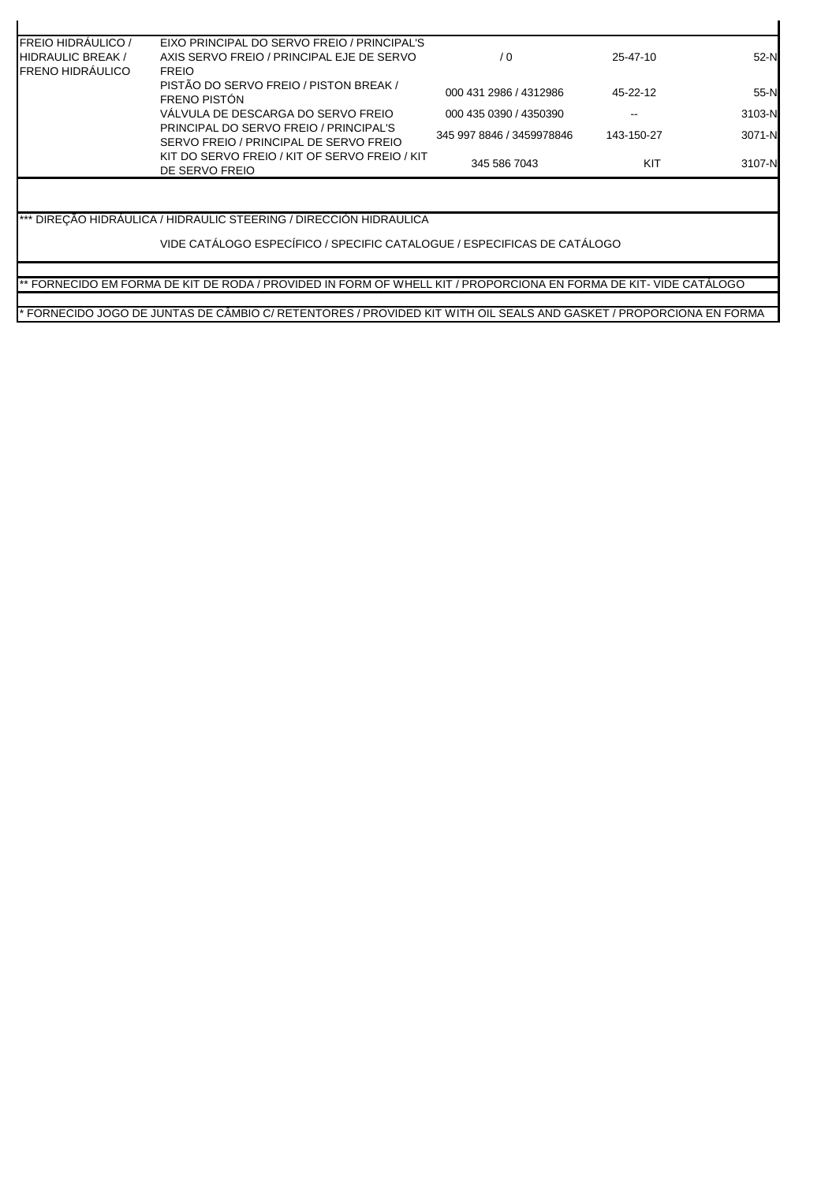| | | | | |
|---|---|---|---|---|
| FREIO HIDRÁULICO / HIDRAULIC BREAK / FRENO HIDRÁULICO | EIXO PRINCIPAL DO SERVO FREIO / PRINCIPAL'S AXIS SERVO FREIO / PRINCIPAL EJE DE SERVO FREIO | / 0 | 25-47-10 | 52-N |
| | PISTÃO DO SERVO FREIO / PISTON BREAK / FRENO PISTÓN | 000 431 2986 / 4312986 | 45-22-12 | 55-N |
| | VÁLVULA DE DESCARGA DO SERVO FREIO | 000 435 0390 / 4350390 | -- | 3103-N |
| | PRINCIPAL DO SERVO FREIO / PRINCIPAL'S SERVO FREIO / PRINCIPAL DE SERVO FREIO | 345 997 8846 / 3459978846 | 143-150-27 | 3071-N |
| | KIT DO SERVO FREIO / KIT OF SERVO FREIO / KIT DE SERVO FREIO | 345 586 7043 | KIT | 3107-N |

*** DIREÇÃO HIDRÁULICA / HIDRAULIC STEERING / DIRECCIÓN HIDRAULICA

VIDE CATÁLOGO ESPECÍFICO / SPECIFIC CATALOGUE / ESPECIFICAS DE CATÁLOGO

** FORNECIDO EM FORMA DE KIT DE RODA / PROVIDED IN FORM OF WHELL KIT / PROPORCIONA EN FORMA DE KIT- VIDE CATÁLOGO

* FORNECIDO JOGO DE JUNTAS DE CÂMBIO C/ RETENTORES / PROVIDED KIT WITH OIL SEALS AND GASKET / PROPORCIONA EN FORMA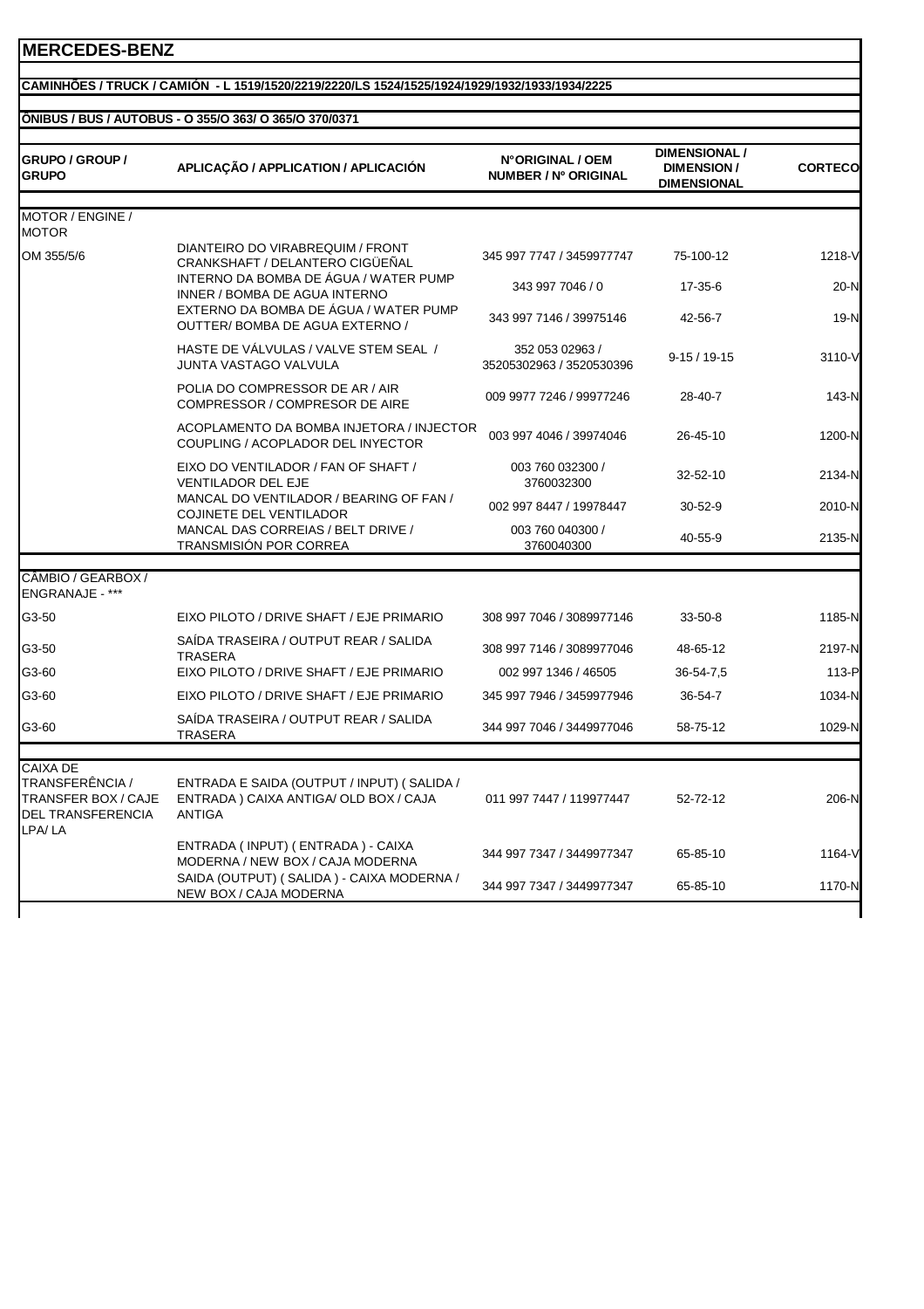# MERCEDES-BENZ

**CAMINHÕES / TRUCK / CAMIÓN - L 1519/1520/2219/2220/LS 1524/1525/1924/1929/1932/1933/1934/2225**

**ÔNIBUS / BUS / AUTOBUS - O 355/O 363/ O 365/O 370/0371**

| GRUPO / GROUP / GRUPO | APLICAÇÃO / APPLICATION / APLICACIÓN | N°ORIGINAL / OEM NUMBER / Nº ORIGINAL | DIMENSIONAL / DIMENSION / DIMENSIONAL | CORTECO |
|---|---|---|---|---|
| MOTOR / ENGINE / MOTOR | | | | |
| OM 355/5/6 | DIANTEIRO DO VIRABREQUIM / FRONT CRANKSHAFT / DELANTERO CIGÜEÑAL | 345 997 7747 / 3459977747 | 75-100-12 | 1218-V |
| | INTERNO DA BOMBA DE ÁGUA / WATER PUMP INNER / BOMBA DE AGUA INTERNO | 343 997 7046 / 0 | 17-35-6 | 20-N |
| | EXTERNO DA BOMBA DE ÁGUA / WATER PUMP OUTTER/ BOMBA DE AGUA EXTERNO / | 343 997 7146 / 39975146 | 42-56-7 | 19-N |
| | HASTE DE VÁLVULAS / VALVE STEM SEAL / JUNTA VASTAGO VALVULA | 352 053 02963 / 35205302963 / 3520530396 | 9-15 / 19-15 | 3110-V |
| | POLIA DO COMPRESSOR DE AR / AIR COMPRESSOR / COMPRESOR DE AIRE | 009 9977 7246 / 99977246 | 28-40-7 | 143-N |
| | ACOPLAMENTO DA BOMBA INJETORA / INJECTOR COUPLING / ACOPLADOR DEL INYECTOR | 003 997 4046 / 39974046 | 26-45-10 | 1200-N |
| | EIXO DO VENTILADOR / FAN OF SHAFT / VENTILADOR DEL EJE | 003 760 032300 / 3760032300 | 32-52-10 | 2134-N |
| | MANCAL DO VENTILADOR / BEARING OF FAN / COJINETE DEL VENTILADOR | 002 997 8447 / 19978447 | 30-52-9 | 2010-N |
| | MANCAL DAS CORREIAS / BELT DRIVE / TRANSMISIÓN POR CORREA | 003 760 040300 / 3760040300 | 40-55-9 | 2135-N |
| CÂMBIO / GEARBOX / ENGRANAJE - *** | | | | |
| G3-50 | EIXO PILOTO / DRIVE SHAFT / EJE PRIMARIO | 308 997 7046 / 3089977146 | 33-50-8 | 1185-N |
| G3-50 | SAÍDA TRASEIRA / OUTPUT REAR / SALIDA TRASERA | 308 997 7146 / 3089977046 | 48-65-12 | 2197-N |
| G3-60 | EIXO PILOTO / DRIVE SHAFT / EJE PRIMARIO | 002 997 1346 / 46505 | 36-54-7,5 | 113-P |
| G3-60 | EIXO PILOTO / DRIVE SHAFT / EJE PRIMARIO | 345 997 7946 / 3459977946 | 36-54-7 | 1034-N |
| G3-60 | SAÍDA TRASEIRA / OUTPUT REAR / SALIDA TRASERA | 344 997 7046 / 3449977046 | 58-75-12 | 1029-N |
| CAIXA DE TRANSFERÊNCIA / TRANSFER BOX / CAJE DEL TRANSFERENCIA LPA/ LA | ENTRADA E SAIDA (OUTPUT / INPUT) ( SALIDA / ENTRADA ) CAIXA ANTIGA/ OLD BOX / CAJA ANTIGA | 011 997 7447 / 119977447 | 52-72-12 | 206-N |
| | ENTRADA ( INPUT) ( ENTRADA ) - CAIXA MODERNA / NEW BOX / CAJA MODERNA | 344 997 7347 / 3449977347 | 65-85-10 | 1164-V |
| | SAIDA (OUTPUT) ( SALIDA ) - CAIXA MODERNA / NEW BOX / CAJA MODERNA | 344 997 7347 / 3449977347 | 65-85-10 | 1170-N |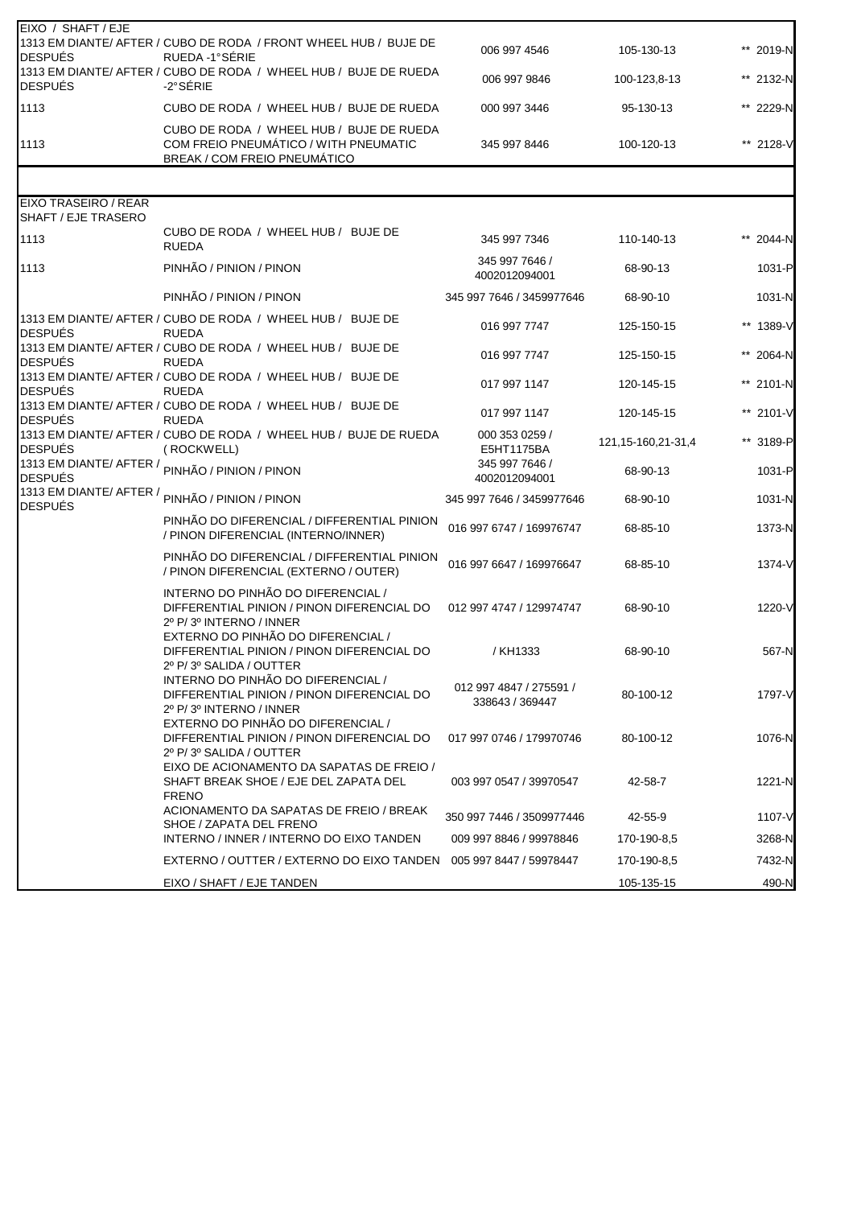| EIXO / SHAFT / EJE | | | | |
|---|---|---|---|---|
| 1313 EM DIANTE/ AFTER / DESPUÉS | CUBO DE RODA / FRONT WHEEL HUB / BUJE DE RUEDA -1°SÉRIE | 006 997 4546 | 105-130-13 | ** 2019-N |
| 1313 EM DIANTE/ AFTER / DESPUÉS | CUBO DE RODA / WHEEL HUB / BUJE DE RUEDA -2°SÉRIE | 006 997 9846 | 100-123,8-13 | ** 2132-N |
| 1113 | CUBO DE RODA / WHEEL HUB / BUJE DE RUEDA | 000 997 3446 | 95-130-13 | ** 2229-N |
| 1113 | CUBO DE RODA / WHEEL HUB / BUJE DE RUEDA COM FREIO PNEUMÁTICO / WITH PNEUMATIC BREAK / COM FREIO PNEUMÁTICO | 345 997 8446 | 100-120-13 | ** 2128-V |

| EIXO TRASEIRO / REAR SHAFT / EJE TRASERO | | | | |
|---|---|---|---|---|
| 1113 | CUBO DE RODA / WHEEL HUB / BUJE DE RUEDA | 345 997 7346 | 110-140-13 | ** 2044-N |
| 1113 | PINHÃO / PINION / PINON | 345 997 7646 / 4002012094001 | 68-90-13 | 1031-P |
| | PINHÃO / PINION / PINON | 345 997 7646 / 3459977646 | 68-90-10 | 1031-N |
| 1313 EM DIANTE/ AFTER / DESPUÉS | CUBO DE RODA / WHEEL HUB / BUJE DE RUEDA | 016 997 7747 | 125-150-15 | ** 1389-V |
| 1313 EM DIANTE/ AFTER / DESPUÉS | CUBO DE RODA / WHEEL HUB / BUJE DE RUEDA | 016 997 7747 | 125-150-15 | ** 2064-N |
| 1313 EM DIANTE/ AFTER / DESPUÉS | CUBO DE RODA / WHEEL HUB / BUJE DE RUEDA | 017 997 1147 | 120-145-15 | ** 2101-N |
| 1313 EM DIANTE/ AFTER / DESPUÉS | CUBO DE RODA / WHEEL HUB / BUJE DE RUEDA | 017 997 1147 | 120-145-15 | ** 2101-V |
| 1313 EM DIANTE/ AFTER / DESPUÉS | CUBO DE RODA / WHEEL HUB / BUJE DE RUEDA (ROCKWELL) | 000 353 0259 / E5HT1175BA | 121,15-160,21-31,4 | ** 3189-P |
| 1313 EM DIANTE/ AFTER / DESPUÉS | PINHÃO / PINION / PINON | 345 997 7646 / 4002012094001 | 68-90-13 | 1031-P |
| 1313 EM DIANTE/ AFTER / DESPUÉS | PINHÃO / PINION / PINON | 345 997 7646 / 3459977646 | 68-90-10 | 1031-N |
| | PINHÃO DO DIFERENCIAL / DIFFERENTIAL PINION / PINON DIFERENCIAL (INTERNO/INNER) | 016 997 6747 / 169976747 | 68-85-10 | 1373-N |
| | PINHÃO DO DIFERENCIAL / DIFFERENTIAL PINION / PINON DIFERENCIAL (EXTERNO / OUTER) | 016 997 6647 / 169976647 | 68-85-10 | 1374-V |
| | INTERNO DO PINHÃO DO DIFERENCIAL / DIFFERENTIAL PINION / PINON DIFERENCIAL DO 2º P/ 3º INTERNO / INNER | 012 997 4747 / 129974747 | 68-90-10 | 1220-V |
| | EXTERNO DO PINHÃO DO DIFERENCIAL / DIFFERENTIAL PINION / PINON DIFERENCIAL DO 2º P/ 3º SALIDA / OUTTER | / KH1333 | 68-90-10 | 567-N |
| | INTERNO DO PINHÃO DO DIFERENCIAL / DIFFERENTIAL PINION / PINON DIFERENCIAL DO 2º P/ 3º INTERNO / INNER | 012 997 4847 / 275591 / 338643 / 369447 | 80-100-12 | 1797-V |
| | EXTERNO DO PINHÃO DO DIFERENCIAL / DIFFERENTIAL PINION / PINON DIFERENCIAL DO 2º P/ 3º SALIDA / OUTTER | 017 997 0746 / 179970746 | 80-100-12 | 1076-N |
| | EIXO DE ACIONAMENTO DA SAPATAS DE FREIO / SHAFT BREAK SHOE / EJE DEL ZAPATA DEL FRENO | 003 997 0547 / 39970547 | 42-58-7 | 1221-N |
| | ACIONAMENTO DA SAPATAS DE FREIO / BREAK SHOE / ZAPATA DEL FRENO | 350 997 7446 / 3509977446 | 42-55-9 | 1107-V |
| | INTERNO / INNER / INTERNO DO EIXO TANDEN | 009 997 8846 / 99978846 | 170-190-8,5 | 3268-N |
| | EXTERNO / OUTTER / EXTERNO DO EIXO TANDEN | 005 997 8447 / 59978447 | 170-190-8,5 | 7432-N |
| | EIXO / SHAFT / EJE TANDEN | | 105-135-15 | 490-N |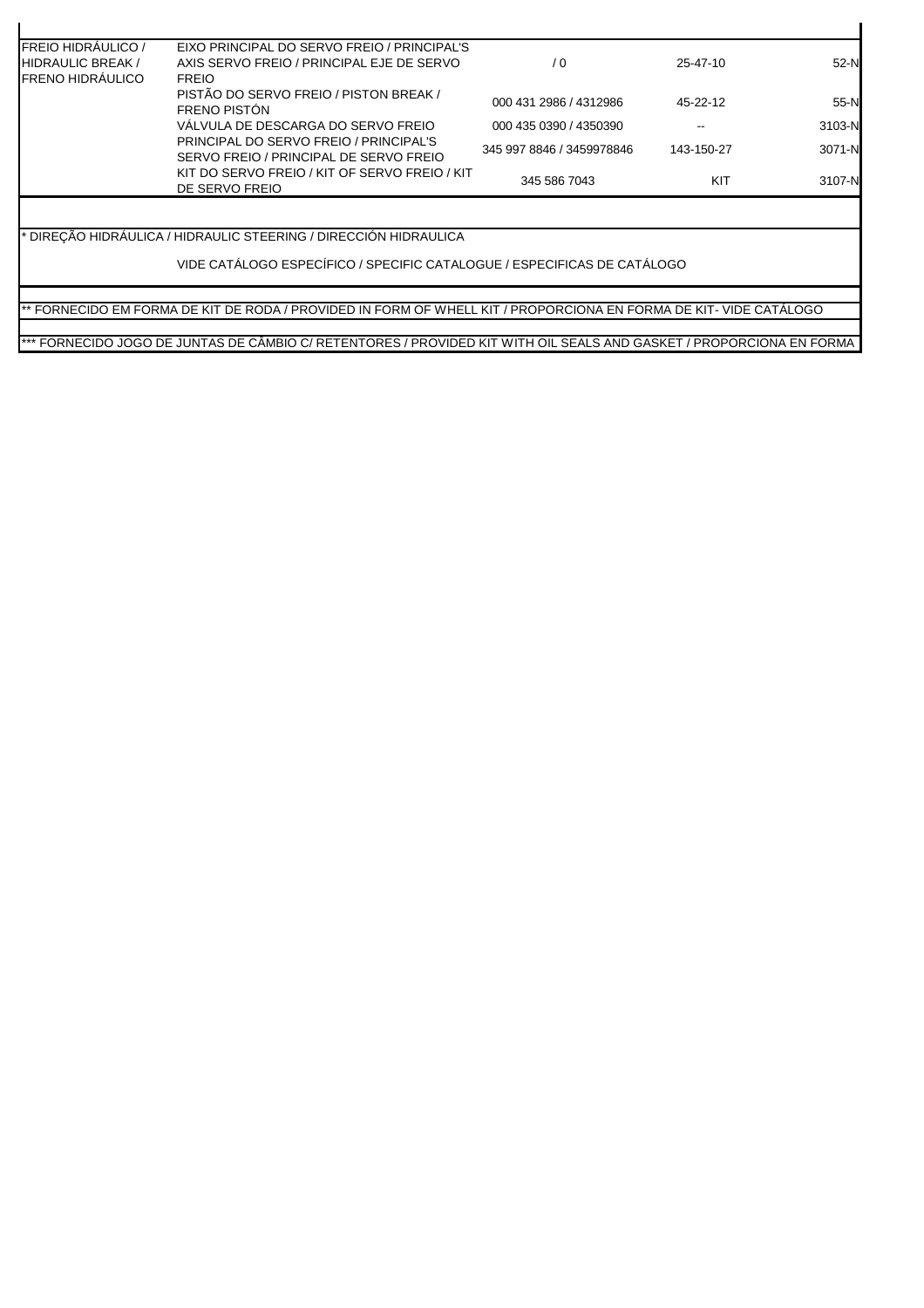| | | | | |
|---|---|---|---|---|
| FREIO HIDRÁULICO / HIDRAULIC BREAK / FRENO HIDRÁULICO | EIXO PRINCIPAL DO SERVO FREIO / PRINCIPAL'S AXIS SERVO FREIO / PRINCIPAL EJE DE SERVO FREIO | / 0 | 25-47-10 | 52-N |
| | PISTÃO DO SERVO FREIO / PISTON BREAK / FRENO PISTÓN | 000 431 2986 / 4312986 | 45-22-12 | 55-N |
| | VÁLVULA DE DESCARGA DO SERVO FREIO | 000 435 0390 / 4350390 | -- | 3103-N |
| | PRINCIPAL DO SERVO FREIO / PRINCIPAL'S SERVO FREIO / PRINCIPAL DE SERVO FREIO | 345 997 8846 / 3459978846 | 143-150-27 | 3071-N |
| | KIT DO SERVO FREIO / KIT OF SERVO FREIO / KIT DE SERVO FREIO | 345 586 7043 | KIT | 3107-N |

* DIREÇÃO HIDRÁULICA / HIDRAULIC STEERING / DIRECCIÓN HIDRAULICA

VIDE CATÁLOGO ESPECÍFICO / SPECIFIC CATALOGUE / ESPECIFICAS DE CATÁLOGO

** FORNECIDO EM FORMA DE KIT DE RODA / PROVIDED IN FORM OF WHELL KIT / PROPORCIONA EN FORMA DE KIT- VIDE CATÁLOGO

*** FORNECIDO JOGO DE JUNTAS DE CÂMBIO C/ RETENTORES / PROVIDED KIT WITH OIL SEALS AND GASKET / PROPORCIONA EN FORMA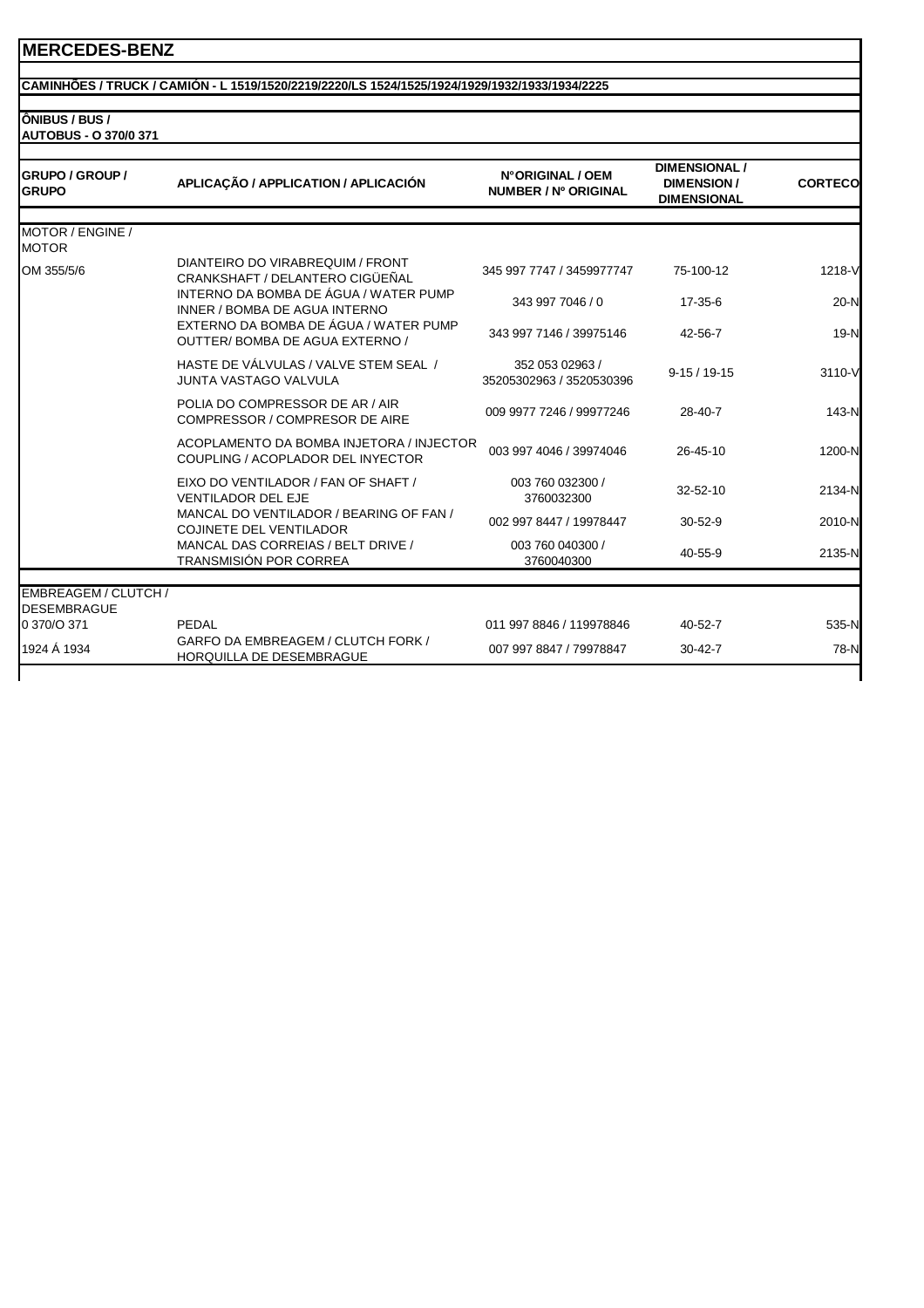# MERCEDES-BENZ

**CAMINHÕES / TRUCK / CAMIÓN - L 1519/1520/2219/2220/LS 1524/1525/1924/1929/1932/1933/1934/2225**

**ÔNIBUS / BUS / AUTOBUS - O 370/0 371**

| GRUPO / GROUP / GRUPO | APLICAÇÃO / APPLICATION / APLICACIÓN | N°ORIGINAL / OEM NUMBER / Nº ORIGINAL | DIMENSIONAL / DIMENSION / DIMENSIONAL | CORTECO |
|---|---|---|---|---|
| MOTOR / ENGINE / MOTOR | | | | |
| OM 355/5/6 | DIANTEIRO DO VIRABREQUIM / FRONT CRANKSHAFT / DELANTERO CIGÜEÑAL | 345 997 7747 / 3459977747 | 75-100-12 | 1218-V |
| | INTERNO DA BOMBA DE ÁGUA / WATER PUMP INNER / BOMBA DE AGUA INTERNO | 343 997 7046 / 0 | 17-35-6 | 20-N |
| | EXTERNO DA BOMBA DE ÁGUA / WATER PUMP OUTTER/ BOMBA DE AGUA EXTERNO / | 343 997 7146 / 39975146 | 42-56-7 | 19-N |
| | HASTE DE VÁLVULAS / VALVE STEM SEAL / JUNTA VASTAGO VALVULA | 352 053 02963 / 35205302963 / 3520530396 | 9-15 / 19-15 | 3110-V |
| | POLIA DO COMPRESSOR DE AR / AIR COMPRESSOR / COMPRESOR DE AIRE | 009 9977 7246 / 99977246 | 28-40-7 | 143-N |
| | ACOPLAMENTO DA BOMBA INJETORA / INJECTOR COUPLING / ACOPLADOR DEL INYECTOR | 003 997 4046 / 39974046 | 26-45-10 | 1200-N |
| | EIXO DO VENTILADOR / FAN OF SHAFT / VENTILADOR DEL EJE | 003 760 032300 / 3760032300 | 32-52-10 | 2134-N |
| | MANCAL DO VENTILADOR / BEARING OF FAN / COJINETE DEL VENTILADOR | 002 997 8447 / 19978447 | 30-52-9 | 2010-N |
| | MANCAL DAS CORREIAS / BELT DRIVE / TRANSMISIÓN POR CORREA | 003 760 040300 / 3760040300 | 40-55-9 | 2135-N |
| EMBREAGEM / CLUTCH / DESEMBRAGUE | | | | |
| 0 370/O 371 | PEDAL | 011 997 8846 / 119978846 | 40-52-7 | 535-N |
| 1924 Á 1934 | GARFO DA EMBREAGEM / CLUTCH FORK / HORQUILLA DE DESEMBRAGUE | 007 997 8847 / 79978847 | 30-42-7 | 78-N |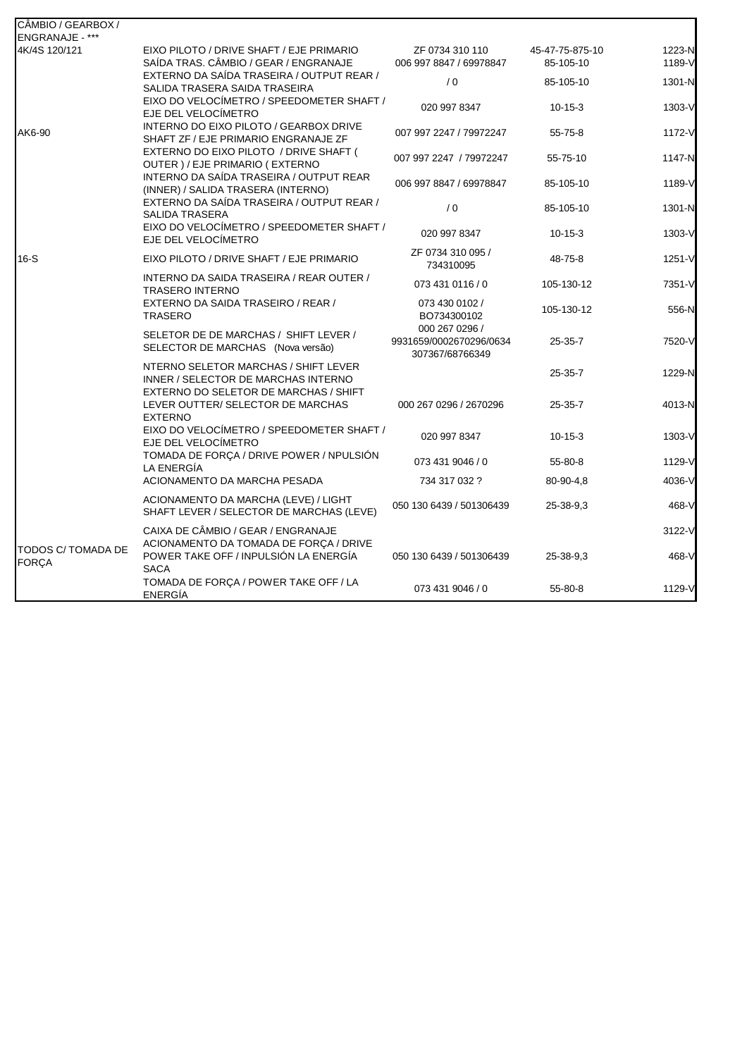| CÂMBIO / GEARBOX / ENGRANAJE - *** | | | | |
|---|---|---|---|---|
| 4K/4S 120/121 | EIXO PILOTO / DRIVE SHAFT / EJE PRIMARIO | ZF 0734 310 110 | 45-47-75-875-10 | 1223-N |
| | SAÍDA TRAS. CÂMBIO / GEAR / ENGRANAJE | 006 997 8847 / 69978847 | 85-105-10 | 1189-V |
| | EXTERNO DA SAÍDA TRASEIRA / OUTPUT REAR / SALIDA TRASERA SAIDA TRASEIRA | / 0 | 85-105-10 | 1301-N |
| | EIXO DO VELOCÍMETRO / SPEEDOMETER SHAFT / EJE DEL VELOCÍMETRO | 020 997 8347 | 10-15-3 | 1303-V |
| AK6-90 | INTERNO DO EIXO PILOTO / GEARBOX DRIVE SHAFT ZF / EJE PRIMARIO ENGRANAJE ZF | 007 997 2247 / 79972247 | 55-75-8 | 1172-V |
| | EXTERNO DO EIXO PILOTO / DRIVE SHAFT ( OUTER ) / EJE PRIMARIO ( EXTERNO | 007 997 2247 / 79972247 | 55-75-10 | 1147-N |
| | INTERNO DA SAÍDA TRASEIRA / OUTPUT REAR (INNER) / SALIDA TRASERA (INTERNO) | 006 997 8847 / 69978847 | 85-105-10 | 1189-V |
| | EXTERNO DA SAÍDA TRASEIRA / OUTPUT REAR / SALIDA TRASERA | / 0 | 85-105-10 | 1301-N |
| | EIXO DO VELOCÍMETRO / SPEEDOMETER SHAFT / EJE DEL VELOCÍMETRO | 020 997 8347 | 10-15-3 | 1303-V |
| 16-S | EIXO PILOTO / DRIVE SHAFT / EJE PRIMARIO | ZF 0734 310 095 / 734310095 | 48-75-8 | 1251-V |
| | INTERNO DA SAIDA TRASEIRA / REAR OUTER / TRASERO INTERNO | 073 431 0116 / 0 | 105-130-12 | 7351-V |
| | EXTERNO DA SAIDA TRASEIRO / REAR / TRASERO | 073 430 0102 / BO734300102 | 105-130-12 | 556-N |
| | SELETOR DE DE MARCHAS / SHIFT LEVER / SELECTOR DE MARCHAS (Nova versão) | 000 267 0296 / 9931659/0002670296/0634 307367/68766349 | 25-35-7 | 7520-V |
| | NTERNO SELETOR MARCHAS / SHIFT LEVER INNER / SELECTOR DE MARCHAS INTERNO | | 25-35-7 | 1229-N |
| | EXTERNO DO SELETOR DE MARCHAS / SHIFT LEVER OUTTER/ SELECTOR DE MARCHAS EXTERNO | 000 267 0296 / 2670296 | 25-35-7 | 4013-N |
| | EIXO DO VELOCÍMETRO / SPEEDOMETER SHAFT / EJE DEL VELOCÍMETRO | 020 997 8347 | 10-15-3 | 1303-V |
| | TOMADA DE FORÇA / DRIVE POWER / NPULSIÓN LA ENERGÍA | 073 431 9046 / 0 | 55-80-8 | 1129-V |
| | ACIONAMENTO DA MARCHA PESADA | 734 317 032 ? | 80-90-4,8 | 4036-V |
| | ACIONAMENTO DA MARCHA (LEVE) / LIGHT SHAFT LEVER / SELECTOR DE MARCHAS (LEVE) | 050 130 6439 / 501306439 | 25-38-9,3 | 468-V |
| | CAIXA DE CÂMBIO / GEAR / ENGRANAJE | | | 3122-V |
| TODOS C/ TOMADA DE FORÇA | ACIONAMENTO DA TOMADA DE FORÇA / DRIVE POWER TAKE OFF / INPULSIÓN LA ENERGÍA SACA | 050 130 6439 / 501306439 | 25-38-9,3 | 468-V |
| | TOMADA DE FORÇA / POWER TAKE OFF / LA ENERGÍA | 073 431 9046 / 0 | 55-80-8 | 1129-V |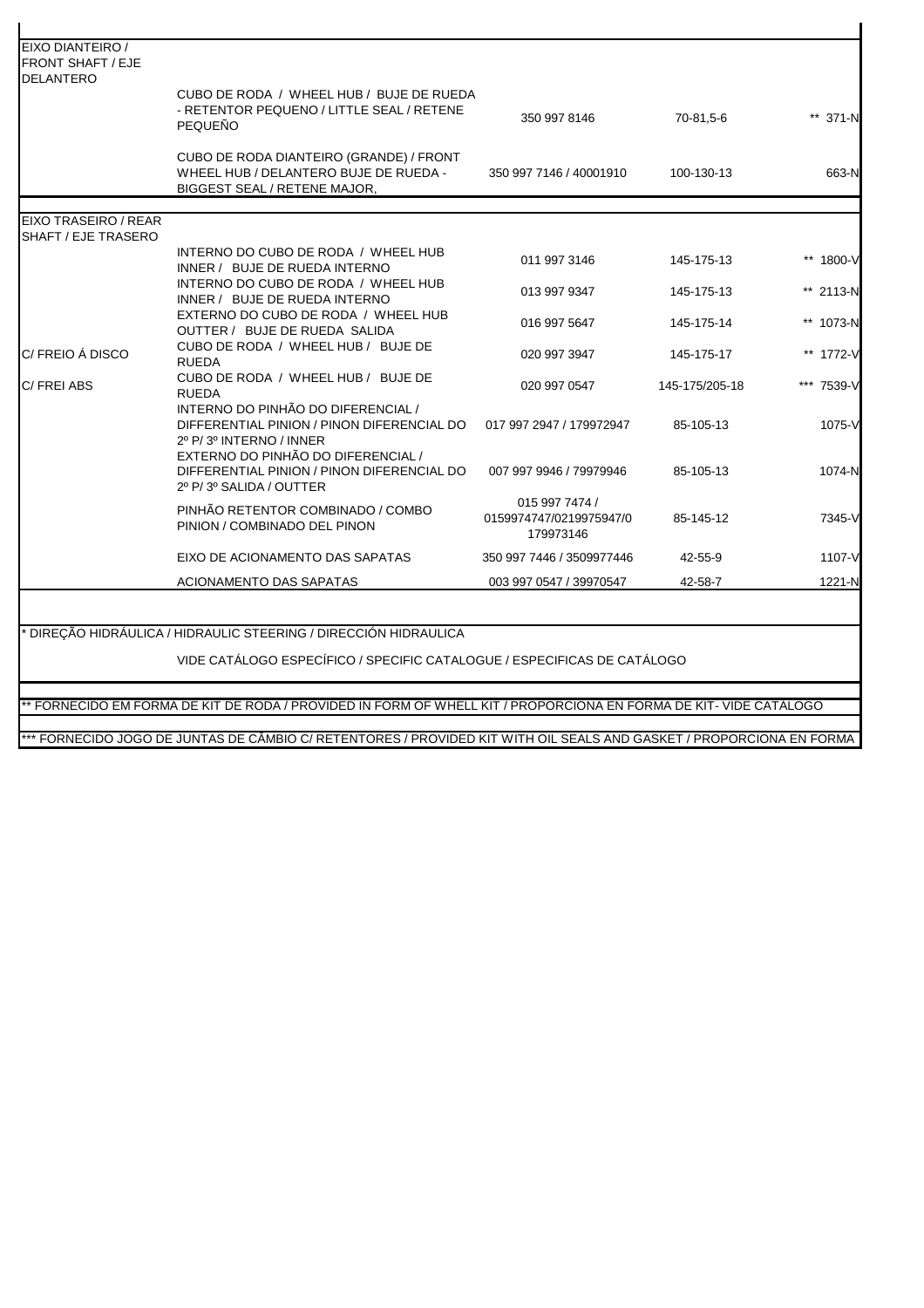| | | | | |
|---|---|---|---|---|
| EIXO DIANTEIRO / FRONT SHAFT / EJE DELANTERO | | | | |
| | CUBO DE RODA / WHEEL HUB / BUJE DE RUEDA - RETENTOR PEQUENO / LITTLE SEAL / RETENE PEQUEÑO | 350 997 8146 | 70-81,5-6 | ** 371-N |
| | CUBO DE RODA DIANTEIRO (GRANDE) / FRONT WHEEL HUB / DELANTERO BUJE DE RUEDA - BIGGEST SEAL / RETENE MAJOR, | 350 997 7146 / 40001910 | 100-130-13 | 663-N |
| EIXO TRASEIRO / REAR SHAFT / EJE TRASERO | | | | |
| | INTERNO DO CUBO DE RODA / WHEEL HUB INNER / BUJE DE RUEDA INTERNO | 011 997 3146 | 145-175-13 | ** 1800-V |
| | INTERNO DO CUBO DE RODA / WHEEL HUB INNER / BUJE DE RUEDA INTERNO | 013 997 9347 | 145-175-13 | ** 2113-N |
| | EXTERNO DO CUBO DE RODA / WHEEL HUB OUTTER / BUJE DE RUEDA SALIDA | 016 997 5647 | 145-175-14 | ** 1073-N |
| C/ FREIO Á DISCO | CUBO DE RODA / WHEEL HUB / BUJE DE RUEDA | 020 997 3947 | 145-175-17 | ** 1772-V |
| C/ FREI ABS | CUBO DE RODA / WHEEL HUB / BUJE DE RUEDA | 020 997 0547 | 145-175/205-18 | *** 7539-V |
| | INTERNO DO PINHÃO DO DIFERENCIAL / DIFFERENTIAL PINION / PINON DIFERENCIAL DO 2º P/ 3º INTERNO / INNER | 017 997 2947 / 179972947 | 85-105-13 | 1075-V |
| | EXTERNO DO PINHÃO DO DIFERENCIAL / DIFFERENTIAL PINION / PINON DIFERENCIAL DO 2º P/ 3º SALIDA / OUTTER | 007 997 9946 / 79979946 | 85-105-13 | 1074-N |
| | PINHÃO RETENTOR COMBINADO / COMBO PINION / COMBINADO DEL PINON | 015 997 7474 / 0159974747/0219975947/0 179973146 | 85-145-12 | 7345-V |
| | EIXO DE ACIONAMENTO DAS SAPATAS | 350 997 7446 / 3509977446 | 42-55-9 | 1107-V |
| | ACIONAMENTO DAS SAPATAS | 003 997 0547 / 39970547 | 42-58-7 | 1221-N |

* DIREÇÃO HIDRÁULICA / HIDRAULIC STEERING / DIRECCIÓN HIDRAULICA

VIDE CATÁLOGO ESPECÍFICO / SPECIFIC CATALOGUE / ESPECIFICAS DE CATÁLOGO

** FORNECIDO EM FORMA DE KIT DE RODA / PROVIDED IN FORM OF WHELL KIT / PROPORCIONA EN FORMA DE KIT- VIDE CATÁLOGO

*** FORNECIDO JOGO DE JUNTAS DE CÂMBIO C/ RETENTORES / PROVIDED KIT WITH OIL SEALS AND GASKET / PROPORCIONA EN FORMA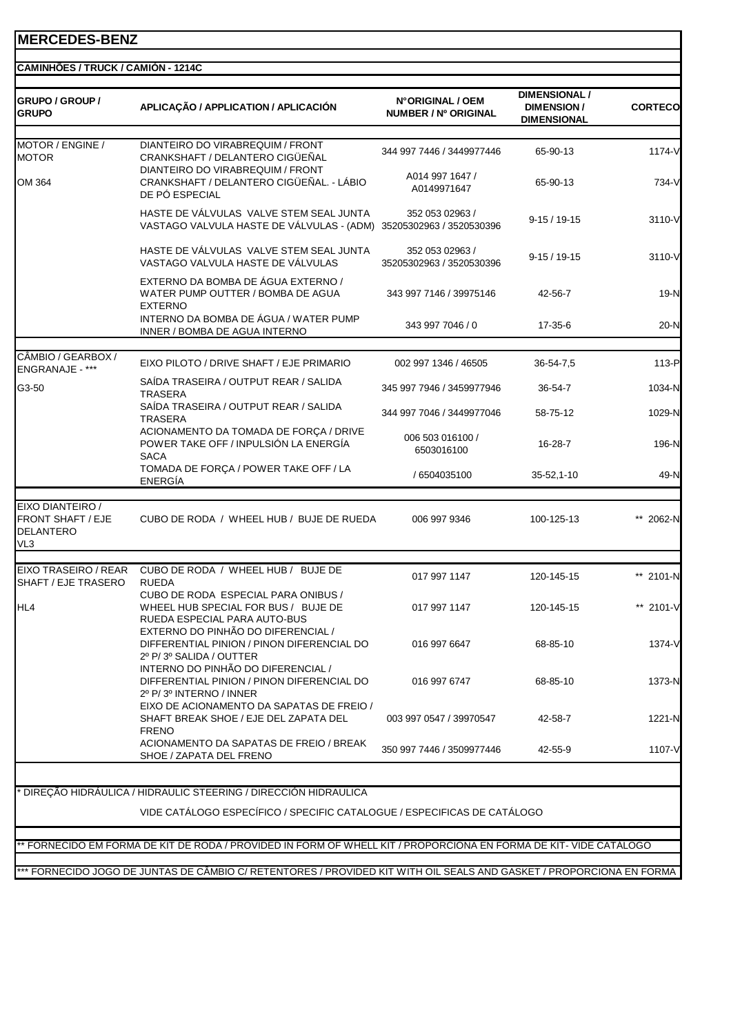# MERCEDES-BENZ

## CAMINHÕES / TRUCK / CAMIÓN - 1214C

| GRUPO / GROUP / GRUPO | APLICAÇÃO / APPLICATION / APLICACIÓN | N°ORIGINAL / OEM NUMBER / Nº ORIGINAL | DIMENSIONAL / DIMENSION / DIMENSIONAL | CORTECO |
|---|---|---|---|---|
| MOTOR / ENGINE / MOTOR | DIANTEIRO DO VIRABREQUIM / FRONT CRANKSHAFT / DELANTERO CIGÜEÑAL | 344 997 7446 / 3449977446 | 65-90-13 | 1174-V |
| OM 364 | DIANTEIRO DO VIRABREQUIM / FRONT CRANKSHAFT / DELANTERO CIGÜEÑAL. - LÁBIO DE PÓ ESPECIAL | A014 997 1647 / A0149971647 | 65-90-13 | 734-V |
| | HASTE DE VÁLVULAS VALVE STEM SEAL JUNTA VASTAGO VALVULA HASTE DE VÁLVULAS - (ADM) | 352 053 02963 / 35205302963 / 3520530396 | 9-15 / 19-15 | 3110-V |
| | HASTE DE VÁLVULAS VALVE STEM SEAL JUNTA VASTAGO VALVULA HASTE DE VÁLVULAS | 352 053 02963 / 35205302963 / 3520530396 | 9-15 / 19-15 | 3110-V |
| | EXTERNO DA BOMBA DE ÁGUA EXTERNO / WATER PUMP OUTTER / BOMBA DE AGUA EXTERNO | 343 997 7146 / 39975146 | 42-56-7 | 19-N |
| | INTERNO DA BOMBA DE ÁGUA / WATER PUMP INNER / BOMBA DE AGUA INTERNO | 343 997 7046 / 0 | 17-35-6 | 20-N |
| CÂMBIO / GEARBOX / ENGRANAJE - *** | EIXO PILOTO / DRIVE SHAFT / EJE PRIMARIO | 002 997 1346 / 46505 | 36-54-7,5 | 113-P |
| G3-50 | SAÍDA TRASEIRA / OUTPUT REAR / SALIDA TRASERA | 345 997 7946 / 3459977946 | 36-54-7 | 1034-N |
| | SAÍDA TRASEIRA / OUTPUT REAR / SALIDA TRASERA | 344 997 7046 / 3449977046 | 58-75-12 | 1029-N |
| | ACIONAMENTO DA TOMADA DE FORÇA / DRIVE POWER TAKE OFF / INPULSIÓN LA ENERGÍA SACA | 006 503 016100 / 6503016100 | 16-28-7 | 196-N |
| | TOMADA DE FORÇA / POWER TAKE OFF / LA ENERGÍA | / 6504035100 | 35-52,1-10 | 49-N |
| EIXO DIANTEIRO / FRONT SHAFT / EJE DELANTERO VL3 | CUBO DE RODA / WHEEL HUB / BUJE DE RUEDA | 006 997 9346 | 100-125-13 | ** 2062-N |
| EIXO TRASEIRO / REAR SHAFT / EJE TRASERO | CUBO DE RODA / WHEEL HUB / BUJE DE RUEDA | 017 997 1147 | 120-145-15 | ** 2101-N |
| HL4 | CUBO DE RODA ESPECIAL PARA ONIBUS / WHEEL HUB SPECIAL FOR BUS / BUJE DE RUEDA ESPECIAL PARA AUTO-BUS | 017 997 1147 | 120-145-15 | ** 2101-V |
| | EXTERNO DO PINHÃO DO DIFERENCIAL / DIFFERENTIAL PINION / PINON DIFERENCIAL DO 2º P/ 3º SALIDA / OUTTER | 016 997 6647 | 68-85-10 | 1374-V |
| | INTERNO DO PINHÃO DO DIFERENCIAL / DIFFERENTIAL PINION / PINON DIFERENCIAL DO 2º P/ 3º INTERNO / INNER | 016 997 6747 | 68-85-10 | 1373-N |
| | EIXO DE ACIONAMENTO DA SAPATAS DE FREIO / SHAFT BREAK SHOE / EJE DEL ZAPATA DEL FRENO | 003 997 0547 / 39970547 | 42-58-7 | 1221-N |
| | ACIONAMENTO DA SAPATAS DE FREIO / BREAK SHOE / ZAPATA DEL FRENO | 350 997 7446 / 3509977446 | 42-55-9 | 1107-V |

* DIREÇÃO HIDRÁULICA / HIDRAULIC STEERING / DIRECCIÓN HIDRAULICA

VIDE CATÁLOGO ESPECÍFICO / SPECIFIC CATALOGUE / ESPECIFICAS DE CATÁLOGO

** FORNECIDO EM FORMA DE KIT DE RODA / PROVIDED IN FORM OF WHELL KIT / PROPORCIONA EN FORMA DE KIT- VIDE CATALOGO

*** FORNECIDO JOGO DE JUNTAS DE CÂMBIO C/ RETENTORES / PROVIDED KIT WITH OIL SEALS AND GASKET / PROPORCIONA EN FORMA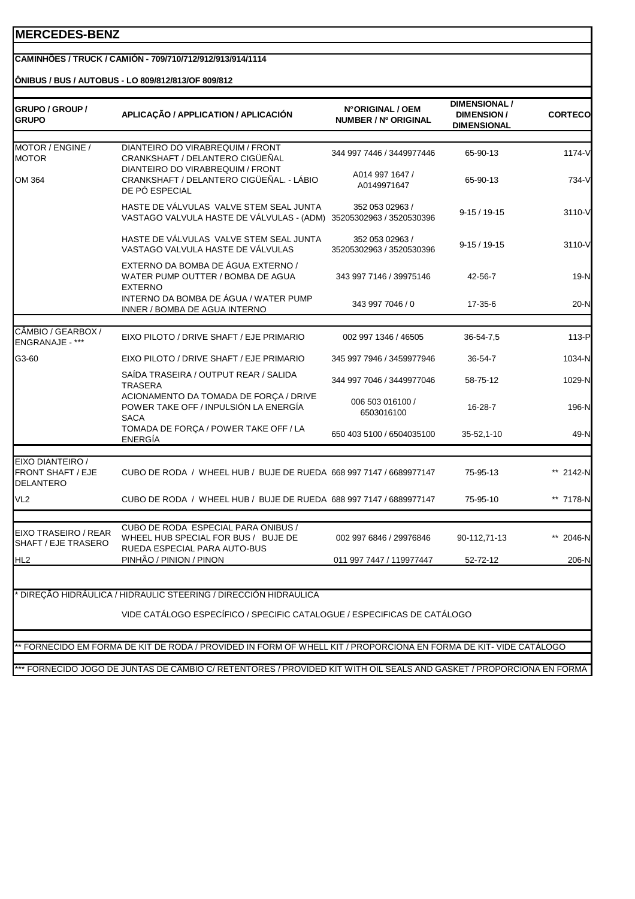# MERCEDES-BENZ

**CAMINHÕES / TRUCK / CAMIÓN - 709/710/712/912/913/914/1114**

**ÔNIBUS / BUS / AUTOBUS - LO 809/812/813/OF 809/812**

| GRUPO / GROUP / GRUPO | APLICAÇÃO / APPLICATION / APLICACIÓN | N°ORIGINAL / OEM NUMBER / Nº ORIGINAL | DIMENSIONAL / DIMENSION / DIMENSIONAL | CORTECO |
|---|---|---|---|---|
| MOTOR / ENGINE / MOTOR | DIANTEIRO DO VIRABREQUIM / FRONT CRANKSHAFT / DELANTERO CIGÜEÑAL | 344 997 7446 / 3449977446 | 65-90-13 | 1174-V |
| OM 364 | DIANTEIRO DO VIRABREQUIM / FRONT CRANKSHAFT / DELANTERO CIGÜEÑAL. - LÁBIO DE PÓ ESPECIAL | A014 997 1647 / A0149971647 | 65-90-13 | 734-V |
| | HASTE DE VÁLVULAS VALVE STEM SEAL JUNTA VASTAGO VALVULA HASTE DE VÁLVULAS - (ADM) | 352 053 02963 / 35205302963 / 3520530396 | 9-15 / 19-15 | 3110-V |
| | HASTE DE VÁLVULAS VALVE STEM SEAL JUNTA VASTAGO VALVULA HASTE DE VÁLVULAS | 352 053 02963 / 35205302963 / 3520530396 | 9-15 / 19-15 | 3110-V |
| | EXTERNO DA BOMBA DE ÁGUA EXTERNO / WATER PUMP OUTTER / BOMBA DE AGUA EXTERNO | 343 997 7146 / 39975146 | 42-56-7 | 19-N |
| | INTERNO DA BOMBA DE ÁGUA / WATER PUMP INNER / BOMBA DE AGUA INTERNO | 343 997 7046 / 0 | 17-35-6 | 20-N |
| CÂMBIO / GEARBOX / ENGRANAJE - *** | EIXO PILOTO / DRIVE SHAFT / EJE PRIMARIO | 002 997 1346 / 46505 | 36-54-7,5 | 113-P |
| G3-60 | EIXO PILOTO / DRIVE SHAFT / EJE PRIMARIO | 345 997 7946 / 3459977946 | 36-54-7 | 1034-N |
| | SAÍDA TRASEIRA / OUTPUT REAR / SALIDA TRASERA | 344 997 7046 / 3449977046 | 58-75-12 | 1029-N |
| | ACIONAMENTO DA TOMADA DE FORÇA / DRIVE POWER TAKE OFF / INPULSIÓN LA ENERGÍA SACA | 006 503 016100 / 6503016100 | 16-28-7 | 196-N |
| | TOMADA DE FORÇA / POWER TAKE OFF / LA ENERGÍA | 650 403 5100 / 6504035100 | 35-52,1-10 | 49-N |
| EIXO DIANTEIRO / FRONT SHAFT / EJE DELANTERO | CUBO DE RODA / WHEEL HUB / BUJE DE RUEDA | 668 997 7147 / 6689977147 | 75-95-13 | ** 2142-N |
| VL2 | CUBO DE RODA / WHEEL HUB / BUJE DE RUEDA | 688 997 7147 / 6889977147 | 75-95-10 | ** 7178-N |
| EIXO TRASEIRO / REAR SHAFT / EJE TRASERO | CUBO DE RODA ESPECIAL PARA ONIBUS / WHEEL HUB SPECIAL FOR BUS / BUJE DE RUEDA ESPECIAL PARA AUTO-BUS | 002 997 6846 / 29976846 | 90-112,71-13 | ** 2046-N |
| HL2 | PINHÃO / PINION / PINON | 011 997 7447 / 119977447 | 52-72-12 | 206-N |

* DIREÇÃO HIDRÁULICA / HIDRAULIC STEERING / DIRECCIÓN HIDRAULICA

VIDE CATÁLOGO ESPECÍFICO / SPECIFIC CATALOGUE / ESPECIFICAS DE CATÁLOGO

** FORNECIDO EM FORMA DE KIT DE RODA / PROVIDED IN FORM OF WHELL KIT / PROPORCIONA EN FORMA DE KIT- VIDE CATÁLOGO

*** FORNECIDO JOGO DE JUNTAS DE CÂMBIO C/ RETENTORES / PROVIDED KIT WITH OIL SEALS AND GASKET / PROPORCIONA EN FORMA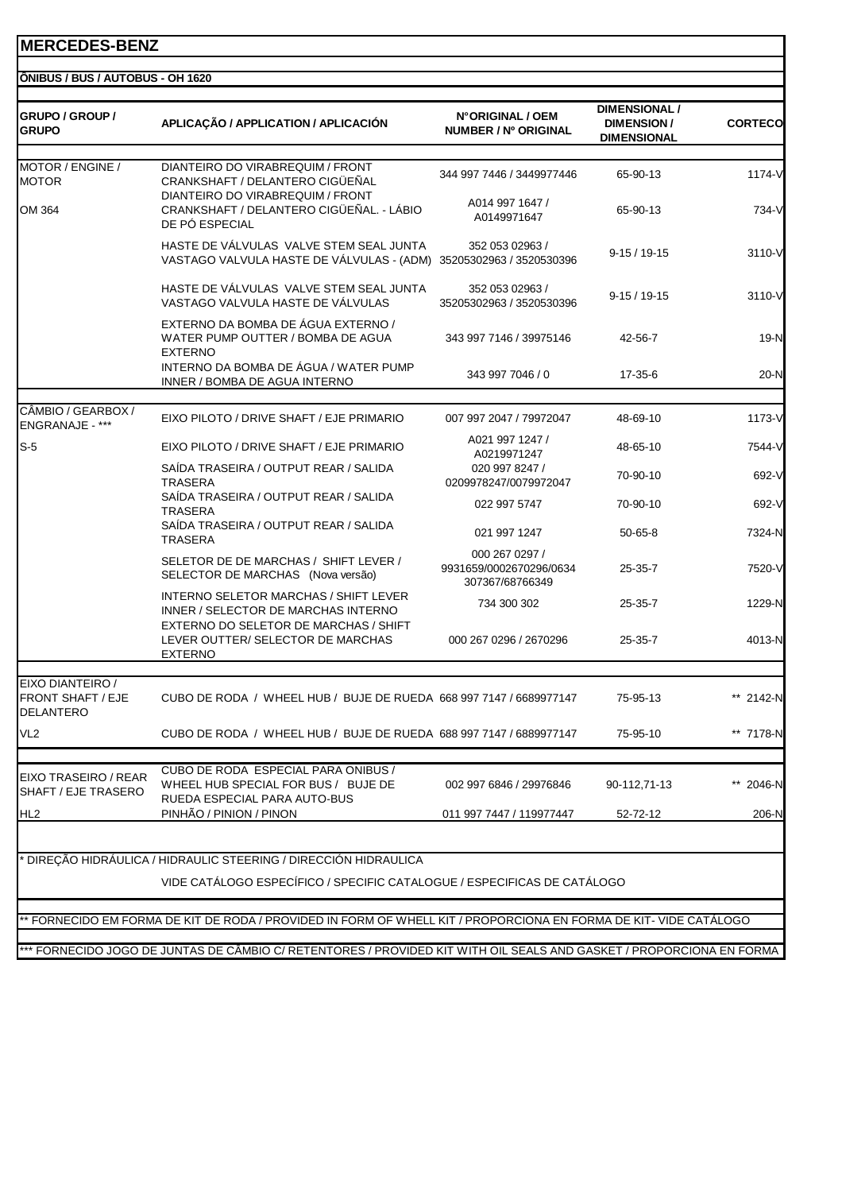## MERCEDES-BENZ

**ÔNIBUS / BUS / AUTOBUS - OH 1620**

| GRUPO / GROUP / GRUPO | APLICAÇÃO / APPLICATION / APLICACIÓN | N°ORIGINAL / OEM NUMBER / Nº ORIGINAL | DIMENSIONAL / DIMENSION / DIMENSIONAL | CORTECO |
|---|---|---|---|---|
| MOTOR / ENGINE / MOTOR | DIANTEIRO DO VIRABREQUIM / FRONT CRANKSHAFT / DELANTERO CIGÜEÑAL | 344 997 7446 / 3449977446 | 65-90-13 | 1174-V |
| OM 364 | DIANTEIRO DO VIRABREQUIM / FRONT CRANKSHAFT / DELANTERO CIGÜEÑAL. - LÁBIO DE PÓ ESPECIAL | A014 997 1647 / A0149971647 | 65-90-13 | 734-V |
| | HASTE DE VÁLVULAS VALVE STEM SEAL JUNTA VASTAGO VALVULA HASTE DE VÁLVULAS - (ADM) | 352 053 02963 / 35205302963 / 3520530396 | 9-15 / 19-15 | 3110-V |
| | HASTE DE VÁLVULAS VALVE STEM SEAL JUNTA VASTAGO VALVULA HASTE DE VÁLVULAS | 352 053 02963 / 35205302963 / 3520530396 | 9-15 / 19-15 | 3110-V |
| | EXTERNO DA BOMBA DE ÁGUA EXTERNO / WATER PUMP OUTTER / BOMBA DE AGUA EXTERNO | 343 997 7146 / 39975146 | 42-56-7 | 19-N |
| | INTERNO DA BOMBA DE ÁGUA / WATER PUMP INNER / BOMBA DE AGUA INTERNO | 343 997 7046 / 0 | 17-35-6 | 20-N |
| CÂMBIO / GEARBOX / ENGRANAJE - *** | EIXO PILOTO / DRIVE SHAFT / EJE PRIMARIO | 007 997 2047 / 79972047 | 48-69-10 | 1173-V |
| S-5 | EIXO PILOTO / DRIVE SHAFT / EJE PRIMARIO | A021 997 1247 / A0219971247 | 48-65-10 | 7544-V |
| | SAÍDA TRASEIRA / OUTPUT REAR / SALIDA TRASERA | 020 997 8247 / 0209978247/0079972047 | 70-90-10 | 692-V |
| | SAÍDA TRASEIRA / OUTPUT REAR / SALIDA TRASERA | 022 997 5747 | 70-90-10 | 692-V |
| | SAÍDA TRASEIRA / OUTPUT REAR / SALIDA TRASERA | 021 997 1247 | 50-65-8 | 7324-N |
| | SELETOR DE DE MARCHAS / SHIFT LEVER / SELECTOR DE MARCHAS (Nova versão) | 000 267 0297 / 9931659/0002670296/0634307367/68766349 | 25-35-7 | 7520-V |
| | INTERNO SELETOR MARCHAS / SHIFT LEVER INNER / SELECTOR DE MARCHAS INTERNO | 734 300 302 | 25-35-7 | 1229-N |
| | EXTERNO DO SELETOR DE MARCHAS / SHIFT LEVER OUTTER/ SELECTOR DE MARCHAS EXTERNO | 000 267 0296 / 2670296 | 25-35-7 | 4013-N |
| EIXO DIANTEIRO / FRONT SHAFT / EJE DELANTERO | CUBO DE RODA / WHEEL HUB / BUJE DE RUEDA | 668 997 7147 / 6689977147 | 75-95-13 | ** 2142-N |
| VL2 | CUBO DE RODA / WHEEL HUB / BUJE DE RUEDA | 688 997 7147 / 6889977147 | 75-95-10 | ** 7178-N |
| EIXO TRASEIRO / REAR SHAFT / EJE TRASERO | CUBO DE RODA ESPECIAL PARA ONIBUS / WHEEL HUB SPECIAL FOR BUS / BUJE DE RUEDA ESPECIAL PARA AUTO-BUS | 002 997 6846 / 29976846 | 90-112,71-13 | ** 2046-N |
| HL2 | PINHÃO / PINION / PINON | 011 997 7447 / 119977447 | 52-72-12 | 206-N |

\* DIREÇÃO HIDRÁULICA / HIDRAULIC STEERING / DIRECCIÓN HIDRAULICA

VIDE CATÁLOGO ESPECÍFICO / SPECIFIC CATALOGUE / ESPECIFICAS DE CATÁLOGO

** FORNECIDO EM FORMA DE KIT DE RODA / PROVIDED IN FORM OF WHELL KIT / PROPORCIONA EN FORMA DE KIT- VIDE CATÁLOGO

*** FORNECIDO JOGO DE JUNTAS DE CÂMBIO C/ RETENTORES / PROVIDED KIT WITH OIL SEALS AND GASKET / PROPORCIONA EN FORMA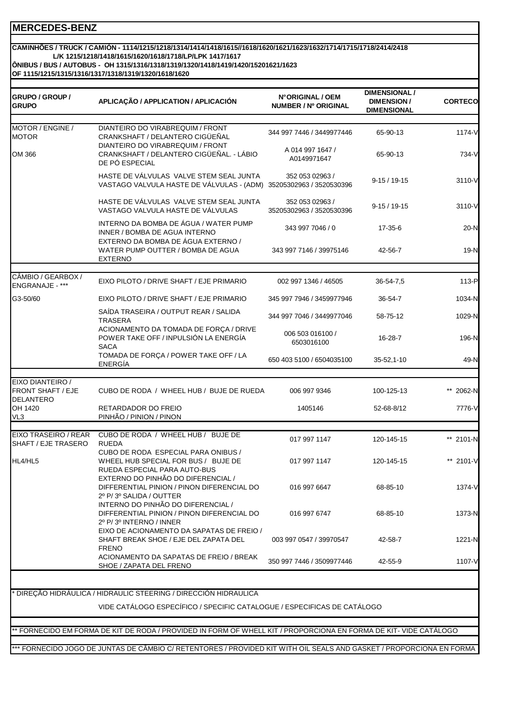# MERCEDES-BENZ

**CAMINHÕES / TRUCK / CAMIÓN - 1114/1215/1218/1314/1414/1418/1615//1618/1620/1621/1623/1632/1714/1715/1718/2414/2418**
**L/K 1215/1218/1418/1615/1620/1618/1718/LP/LPK 1417/1617**
**ÔNIBUS / BUS / AUTOBUS - OH 1315/1316/1318/1319/1320/1418/1419/1420/15201621/1623**
**OF 1115/1215/1315/1316/1317/1318/1319/1320/1618/1620**

| GRUPO / GROUP / GRUPO | APLICAÇÃO / APPLICATION / APLICACIÓN | N°ORIGINAL / OEM NUMBER / Nº ORIGINAL | DIMENSIONAL / DIMENSION / DIMENSIONAL | CORTECO |
|---|---|---|---|---|
| MOTOR / ENGINE / MOTOR | DIANTEIRO DO VIRABREQUIM / FRONT CRANKSHAFT / DELANTERO CIGÜEÑAL | 344 997 7446 / 3449977446 | 65-90-13 | 1174-V |
| OM 366 | DIANTEIRO DO VIRABREQUIM / FRONT CRANKSHAFT / DELANTERO CIGÜEÑAL. - LÁBIO DE PÓ ESPECIAL | A 014 997 1647 / A0149971647 | 65-90-13 | 734-V |
| | HASTE DE VÁLVULAS VALVE STEM SEAL JUNTA VASTAGO VALVULA HASTE DE VÁLVULAS - (ADM) | 352 053 02963 / 35205302963 / 3520530396 | 9-15 / 19-15 | 3110-V |
| | HASTE DE VÁLVULAS VALVE STEM SEAL JUNTA VASTAGO VALVULA HASTE DE VÁLVULAS | 352 053 02963 / 35205302963 / 3520530396 | 9-15 / 19-15 | 3110-V |
| | INTERNO DA BOMBA DE ÁGUA / WATER PUMP INNER / BOMBA DE AGUA INTERNO | 343 997 7046 / 0 | 17-35-6 | 20-N |
| | EXTERNO DA BOMBA DE ÁGUA EXTERNO / WATER PUMP OUTTER / BOMBA DE AGUA EXTERNO | 343 997 7146 / 39975146 | 42-56-7 | 19-N |
| CÂMBIO / GEARBOX / ENGRANAJE - *** | EIXO PILOTO / DRIVE SHAFT / EJE PRIMARIO | 002 997 1346 / 46505 | 36-54-7,5 | 113-P |
| G3-50/60 | EIXO PILOTO / DRIVE SHAFT / EJE PRIMARIO | 345 997 7946 / 3459977946 | 36-54-7 | 1034-N |
| | SAÍDA TRASEIRA / OUTPUT REAR / SALIDA TRASERA | 344 997 7046 / 3449977046 | 58-75-12 | 1029-N |
| | ACIONAMENTO DA TOMADA DE FORÇA / DRIVE POWER TAKE OFF / INPULSIÓN LA ENERGÍA SACA | 006 503 016100 / 6503016100 | 16-28-7 | 196-N |
| | TOMADA DE FORÇA / POWER TAKE OFF / LA ENERGÍA | 650 403 5100 / 6504035100 | 35-52,1-10 | 49-N |
| EIXO DIANTEIRO / FRONT SHAFT / EJE DELANTERO | CUBO DE RODA / WHEEL HUB / BUJE DE RUEDA | 006 997 9346 | 100-125-13 | ** 2062-N |
| OH 1420 | RETARDADOR DO FREIO | 1405146 | 52-68-8/12 | 7776-V |
| VL3 | PINHÃO / PINION / PINON | | | |
| EIXO TRASEIRO / REAR SHAFT / EJE TRASERO | CUBO DE RODA / WHEEL HUB / BUJE DE RUEDA | 017 997 1147 | 120-145-15 | ** 2101-N |
| HL4/HL5 | CUBO DE RODA ESPECIAL PARA ONIBUS / WHEEL HUB SPECIAL FOR BUS / BUJE DE RUEDA ESPECIAL PARA AUTO-BUS | 017 997 1147 | 120-145-15 | ** 2101-V |
| | EXTERNO DO PINHÃO DO DIFERENCIAL / DIFFERENTIAL PINION / PINON DIFERENCIAL DO 2º P/ 3º SALIDA / OUTTER | 016 997 6647 | 68-85-10 | 1374-V |
| | INTERNO DO PINHÃO DO DIFERENCIAL / DIFFERENTIAL PINION / PINON DIFERENCIAL DO 2º P/ 3º INTERNO / INNER | 016 997 6747 | 68-85-10 | 1373-N |
| | EIXO DE ACIONAMENTO DA SAPATAS DE FREIO / SHAFT BREAK SHOE / EJE DEL ZAPATA DEL FRENO | 003 997 0547 / 39970547 | 42-58-7 | 1221-N |
| | ACIONAMENTO DA SAPATAS DE FREIO / BREAK SHOE / ZAPATA DEL FRENO | 350 997 7446 / 3509977446 | 42-55-9 | 1107-V |

\* DIREÇÃO HIDRÁULICA / HIDRAULIC STEERING / DIRECCIÓN HIDRAULICA

VIDE CATÁLOGO ESPECÍFICO / SPECIFIC CATALOGUE / ESPECIFICAS DE CATÁLOGO

** FORNECIDO EM FORMA DE KIT DE RODA / PROVIDED IN FORM OF WHELL KIT / PROPORCIONA EN FORMA DE KIT- VIDE CATÁLOGO

*** FORNECIDO JOGO DE JUNTAS DE CÂMBIO C/ RETENTORES / PROVIDED KIT WITH OIL SEALS AND GASKET / PROPORCIONA EN FORMA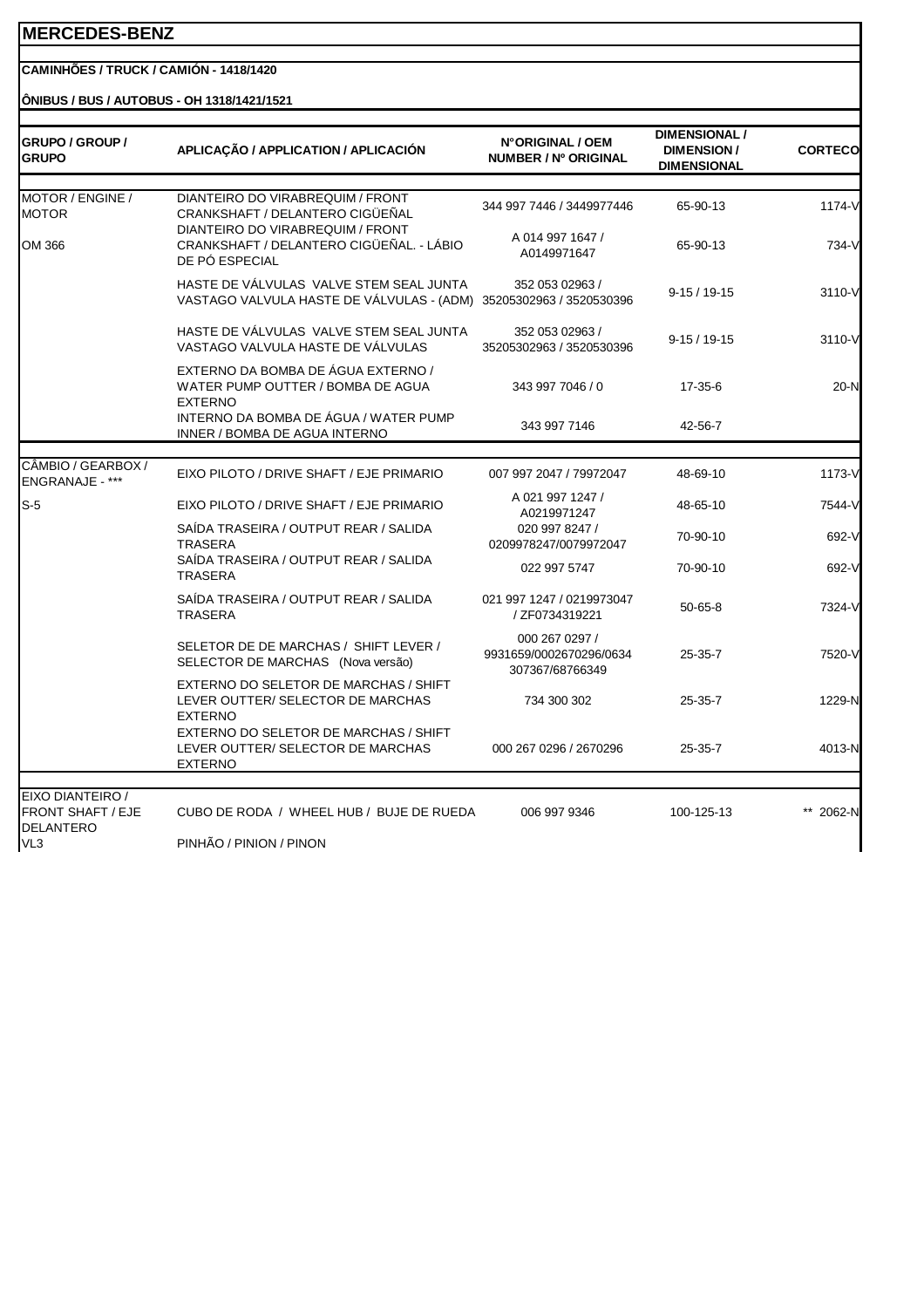# MERCEDES-BENZ

**CAMINHÕES / TRUCK / CAMIÓN - 1418/1420**

**ÔNIBUS / BUS / AUTOBUS - OH 1318/1421/1521**

| GRUPO / GROUP / GRUPO | APLICAÇÃO / APPLICATION / APLICACIÓN | N°ORIGINAL / OEM NUMBER / Nº ORIGINAL | DIMENSIONAL / DIMENSION / DIMENSIONAL | CORTECO |
|---|---|---|---|---|
| MOTOR / ENGINE / MOTOR | DIANTEIRO DO VIRABREQUIM / FRONT CRANKSHAFT / DELANTERO CIGÜEÑAL | 344 997 7446 / 3449977446 | 65-90-13 | 1174-V |
| OM 366 | DIANTEIRO DO VIRABREQUIM / FRONT CRANKSHAFT / DELANTERO CIGÜEÑAL. - LÁBIO DE PÓ ESPECIAL | A 014 997 1647 / A0149971647 | 65-90-13 | 734-V |
| | HASTE DE VÁLVULAS VALVE STEM SEAL JUNTA VASTAGO VALVULA HASTE DE VÁLVULAS - (ADM) | 352 053 02963 / 35205302963 / 3520530396 | 9-15 / 19-15 | 3110-V |
| | HASTE DE VÁLVULAS VALVE STEM SEAL JUNTA VASTAGO VALVULA HASTE DE VÁLVULAS | 352 053 02963 / 35205302963 / 3520530396 | 9-15 / 19-15 | 3110-V |
| | EXTERNO DA BOMBA DE ÁGUA EXTERNO / WATER PUMP OUTTER / BOMBA DE AGUA EXTERNO | 343 997 7046 / 0 | 17-35-6 | 20-N |
| | INTERNO DA BOMBA DE ÁGUA / WATER PUMP INNER / BOMBA DE AGUA INTERNO | 343 997 7146 | 42-56-7 | |
| CÂMBIO / GEARBOX / ENGRANAJE - *** | EIXO PILOTO / DRIVE SHAFT / EJE PRIMARIO | 007 997 2047 / 79972047 | 48-69-10 | 1173-V |
| S-5 | EIXO PILOTO / DRIVE SHAFT / EJE PRIMARIO | A 021 997 1247 / A0219971247 | 48-65-10 | 7544-V |
| | SAÍDA TRASEIRA / OUTPUT REAR / SALIDA TRASERA | 020 997 8247 / 0209978247/0079972047 | 70-90-10 | 692-V |
| | SAÍDA TRASEIRA / OUTPUT REAR / SALIDA TRASERA | 022 997 5747 | 70-90-10 | 692-V |
| | SAÍDA TRASEIRA / OUTPUT REAR / SALIDA TRASERA | 021 997 1247 / 0219973047 / ZF0734319221 | 50-65-8 | 7324-V |
| | SELETOR DE DE MARCHAS / SHIFT LEVER / SELECTOR DE MARCHAS (Nova versão) | 000 267 0297 / 9931659/0002670296/0634 307367/68766349 | 25-35-7 | 7520-V |
| | EXTERNO DO SELETOR DE MARCHAS / SHIFT LEVER OUTTER/ SELECTOR DE MARCHAS EXTERNO | 734 300 302 | 25-35-7 | 1229-N |
| | EXTERNO DO SELETOR DE MARCHAS / SHIFT LEVER OUTTER/ SELECTOR DE MARCHAS EXTERNO | 000 267 0296 / 2670296 | 25-35-7 | 4013-N |
| EIXO DIANTEIRO / FRONT SHAFT / EJE DELANTERO | CUBO DE RODA / WHEEL HUB / BUJE DE RUEDA | 006 997 9346 | 100-125-13 | ** 2062-N |
| VL3 | PINHÃO / PINION / PINON | | | |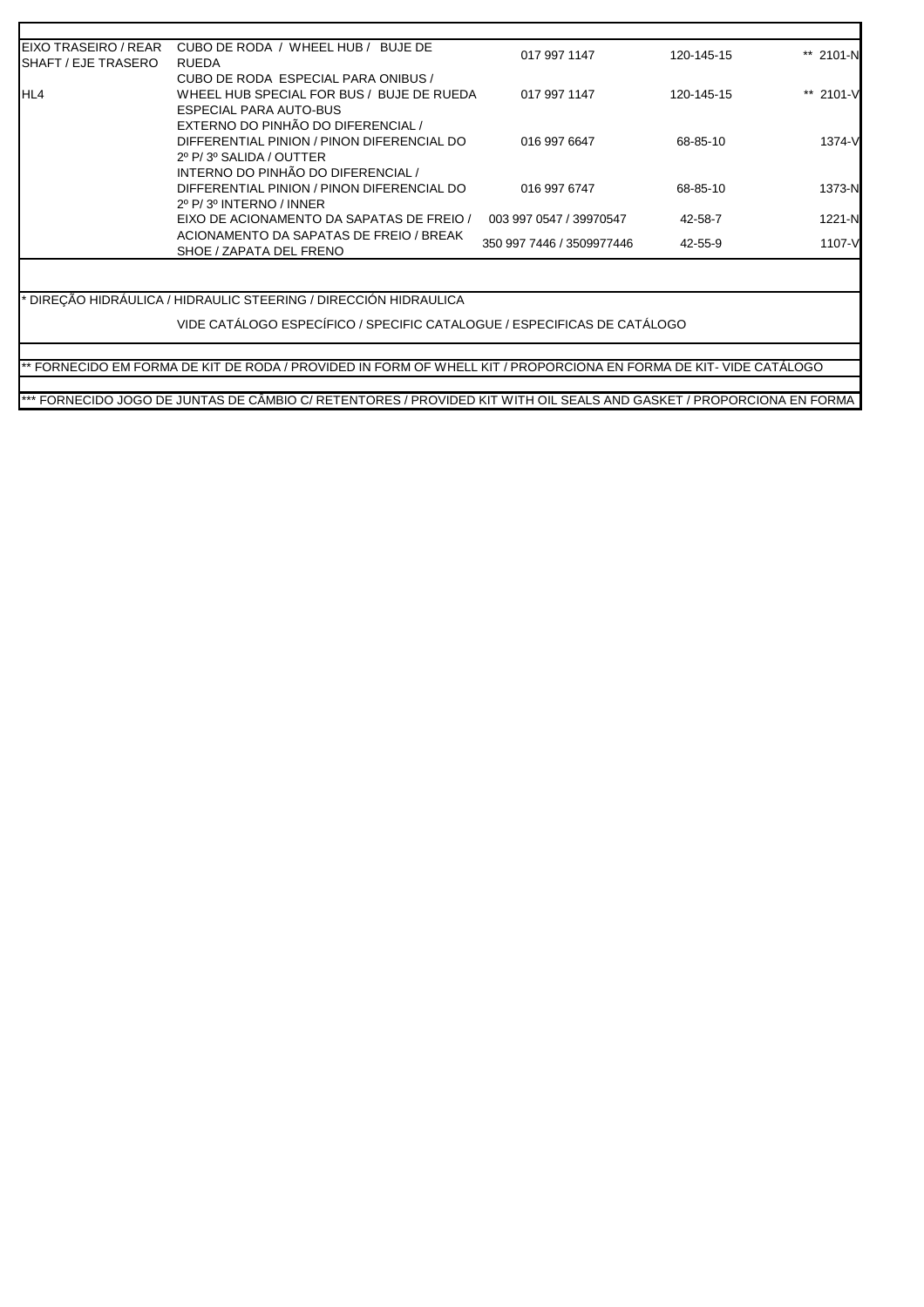| | | | | |
|---|---|---|---|---|
| EIXO TRASEIRO / REAR SHAFT / EJE TRASERO | CUBO DE RODA / WHEEL HUB / BUJE DE RUEDA | 017 997 1147 | 120-145-15 | ** 2101-N |
| HL4 | CUBO DE RODA ESPECIAL PARA ONIBUS / WHEEL HUB SPECIAL FOR BUS / BUJE DE RUEDA ESPECIAL PARA AUTO-BUS | 017 997 1147 | 120-145-15 | ** 2101-V |
| | EXTERNO DO PINHÃO DO DIFERENCIAL / DIFFERENTIAL PINION / PINON DIFERENCIAL DO 2º P/ 3º SALIDA / OUTTER | 016 997 6647 | 68-85-10 | 1374-V |
| | INTERNO DO PINHÃO DO DIFERENCIAL / DIFFERENTIAL PINION / PINON DIFERENCIAL DO 2º P/ 3º INTERNO / INNER | 016 997 6747 | 68-85-10 | 1373-N |
| | EIXO DE ACIONAMENTO DA SAPATAS DE FREIO / | 003 997 0547 / 39970547 | 42-58-7 | 1221-N |
| | ACIONAMENTO DA SAPATAS DE FREIO / BREAK SHOE / ZAPATA DEL FRENO | 350 997 7446 / 3509977446 | 42-55-9 | 1107-V |

* DIREÇÃO HIDRÁULICA / HIDRAULIC STEERING / DIRECCIÓN HIDRAULICA

VIDE CATÁLOGO ESPECÍFICO / SPECIFIC CATALOGUE / ESPECIFICAS DE CATÁLOGO

** FORNECIDO EM FORMA DE KIT DE RODA / PROVIDED IN FORM OF WHELL KIT / PROPORCIONA EN FORMA DE KIT- VIDE CATÁLOGO

*** FORNECIDO JOGO DE JUNTAS DE CÂMBIO C/ RETENTORES / PROVIDED KIT WITH OIL SEALS AND GASKET / PROPORCIONA EN FORMA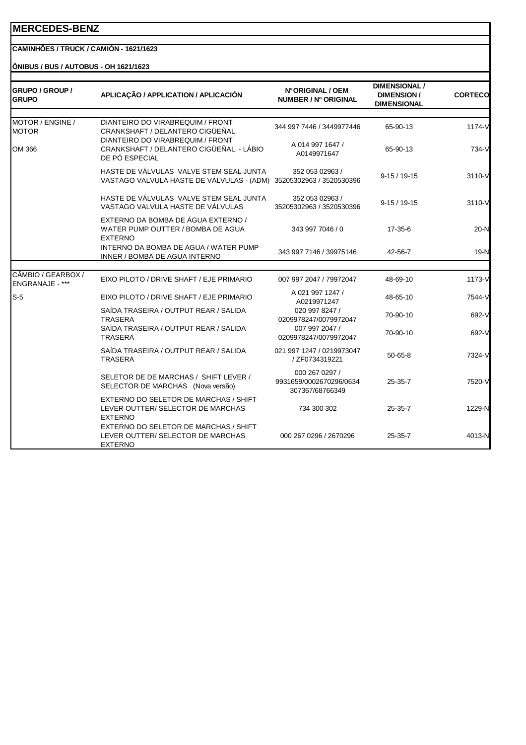# MERCEDES-BENZ

**CAMINHÕES / TRUCK / CAMIÓN - 1621/1623**

**ÔNIBUS / BUS / AUTOBUS - OH 1621/1623**

| GRUPO / GROUP / GRUPO | APLICAÇÃO / APPLICATION / APLICACIÓN | N°ORIGINAL / OEM NUMBER / Nº ORIGINAL | DIMENSIONAL / DIMENSION / DIMENSIONAL | CORTECO |
|---|---|---|---|---|
| MOTOR / ENGINE / MOTOR | DIANTEIRO DO VIRABREQUIM / FRONT CRANKSHAFT / DELANTERO CIGÜEÑAL | 344 997 7446 / 3449977446 | 65-90-13 | 1174-V |
| OM 366 | DIANTEIRO DO VIRABREQUIM / FRONT CRANKSHAFT / DELANTERO CIGÜEÑAL. - LÁBIO DE PÓ ESPECIAL | A 014 997 1647 / A0149971647 | 65-90-13 | 734-V |
| | HASTE DE VÁLVULAS VALVE STEM SEAL JUNTA VASTAGO VALVULA HASTE DE VÁLVULAS - (ADM) | 352 053 02963 / 35205302963 / 3520530396 | 9-15 / 19-15 | 3110-V |
| | HASTE DE VÁLVULAS VALVE STEM SEAL JUNTA VASTAGO VALVULA HASTE DE VÁLVULAS | 352 053 02963 / 35205302963 / 3520530396 | 9-15 / 19-15 | 3110-V |
| | EXTERNO DA BOMBA DE ÁGUA EXTERNO / WATER PUMP OUTTER / BOMBA DE AGUA EXTERNO | 343 997 7046 / 0 | 17-35-6 | 20-N |
| | INTERNO DA BOMBA DE ÁGUA / WATER PUMP INNER / BOMBA DE AGUA INTERNO | 343 997 7146 / 39975146 | 42-56-7 | 19-N |
| CÂMBIO / GEARBOX / ENGRANAJE - *** | EIXO PILOTO / DRIVE SHAFT / EJE PRIMARIO | 007 997 2047 / 79972047 | 48-69-10 | 1173-V |
| S-5 | EIXO PILOTO / DRIVE SHAFT / EJE PRIMARIO | A 021 997 1247 / A0219971247 | 48-65-10 | 7544-V |
| | SAÍDA TRASEIRA / OUTPUT REAR / SALIDA TRASERA | 020 997 8247 / 0209978247/0079972047 | 70-90-10 | 692-V |
| | SAÍDA TRASEIRA / OUTPUT REAR / SALIDA TRASERA | 007 997 2047 / 0209978247/0079972047 | 70-90-10 | 692-V |
| | SAÍDA TRASEIRA / OUTPUT REAR / SALIDA TRASERA | 021 997 1247 / 0219973047 / ZF0734319221 | 50-65-8 | 7324-V |
| | SELETOR DE DE MARCHAS / SHIFT LEVER / SELECTOR DE MARCHAS (Nova versão) | 000 267 0297 / 9931659/0002670296/0634 307367/68766349 | 25-35-7 | 7520-V |
| | EXTERNO DO SELETOR DE MARCHAS / SHIFT LEVER OUTTER/ SELECTOR DE MARCHAS EXTERNO | 734 300 302 | 25-35-7 | 1229-N |
| | EXTERNO DO SELETOR DE MARCHAS / SHIFT LEVER OUTTER/ SELECTOR DE MARCHAS EXTERNO | 000 267 0296 / 2670296 | 25-35-7 | 4013-N |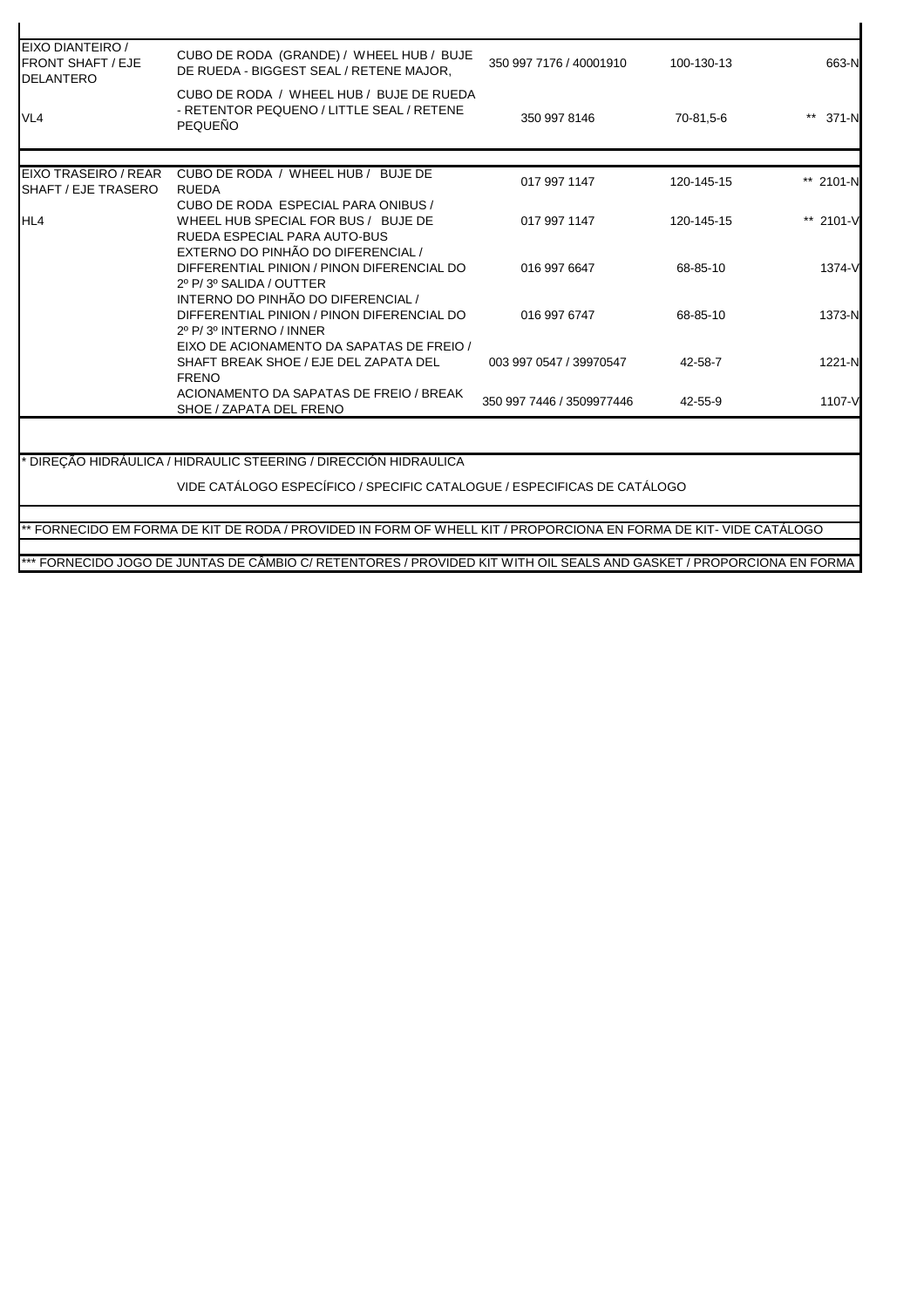| | | | | |
|---|---|---|---|---|
| EIXO DIANTEIRO / FRONT SHAFT / EJE DELANTERO | CUBO DE RODA (GRANDE) / WHEEL HUB / BUJE DE RUEDA - BIGGEST SEAL / RETENE MAJOR, | 350 997 7176 / 40001910 | 100-130-13 | 663-N |
| VL4 | CUBO DE RODA / WHEEL HUB / BUJE DE RUEDA - RETENTOR PEQUENO / LITTLE SEAL / RETENE PEQUEÑO | 350 997 8146 | 70-81,5-6 | ** 371-N |
| | | | | |
| EIXO TRASEIRO / REAR SHAFT / EJE TRASERO | CUBO DE RODA / WHEEL HUB / BUJE DE RUEDA | 017 997 1147 | 120-145-15 | ** 2101-N |
| HL4 | CUBO DE RODA ESPECIAL PARA ONIBUS / WHEEL HUB SPECIAL FOR BUS / BUJE DE RUEDA ESPECIAL PARA AUTO-BUS | 017 997 1147 | 120-145-15 | ** 2101-V |
| | EXTERNO DO PINHÃO DO DIFERENCIAL / DIFFERENTIAL PINION / PINON DIFERENCIAL DO 2º P/ 3º SALIDA / OUTTER | 016 997 6647 | 68-85-10 | 1374-V |
| | INTERNO DO PINHÃO DO DIFERENCIAL / DIFFERENTIAL PINION / PINON DIFERENCIAL DO 2º P/ 3º INTERNO / INNER | 016 997 6747 | 68-85-10 | 1373-N |
| | EIXO DE ACIONAMENTO DA SAPATAS DE FREIO / SHAFT BREAK SHOE / EJE DEL ZAPATA DEL FRENO | 003 997 0547 / 39970547 | 42-58-7 | 1221-N |
| | ACIONAMENTO DA SAPATAS DE FREIO / BREAK SHOE / ZAPATA DEL FRENO | 350 997 7446 / 3509977446 | 42-55-9 | 1107-V |

* DIREÇÃO HIDRÁULICA / HIDRAULIC STEERING / DIRECCIÓN HIDRAULICA

VIDE CATÁLOGO ESPECÍFICO / SPECIFIC CATALOGUE / ESPECIFICAS DE CATÁLOGO

** FORNECIDO EM FORMA DE KIT DE RODA / PROVIDED IN FORM OF WHELL KIT / PROPORCIONA EN FORMA DE KIT- VIDE CATÁLOGO

*** FORNECIDO JOGO DE JUNTAS DE CÂMBIO C/ RETENTORES / PROVIDED KIT WITH OIL SEALS AND GASKET / PROPORCIONA EN FORMA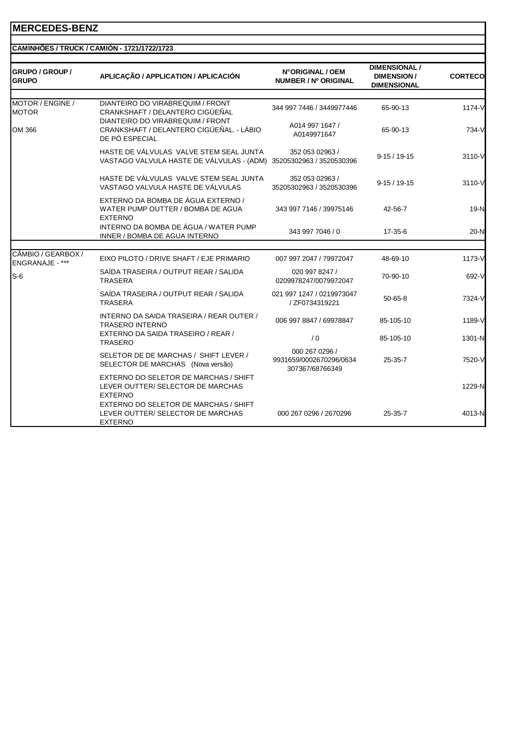# MERCEDES-BENZ

## CAMINHÕES / TRUCK / CAMIÓN - 1721/1722/1723

| GRUPO / GROUP / GRUPO | APLICAÇÃO / APPLICATION / APLICACIÓN | N°ORIGINAL / OEM NUMBER / Nº ORIGINAL | DIMENSIONAL / DIMENSION / DIMENSIONAL | CORTECO |
|---|---|---|---|---|
| MOTOR / ENGINE / MOTOR | DIANTEIRO DO VIRABREQUIM / FRONT CRANKSHAFT / DELANTERO CIGÜEÑAL | 344 997 7446 / 3449977446 | 65-90-13 | 1174-V |
| OM 366 | DIANTEIRO DO VIRABREQUIM / FRONT CRANKSHAFT / DELANTERO CIGÜEÑAL. - LÁBIO DE PÓ ESPECIAL | A014 997 1647 / A0149971647 | 65-90-13 | 734-V |
| | HASTE DE VÁLVULAS VALVE STEM SEAL JUNTA VASTAGO VALVULA HASTE DE VÁLVULAS - (ADM) | 352 053 02963 / 35205302963 / 3520530396 | 9-15 / 19-15 | 3110-V |
| | HASTE DE VÁLVULAS VALVE STEM SEAL JUNTA VASTAGO VALVULA HASTE DE VÁLVULAS | 352 053 02963 / 35205302963 / 3520530396 | 9-15 / 19-15 | 3110-V |
| | EXTERNO DA BOMBA DE ÁGUA EXTERNO / WATER PUMP OUTTER / BOMBA DE AGUA EXTERNO | 343 997 7146 / 39975146 | 42-56-7 | 19-N |
| | INTERNO DA BOMBA DE ÁGUA / WATER PUMP INNER / BOMBA DE AGUA INTERNO | 343 997 7046 / 0 | 17-35-6 | 20-N |
| CÂMBIO / GEARBOX / ENGRANAJE - *** | EIXO PILOTO / DRIVE SHAFT / EJE PRIMARIO | 007 997 2047 / 79972047 | 48-69-10 | 1173-V |
| S-6 | SAÍDA TRASEIRA / OUTPUT REAR / SALIDA TRASERA | 020 997 8247 / 0209978247/0079972047 | 70-90-10 | 692-V |
| | SAÍDA TRASEIRA / OUTPUT REAR / SALIDA TRASERA | 021 997 1247 / 0219973047 / ZF0734319221 | 50-65-8 | 7324-V |
| | INTERNO DA SAIDA TRASEIRA / REAR OUTER / TRASERO INTERNO | 006 997 8847 / 69978847 | 85-105-10 | 1189-V |
| | EXTERNO DA SAIDA TRASEIRO / REAR / TRASERO | / 0 | 85-105-10 | 1301-N |
| | SELETOR DE DE MARCHAS / SHIFT LEVER / SELECTOR DE MARCHAS (Nova versão) | 000 267 0296 / 9931659/0002670296/0634 307367/68766349 | 25-35-7 | 7520-V |
| | EXTERNO DO SELETOR DE MARCHAS / SHIFT LEVER OUTTER/ SELECTOR DE MARCHAS EXTERNO | | | 1229-N |
| | EXTERNO DO SELETOR DE MARCHAS / SHIFT LEVER OUTTER/ SELECTOR DE MARCHAS EXTERNO | 000 267 0296 / 2670296 | 25-35-7 | 4013-N |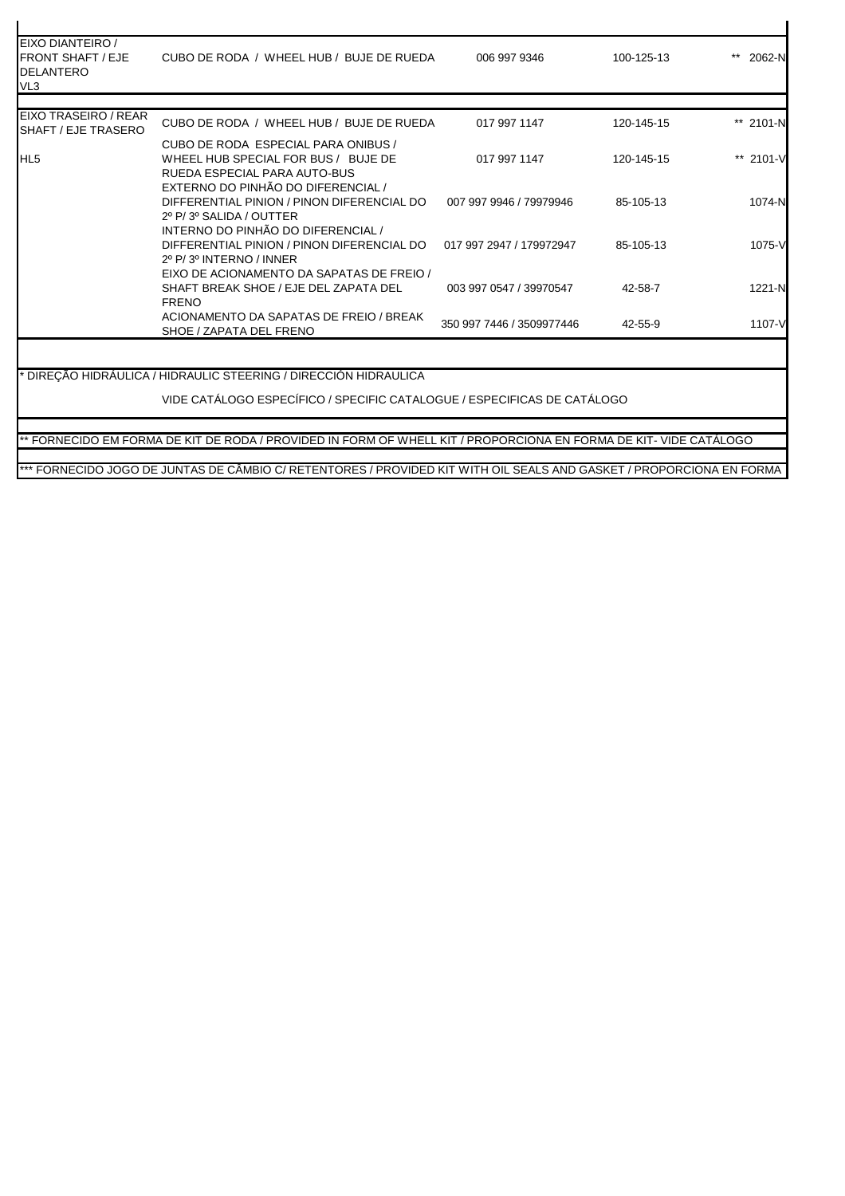| | | | | |
|---|---|---|---|---|
| EIXO DIANTEIRO / FRONT SHAFT / EJE DELANTERO VL3 | CUBO DE RODA / WHEEL HUB / BUJE DE RUEDA | 006 997 9346 | 100-125-13 | ** 2062-N |
| EIXO TRASEIRO / REAR SHAFT / EJE TRASERO | CUBO DE RODA / WHEEL HUB / BUJE DE RUEDA | 017 997 1147 | 120-145-15 | ** 2101-N |
| HL5 | CUBO DE RODA ESPECIAL PARA ONIBUS / WHEEL HUB SPECIAL FOR BUS / BUJE DE RUEDA ESPECIAL PARA AUTO-BUS | 017 997 1147 | 120-145-15 | ** 2101-V |
| | EXTERNO DO PINHÃO DO DIFERENCIAL / DIFFERENTIAL PINION / PINON DIFERENCIAL DO 2º P/ 3º SALIDA / OUTTER | 007 997 9946 / 79979946 | 85-105-13 | 1074-N |
| | INTERNO DO PINHÃO DO DIFERENCIAL / DIFFERENTIAL PINION / PINON DIFERENCIAL DO 2º P/ 3º INTERNO / INNER | 017 997 2947 / 179972947 | 85-105-13 | 1075-V |
| | EIXO DE ACIONAMENTO DA SAPATAS DE FREIO / SHAFT BREAK SHOE / EJE DEL ZAPATA DEL FRENO | 003 997 0547 / 39970547 | 42-58-7 | 1221-N |
| | ACIONAMENTO DA SAPATAS DE FREIO / BREAK SHOE / ZAPATA DEL FRENO | 350 997 7446 / 3509977446 | 42-55-9 | 1107-V |

* DIREÇÃO HIDRÁULICA / HIDRAULIC STEERING / DIRECCIÓN HIDRAULICA

VIDE CATÁLOGO ESPECÍFICO / SPECIFIC CATALOGUE / ESPECIFICAS DE CATÁLOGO

** FORNECIDO EM FORMA DE KIT DE RODA / PROVIDED IN FORM OF WHELL KIT / PROPORCIONA EN FORMA DE KIT- VIDE CATÁLOGO

*** FORNECIDO JOGO DE JUNTAS DE CÂMBIO C/ RETENTORES / PROVIDED KIT WITH OIL SEALS AND GASKET / PROPORCIONA EN FORMA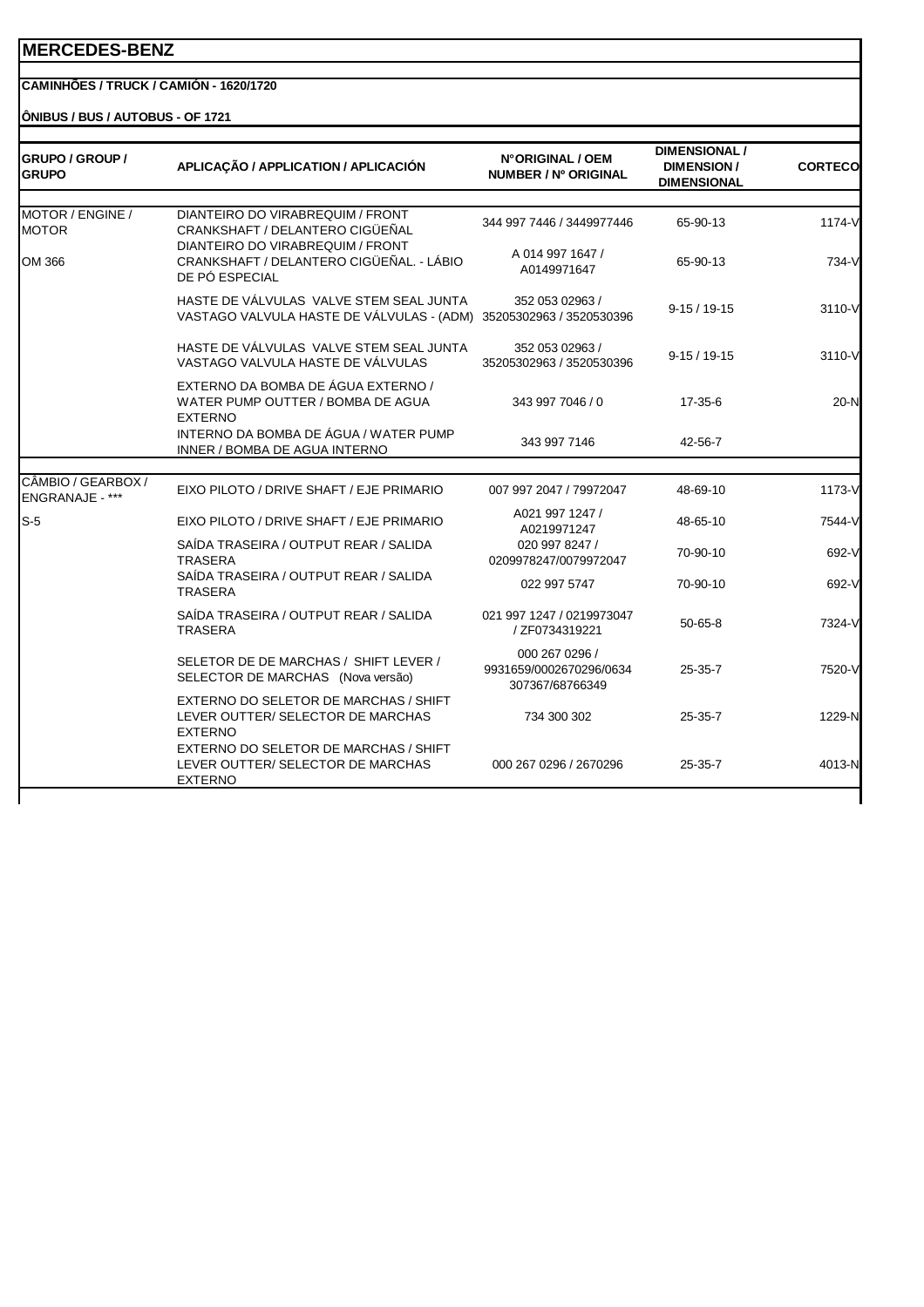# MERCEDES-BENZ

**CAMINHÕES / TRUCK / CAMIÓN - 1620/1720**

**ÔNIBUS / BUS / AUTOBUS - OF 1721**

| GRUPO / GROUP / GRUPO | APLICAÇÃO / APPLICATION / APLICACIÓN | N°ORIGINAL / OEM NUMBER / Nº ORIGINAL | DIMENSIONAL / DIMENSION / DIMENSIONAL | CORTECO |
|---|---|---|---|---|
| MOTOR / ENGINE / MOTOR | DIANTEIRO DO VIRABREQUIM / FRONT CRANKSHAFT / DELANTERO CIGÜEÑAL | 344 997 7446 / 3449977446 | 65-90-13 | 1174-V |
| OM 366 | DIANTEIRO DO VIRABREQUIM / FRONT CRANKSHAFT / DELANTERO CIGÜEÑAL. - LÁBIO DE PÓ ESPECIAL | A 014 997 1647 / A0149971647 | 65-90-13 | 734-V |
| | HASTE DE VÁLVULAS VALVE STEM SEAL JUNTA VASTAGO VALVULA HASTE DE VÁLVULAS - (ADM) | 352 053 02963 / 35205302963 / 3520530396 | 9-15 / 19-15 | 3110-V |
| | HASTE DE VÁLVULAS VALVE STEM SEAL JUNTA VASTAGO VALVULA HASTE DE VÁLVULAS | 352 053 02963 / 35205302963 / 3520530396 | 9-15 / 19-15 | 3110-V |
| | EXTERNO DA BOMBA DE ÁGUA EXTERNO / WATER PUMP OUTTER / BOMBA DE AGUA EXTERNO | 343 997 7046 / 0 | 17-35-6 | 20-N |
| | INTERNO DA BOMBA DE ÁGUA / WATER PUMP INNER / BOMBA DE AGUA INTERNO | 343 997 7146 | 42-56-7 | |
| CÂMBIO / GEARBOX / ENGRANAJE - *** | EIXO PILOTO / DRIVE SHAFT / EJE PRIMARIO | 007 997 2047 / 79972047 | 48-69-10 | 1173-V |
| S-5 | EIXO PILOTO / DRIVE SHAFT / EJE PRIMARIO | A021 997 1247 / A0219971247 | 48-65-10 | 7544-V |
| | SAÍDA TRASEIRA / OUTPUT REAR / SALIDA TRASERA | 020 997 8247 / 0209978247/0079972047 | 70-90-10 | 692-V |
| | SAÍDA TRASEIRA / OUTPUT REAR / SALIDA TRASERA | 022 997 5747 | 70-90-10 | 692-V |
| | SAÍDA TRASEIRA / OUTPUT REAR / SALIDA TRASERA | 021 997 1247 / 0219973047 / ZF0734319221 | 50-65-8 | 7324-V |
| | SELETOR DE DE MARCHAS / SHIFT LEVER / SELECTOR DE MARCHAS (Nova versão) | 000 267 0296 / 9931659/0002670296/0634 307367/68766349 | 25-35-7 | 7520-V |
| | EXTERNO DO SELETOR DE MARCHAS / SHIFT LEVER OUTTER/ SELECTOR DE MARCHAS EXTERNO | 734 300 302 | 25-35-7 | 1229-N |
| | EXTERNO DO SELETOR DE MARCHAS / SHIFT LEVER OUTTER/ SELECTOR DE MARCHAS EXTERNO | 000 267 0296 / 2670296 | 25-35-7 | 4013-N |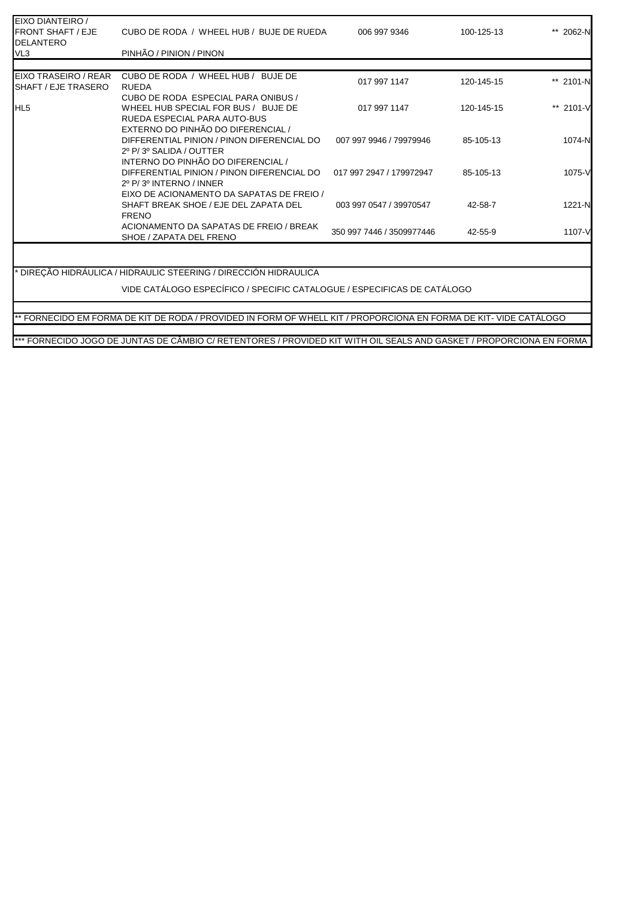| | | | | |
|---|---|---|---|---|
| EIXO DIANTEIRO / FRONT SHAFT / EJE DELANTERO | CUBO DE RODA / WHEEL HUB / BUJE DE RUEDA | 006 997 9346 | 100-125-13 | ** 2062-N |
| VL3 | PINHÃO / PINION / PINON | | | |
| | | | | |
| EIXO TRASEIRO / REAR SHAFT / EJE TRASERO | CUBO DE RODA / WHEEL HUB / BUJE DE RUEDA | 017 997 1147 | 120-145-15 | ** 2101-N |
| HL5 | CUBO DE RODA ESPECIAL PARA ONIBUS / WHEEL HUB SPECIAL FOR BUS / BUJE DE RUEDA ESPECIAL PARA AUTO-BUS | 017 997 1147 | 120-145-15 | ** 2101-V |
| | EXTERNO DO PINHÃO DO DIFERENCIAL / DIFFERENTIAL PINION / PINON DIFERENCIAL DO 2º P/ 3º SALIDA / OUTTER | 007 997 9946 / 79979946 | 85-105-13 | 1074-N |
| | INTERNO DO PINHÃO DO DIFERENCIAL / DIFFERENTIAL PINION / PINON DIFERENCIAL DO 2º P/ 3º INTERNO / INNER | 017 997 2947 / 179972947 | 85-105-13 | 1075-V |
| | EIXO DE ACIONAMENTO DA SAPATAS DE FREIO / SHAFT BREAK SHOE / EJE DEL ZAPATA DEL FRENO | 003 997 0547 / 39970547 | 42-58-7 | 1221-N |
| | ACIONAMENTO DA SAPATAS DE FREIO / BREAK SHOE / ZAPATA DEL FRENO | 350 997 7446 / 3509977446 | 42-55-9 | 1107-V |

\* DIREÇÃO HIDRÁULICA / HIDRAULIC STEERING / DIRECCIÓN HIDRAULICA

VIDE CATÁLOGO ESPECÍFICO / SPECIFIC CATALOGUE / ESPECIFICAS DE CATÁLOGO

\*\* FORNECIDO EM FORMA DE KIT DE RODA / PROVIDED IN FORM OF WHELL KIT / PROPORCIONA EN FORMA DE KIT- VIDE CATÁLOGO

\*\*\* FORNECIDO JOGO DE JUNTAS DE CÂMBIO C/ RETENTORES / PROVIDED KIT WITH OIL SEALS AND GASKET / PROPORCIONA EN FORMA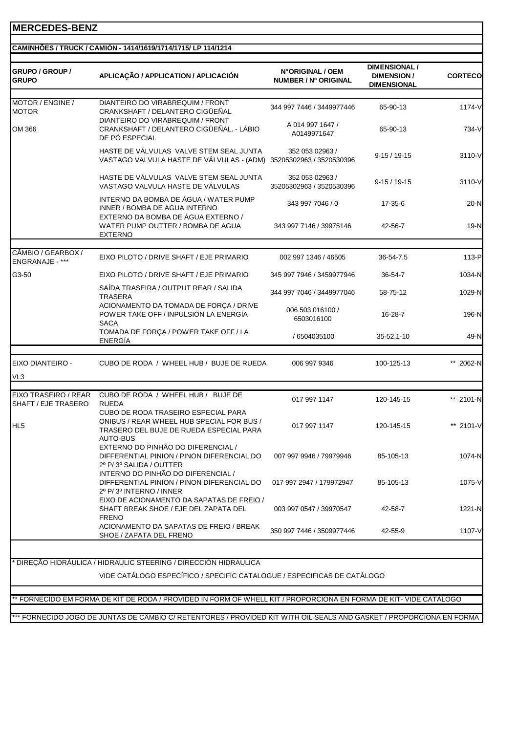# MERCEDES-BENZ

**CAMINHÕES / TRUCK / CAMIÓN - 1414/1619/1714/1715/ LP 114/1214**

| GRUPO / GROUP / GRUPO | APLICAÇÃO / APPLICATION / APLICACIÓN | N°ORIGINAL / OEM NUMBER / Nº ORIGINAL | DIMENSIONAL / DIMENSION / DIMENSIONAL | CORTECO |
|---|---|---|---|---|
| MOTOR / ENGINE / MOTOR | DIANTEIRO DO VIRABREQUIM / FRONT CRANKSHAFT / DELANTERO CIGÜEÑAL | 344 997 7446 / 3449977446 | 65-90-13 | 1174-V |
| OM 366 | DIANTEIRO DO VIRABREQUIM / FRONT CRANKSHAFT / DELANTERO CIGÜEÑAL. - LÁBIO DE PÓ ESPECIAL | A 014 997 1647 / A0149971647 | 65-90-13 | 734-V |
| | HASTE DE VÁLVULAS VALVE STEM SEAL JUNTA VASTAGO VALVULA HASTE DE VÁLVULAS - (ADM) | 352 053 02963 / 35205302963 / 3520530396 | 9-15 / 19-15 | 3110-V |
| | HASTE DE VÁLVULAS VALVE STEM SEAL JUNTA VASTAGO VALVULA HASTE DE VÁLVULAS | 352 053 02963 / 35205302963 / 3520530396 | 9-15 / 19-15 | 3110-V |
| | INTERNO DA BOMBA DE ÁGUA / WATER PUMP INNER / BOMBA DE AGUA INTERNO | 343 997 7046 / 0 | 17-35-6 | 20-N |
| | EXTERNO DA BOMBA DE ÁGUA EXTERNO / WATER PUMP OUTTER / BOMBA DE AGUA EXTERNO | 343 997 7146 / 39975146 | 42-56-7 | 19-N |
| CÂMBIO / GEARBOX / ENGRANAJE - *** | EIXO PILOTO / DRIVE SHAFT / EJE PRIMARIO | 002 997 1346 / 46505 | 36-54-7,5 | 113-P |
| G3-50 | EIXO PILOTO / DRIVE SHAFT / EJE PRIMARIO | 345 997 7946 / 3459977946 | 36-54-7 | 1034-N |
| | SAÍDA TRASEIRA / OUTPUT REAR / SALIDA TRASERA | 344 997 7046 / 3449977046 | 58-75-12 | 1029-N |
| | ACIONAMENTO DA TOMADA DE FORÇA / DRIVE POWER TAKE OFF / INPULSIÓN LA ENERGÍA SACA | 006 503 016100 / 6503016100 | 16-28-7 | 196-N |
| | TOMADA DE FORÇA / POWER TAKE OFF / LA ENERGÍA | / 6504035100 | 35-52,1-10 | 49-N |
| EIXO DIANTEIRO - VL3 | CUBO DE RODA / WHEEL HUB / BUJE DE RUEDA | 006 997 9346 | 100-125-13 | ** 2062-N |
| EIXO TRASEIRO / REAR SHAFT / EJE TRASERO | CUBO DE RODA / WHEEL HUB / BUJE DE RUEDA | 017 997 1147 | 120-145-15 | ** 2101-N |
| HL5 | CUBO DE RODA TRASEIRO ESPECIAL PARA ONIBUS / REAR WHEEL HUB SPECIAL FOR BUS / TRASERO DEL BUJE DE RUEDA ESPECIAL PARA AUTO-BUS | 017 997 1147 | 120-145-15 | ** 2101-V |
| | EXTERNO DO PINHÃO DO DIFERENCIAL / DIFFERENTIAL PINION / PINON DIFERENCIAL DO 2º P/ 3º SALIDA / OUTTER | 007 997 9946 / 79979946 | 85-105-13 | 1074-N |
| | INTERNO DO PINHÃO DO DIFERENCIAL / DIFFERENTIAL PINION / PINON DIFERENCIAL DO 2º P/ 3º INTERNO / INNER | 017 997 2947 / 179972947 | 85-105-13 | 1075-V |
| | EIXO DE ACIONAMENTO DA SAPATAS DE FREIO / SHAFT BREAK SHOE / EJE DEL ZAPATA DEL FRENO | 003 997 0547 / 39970547 | 42-58-7 | 1221-N |
| | ACIONAMENTO DA SAPATAS DE FREIO / BREAK SHOE / ZAPATA DEL FRENO | 350 997 7446 / 3509977446 | 42-55-9 | 1107-V |

\* DIREÇÃO HIDRÁULICA / HIDRAULIC STEERING / DIRECCIÓN HIDRAULICA

VIDE CATÁLOGO ESPECÍFICO / SPECIFIC CATALOGUE / ESPECIFICAS DE CATÁLOGO

** FORNECIDO EM FORMA DE KIT DE RODA / PROVIDED IN FORM OF WHELL KIT / PROPORCIONA EN FORMA DE KIT- VIDE CATÁLOGO

*** FORNECIDO JOGO DE JUNTAS DE CÂMBIO C/ RETENTORES / PROVIDED KIT WITH OIL SEALS AND GASKET / PROPORCIONA EN FORMA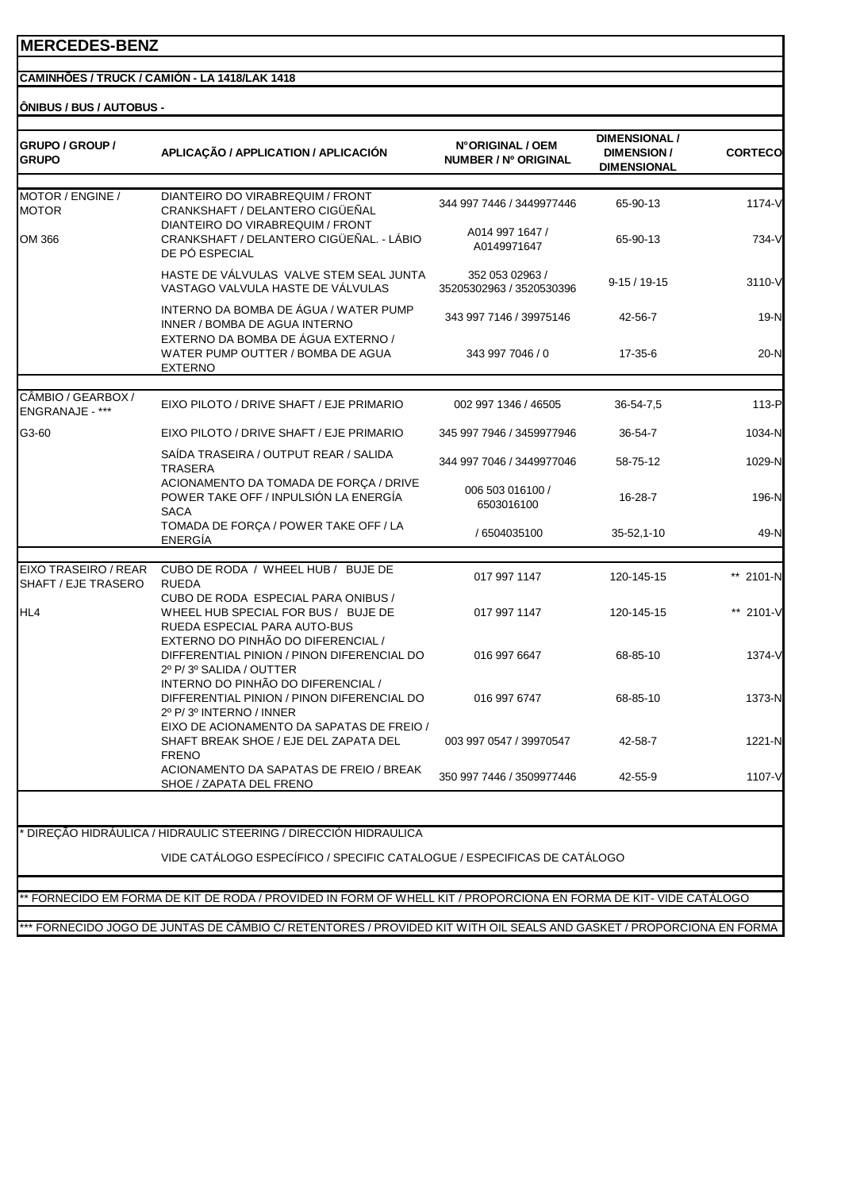# MERCEDES-BENZ

**CAMINHÕES / TRUCK / CAMIÓN - LA 1418/LAK 1418**

**ÔNIBUS / BUS / AUTOBUS -**

| GRUPO / GROUP / GRUPO | APLICAÇÃO / APPLICATION / APLICACIÓN | N°ORIGINAL / OEM NUMBER / Nº ORIGINAL | DIMENSIONAL / DIMENSION / DIMENSIONAL | CORTECO |
|---|---|---|---|---|
| MOTOR / ENGINE / MOTOR | DIANTEIRO DO VIRABREQUIM / FRONT CRANKSHAFT / DELANTERO CIGÜEÑAL | 344 997 7446 / 3449977446 | 65-90-13 | 1174-V |
| OM 366 | DIANTEIRO DO VIRABREQUIM / FRONT CRANKSHAFT / DELANTERO CIGÜEÑAL. - LÁBIO DE PÓ ESPECIAL | A014 997 1647 / A0149971647 | 65-90-13 | 734-V |
| | HASTE DE VÁLVULAS VALVE STEM SEAL JUNTA VASTAGO VALVULA HASTE DE VÁLVULAS | 352 053 02963 / 35205302963 / 3520530396 | 9-15 / 19-15 | 3110-V |
| | INTERNO DA BOMBA DE ÁGUA / WATER PUMP INNER / BOMBA DE AGUA INTERNO | 343 997 7146 / 39975146 | 42-56-7 | 19-N |
| | EXTERNO DA BOMBA DE ÁGUA EXTERNO / WATER PUMP OUTTER / BOMBA DE AGUA EXTERNO | 343 997 7046 / 0 | 17-35-6 | 20-N |
| CÂMBIO / GEARBOX / ENGRANAJE - *** | EIXO PILOTO / DRIVE SHAFT / EJE PRIMARIO | 002 997 1346 / 46505 | 36-54-7,5 | 113-P |
| G3-60 | EIXO PILOTO / DRIVE SHAFT / EJE PRIMARIO | 345 997 7946 / 3459977946 | 36-54-7 | 1034-N |
| | SAÍDA TRASEIRA / OUTPUT REAR / SALIDA TRASERA | 344 997 7046 / 3449977046 | 58-75-12 | 1029-N |
| | ACIONAMENTO DA TOMADA DE FORÇA / DRIVE POWER TAKE OFF / INPULSIÓN LA ENERGÍA SACA | 006 503 016100 / 6503016100 | 16-28-7 | 196-N |
| | TOMADA DE FORÇA / POWER TAKE OFF / LA ENERGÍA | / 6504035100 | 35-52,1-10 | 49-N |
| EIXO TRASEIRO / REAR SHAFT / EJE TRASERO | CUBO DE RODA / WHEEL HUB / BUJE DE RUEDA | 017 997 1147 | 120-145-15 | ** 2101-N |
| HL4 | CUBO DE RODA ESPECIAL PARA ONIBUS / WHEEL HUB SPECIAL FOR BUS / BUJE DE RUEDA ESPECIAL PARA AUTO-BUS | 017 997 1147 | 120-145-15 | ** 2101-V |
| | EXTERNO DO PINHÃO DO DIFERENCIAL / DIFFERENTIAL PINION / PINON DIFERENCIAL DO 2º P/ 3º SALIDA / OUTTER | 016 997 6647 | 68-85-10 | 1374-V |
| | INTERNO DO PINHÃO DO DIFERENCIAL / DIFFERENTIAL PINION / PINON DIFERENCIAL DO 2º P/ 3º INTERNO / INNER | 016 997 6747 | 68-85-10 | 1373-N |
| | EIXO DE ACIONAMENTO DA SAPATAS DE FREIO / SHAFT BREAK SHOE / EJE DEL ZAPATA DEL FRENO | 003 997 0547 / 39970547 | 42-58-7 | 1221-N |
| | ACIONAMENTO DA SAPATAS DE FREIO / BREAK SHOE / ZAPATA DEL FRENO | 350 997 7446 / 3509977446 | 42-55-9 | 1107-V |

\* DIREÇÃO HIDRÁULICA / HIDRAULIC STEERING / DIRECCIÓN HIDRAULICA

VIDE CATÁLOGO ESPECÍFICO / SPECIFIC CATALOGUE / ESPECIFICAS DE CATÁLOGO

** FORNECIDO EM FORMA DE KIT DE RODA / PROVIDED IN FORM OF WHELL KIT / PROPORCIONA EN FORMA DE KIT- VIDE CATÁLOGO

*** FORNECIDO JOGO DE JUNTAS DE CÂMBIO C/ RETENTORES / PROVIDED KIT WITH OIL SEALS AND GASKET / PROPORCIONA EN FORMA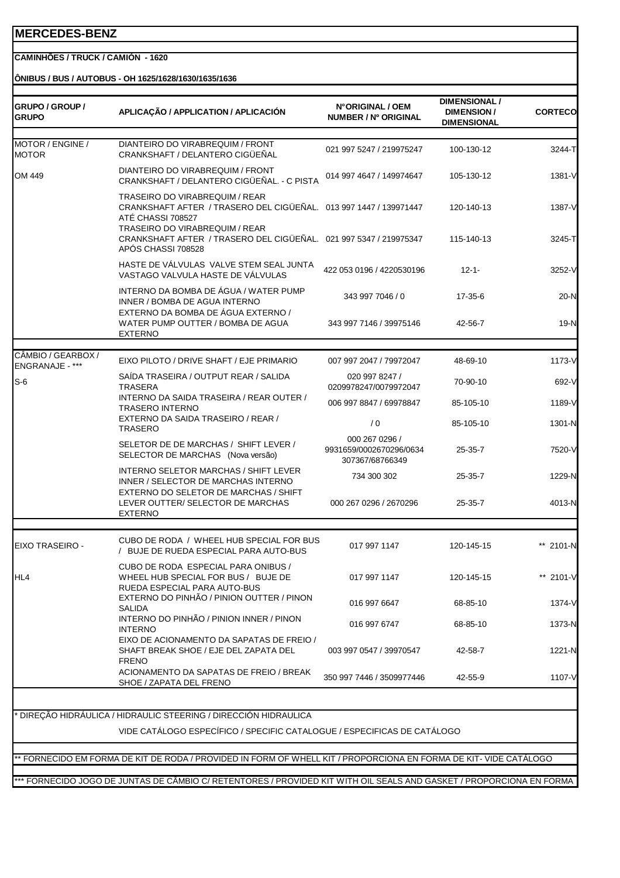# MERCEDES-BENZ

**CAMINHÕES / TRUCK / CAMIÓN - 1620**

**ÔNIBUS / BUS / AUTOBUS - OH 1625/1628/1630/1635/1636**

| GRUPO / GROUP / GRUPO | APLICAÇÃO / APPLICATION / APLICACIÓN | N°ORIGINAL / OEM NUMBER / Nº ORIGINAL | DIMENSIONAL / DIMENSION / DIMENSIONAL | CORTECO |
|---|---|---|---|---|
| MOTOR / ENGINE / MOTOR | DIANTEIRO DO VIRABREQUIM / FRONT CRANKSHAFT / DELANTERO CIGÜEÑAL | 021 997 5247 / 219975247 | 100-130-12 | 3244-T |
| OM 449 | DIANTEIRO DO VIRABREQUIM / FRONT CRANKSHAFT / DELANTERO CIGÜEÑAL. - C PISTA | 014 997 4647 / 149974647 | 105-130-12 | 1381-V |
| | TRASEIRO DO VIRABREQUIM / REAR CRANKSHAFT AFTER / TRASERO DEL CIGÜEÑAL. ATÉ CHASSI 708527 | 013 997 1447 / 139971447 | 120-140-13 | 1387-V |
| | TRASEIRO DO VIRABREQUIM / REAR CRANKSHAFT AFTER / TRASERO DEL CIGÜEÑAL. APÓS CHASSI 708528 | 021 997 5347 / 219975347 | 115-140-13 | 3245-T |
| | HASTE DE VÁLVULAS VALVE STEM SEAL JUNTA VASTAGO VALVULA HASTE DE VÁLVULAS | 422 053 0196 / 4220530196 | 12-1- | 3252-V |
| | INTERNO DA BOMBA DE ÁGUA / WATER PUMP INNER / BOMBA DE AGUA INTERNO | 343 997 7046 / 0 | 17-35-6 | 20-N |
| | EXTERNO DA BOMBA DE ÁGUA EXTERNO / WATER PUMP OUTTER / BOMBA DE AGUA EXTERNO | 343 997 7146 / 39975146 | 42-56-7 | 19-N |
| CÂMBIO / GEARBOX / ENGRANAJE - *** | EIXO PILOTO / DRIVE SHAFT / EJE PRIMARIO | 007 997 2047 / 79972047 | 48-69-10 | 1173-V |
| S-6 | SAÍDA TRASEIRA / OUTPUT REAR / SALIDA TRASERA | 020 997 8247 / 0209978247/0079972047 | 70-90-10 | 692-V |
| | INTERNO DA SAIDA TRASEIRA / REAR OUTER / TRASERO INTERNO | 006 997 8847 / 69978847 | 85-105-10 | 1189-V |
| | EXTERNO DA SAIDA TRASEIRO / REAR / TRASERO | / 0 | 85-105-10 | 1301-N |
| | SELETOR DE DE MARCHAS / SHIFT LEVER / SELECTOR DE MARCHAS (Nova versão) | 000 267 0296 / 9931659/0002670296/0634 307367/68766349 | 25-35-7 | 7520-V |
| | INTERNO SELETOR MARCHAS / SHIFT LEVER INNER / SELECTOR DE MARCHAS INTERNO | 734 300 302 | 25-35-7 | 1229-N |
| | EXTERNO DO SELETOR DE MARCHAS / SHIFT LEVER OUTTER/ SELECTOR DE MARCHAS EXTERNO | 000 267 0296 / 2670296 | 25-35-7 | 4013-N |
| EIXO TRASEIRO - | CUBO DE RODA / WHEEL HUB SPECIAL FOR BUS / BUJE DE RUEDA ESPECIAL PARA AUTO-BUS | 017 997 1147 | 120-145-15 | ** 2101-N |
| HL4 | CUBO DE RODA ESPECIAL PARA ONIBUS / WHEEL HUB SPECIAL FOR BUS / BUJE DE RUEDA ESPECIAL PARA AUTO-BUS | 017 997 1147 | 120-145-15 | ** 2101-V |
| | EXTERNO DO PINHÃO / PINION OUTTER / PINON SALIDA | 016 997 6647 | 68-85-10 | 1374-V |
| | INTERNO DO PINHÃO / PINION INNER / PINON INTERNO | 016 997 6747 | 68-85-10 | 1373-N |
| | EIXO DE ACIONAMENTO DA SAPATAS DE FREIO / SHAFT BREAK SHOE / EJE DEL ZAPATA DEL FRENO | 003 997 0547 / 39970547 | 42-58-7 | 1221-N |
| | ACIONAMENTO DA SAPATAS DE FREIO / BREAK SHOE / ZAPATA DEL FRENO | 350 997 7446 / 3509977446 | 42-55-9 | 1107-V |

\* DIREÇÃO HIDRÁULICA / HIDRAULIC STEERING / DIRECCIÓN HIDRAULICA

VIDE CATÁLOGO ESPECÍFICO / SPECIFIC CATALOGUE / ESPECIFICAS DE CATÁLOGO

** FORNECIDO EM FORMA DE KIT DE RODA / PROVIDED IN FORM OF WHELL KIT / PROPORCIONA EN FORMA DE KIT- VIDE CATÁLOGO

*** FORNECIDO JOGO DE JUNTAS DE CÂMBIO C/ RETENTORES / PROVIDED KIT WITH OIL SEALS AND GASKET / PROPORCIONA EN FORMA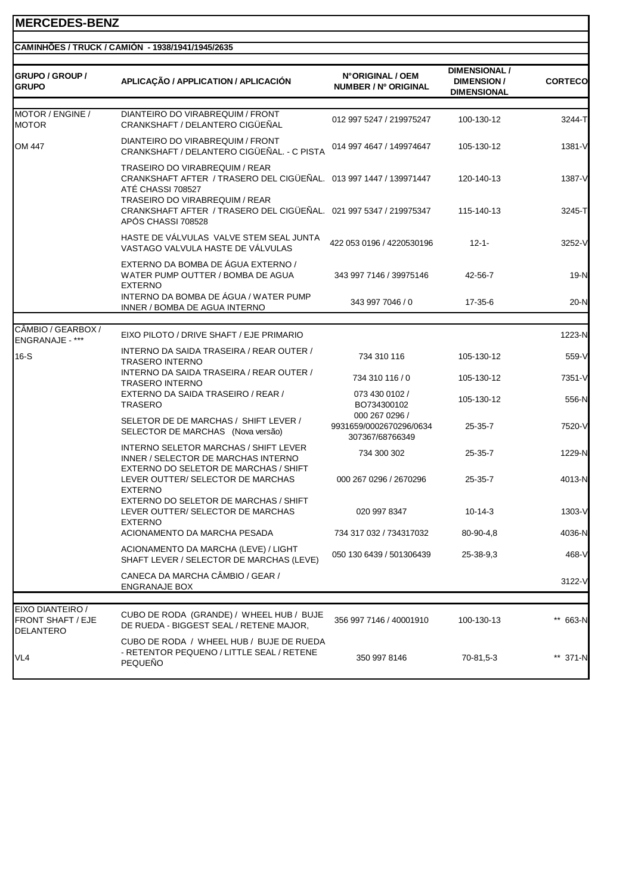# MERCEDES-BENZ

## CAMINHÕES / TRUCK / CAMIÓN - 1938/1941/1945/2635

| GRUPO / GROUP / GRUPO | APLICAÇÃO / APPLICATION / APLICACIÓN | N°ORIGINAL / OEM NUMBER / Nº ORIGINAL | DIMENSIONAL / DIMENSION / DIMENSIONAL | CORTECO |
|---|---|---|---|---|
| MOTOR / ENGINE / MOTOR | DIANTEIRO DO VIRABREQUIM / FRONT CRANKSHAFT / DELANTERO CIGÜEÑAL | 012 997 5247 / 219975247 | 100-130-12 | 3244-T |
| OM 447 | DIANTEIRO DO VIRABREQUIM / FRONT CRANKSHAFT / DELANTERO CIGÜEÑAL. - C PISTA | 014 997 4647 / 149974647 | 105-130-12 | 1381-V |
| | TRASEIRO DO VIRABREQUIM / REAR CRANKSHAFT AFTER / TRASERO DEL CIGÜEÑAL. ATÉ CHASSI 708527 | 013 997 1447 / 139971447 | 120-140-13 | 1387-V |
| | TRASEIRO DO VIRABREQUIM / REAR CRANKSHAFT AFTER / TRASERO DEL CIGÜEÑAL. APÓS CHASSI 708528 | 021 997 5347 / 219975347 | 115-140-13 | 3245-T |
| | HASTE DE VÁLVULAS VALVE STEM SEAL JUNTA VASTAGO VALVULA HASTE DE VÁLVULAS | 422 053 0196 / 4220530196 | 12-1- | 3252-V |
| | EXTERNO DA BOMBA DE ÁGUA EXTERNO / WATER PUMP OUTTER / BOMBA DE AGUA EXTERNO | 343 997 7146 / 39975146 | 42-56-7 | 19-N |
| | INTERNO DA BOMBA DE ÁGUA / WATER PUMP INNER / BOMBA DE AGUA INTERNO | 343 997 7046 / 0 | 17-35-6 | 20-N |
| CÂMBIO / GEARBOX / ENGRANAJE - *** | EIXO PILOTO / DRIVE SHAFT / EJE PRIMARIO | | | 1223-N |
| 16-S | INTERNO DA SAIDA TRASEIRA / REAR OUTER / TRASERO INTERNO | 734 310 116 | 105-130-12 | 559-V |
| | INTERNO DA SAIDA TRASEIRA / REAR OUTER / TRASERO INTERNO | 734 310 116 / 0 | 105-130-12 | 7351-V |
| | EXTERNO DA SAIDA TRASEIRO / REAR / TRASERO | 073 430 0102 / BO734300102 | 105-130-12 | 556-N |
| | SELETOR DE DE MARCHAS / SHIFT LEVER / SELECTOR DE MARCHAS (Nova versão) | 000 267 0296 / 9931659/0002670296/0634 307367/68766349 | 25-35-7 | 7520-V |
| | INTERNO SELETOR MARCHAS / SHIFT LEVER INNER / SELECTOR DE MARCHAS INTERNO | 734 300 302 | 25-35-7 | 1229-N |
| | EXTERNO DO SELETOR DE MARCHAS / SHIFT LEVER OUTTER/ SELECTOR DE MARCHAS EXTERNO | 000 267 0296 / 2670296 | 25-35-7 | 4013-N |
| | EXTERNO DO SELETOR DE MARCHAS / SHIFT LEVER OUTTER/ SELECTOR DE MARCHAS EXTERNO | 020 997 8347 | 10-14-3 | 1303-V |
| | ACIONAMENTO DA MARCHA PESADA | 734 317 032 / 734317032 | 80-90-4,8 | 4036-N |
| | ACIONAMENTO DA MARCHA (LEVE) / LIGHT SHAFT LEVER / SELECTOR DE MARCHAS (LEVE) | 050 130 6439 / 501306439 | 25-38-9,3 | 468-V |
| | CANECA DA MARCHA CÂMBIO / GEAR / ENGRANAJE BOX | | | 3122-V |
| EIXO DIANTEIRO / FRONT SHAFT / EJE DELANTERO | CUBO DE RODA (GRANDE) / WHEEL HUB / BUJE DE RUEDA - BIGGEST SEAL / RETENE MAJOR, | 356 997 7146 / 40001910 | 100-130-13 | ** 663-N |
| VL4 | CUBO DE RODA / WHEEL HUB / BUJE DE RUEDA - RETENTOR PEQUENO / LITTLE SEAL / RETENE PEQUEÑO | 350 997 8146 | 70-81,5-3 | ** 371-N |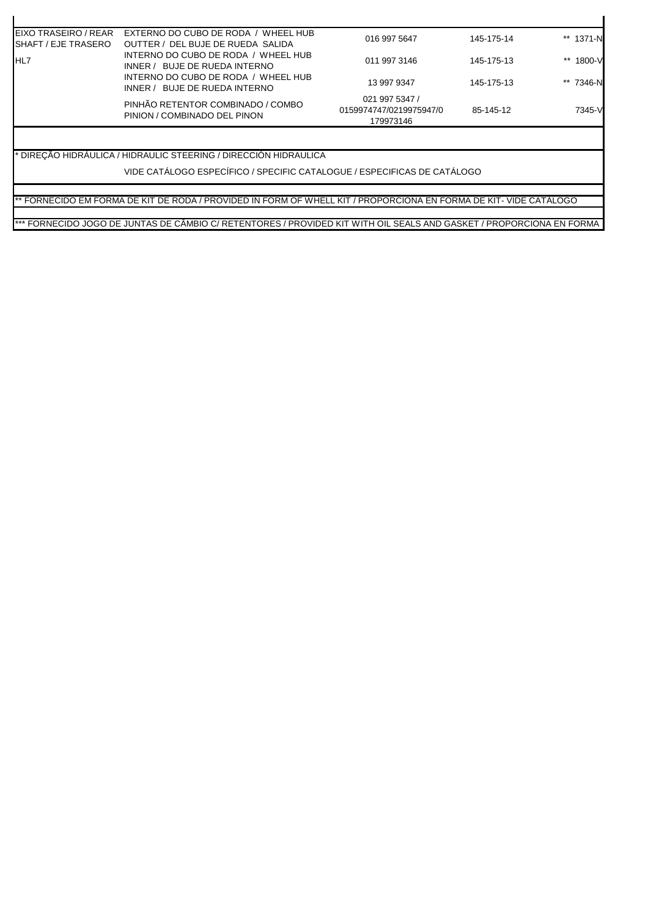| | | | | |
|---|---|---|---|---|
| EIXO TRASEIRO / REAR SHAFT / EJE TRASERO | EXTERNO DO CUBO DE RODA / WHEEL HUB OUTTER / DEL BUJE DE RUEDA SALIDA | 016 997 5647 | 145-175-14 | ** 1371-N |
| HL7 | INTERNO DO CUBO DE RODA / WHEEL HUB INNER / BUJE DE RUEDA INTERNO | 011 997 3146 | 145-175-13 | ** 1800-V |
| | INTERNO DO CUBO DE RODA / WHEEL HUB INNER / BUJE DE RUEDA INTERNO | 13 997 9347 | 145-175-13 | ** 7346-N |
| | PINHÃO RETENTOR COMBINADO / COMBO PINION / COMBINADO DEL PINON | 021 997 5347 / 0159974747/0219975947/0 179973146 | 85-145-12 | 7345-V |

* DIREÇÃO HIDRÁULICA / HIDRAULIC STEERING / DIRECCIÓN HIDRAULICA

VIDE CATÁLOGO ESPECÍFICO / SPECIFIC CATALOGUE / ESPECIFICAS DE CATÁLOGO

** FORNECIDO EM FORMA DE KIT DE RODA / PROVIDED IN FORM OF WHELL KIT / PROPORCIONA EN FORMA DE KIT- VIDE CATALOGO

*** FORNECIDO JOGO DE JUNTAS DE CÂMBIO C/ RETENTORES / PROVIDED KIT WITH OIL SEALS AND GASKET / PROPORCIONA EN FORMA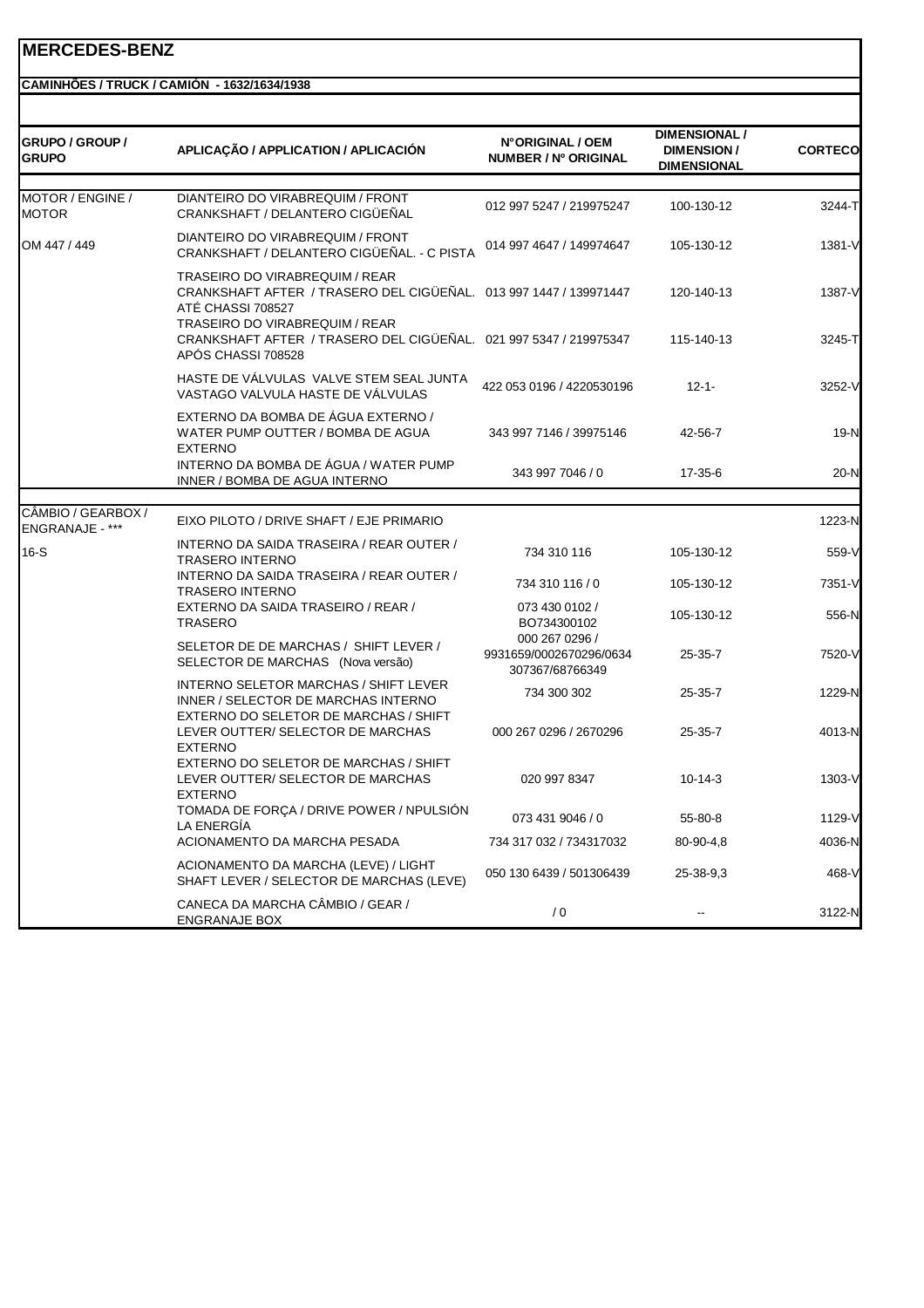# MERCEDES-BENZ

**CAMINHÕES / TRUCK / CAMIÓN - 1632/1634/1938**

| GRUPO / GROUP / GRUPO | APLICAÇÃO / APPLICATION / APLICACIÓN | N°ORIGINAL / OEM NUMBER / Nº ORIGINAL | DIMENSIONAL / DIMENSION / DIMENSIONAL | CORTECO |
|---|---|---|---|---|
| MOTOR / ENGINE / MOTOR | DIANTEIRO DO VIRABREQUIM / FRONT CRANKSHAFT / DELANTERO CIGÜEÑAL | 012 997 5247 / 219975247 | 100-130-12 | 3244-T |
| OM 447 / 449 | DIANTEIRO DO VIRABREQUIM / FRONT CRANKSHAFT / DELANTERO CIGÜEÑAL. - C PISTA | 014 997 4647 / 149974647 | 105-130-12 | 1381-V |
| | TRASEIRO DO VIRABREQUIM / REAR CRANKSHAFT AFTER / TRASERO DEL CIGÜEÑAL. ATÉ CHASSI 708527 | 013 997 1447 / 139971447 | 120-140-13 | 1387-V |
| | TRASEIRO DO VIRABREQUIM / REAR CRANKSHAFT AFTER / TRASERO DEL CIGÜEÑAL. APÓS CHASSI 708528 | 021 997 5347 / 219975347 | 115-140-13 | 3245-T |
| | HASTE DE VÁLVULAS VALVE STEM SEAL JUNTA VASTAGO VALVULA HASTE DE VÁLVULAS | 422 053 0196 / 4220530196 | 12-1- | 3252-V |
| | EXTERNO DA BOMBA DE ÁGUA EXTERNO / WATER PUMP OUTTER / BOMBA DE AGUA EXTERNO | 343 997 7146 / 39975146 | 42-56-7 | 19-N |
| | INTERNO DA BOMBA DE ÁGUA / WATER PUMP INNER / BOMBA DE AGUA INTERNO | 343 997 7046 / 0 | 17-35-6 | 20-N |
| CÂMBIO / GEARBOX / ENGRANAJE - *** | EIXO PILOTO / DRIVE SHAFT / EJE PRIMARIO | | | 1223-N |
| 16-S | INTERNO DA SAIDA TRASEIRA / REAR OUTER / TRASERO INTERNO | 734 310 116 | 105-130-12 | 559-V |
| | INTERNO DA SAIDA TRASEIRA / REAR OUTER / TRASERO INTERNO | 734 310 116 / 0 | 105-130-12 | 7351-V |
| | EXTERNO DA SAIDA TRASEIRO / REAR / TRASERO | 073 430 0102 / BO734300102 | 105-130-12 | 556-N |
| | SELETOR DE DE MARCHAS / SHIFT LEVER / SELECTOR DE MARCHAS (Nova versão) | 000 267 0296 / 9931659/0002670296/0634 307367/68766349 | 25-35-7 | 7520-V |
| | INTERNO SELETOR MARCHAS / SHIFT LEVER INNER / SELECTOR DE MARCHAS INTERNO | 734 300 302 | 25-35-7 | 1229-N |
| | EXTERNO DO SELETOR DE MARCHAS / SHIFT LEVER OUTTER/ SELECTOR DE MARCHAS EXTERNO | 000 267 0296 / 2670296 | 25-35-7 | 4013-N |
| | EXTERNO DO SELETOR DE MARCHAS / SHIFT LEVER OUTTER/ SELECTOR DE MARCHAS EXTERNO | 020 997 8347 | 10-14-3 | 1303-V |
| | TOMADA DE FORÇA / DRIVE POWER / NPULSIÓN LA ENERGÍA | 073 431 9046 / 0 | 55-80-8 | 1129-V |
| | ACIONAMENTO DA MARCHA PESADA | 734 317 032 / 734317032 | 80-90-4,8 | 4036-N |
| | ACIONAMENTO DA MARCHA (LEVE) / LIGHT SHAFT LEVER / SELECTOR DE MARCHAS (LEVE) | 050 130 6439 / 501306439 | 25-38-9,3 | 468-V |
| | CANECA DA MARCHA CÂMBIO / GEAR / ENGRANAJE BOX | / 0 | -- | 3122-N |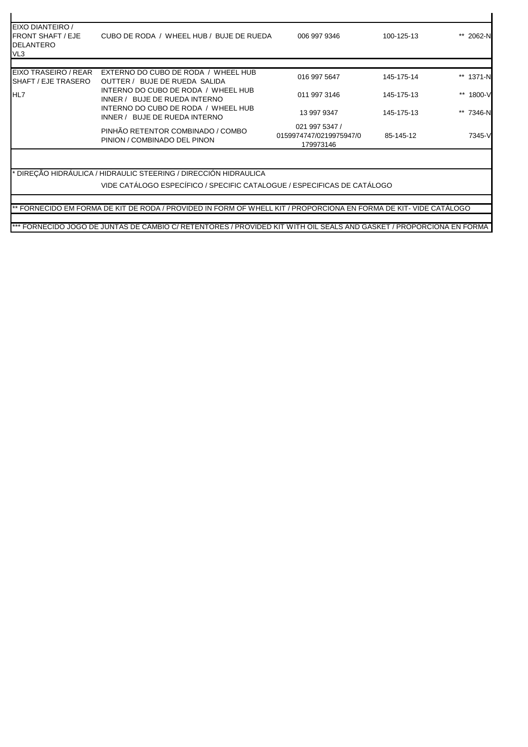| | | | | |
|---|---|---|---|---|
| EIXO DIANTEIRO / FRONT SHAFT / EJE DELANTERO VL3 | CUBO DE RODA / WHEEL HUB / BUJE DE RUEDA | 006 997 9346 | 100-125-13 | ** 2062-N |
| | | | | |
| EIXO TRASEIRO / REAR SHAFT / EJE TRASERO | EXTERNO DO CUBO DE RODA / WHEEL HUB OUTTER / BUJE DE RUEDA SALIDA | 016 997 5647 | 145-175-14 | ** 1371-N |
| HL7 | INTERNO DO CUBO DE RODA / WHEEL HUB INNER / BUJE DE RUEDA INTERNO | 011 997 3146 | 145-175-13 | ** 1800-V |
| | INTERNO DO CUBO DE RODA / WHEEL HUB INNER / BUJE DE RUEDA INTERNO | 13 997 9347 | 145-175-13 | ** 7346-N |
| | PINHÃO RETENTOR COMBINADO / COMBO PINION / COMBINADO DEL PINON | 021 997 5347 / 0159974747/0219975947/0 179973146 | 85-145-12 | 7345-V |

\* DIREÇÃO HIDRÁULICA / HIDRAULIC STEERING / DIRECCIÓN HIDRAULICA

VIDE CATÁLOGO ESPECÍFICO / SPECIFIC CATALOGUE / ESPECIFICAS DE CATÁLOGO

** FORNECIDO EM FORMA DE KIT DE RODA / PROVIDED IN FORM OF WHELL KIT / PROPORCIONA EN FORMA DE KIT- VIDE CATÁLOGO

*** FORNECIDO JOGO DE JUNTAS DE CÂMBIO C/ RETENTORES / PROVIDED KIT WITH OIL SEALS AND GASKET / PROPORCIONA EN FORMA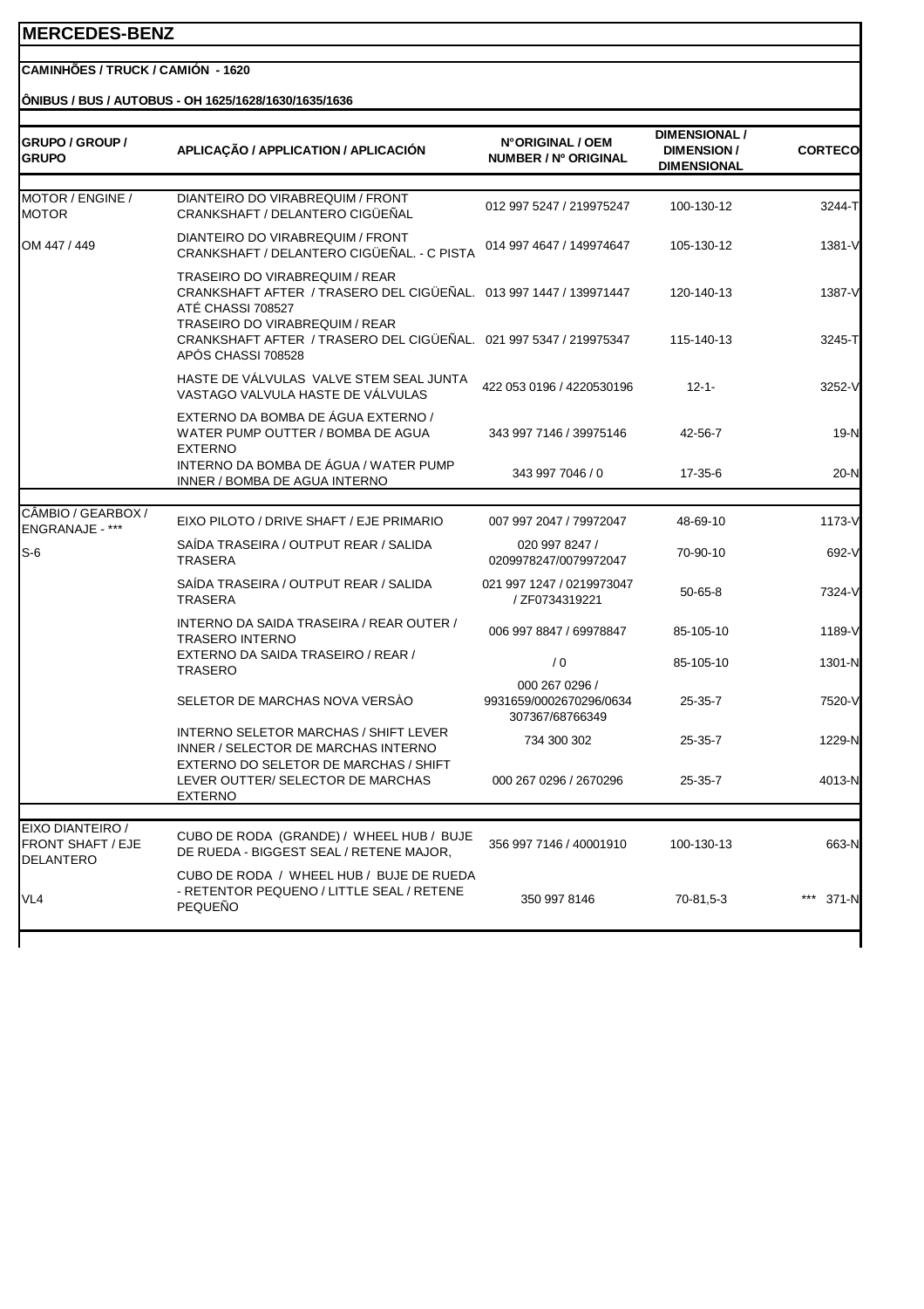# MERCEDES-BENZ

**CAMINHÕES / TRUCK / CAMIÓN - 1620**

**ÔNIBUS / BUS / AUTOBUS - OH 1625/1628/1630/1635/1636**

| GRUPO / GROUP / GRUPO | APLICAÇÃO / APPLICATION / APLICACIÓN | N°ORIGINAL / OEM NUMBER / Nº ORIGINAL | DIMENSIONAL / DIMENSION / DIMENSIONAL | CORTECO |
|---|---|---|---|---|
| MOTOR / ENGINE / MOTOR | DIANTEIRO DO VIRABREQUIM / FRONT CRANKSHAFT / DELANTERO CIGÜEÑAL | 012 997 5247 / 219975247 | 100-130-12 | 3244-T |
| OM 447 / 449 | DIANTEIRO DO VIRABREQUIM / FRONT CRANKSHAFT / DELANTERO CIGÜEÑAL. - C PISTA | 014 997 4647 / 149974647 | 105-130-12 | 1381-V |
| | TRASEIRO DO VIRABREQUIM / REAR CRANKSHAFT AFTER / TRASERO DEL CIGÜEÑAL. ATÉ CHASSI 708527 | 013 997 1447 / 139971447 | 120-140-13 | 1387-V |
| | TRASEIRO DO VIRABREQUIM / REAR CRANKSHAFT AFTER / TRASERO DEL CIGÜEÑAL. APÓS CHASSI 708528 | 021 997 5347 / 219975347 | 115-140-13 | 3245-T |
| | HASTE DE VÁLVULAS VALVE STEM SEAL JUNTA VASTAGO VALVULA HASTE DE VÁLVULAS | 422 053 0196 / 4220530196 | 12-1- | 3252-V |
| | EXTERNO DA BOMBA DE ÁGUA EXTERNO / WATER PUMP OUTTER / BOMBA DE AGUA EXTERNO | 343 997 7146 / 39975146 | 42-56-7 | 19-N |
| | INTERNO DA BOMBA DE ÁGUA / WATER PUMP INNER / BOMBA DE AGUA INTERNO | 343 997 7046 / 0 | 17-35-6 | 20-N |
| CÂMBIO / GEARBOX / ENGRANAJE - *** | EIXO PILOTO / DRIVE SHAFT / EJE PRIMARIO | 007 997 2047 / 79972047 | 48-69-10 | 1173-V |
| S-6 | SAÍDA TRASEIRA / OUTPUT REAR / SALIDA TRASERA | 020 997 8247 / 0209978247/0079972047 | 70-90-10 | 692-V |
| | SAÍDA TRASEIRA / OUTPUT REAR / SALIDA TRASERA | 021 997 1247 / 0219973047 / ZF0734319221 | 50-65-8 | 7324-V |
| | INTERNO DA SAIDA TRASEIRA / REAR OUTER / TRASERO INTERNO | 006 997 8847 / 69978847 | 85-105-10 | 1189-V |
| | EXTERNO DA SAIDA TRASEIRO / REAR / TRASERO | / 0 | 85-105-10 | 1301-N |
| | SELETOR DE MARCHAS NOVA VERSÀO | 000 267 0296 / 9931659/0002670296/0634 307367/68766349 | 25-35-7 | 7520-V |
| | INTERNO SELETOR MARCHAS / SHIFT LEVER INNER / SELECTOR DE MARCHAS INTERNO | 734 300 302 | 25-35-7 | 1229-N |
| | EXTERNO DO SELETOR DE MARCHAS / SHIFT LEVER OUTTER/ SELECTOR DE MARCHAS EXTERNO | 000 267 0296 / 2670296 | 25-35-7 | 4013-N |
| EIXO DIANTEIRO / FRONT SHAFT / EJE DELANTERO | CUBO DE RODA (GRANDE) / WHEEL HUB / BUJE DE RUEDA - BIGGEST SEAL / RETENE MAJOR, | 356 997 7146 / 40001910 | 100-130-13 | 663-N |
| VL4 | CUBO DE RODA / WHEEL HUB / BUJE DE RUEDA - RETENTOR PEQUENO / LITTLE SEAL / RETENE PEQUEÑO | 350 997 8146 | 70-81,5-3 | *** 371-N |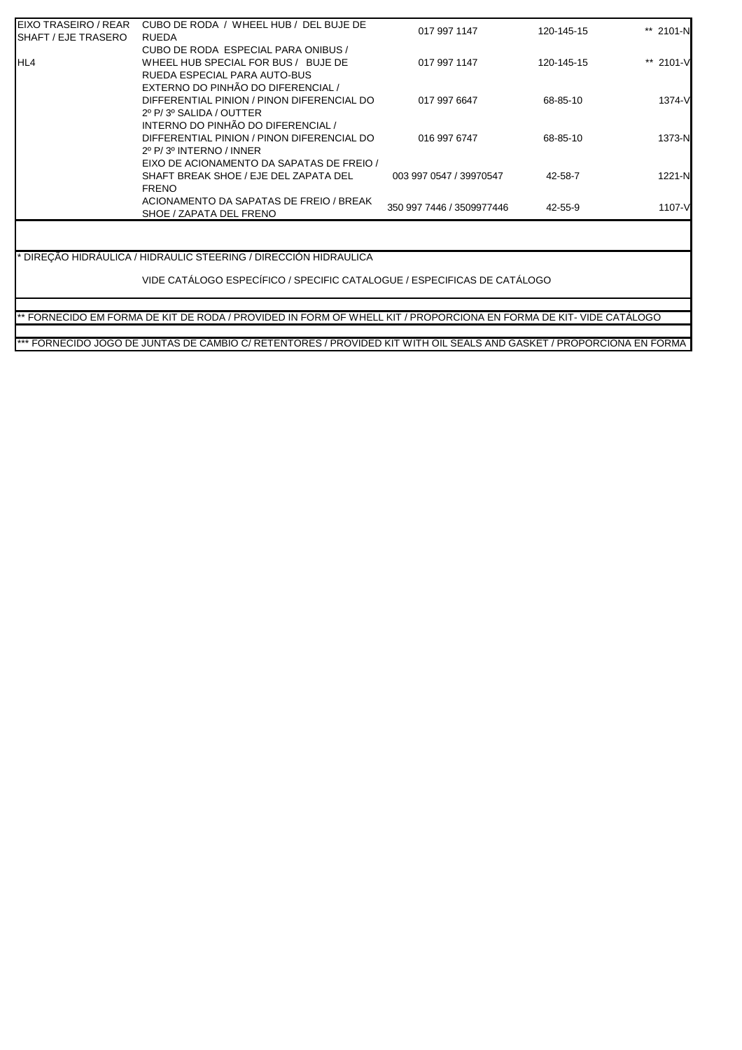| | | | | |
|---|---|---|---|---|
| EIXO TRASEIRO / REAR SHAFT / EJE TRASERO | CUBO DE RODA / WHEEL HUB / DEL BUJE DE RUEDA | 017 997 1147 | 120-145-15 | ** 2101-N |
| HL4 | CUBO DE RODA ESPECIAL PARA ONIBUS / WHEEL HUB SPECIAL FOR BUS / BUJE DE RUEDA ESPECIAL PARA AUTO-BUS | 017 997 1147 | 120-145-15 | ** 2101-V |
| | EXTERNO DO PINHÃO DO DIFERENCIAL / DIFFERENTIAL PINION / PINON DIFERENCIAL DO 2º P/ 3º SALIDA / OUTTER | 017 997 6647 | 68-85-10 | 1374-V |
| | INTERNO DO PINHÃO DO DIFERENCIAL / DIFFERENTIAL PINION / PINON DIFERENCIAL DO 2º P/ 3º INTERNO / INNER | 016 997 6747 | 68-85-10 | 1373-N |
| | EIXO DE ACIONAMENTO DA SAPATAS DE FREIO / SHAFT BREAK SHOE / EJE DEL ZAPATA DEL FRENO | 003 997 0547 / 39970547 | 42-58-7 | 1221-N |
| | ACIONAMENTO DA SAPATAS DE FREIO / BREAK SHOE / ZAPATA DEL FRENO | 350 997 7446 / 3509977446 | 42-55-9 | 1107-V |

* DIREÇÃO HIDRÁULICA / HIDRAULIC STEERING / DIRECCIÓN HIDRAULICA

VIDE CATÁLOGO ESPECÍFICO / SPECIFIC CATALOGUE / ESPECIFICAS DE CATÁLOGO

** FORNECIDO EM FORMA DE KIT DE RODA / PROVIDED IN FORM OF WHELL KIT / PROPORCIONA EN FORMA DE KIT- VIDE CATÁLOGO

*** FORNECIDO JOGO DE JUNTAS DE CÂMBIO C/ RETENTORES / PROVIDED KIT WITH OIL SEALS AND GASKET / PROPORCIONA EN FORMA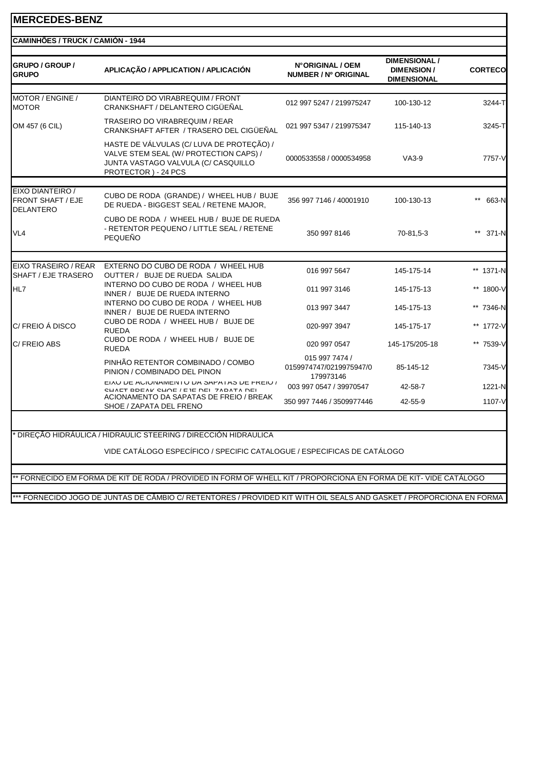# MERCEDES-BENZ

## CAMINHÕES / TRUCK / CAMIÓN - 1944

| GRUPO / GROUP / GRUPO | APLICAÇÃO / APPLICATION / APLICACIÓN | N°ORIGINAL / OEM NUMBER / Nº ORIGINAL | DIMENSIONAL / DIMENSION / DIMENSIONAL | CORTECO |
|---|---|---|---|---|
| MOTOR / ENGINE / MOTOR | DIANTEIRO DO VIRABREQUIM / FRONT CRANKSHAFT / DELANTERO CIGÜEÑAL | 012 997 5247 / 219975247 | 100-130-12 | 3244-T |
| OM 457 (6 CIL) | TRASEIRO DO VIRABREQUIM / REAR CRANKSHAFT AFTER / TRASERO DEL CIGÜEÑAL | 021 997 5347 / 219975347 | 115-140-13 | 3245-T |
| | HASTE DE VÁLVULAS (C/ LUVA DE PROTEÇÃO) / VALVE STEM SEAL (W/ PROTECTION CAPS) / JUNTA VASTAGO VALVULA (C/ CASQUILLO PROTECTOR ) - 24 PCS | 0000533558 / 0000534958 | VA3-9 | 7757-V |
| EIXO DIANTEIRO / FRONT SHAFT / EJE DELANTERO | CUBO DE RODA (GRANDE) / WHEEL HUB / BUJE DE RUEDA - BIGGEST SEAL / RETENE MAJOR, | 356 997 7146 / 40001910 | 100-130-13 | ** 663-N |
| VL4 | CUBO DE RODA / WHEEL HUB / BUJE DE RUEDA - RETENTOR PEQUENO / LITTLE SEAL / RETENE PEQUEÑO | 350 997 8146 | 70-81,5-3 | ** 371-N |
| EIXO TRASEIRO / REAR SHAFT / EJE TRASERO | EXTERNO DO CUBO DE RODA / WHEEL HUB OUTTER / BUJE DE RUEDA SALIDA | 016 997 5647 | 145-175-14 | ** 1371-N |
| HL7 | INTERNO DO CUBO DE RODA / WHEEL HUB INNER / BUJE DE RUEDA INTERNO | 011 997 3146 | 145-175-13 | ** 1800-V |
| | INTERNO DO CUBO DE RODA / WHEEL HUB INNER / BUJE DE RUEDA INTERNO | 013 997 3447 | 145-175-13 | ** 7346-N |
| C/ FREIO Á DISCO | CUBO DE RODA / WHEEL HUB / BUJE DE RUEDA | 020-997 3947 | 145-175-17 | ** 1772-V |
| C/ FREIO ABS | CUBO DE RODA / WHEEL HUB / BUJE DE RUEDA | 020 997 0547 | 145-175/205-18 | ** 7539-V |
| | PINHÃO RETENTOR COMBINADO / COMBO PINION / COMBINADO DEL PINON | 015 997 7474 / 0159974747/0219975947/0179973146 | 85-145-12 | 7345-V |
| | EIXO DE ACIONAMENTO DA SAPATAS DE FREIO / SHAFT BREAK SHOE / EJE DEL ZAPATA DEL | 003 997 0547 / 39970547 | 42-58-7 | 1221-N |
| | ACIONAMENTO DA SAPATAS DE FREIO / BREAK SHOE / ZAPATA DEL FRENO | 350 997 7446 / 3509977446 | 42-55-9 | 1107-V |

\* DIREÇÃO HIDRÁULICA / HIDRAULIC STEERING / DIRECCIÓN HIDRAULICA

VIDE CATÁLOGO ESPECÍFICO / SPECIFIC CATALOGUE / ESPECIFICAS DE CATÁLOGO

** FORNECIDO EM FORMA DE KIT DE RODA / PROVIDED IN FORM OF WHELL KIT / PROPORCIONA EN FORMA DE KIT- VIDE CATÁLOGO

*** FORNECIDO JOGO DE JUNTAS DE CÂMBIO C/ RETENTORES / PROVIDED KIT WITH OIL SEALS AND GASKET / PROPORCIONA EN FORMA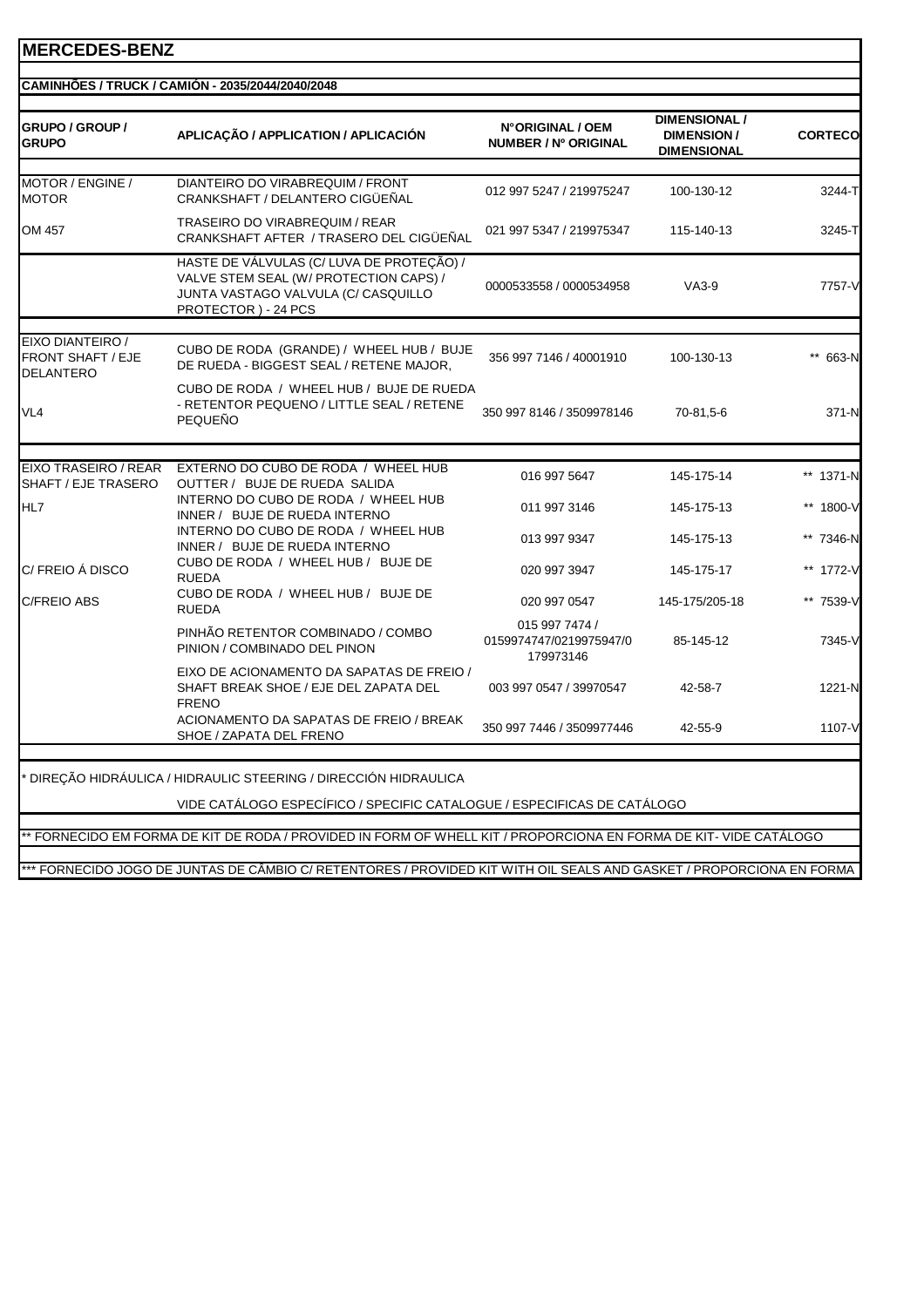# MERCEDES-BENZ

## CAMINHÕES / TRUCK / CAMIÓN - 2035/2044/2040/2048

| GRUPO / GROUP / GRUPO | APLICAÇÃO / APPLICATION / APLICACIÓN | N°ORIGINAL / OEM NUMBER / Nº ORIGINAL | DIMENSIONAL / DIMENSION / DIMENSIONAL | CORTECO |
|---|---|---|---|---|
| MOTOR / ENGINE / MOTOR | DIANTEIRO DO VIRABREQUIM / FRONT CRANKSHAFT / DELANTERO CIGÜEÑAL | 012 997 5247 / 219975247 | 100-130-12 | 3244-T |
| OM 457 | TRASEIRO DO VIRABREQUIM / REAR CRANKSHAFT AFTER / TRASERO DEL CIGÜEÑAL | 021 997 5347 / 219975347 | 115-140-13 | 3245-T |
| | HASTE DE VÁLVULAS (C/ LUVA DE PROTEÇÃO) / VALVE STEM SEAL (W/ PROTECTION CAPS) / JUNTA VASTAGO VALVULA (C/ CASQUILLO PROTECTOR ) - 24 PCS | 0000533558 / 0000534958 | VA3-9 | 7757-V |
| EIXO DIANTEIRO / FRONT SHAFT / EJE DELANTERO | CUBO DE RODA (GRANDE) / WHEEL HUB / BUJE DE RUEDA - BIGGEST SEAL / RETENE MAJOR, | 356 997 7146 / 40001910 | 100-130-13 | ** 663-N |
| VL4 | CUBO DE RODA / WHEEL HUB / BUJE DE RUEDA - RETENTOR PEQUENO / LITTLE SEAL / RETENE PEQUEÑO | 350 997 8146 / 3509978146 | 70-81,5-6 | 371-N |
| EIXO TRASEIRO / REAR SHAFT / EJE TRASERO | EXTERNO DO CUBO DE RODA / WHEEL HUB OUTTER / BUJE DE RUEDA SALIDA | 016 997 5647 | 145-175-14 | ** 1371-N |
| HL7 | INTERNO DO CUBO DE RODA / WHEEL HUB INNER / BUJE DE RUEDA INTERNO | 011 997 3146 | 145-175-13 | ** 1800-V |
| | INTERNO DO CUBO DE RODA / WHEEL HUB INNER / BUJE DE RUEDA INTERNO | 013 997 9347 | 145-175-13 | ** 7346-N |
| C/ FREIO Á DISCO | CUBO DE RODA / WHEEL HUB / BUJE DE RUEDA | 020 997 3947 | 145-175-17 | ** 1772-V |
| C/FREIO ABS | CUBO DE RODA / WHEEL HUB / BUJE DE RUEDA | 020 997 0547 | 145-175/205-18 | ** 7539-V |
| | PINHÃO RETENTOR COMBINADO / COMBO PINION / COMBINADO DEL PINON | 015 997 7474 / 0159974747/0219975947/0179973146 | 85-145-12 | 7345-V |
| | EIXO DE ACIONAMENTO DA SAPATAS DE FREIO / SHAFT BREAK SHOE / EJE DEL ZAPATA DEL FRENO | 003 997 0547 / 39970547 | 42-58-7 | 1221-N |
| | ACIONAMENTO DA SAPATAS DE FREIO / BREAK SHOE / ZAPATA DEL FRENO | 350 997 7446 / 3509977446 | 42-55-9 | 1107-V |

\* DIREÇÃO HIDRÁULICA / HIDRAULIC STEERING / DIRECCIÓN HIDRAULICA

VIDE CATÁLOGO ESPECÍFICO / SPECIFIC CATALOGUE / ESPECIFICAS DE CATÁLOGO

** FORNECIDO EM FORMA DE KIT DE RODA / PROVIDED IN FORM OF WHELL KIT / PROPORCIONA EN FORMA DE KIT- VIDE CATÁLOGO

*** FORNECIDO JOGO DE JUNTAS DE CÂMBIO C/ RETENTORES / PROVIDED KIT WITH OIL SEALS AND GASKET / PROPORCIONA EN FORMA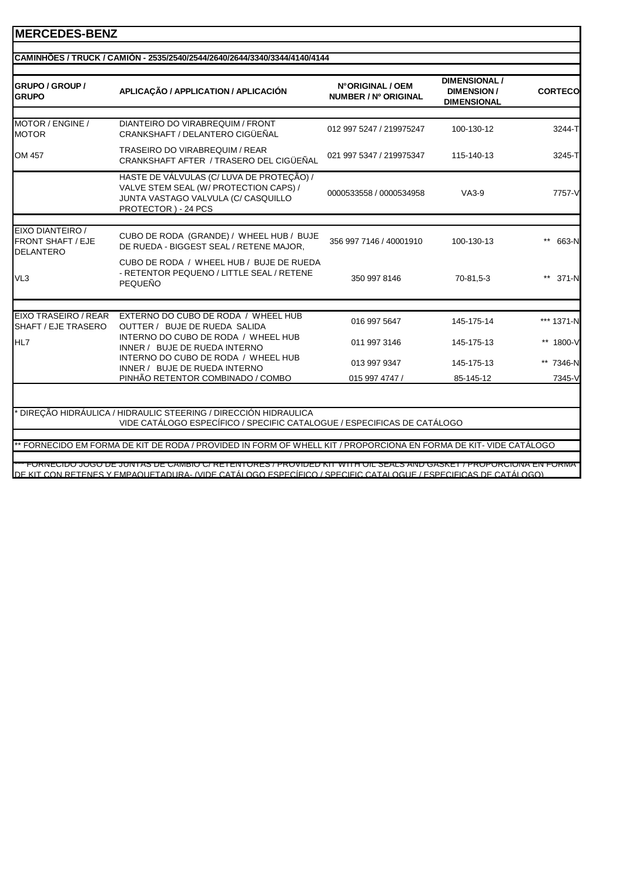# MERCEDES-BENZ

**CAMINHÕES / TRUCK / CAMIÓN - 2535/2540/2544/2640/2644/3340/3344/4140/4144**

| GRUPO / GROUP / GRUPO | APLICAÇÃO / APPLICATION / APLICACIÓN | N°ORIGINAL / OEM NUMBER / Nº ORIGINAL | DIMENSIONAL / DIMENSION / DIMENSIONAL | CORTECO |
|---|---|---|---|---|
| MOTOR / ENGINE / MOTOR | DIANTEIRO DO VIRABREQUIM / FRONT CRANKSHAFT / DELANTERO CIGÜEÑAL | 012 997 5247 / 219975247 | 100-130-12 | 3244-T |
| OM 457 | TRASEIRO DO VIRABREQUIM / REAR CRANKSHAFT AFTER / TRASERO DEL CIGÜEÑAL | 021 997 5347 / 219975347 | 115-140-13 | 3245-T |
| | HASTE DE VÁLVULAS (C/ LUVA DE PROTEÇÃO) / VALVE STEM SEAL (W/ PROTECTION CAPS) / JUNTA VASTAGO VALVULA (C/ CASQUILLO PROTECTOR ) - 24 PCS | 0000533558 / 0000534958 | VA3-9 | 7757-V |
| EIXO DIANTEIRO / FRONT SHAFT / EJE DELANTERO | CUBO DE RODA (GRANDE) / WHEEL HUB / BUJE DE RUEDA - BIGGEST SEAL / RETENE MAJOR, | 356 997 7146 / 40001910 | 100-130-13 | ** 663-N |
| VL3 | CUBO DE RODA / WHEEL HUB / BUJE DE RUEDA - RETENTOR PEQUENO / LITTLE SEAL / RETENE PEQUEÑO | 350 997 8146 | 70-81,5-3 | ** 371-N |
| EIXO TRASEIRO / REAR SHAFT / EJE TRASERO | EXTERNO DO CUBO DE RODA / WHEEL HUB OUTTER / BUJE DE RUEDA SALIDA | 016 997 5647 | 145-175-14 | *** 1371-N |
| HL7 | INTERNO DO CUBO DE RODA / WHEEL HUB INNER / BUJE DE RUEDA INTERNO | 011 997 3146 | 145-175-13 | ** 1800-V |
| | INTERNO DO CUBO DE RODA / WHEEL HUB INNER / BUJE DE RUEDA INTERNO | 013 997 9347 | 145-175-13 | ** 7346-N |
| | PINHÃO RETENTOR COMBINADO / COMBO | 015 997 4747 / | 85-145-12 | 7345-V |

* DIREÇÃO HIDRÁULICA / HIDRAULIC STEERING / DIRECCIÓN HIDRAULICA
VIDE CATÁLOGO ESPECÍFICO / SPECIFIC CATALOGUE / ESPECIFICAS DE CATÁLOGO

** FORNECIDO EM FORMA DE KIT DE RODA / PROVIDED IN FORM OF WHELL KIT / PROPORCIONA EN FORMA DE KIT- VIDE CATÁLOGO

*** FORNECIDO JOGO DE JUNTAS DE CAMBIO C/ RETENTORES / PROVIDED KIT WITH OIL SEALS AND GASKET / PROPORCIONA EN FORMA DE KIT CON RETENES Y EMPAQUETADURA- (VIDE CATÁLOGO ESPECÍFICO / SPECIFIC CATALOGUE / ESPECIFICAS DE CATÁLOGO)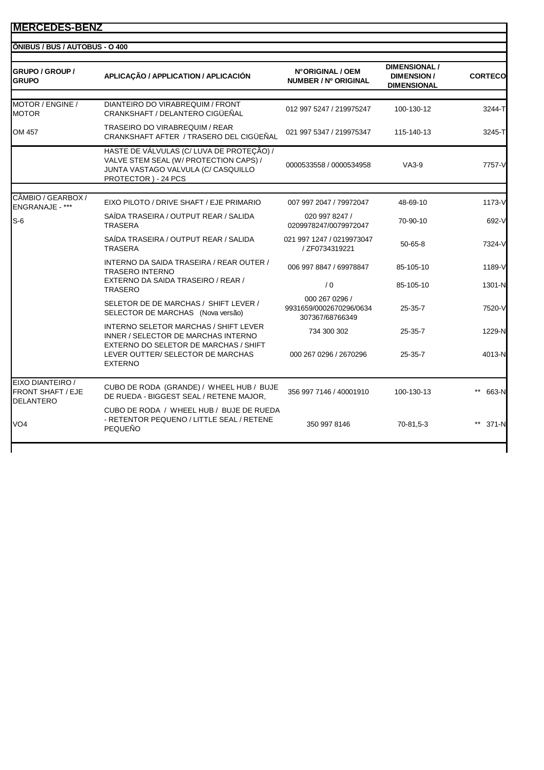# MERCEDES-BENZ

## ÔNIBUS / BUS / AUTOBUS - O 400

| GRUPO / GROUP / GRUPO | APLICAÇÃO / APPLICATION / APLICACIÓN | N°ORIGINAL / OEM NUMBER / Nº ORIGINAL | DIMENSIONAL / DIMENSION / DIMENSIONAL | CORTECO |
|---|---|---|---|---|
| MOTOR / ENGINE / MOTOR | DIANTEIRO DO VIRABREQUIM / FRONT CRANKSHAFT / DELANTERO CIGÜEÑAL | 012 997 5247 / 219975247 | 100-130-12 | 3244-T |
| OM 457 | TRASEIRO DO VIRABREQUIM / REAR CRANKSHAFT AFTER / TRASERO DEL CIGÜEÑAL | 021 997 5347 / 219975347 | 115-140-13 | 3245-T |
| | HASTE DE VÁLVULAS (C/ LUVA DE PROTEÇÃO) / VALVE STEM SEAL (W/ PROTECTION CAPS) / JUNTA VASTAGO VALVULA (C/ CASQUILLO PROTECTOR ) - 24 PCS | 0000533558 / 0000534958 | VA3-9 | 7757-V |
| CÂMBIO / GEARBOX / ENGRANAJE - *** | EIXO PILOTO / DRIVE SHAFT / EJE PRIMARIO | 007 997 2047 / 79972047 | 48-69-10 | 1173-V |
| S-6 | SAÍDA TRASEIRA / OUTPUT REAR / SALIDA TRASERA | 020 997 8247 / 0209978247/0079972047 | 70-90-10 | 692-V |
| | SAÍDA TRASEIRA / OUTPUT REAR / SALIDA TRASERA | 021 997 1247 / 0219973047 / ZF0734319221 | 50-65-8 | 7324-V |
| | INTERNO DA SAIDA TRASEIRA / REAR OUTER / TRASERO INTERNO | 006 997 8847 / 69978847 | 85-105-10 | 1189-V |
| | EXTERNO DA SAIDA TRASEIRO / REAR / TRASERO | / 0 | 85-105-10 | 1301-N |
| | SELETOR DE DE MARCHAS / SHIFT LEVER / SELECTOR DE MARCHAS (Nova versão) | 000 267 0296 / 9931659/0002670296/0634 307367/68766349 | 25-35-7 | 7520-V |
| | INTERNO SELETOR MARCHAS / SHIFT LEVER INNER / SELECTOR DE MARCHAS INTERNO | 734 300 302 | 25-35-7 | 1229-N |
| | EXTERNO DO SELETOR DE MARCHAS / SHIFT LEVER OUTTER/ SELECTOR DE MARCHAS EXTERNO | 000 267 0296 / 2670296 | 25-35-7 | 4013-N |
| EIXO DIANTEIRO / FRONT SHAFT / EJE DELANTERO | CUBO DE RODA (GRANDE) / WHEEL HUB / BUJE DE RUEDA - BIGGEST SEAL / RETENE MAJOR, | 356 997 7146 / 40001910 | 100-130-13 | ** 663-N |
| VO4 | CUBO DE RODA / WHEEL HUB / BUJE DE RUEDA - RETENTOR PEQUENO / LITTLE SEAL / RETENE PEQUEÑO | 350 997 8146 | 70-81,5-3 | ** 371-N |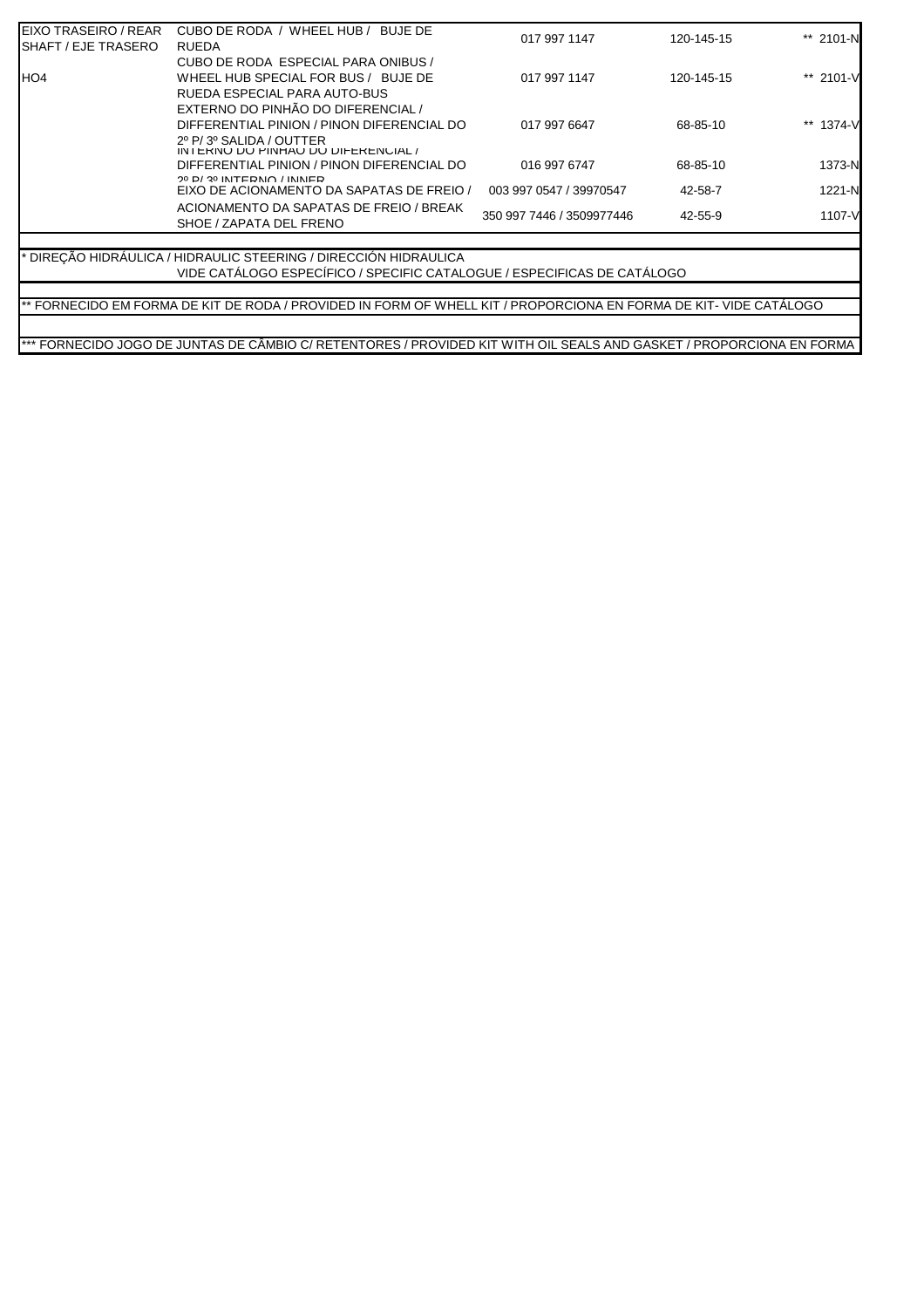| | | | | |
|---|---|---|---|---|
| EIXO TRASEIRO / REAR SHAFT / EJE TRASERO | CUBO DE RODA / WHEEL HUB / BUJE DE RUEDA | 017 997 1147 | 120-145-15 | ** 2101-N |
| HO4 | CUBO DE RODA ESPECIAL PARA ONIBUS / WHEEL HUB SPECIAL FOR BUS / BUJE DE RUEDA ESPECIAL PARA AUTO-BUS | 017 997 1147 | 120-145-15 | ** 2101-V |
| | EXTERNO DO PINHÃO DO DIFERENCIAL / DIFFERENTIAL PINION / PINON DIFERENCIAL DO 2º P/ 3º SALIDA / OUTTER | 017 997 6647 | 68-85-10 | ** 1374-V |
| | INTERNO DO PINHÃO DO DIFERENCIAL / DIFFERENTIAL PINION / PINON DIFERENCIAL DO 2º P/ 3º INTERNO / INNER | 016 997 6747 | 68-85-10 | 1373-N |
| | EIXO DE ACIONAMENTO DA SAPATAS DE FREIO / | 003 997 0547 / 39970547 | 42-58-7 | 1221-N |
| | ACIONAMENTO DA SAPATAS DE FREIO / BREAK SHOE / ZAPATA DEL FRENO | 350 997 7446 / 3509977446 | 42-55-9 | 1107-V |

\* DIREÇÃO HIDRÁULICA / HIDRAULIC STEERING / DIRECCIÓN HIDRAULICA
VIDE CATÁLOGO ESPECÍFICO / SPECIFIC CATALOGUE / ESPECIFICAS DE CATÁLOGO

\*\* FORNECIDO EM FORMA DE KIT DE RODA / PROVIDED IN FORM OF WHELL KIT / PROPORCIONA EN FORMA DE KIT- VIDE CATÁLOGO

\*\*\* FORNECIDO JOGO DE JUNTAS DE CÂMBIO C/ RETENTORES / PROVIDED KIT WITH OIL SEALS AND GASKET / PROPORCIONA EN FORMA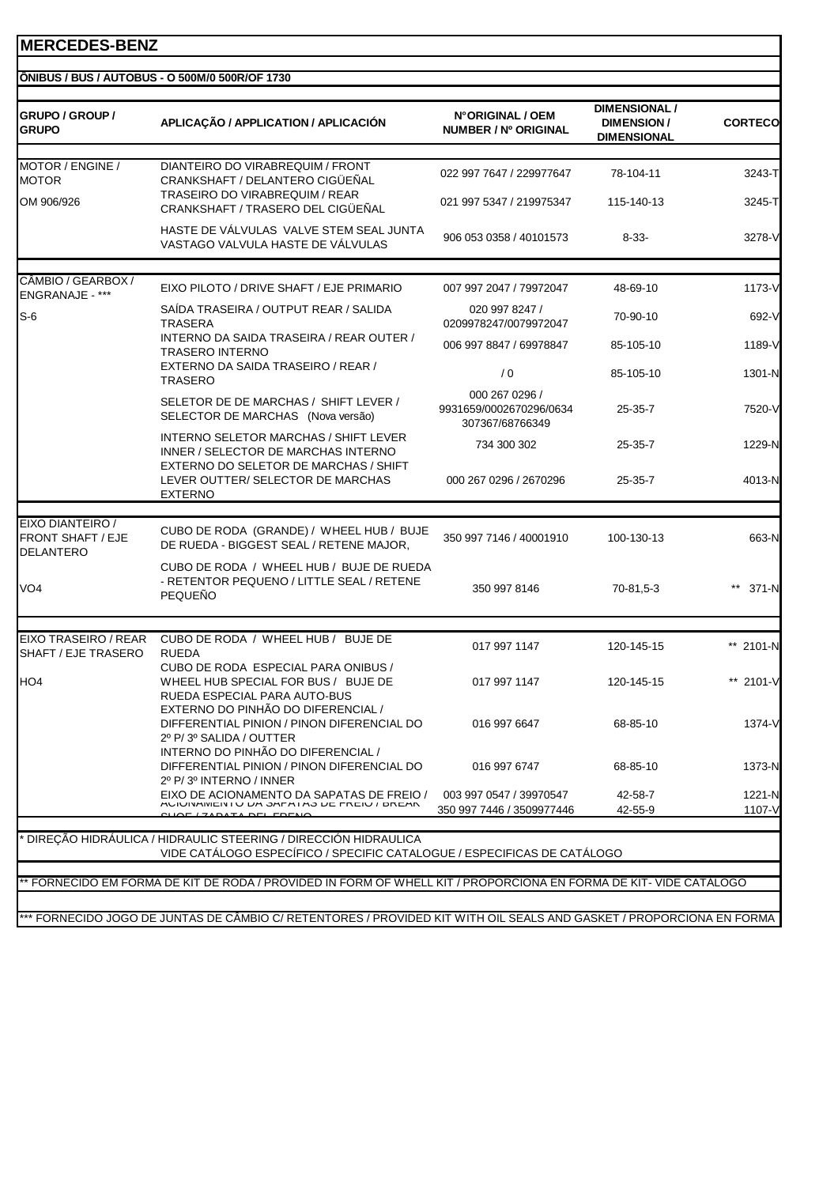# MERCEDES-BENZ

**ÔNIBUS / BUS / AUTOBUS - O 500M/0 500R/OF 1730**

| GRUPO / GROUP / GRUPO | APLICAÇÃO / APPLICATION / APLICACIÓN | N°ORIGINAL / OEM NUMBER / Nº ORIGINAL | DIMENSIONAL / DIMENSION / DIMENSIONAL | CORTECO |
|---|---|---|---|---|
| MOTOR / ENGINE / MOTOR | DIANTEIRO DO VIRABREQUIM / FRONT CRANKSHAFT / DELANTERO CIGÜEÑAL | 022 997 7647 / 229977647 | 78-104-11 | 3243-T |
| OM 906/926 | TRASEIRO DO VIRABREQUIM / REAR CRANKSHAFT / TRASERO DEL CIGÜEÑAL | 021 997 5347 / 219975347 | 115-140-13 | 3245-T |
| | HASTE DE VÁLVULAS VALVE STEM SEAL JUNTA VASTAGO VALVULA HASTE DE VÁLVULAS | 906 053 0358 / 40101573 | 8-33- | 3278-V |
| CÂMBIO / GEARBOX / ENGRANAJE - *** | EIXO PILOTO / DRIVE SHAFT / EJE PRIMARIO | 007 997 2047 / 79972047 | 48-69-10 | 1173-V |
| S-6 | SAÍDA TRASEIRA / OUTPUT REAR / SALIDA TRASERA | 020 997 8247 / 0209978247/0079972047 | 70-90-10 | 692-V |
| | INTERNO DA SAIDA TRASEIRA / REAR OUTER / TRASERO INTERNO | 006 997 8847 / 69978847 | 85-105-10 | 1189-V |
| | EXTERNO DA SAIDA TRASEIRO / REAR / TRASERO | / 0 | 85-105-10 | 1301-N |
| | SELETOR DE DE MARCHAS / SHIFT LEVER / SELECTOR DE MARCHAS (Nova versão) | 000 267 0296 / 9931659/0002670296/0634 307367/68766349 | 25-35-7 | 7520-V |
| | INTERNO SELETOR MARCHAS / SHIFT LEVER INNER / SELECTOR DE MARCHAS INTERNO | 734 300 302 | 25-35-7 | 1229-N |
| | EXTERNO DO SELETOR DE MARCHAS / SHIFT LEVER OUTTER/ SELECTOR DE MARCHAS EXTERNO | 000 267 0296 / 2670296 | 25-35-7 | 4013-N |
| EIXO DIANTEIRO / FRONT SHAFT / EJE DELANTERO | CUBO DE RODA (GRANDE) / WHEEL HUB / BUJE DE RUEDA - BIGGEST SEAL / RETENE MAJOR, | 350 997 7146 / 40001910 | 100-130-13 | 663-N |
| VO4 | CUBO DE RODA / WHEEL HUB / BUJE DE RUEDA - RETENTOR PEQUENO / LITTLE SEAL / RETENE PEQUEÑO | 350 997 8146 | 70-81,5-3 | ** 371-N |
| EIXO TRASEIRO / REAR SHAFT / EJE TRASERO | CUBO DE RODA / WHEEL HUB / BUJE DE RUEDA | 017 997 1147 | 120-145-15 | ** 2101-N |
| HO4 | CUBO DE RODA ESPECIAL PARA ONIBUS / WHEEL HUB SPECIAL FOR BUS / BUJE DE RUEDA ESPECIAL PARA AUTO-BUS | 017 997 1147 | 120-145-15 | ** 2101-V |
| | EXTERNO DO PINHÃO DO DIFERENCIAL / DIFFERENTIAL PINION / PINON DIFERENCIAL DO 2º P/ 3º SALIDA / OUTTER | 016 997 6647 | 68-85-10 | 1374-V |
| | INTERNO DO PINHÃO DO DIFERENCIAL / DIFFERENTIAL PINION / PINON DIFERENCIAL DO 2º P/ 3º INTERNO / INNER | 016 997 6747 | 68-85-10 | 1373-N |
| | EIXO DE ACIONAMENTO DA SAPATAS DE FREIO / | 003 997 0547 / 39970547 | 42-58-7 | 1221-N |
| | ACIONAMENTO DA SAPATAS DE FREIO / BREAK SHOE / ZAPATA DEL FRENO | 350 997 7446 / 3509977446 | 42-55-9 | 1107-V |

\* DIREÇÃO HIDRÁULICA / HIDRAULIC STEERING / DIRECCIÓN HIDRAULICA
VIDE CATÁLOGO ESPECÍFICO / SPECIFIC CATALOGUE / ESPECIFICAS DE CATÁLOGO

** FORNECIDO EM FORMA DE KIT DE RODA / PROVIDED IN FORM OF WHELL KIT / PROPORCIONA EN FORMA DE KIT- VIDE CATÁLOGO

*** FORNECIDO JOGO DE JUNTAS DE CÂMBIO C/ RETENTORES / PROVIDED KIT WITH OIL SEALS AND GASKET / PROPORCIONA EN FORMA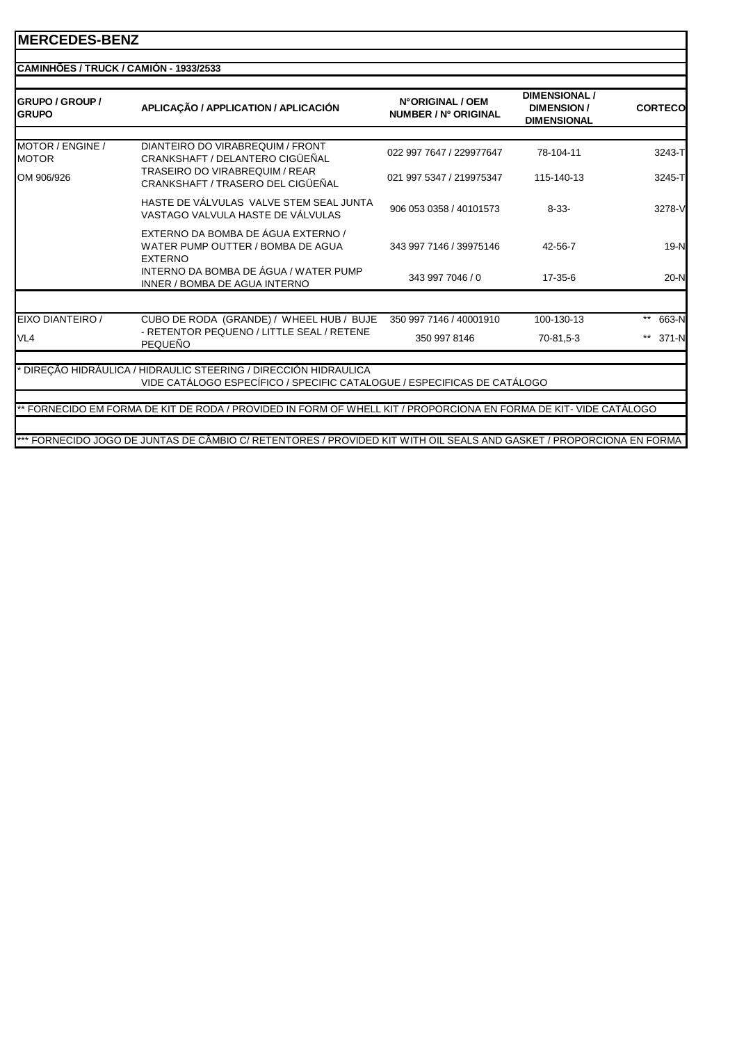# MERCEDES-BENZ

## CAMINHÕES / TRUCK / CAMIÓN - 1933/2533

| GRUPO / GROUP / GRUPO | APLICAÇÃO / APPLICATION / APLICACIÓN | N°ORIGINAL / OEM NUMBER / Nº ORIGINAL | DIMENSIONAL / DIMENSION / DIMENSIONAL | CORTECO |
|---|---|---|---|---|
| MOTOR / ENGINE / MOTOR | DIANTEIRO DO VIRABREQUIM / FRONT CRANKSHAFT / DELANTERO CIGÜEÑAL | 022 997 7647 / 229977647 | 78-104-11 | 3243-T |
| OM 906/926 | TRASEIRO DO VIRABREQUIM / REAR CRANKSHAFT / TRASERO DEL CIGÜEÑAL | 021 997 5347 / 219975347 | 115-140-13 | 3245-T |
| | HASTE DE VÁLVULAS VALVE STEM SEAL JUNTA VASTAGO VALVULA HASTE DE VÁLVULAS | 906 053 0358 / 40101573 | 8-33- | 3278-V |
| | EXTERNO DA BOMBA DE ÁGUA EXTERNO / WATER PUMP OUTTER / BOMBA DE AGUA EXTERNO | 343 997 7146 / 39975146 | 42-56-7 | 19-N |
| | INTERNO DA BOMBA DE ÁGUA / WATER PUMP INNER / BOMBA DE AGUA INTERNO | 343 997 7046 / 0 | 17-35-6 | 20-N |
| | | | | |
| EIXO DIANTEIRO / | CUBO DE RODA (GRANDE) / WHEEL HUB / BUJE | 350 997 7146 / 40001910 | 100-130-13 | ** 663-N |
| VL4 | - RETENTOR PEQUENO / LITTLE SEAL / RETENE PEQUEÑO | 350 997 8146 | 70-81,5-3 | ** 371-N |

\* DIREÇÃO HIDRÁULICA / HIDRAULIC STEERING / DIRECCIÓN HIDRAULICA
VIDE CATÁLOGO ESPECÍFICO / SPECIFIC CATALOGUE / ESPECIFICAS DE CATÁLOGO

** FORNECIDO EM FORMA DE KIT DE RODA / PROVIDED IN FORM OF WHELL KIT / PROPORCIONA EN FORMA DE KIT- VIDE CATÁLOGO

*** FORNECIDO JOGO DE JUNTAS DE CÂMBIO C/ RETENTORES / PROVIDED KIT WITH OIL SEALS AND GASKET / PROPORCIONA EN FORMA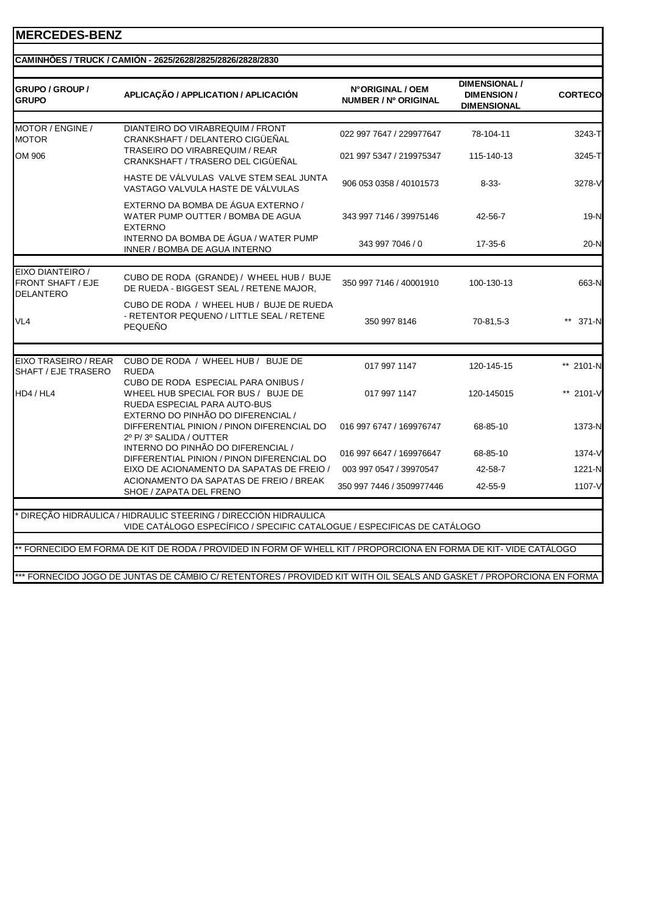## MERCEDES-BENZ

**CAMINHÕES / TRUCK / CAMIÓN - 2625/2628/2825/2826/2828/2830**

| GRUPO / GROUP / GRUPO | APLICAÇÃO / APPLICATION / APLICACIÓN | N°ORIGINAL / OEM NUMBER / Nº ORIGINAL | DIMENSIONAL / DIMENSION / DIMENSIONAL | CORTECO |
|---|---|---|---|---|
| MOTOR / ENGINE / MOTOR | DIANTEIRO DO VIRABREQUIM / FRONT CRANKSHAFT / DELANTERO CIGÜEÑAL | 022 997 7647 / 229977647 | 78-104-11 | 3243-T |
| OM 906 | TRASEIRO DO VIRABREQUIM / REAR CRANKSHAFT / TRASERO DEL CIGÜEÑAL | 021 997 5347 / 219975347 | 115-140-13 | 3245-T |
| | HASTE DE VÁLVULAS VALVE STEM SEAL JUNTA VASTAGO VALVULA HASTE DE VÁLVULAS | 906 053 0358 / 40101573 | 8-33- | 3278-V |
| | EXTERNO DA BOMBA DE ÁGUA EXTERNO / WATER PUMP OUTTER / BOMBA DE AGUA EXTERNO | 343 997 7146 / 39975146 | 42-56-7 | 19-N |
| | INTERNO DA BOMBA DE ÁGUA / WATER PUMP INNER / BOMBA DE AGUA INTERNO | 343 997 7046 / 0 | 17-35-6 | 20-N |
| EIXO DIANTEIRO / FRONT SHAFT / EJE DELANTERO | CUBO DE RODA (GRANDE) / WHEEL HUB / BUJE DE RUEDA - BIGGEST SEAL / RETENE MAJOR, | 350 997 7146 / 40001910 | 100-130-13 | 663-N |
| VL4 | CUBO DE RODA / WHEEL HUB / BUJE DE RUEDA - RETENTOR PEQUENO / LITTLE SEAL / RETENE PEQUEÑO | 350 997 8146 | 70-81,5-3 | ** 371-N |
| EIXO TRASEIRO / REAR SHAFT / EJE TRASERO | CUBO DE RODA / WHEEL HUB / BUJE DE RUEDA | 017 997 1147 | 120-145-15 | ** 2101-N |
| HD4 / HL4 | CUBO DE RODA ESPECIAL PARA ONIBUS / WHEEL HUB SPECIAL FOR BUS / BUJE DE RUEDA ESPECIAL PARA AUTO-BUS | 017 997 1147 | 120-145015 | ** 2101-V |
| | EXTERNO DO PINHÃO DO DIFERENCIAL / DIFFERENTIAL PINION / PINON DIFERENCIAL DO 2º P/ 3º SALIDA / OUTTER | 016 997 6747 / 169976747 | 68-85-10 | 1373-N |
| | INTERNO DO PINHÃO DO DIFERENCIAL / DIFFERENTIAL PINION / PINON DIFERENCIAL DO | 016 997 6647 / 169976647 | 68-85-10 | 1374-V |
| | EIXO DE ACIONAMENTO DA SAPATAS DE FREIO / | 003 997 0547 / 39970547 | 42-58-7 | 1221-N |
| | ACIONAMENTO DA SAPATAS DE FREIO / BREAK SHOE / ZAPATA DEL FRENO | 350 997 7446 / 3509977446 | 42-55-9 | 1107-V |

\* DIREÇÃO HIDRÁULICA / HIDRAULIC STEERING / DIRECCIÓN HIDRAULICA
VIDE CATÁLOGO ESPECÍFICO / SPECIFIC CATALOGUE / ESPECIFICAS DE CATÁLOGO

** FORNECIDO EM FORMA DE KIT DE RODA / PROVIDED IN FORM OF WHELL KIT / PROPORCIONA EN FORMA DE KIT- VIDE CATÁLOGO

*** FORNECIDO JOGO DE JUNTAS DE CÂMBIO C/ RETENTORES / PROVIDED KIT WITH OIL SEALS AND GASKET / PROPORCIONA EN FORMA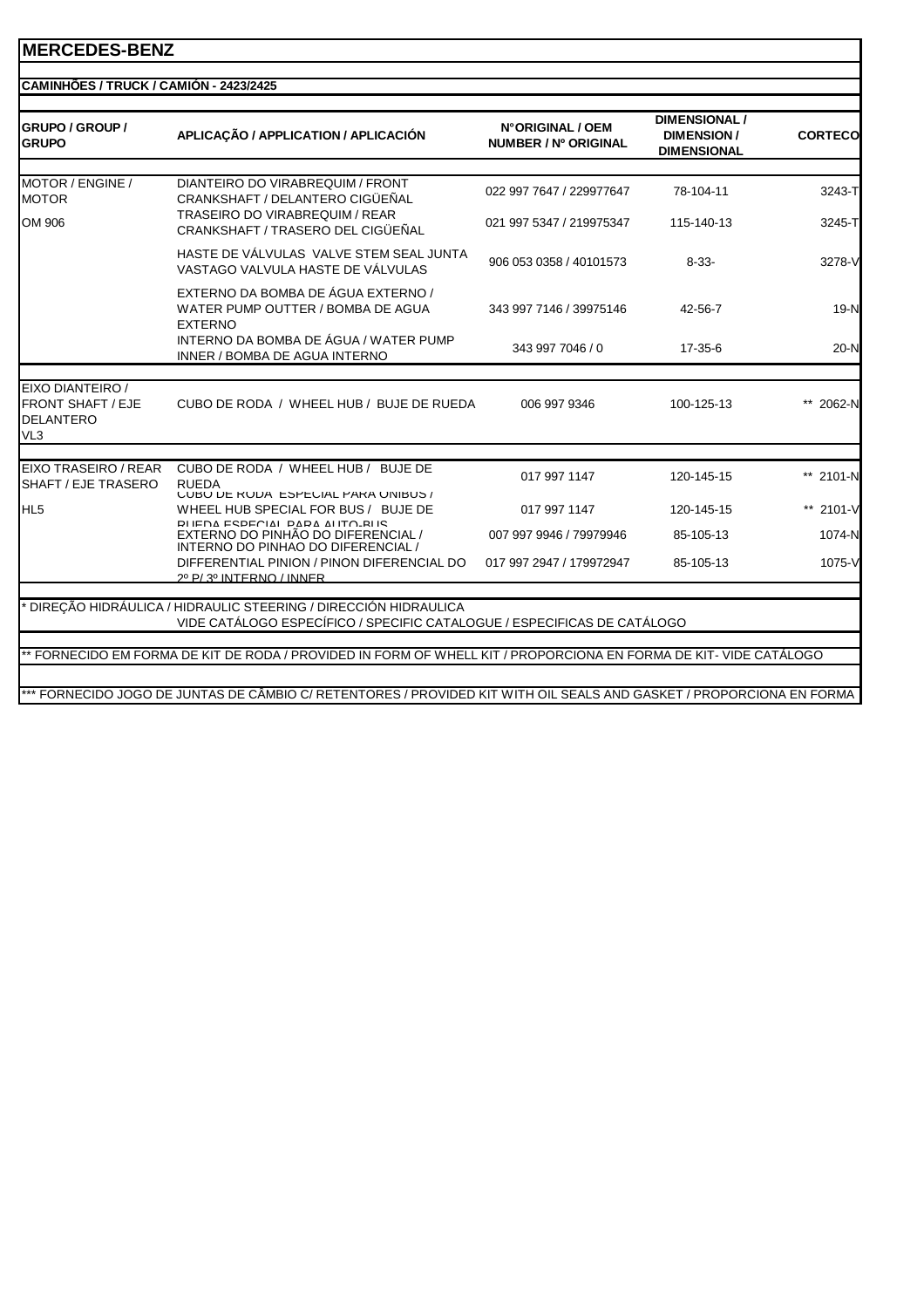# MERCEDES-BENZ

## CAMINHÕES / TRUCK / CAMIÓN - 2423/2425

| GRUPO / GROUP / GRUPO | APLICAÇÃO / APPLICATION / APLICACIÓN | N°ORIGINAL / OEM NUMBER / Nº ORIGINAL | DIMENSIONAL / DIMENSION / DIMENSIONAL | CORTECO |
|---|---|---|---|---|
| MOTOR / ENGINE / MOTOR | DIANTEIRO DO VIRABREQUIM / FRONT CRANKSHAFT / DELANTERO CIGÜEÑAL | 022 997 7647 / 229977647 | 78-104-11 | 3243-T |
| OM 906 | TRASEIRO DO VIRABREQUIM / REAR CRANKSHAFT / TRASERO DEL CIGÜEÑAL | 021 997 5347 / 219975347 | 115-140-13 | 3245-T |
| | HASTE DE VÁLVULAS VALVE STEM SEAL JUNTA VASTAGO VALVULA HASTE DE VÁLVULAS | 906 053 0358 / 40101573 | 8-33- | 3278-V |
| | EXTERNO DA BOMBA DE ÁGUA EXTERNO / WATER PUMP OUTTER / BOMBA DE AGUA EXTERNO | 343 997 7146 / 39975146 | 42-56-7 | 19-N |
| | INTERNO DA BOMBA DE ÁGUA / WATER PUMP INNER / BOMBA DE AGUA INTERNO | 343 997 7046 / 0 | 17-35-6 | 20-N |
| EIXO DIANTEIRO / FRONT SHAFT / EJE DELANTERO VL3 | CUBO DE RODA / WHEEL HUB / BUJE DE RUEDA | 006 997 9346 | 100-125-13 | ** 2062-N |
| EIXO TRASEIRO / REAR SHAFT / EJE TRASERO | CUBO DE RODA / WHEEL HUB / BUJE DE RUEDA | 017 997 1147 | 120-145-15 | ** 2101-N |
| HL5 | CUBO DE RODA ESPECIAL PARA ONIBUS / WHEEL HUB SPECIAL FOR BUS / BUJE DE RUEDA ESPECIAL PARA AUTO-BUS | 017 997 1147 | 120-145-15 | ** 2101-V |
| | EXTERNO DO PINHÃO DO DIFERENCIAL / | 007 997 9946 / 79979946 | 85-105-13 | 1074-N |
| | INTERNO DO PINHAO DO DIFERENCIAL / DIFFERENTIAL PINION / PINON DIFERENCIAL DO 2º P/ 3º INTERNO / INNER | 017 997 2947 / 179972947 | 85-105-13 | 1075-V |

\* DIREÇÃO HIDRÁULICA / HIDRAULIC STEERING / DIRECCIÓN HIDRAULICA
VIDE CATÁLOGO ESPECÍFICO / SPECIFIC CATALOGUE / ESPECIFICAS DE CATÁLOGO

** FORNECIDO EM FORMA DE KIT DE RODA / PROVIDED IN FORM OF WHELL KIT / PROPORCIONA EN FORMA DE KIT- VIDE CATÁLOGO

*** FORNECIDO JOGO DE JUNTAS DE CÂMBIO C/ RETENTORES / PROVIDED KIT WITH OIL SEALS AND GASKET / PROPORCIONA EN FORMA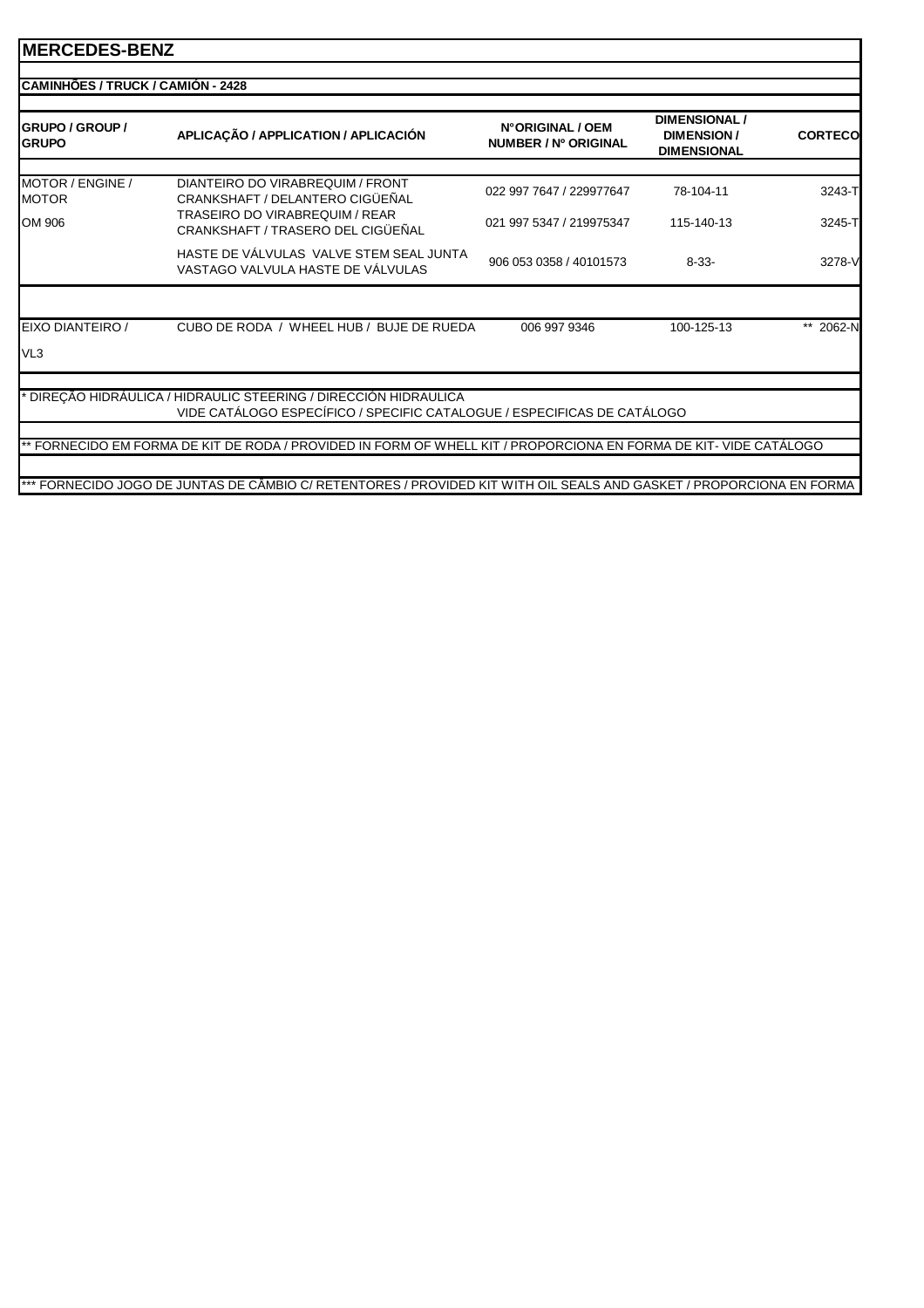# MERCEDES-BENZ

## CAMINHÕES / TRUCK / CAMIÓN - 2428

| GRUPO / GROUP / GRUPO | APLICAÇÃO / APPLICATION / APLICACIÓN | N°ORIGINAL / OEM NUMBER / Nº ORIGINAL | DIMENSIONAL / DIMENSION / DIMENSIONAL | CORTECO |
|---|---|---|---|---|
| MOTOR / ENGINE / MOTOR | DIANTEIRO DO VIRABREQUIM / FRONT CRANKSHAFT / DELANTERO CIGÜEÑAL | 022 997 7647 / 229977647 | 78-104-11 | 3243-T |
| OM 906 | TRASEIRO DO VIRABREQUIM / REAR CRANKSHAFT / TRASERO DEL CIGÜEÑAL | 021 997 5347 / 219975347 | 115-140-13 | 3245-T |
| | HASTE DE VÁLVULAS VALVE STEM SEAL JUNTA VASTAGO VALVULA HASTE DE VÁLVULAS | 906 053 0358 / 40101573 | 8-33- | 3278-V |
| EIXO DIANTEIRO / VL3 | CUBO DE RODA / WHEEL HUB / BUJE DE RUEDA | 006 997 9346 | 100-125-13 | ** 2062-N |

* DIREÇÃO HIDRÁULICA / HIDRAULIC STEERING / DIRECCIÓN HIDRAULICA
VIDE CATÁLOGO ESPECÍFICO / SPECIFIC CATALOGUE / ESPECIFICAS DE CATÁLOGO

** FORNECIDO EM FORMA DE KIT DE RODA / PROVIDED IN FORM OF WHELL KIT / PROPORCIONA EN FORMA DE KIT- VIDE CATÁLOGO

*** FORNECIDO JOGO DE JUNTAS DE CÂMBIO C/ RETENTORES / PROVIDED KIT WITH OIL SEALS AND GASKET / PROPORCIONA EN FORMA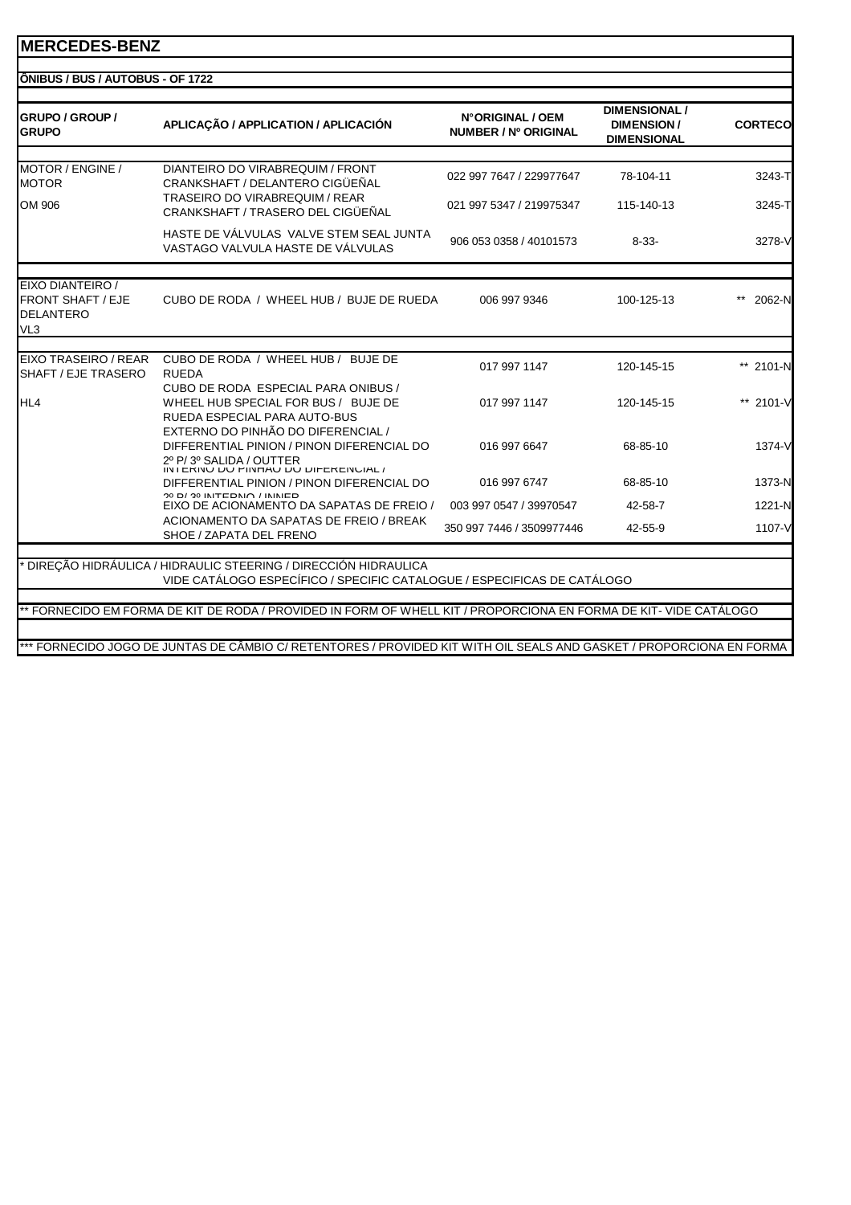# MERCEDES-BENZ

**ÔNIBUS / BUS / AUTOBUS - OF 1722**

| GRUPO / GROUP / GRUPO | APLICAÇÃO / APPLICATION / APLICACIÓN | N°ORIGINAL / OEM NUMBER / Nº ORIGINAL | DIMENSIONAL / DIMENSION / DIMENSIONAL | CORTECO |
|---|---|---|---|---|
| MOTOR / ENGINE / MOTOR | DIANTEIRO DO VIRABREQUIM / FRONT CRANKSHAFT / DELANTERO CIGÜEÑAL | 022 997 7647 / 229977647 | 78-104-11 | 3243-T |
| OM 906 | TRASEIRO DO VIRABREQUIM / REAR CRANKSHAFT / TRASERO DEL CIGÜEÑAL | 021 997 5347 / 219975347 | 115-140-13 | 3245-T |
| | HASTE DE VÁLVULAS VALVE STEM SEAL JUNTA VASTAGO VALVULA HASTE DE VÁLVULAS | 906 053 0358 / 40101573 | 8-33- | 3278-V |
| EIXO DIANTEIRO / FRONT SHAFT / EJE DELANTERO VL3 | CUBO DE RODA / WHEEL HUB / BUJE DE RUEDA | 006 997 9346 | 100-125-13 | ** 2062-N |
| EIXO TRASEIRO / REAR SHAFT / EJE TRASERO | CUBO DE RODA / WHEEL HUB / BUJE DE RUEDA | 017 997 1147 | 120-145-15 | ** 2101-N |
| HL4 | CUBO DE RODA ESPECIAL PARA ONIBUS / WHEEL HUB SPECIAL FOR BUS / BUJE DE RUEDA ESPECIAL PARA AUTO-BUS | 017 997 1147 | 120-145-15 | ** 2101-V |
| | EXTERNO DO PINHÃO DO DIFERENCIAL / DIFFERENTIAL PINION / PINON DIFERENCIAL DO 2º P/ 3º SALIDA / OUTTER | 016 997 6647 | 68-85-10 | 1374-V |
| | INTERNO DO PINHÃO DO DIFERENCIAL / DIFFERENTIAL PINION / PINON DIFERENCIAL DO 2º P/ 3º INTERNO / INNER | 016 997 6747 | 68-85-10 | 1373-N |
| | EIXO DE ACIONAMENTO DA SAPATAS DE FREIO / | 003 997 0547 / 39970547 | 42-58-7 | 1221-N |
| | ACIONAMENTO DA SAPATAS DE FREIO / BREAK SHOE / ZAPATA DEL FRENO | 350 997 7446 / 3509977446 | 42-55-9 | 1107-V |

\* DIREÇÃO HIDRÁULICA / HIDRAULIC STEERING / DIRECCIÓN HIDRAULICA
VIDE CATÁLOGO ESPECÍFICO / SPECIFIC CATALOGUE / ESPECIFICAS DE CATÁLOGO

** FORNECIDO EM FORMA DE KIT DE RODA / PROVIDED IN FORM OF WHELL KIT / PROPORCIONA EN FORMA DE KIT- VIDE CATÁLOGO

*** FORNECIDO JOGO DE JUNTAS DE CÂMBIO C/ RETENTORES / PROVIDED KIT WITH OIL SEALS AND GASKET / PROPORCIONA EN FORMA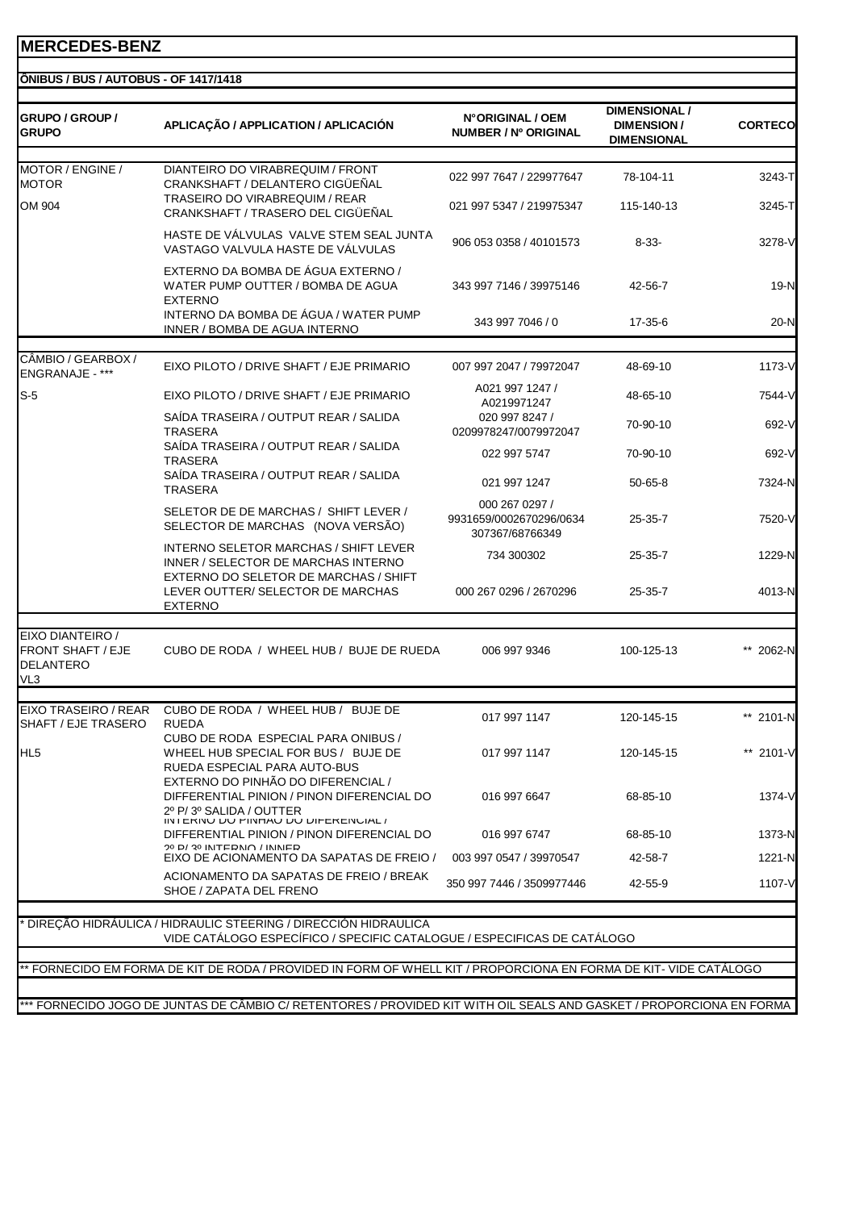# MERCEDES-BENZ

## ÔNIBUS / BUS / AUTOBUS - OF 1417/1418

| GRUPO / GROUP / GRUPO | APLICAÇÃO / APPLICATION / APLICACIÓN | N°ORIGINAL / OEM NUMBER / Nº ORIGINAL | DIMENSIONAL / DIMENSION / DIMENSIONAL | CORTECO |
|---|---|---|---|---|
| MOTOR / ENGINE / MOTOR | DIANTEIRO DO VIRABREQUIM / FRONT CRANKSHAFT / DELANTERO CIGÜEÑAL | 022 997 7647 / 229977647 | 78-104-11 | 3243-T |
| OM 904 | TRASEIRO DO VIRABREQUIM / REAR CRANKSHAFT / TRASERO DEL CIGÜEÑAL | 021 997 5347 / 219975347 | 115-140-13 | 3245-T |
| | HASTE DE VÁLVULAS VALVE STEM SEAL JUNTA VASTAGO VALVULA HASTE DE VÁLVULAS | 906 053 0358 / 40101573 | 8-33- | 3278-V |
| | EXTERNO DA BOMBA DE ÁGUA EXTERNO / WATER PUMP OUTTER / BOMBA DE AGUA EXTERNO | 343 997 7146 / 39975146 | 42-56-7 | 19-N |
| | INTERNO DA BOMBA DE ÁGUA / WATER PUMP INNER / BOMBA DE AGUA INTERNO | 343 997 7046 / 0 | 17-35-6 | 20-N |
| CÂMBIO / GEARBOX / ENGRANAJE - *** | EIXO PILOTO / DRIVE SHAFT / EJE PRIMARIO | 007 997 2047 / 79972047 | 48-69-10 | 1173-V |
| S-5 | EIXO PILOTO / DRIVE SHAFT / EJE PRIMARIO | A021 997 1247 / A0219971247 | 48-65-10 | 7544-V |
| | SAÍDA TRASEIRA / OUTPUT REAR / SALIDA TRASERA | 020 997 8247 / 0209978247/0079972047 | 70-90-10 | 692-V |
| | SAÍDA TRASEIRA / OUTPUT REAR / SALIDA TRASERA | 022 997 5747 | 70-90-10 | 692-V |
| | SAÍDA TRASEIRA / OUTPUT REAR / SALIDA TRASERA | 021 997 1247 | 50-65-8 | 7324-N |
| | SELETOR DE DE MARCHAS / SHIFT LEVER / SELECTOR DE MARCHAS (NOVA VERSÃO) | 000 267 0297 / 9931659/0002670296/0634 307367/68766349 | 25-35-7 | 7520-V |
| | INTERNO SELETOR MARCHAS / SHIFT LEVER INNER / SELECTOR DE MARCHAS INTERNO | 734 300302 | 25-35-7 | 1229-N |
| | EXTERNO DO SELETOR DE MARCHAS / SHIFT LEVER OUTTER/ SELECTOR DE MARCHAS EXTERNO | 000 267 0296 / 2670296 | 25-35-7 | 4013-N |
| EIXO DIANTEIRO / FRONT SHAFT / EJE DELANTERO VL3 | CUBO DE RODA / WHEEL HUB / BUJE DE RUEDA | 006 997 9346 | 100-125-13 | ** 2062-N |
| EIXO TRASEIRO / REAR SHAFT / EJE TRASERO | CUBO DE RODA / WHEEL HUB / BUJE DE RUEDA | 017 997 1147 | 120-145-15 | ** 2101-N |
| HL5 | CUBO DE RODA ESPECIAL PARA ONIBUS / WHEEL HUB SPECIAL FOR BUS / BUJE DE RUEDA ESPECIAL PARA AUTO-BUS | 017 997 1147 | 120-145-15 | ** 2101-V |
| | EXTERNO DO PINHÃO DO DIFERENCIAL / DIFFERENTIAL PINION / PINON DIFERENCIAL DO 2º P/ 3º SALIDA / OUTTER | 016 997 6647 | 68-85-10 | 1374-V |
| | INTERNO DO PINHÃO DO DIFERENCIAL / DIFFERENTIAL PINION / PINON DIFERENCIAL DO 2º P/ 3º INTERNO / INNER | 016 997 6747 | 68-85-10 | 1373-N |
| | EIXO DE ACIONAMENTO DA SAPATAS DE FREIO / | 003 997 0547 / 39970547 | 42-58-7 | 1221-N |
| | ACIONAMENTO DA SAPATAS DE FREIO / BREAK SHOE / ZAPATA DEL FRENO | 350 997 7446 / 3509977446 | 42-55-9 | 1107-V |

\* DIREÇÃO HIDRÁULICA / HIDRAULIC STEERING / DIRECCIÓN HIDRÁULICA
VIDE CATÁLOGO ESPECÍFICO / SPECIFIC CATALOGUE / ESPECIFICAS DE CATÁLOGO

** FORNECIDO EM FORMA DE KIT DE RODA / PROVIDED IN FORM OF WHELL KIT / PROPORCIONA EN FORMA DE KIT- VIDE CATÁLOGO

*** FORNECIDO JOGO DE JUNTAS DE CÂMBIO C/ RETENTORES / PROVIDED KIT WITH OIL SEALS AND GASKET / PROPORCIONA EN FORMA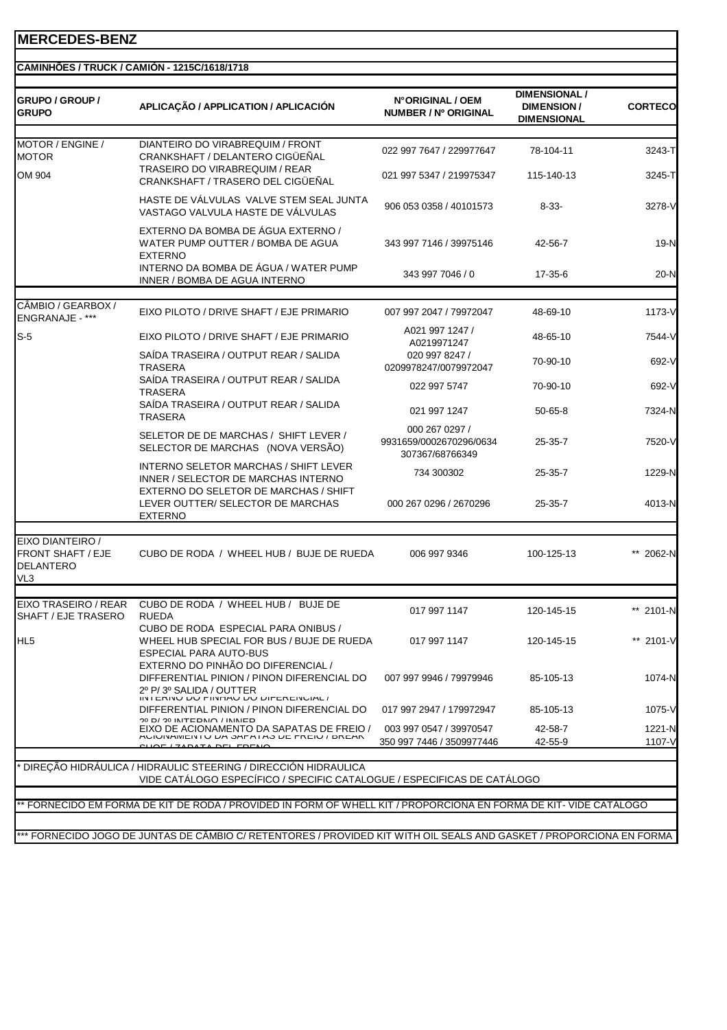# MERCEDES-BENZ

## CAMINHÕES / TRUCK / CAMIÓN - 1215C/1618/1718

| GRUPO / GROUP / GRUPO | APLICAÇÃO / APPLICATION / APLICACIÓN | N°ORIGINAL / OEM NUMBER / Nº ORIGINAL | DIMENSIONAL / DIMENSION / DIMENSIONAL | CORTECO |
|---|---|---|---|---|
| MOTOR / ENGINE / MOTOR | DIANTEIRO DO VIRABREQUIM / FRONT CRANKSHAFT / DELANTERO CIGÜEÑAL | 022 997 7647 / 229977647 | 78-104-11 | 3243-T |
| OM 904 | TRASEIRO DO VIRABREQUIM / REAR CRANKSHAFT / TRASERO DEL CIGÜEÑAL | 021 997 5347 / 219975347 | 115-140-13 | 3245-T |
| | HASTE DE VÁLVULAS VALVE STEM SEAL JUNTA VASTAGO VALVULA HASTE DE VÁLVULAS | 906 053 0358 / 40101573 | 8-33- | 3278-V |
| | EXTERNO DA BOMBA DE ÁGUA EXTERNO / WATER PUMP OUTTER / BOMBA DE AGUA EXTERNO | 343 997 7146 / 39975146 | 42-56-7 | 19-N |
| | INTERNO DA BOMBA DE ÁGUA / WATER PUMP INNER / BOMBA DE AGUA INTERNO | 343 997 7046 / 0 | 17-35-6 | 20-N |
| CÂMBIO / GEARBOX / ENGRANAJE - *** | EIXO PILOTO / DRIVE SHAFT / EJE PRIMARIO | 007 997 2047 / 79972047 | 48-69-10 | 1173-V |
| S-5 | EIXO PILOTO / DRIVE SHAFT / EJE PRIMARIO | A021 997 1247 / A0219971247 | 48-65-10 | 7544-V |
| | SAÍDA TRASEIRA / OUTPUT REAR / SALIDA TRASERA | 020 997 8247 / 0209978247/0079972047 | 70-90-10 | 692-V |
| | SAÍDA TRASEIRA / OUTPUT REAR / SALIDA TRASERA | 022 997 5747 | 70-90-10 | 692-V |
| | SAÍDA TRASEIRA / OUTPUT REAR / SALIDA TRASERA | 021 997 1247 | 50-65-8 | 7324-N |
| | SELETOR DE DE MARCHAS / SHIFT LEVER / SELECTOR DE MARCHAS (NOVA VERSÃO) | 000 267 0297 / 9931659/0002670296/0634 307367/68766349 | 25-35-7 | 7520-V |
| | INTERNO SELETOR MARCHAS / SHIFT LEVER INNER / SELECTOR DE MARCHAS INTERNO | 734 300302 | 25-35-7 | 1229-N |
| | EXTERNO DO SELETOR DE MARCHAS / SHIFT LEVER OUTTER/ SELECTOR DE MARCHAS EXTERNO | 000 267 0296 / 2670296 | 25-35-7 | 4013-N |
| EIXO DIANTEIRO / FRONT SHAFT / EJE DELANTERO VL3 | CUBO DE RODA / WHEEL HUB / BUJE DE RUEDA | 006 997 9346 | 100-125-13 | ** 2062-N |
| EIXO TRASEIRO / REAR SHAFT / EJE TRASERO | CUBO DE RODA / WHEEL HUB / BUJE DE RUEDA | 017 997 1147 | 120-145-15 | ** 2101-N |
| HL5 | CUBO DE RODA ESPECIAL PARA ONIBUS / WHEEL HUB SPECIAL FOR BUS / BUJE DE RUEDA ESPECIAL PARA AUTO-BUS | 017 997 1147 | 120-145-15 | ** 2101-V |
| | EXTERNO DO PINHÃO DO DIFERENCIAL / DIFFERENTIAL PINION / PINON DIFERENCIAL DO 2º P/ 3º SALIDA / OUTTER | 007 997 9946 / 79979946 | 85-105-13 | 1074-N |
| | INTERNO DO PINHÃO DO DIFERENCIAL / DIFFERENTIAL PINION / PINON DIFERENCIAL DO 2º P/ 3º INTERNO / INNER | 017 997 2947 / 179972947 | 85-105-13 | 1075-V |
| | EIXO DE ACIONAMENTO DA SAPATAS DE FREIO / ACIONAMENTO DA SAPATAS DE FREIO / BREAK SHOE / ZAPATA DEL FRENO | 003 997 0547 / 39970547 | 42-58-7 | 1221-N |
| | | 350 997 7446 / 3509977446 | 42-55-9 | 1107-V |

\* DIREÇÃO HIDRÁULICA / HIDRAULIC STEERING / DIRECCIÓN HIDRAULICA
VIDE CATÁLOGO ESPECÍFICO / SPECIFIC CATALOGUE / ESPECIFICAS DE CATÁLOGO

** FORNECIDO EM FORMA DE KIT DE RODA / PROVIDED IN FORM OF WHELL KIT / PROPORCIONA EN FORMA DE KIT- VIDE CATÁLOGO

*** FORNECIDO JOGO DE JUNTAS DE CÂMBIO C/ RETENTORES / PROVIDED KIT WITH OIL SEALS AND GASKET / PROPORCIONA EN FORMA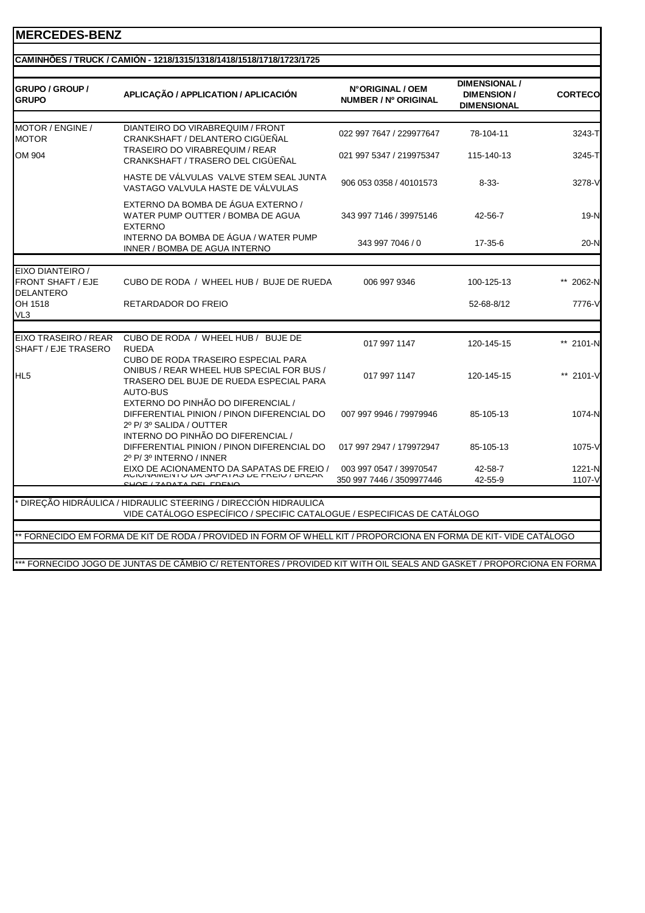# MERCEDES-BENZ

## CAMINHÕES / TRUCK / CAMIÓN - 1218/1315/1318/1418/1518/1718/1723/1725

| GRUPO / GROUP / GRUPO | APLICAÇÃO / APPLICATION / APLICACIÓN | N°ORIGINAL / OEM NUMBER / Nº ORIGINAL | DIMENSIONAL / DIMENSION / DIMENSIONAL | CORTECO |
|---|---|---|---|---|
| MOTOR / ENGINE / MOTOR | DIANTEIRO DO VIRABREQUIM / FRONT CRANKSHAFT / DELANTERO CIGÜEÑAL | 022 997 7647 / 229977647 | 78-104-11 | 3243-T |
| OM 904 | TRASEIRO DO VIRABREQUIM / REAR CRANKSHAFT / TRASERO DEL CIGÜEÑAL | 021 997 5347 / 219975347 | 115-140-13 | 3245-T |
| | HASTE DE VÁLVULAS VALVE STEM SEAL JUNTA VASTAGO VALVULA HASTE DE VÁLVULAS | 906 053 0358 / 40101573 | 8-33- | 3278-V |
| | EXTERNO DA BOMBA DE ÁGUA EXTERNO / WATER PUMP OUTTER / BOMBA DE AGUA EXTERNO | 343 997 7146 / 39975146 | 42-56-7 | 19-N |
| | INTERNO DA BOMBA DE ÁGUA / WATER PUMP INNER / BOMBA DE AGUA INTERNO | 343 997 7046 / 0 | 17-35-6 | 20-N |
| EIXO DIANTEIRO / FRONT SHAFT / EJE DELANTERO | CUBO DE RODA / WHEEL HUB / BUJE DE RUEDA | 006 997 9346 | 100-125-13 | ** 2062-N |
| OH 1518 VL3 | RETARDADOR DO FREIO | | 52-68-8/12 | 7776-V |
| EIXO TRASEIRO / REAR SHAFT / EJE TRASERO | CUBO DE RODA / WHEEL HUB / BUJE DE RUEDA | 017 997 1147 | 120-145-15 | ** 2101-N |
| HL5 | CUBO DE RODA TRASEIRO ESPECIAL PARA ONIBUS / REAR WHEEL HUB SPECIAL FOR BUS / TRASERO DEL BUJE DE RUEDA ESPECIAL PARA AUTO-BUS | 017 997 1147 | 120-145-15 | ** 2101-V |
| | EXTERNO DO PINHÃO DO DIFERENCIAL / DIFFERENTIAL PINION / PINON DIFERENCIAL DO 2º P/ 3º SALIDA / OUTTER | 007 997 9946 / 79979946 | 85-105-13 | 1074-N |
| | INTERNO DO PINHÃO DO DIFERENCIAL / DIFFERENTIAL PINION / PINON DIFERENCIAL DO 2º P/ 3º INTERNO / INNER | 017 997 2947 / 179972947 | 85-105-13 | 1075-V |
| | EIXO DE ACIONAMENTO DA SAPATAS DE FREIO / ACIONAMENTO DA SAPATAS DE FREIO / BREAK SHOE / ZAPATA DEL FRENO | 003 997 0547 / 39970547<br>350 997 7446 / 3509977446 | 42-58-7<br>42-55-9 | 1221-N<br>1107-V |

\* DIREÇÃO HIDRÁULICA / HIDRAULIC STEERING / DIRECCIÓN HIDRAULICA
VIDE CATÁLOGO ESPECÍFICO / SPECIFIC CATALOGUE / ESPECIFICAS DE CATÁLOGO

\*\* FORNECIDO EM FORMA DE KIT DE RODA / PROVIDED IN FORM OF WHELL KIT / PROPORCIONA EN FORMA DE KIT- VIDE CATÁLOGO

\*\*\* FORNECIDO JOGO DE JUNTAS DE CÂMBIO C/ RETENTORES / PROVIDED KIT WITH OIL SEALS AND GASKET / PROPORCIONA EN FORMA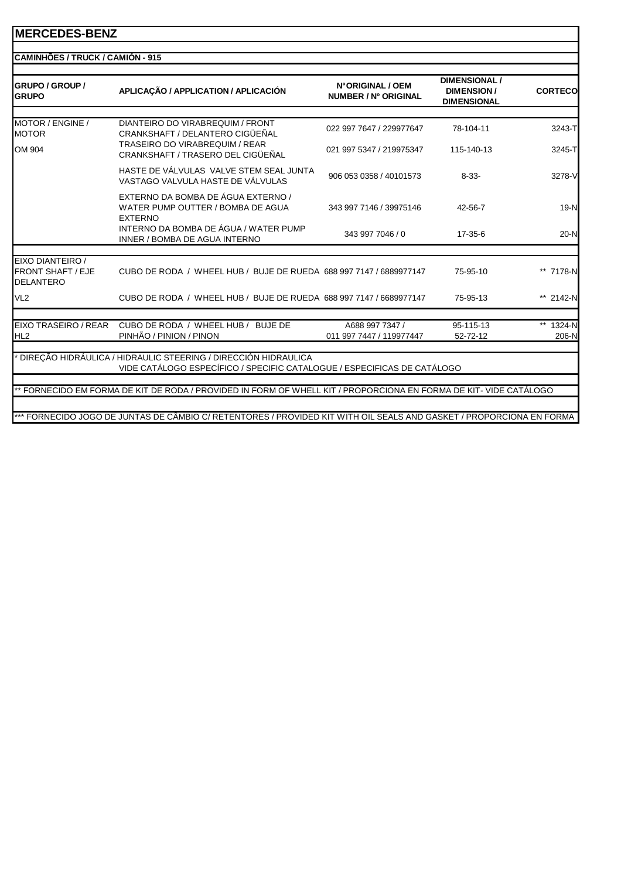# MERCEDES-BENZ

## CAMINHÕES / TRUCK / CAMIÓN - 915

| GRUPO / GROUP / GRUPO | APLICAÇÃO / APPLICATION / APLICACIÓN | N°ORIGINAL / OEM NUMBER / Nº ORIGINAL | DIMENSIONAL / DIMENSION / DIMENSIONAL | CORTECO |
|---|---|---|---|---|
| MOTOR / ENGINE / MOTOR | DIANTEIRO DO VIRABREQUIM / FRONT CRANKSHAFT / DELANTERO CIGÜEÑAL | 022 997 7647 / 229977647 | 78-104-11 | 3243-T |
| OM 904 | TRASEIRO DO VIRABREQUIM / REAR CRANKSHAFT / TRASERO DEL CIGÜEÑAL | 021 997 5347 / 219975347 | 115-140-13 | 3245-T |
| | HASTE DE VÁLVULAS VALVE STEM SEAL JUNTA VASTAGO VALVULA HASTE DE VÁLVULAS | 906 053 0358 / 40101573 | 8-33- | 3278-V |
| | EXTERNO DA BOMBA DE ÁGUA EXTERNO / WATER PUMP OUTTER / BOMBA DE AGUA EXTERNO | 343 997 7146 / 39975146 | 42-56-7 | 19-N |
| | INTERNO DA BOMBA DE ÁGUA / WATER PUMP INNER / BOMBA DE AGUA INTERNO | 343 997 7046 / 0 | 17-35-6 | 20-N |
| EIXO DIANTEIRO / FRONT SHAFT / EJE DELANTERO | CUBO DE RODA / WHEEL HUB / BUJE DE RUEDA | 688 997 7147 / 6889977147 | 75-95-10 | ** 7178-N |
| VL2 | CUBO DE RODA / WHEEL HUB / BUJE DE RUEDA | 688 997 7147 / 6689977147 | 75-95-13 | ** 2142-N |
| EIXO TRASEIRO / REAR | CUBO DE RODA / WHEEL HUB / BUJE DE | A688 997 7347 / | 95-115-13 | ** 1324-N |
| HL2 | PINHÃO / PINION / PINON | 011 997 7447 / 119977447 | 52-72-12 | 206-N |

\* DIREÇÃO HIDRÁULICA / HIDRAULIC STEERING / DIRECCIÓN HIDRAULICA
VIDE CATÁLOGO ESPECÍFICO / SPECIFIC CATALOGUE / ESPECIFICAS DE CATÁLOGO

** FORNECIDO EM FORMA DE KIT DE RODA / PROVIDED IN FORM OF WHELL KIT / PROPORCIONA EN FORMA DE KIT- VIDE CATÁLOGO

*** FORNECIDO JOGO DE JUNTAS DE CÂMBIO C/ RETENTORES / PROVIDED KIT WITH OIL SEALS AND GASKET / PROPORCIONA EN FORMA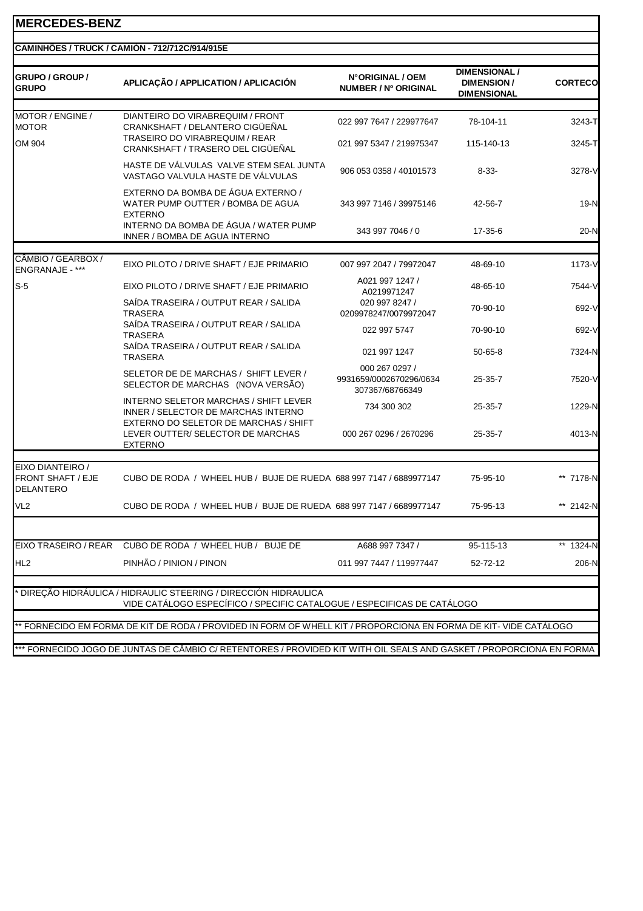# MERCEDES-BENZ

## CAMINHÕES / TRUCK / CAMIÓN - 712/712C/914/915E

| GRUPO / GROUP / GRUPO | APLICAÇÃO / APPLICATION / APLICACIÓN | N°ORIGINAL / OEM NUMBER / Nº ORIGINAL | DIMENSIONAL / DIMENSION / DIMENSIONAL | CORTECO |
|---|---|---|---|---|
| MOTOR / ENGINE / MOTOR | DIANTEIRO DO VIRABREQUIM / FRONT CRANKSHAFT / DELANTERO CIGÜEÑAL | 022 997 7647 / 229977647 | 78-104-11 | 3243-T |
| OM 904 | TRASEIRO DO VIRABREQUIM / REAR CRANKSHAFT / TRASERO DEL CIGÜEÑAL | 021 997 5347 / 219975347 | 115-140-13 | 3245-T |
| | HASTE DE VÁLVULAS VALVE STEM SEAL JUNTA VASTAGO VALVULA HASTE DE VÁLVULAS | 906 053 0358 / 40101573 | 8-33- | 3278-V |
| | EXTERNO DA BOMBA DE ÁGUA EXTERNO / WATER PUMP OUTTER / BOMBA DE AGUA EXTERNO | 343 997 7146 / 39975146 | 42-56-7 | 19-N |
| | INTERNO DA BOMBA DE ÁGUA / WATER PUMP INNER / BOMBA DE AGUA INTERNO | 343 997 7046 / 0 | 17-35-6 | 20-N |
| CÂMBIO / GEARBOX / ENGRANAJE - *** | EIXO PILOTO / DRIVE SHAFT / EJE PRIMARIO | 007 997 2047 / 79972047 | 48-69-10 | 1173-V |
| S-5 | EIXO PILOTO / DRIVE SHAFT / EJE PRIMARIO | A021 997 1247 / A0219971247 | 48-65-10 | 7544-V |
| | SAÍDA TRASEIRA / OUTPUT REAR / SALIDA TRASERA | 020 997 8247 / 0209978247/0079972047 | 70-90-10 | 692-V |
| | SAÍDA TRASEIRA / OUTPUT REAR / SALIDA TRASERA | 022 997 5747 | 70-90-10 | 692-V |
| | SAÍDA TRASEIRA / OUTPUT REAR / SALIDA TRASERA | 021 997 1247 | 50-65-8 | 7324-N |
| | SELETOR DE DE MARCHAS / SHIFT LEVER / SELECTOR DE MARCHAS (NOVA VERSÃO) | 000 267 0297 / 9931659/0002670296/0634 307367/68766349 | 25-35-7 | 7520-V |
| | INTERNO SELETOR MARCHAS / SHIFT LEVER INNER / SELECTOR DE MARCHAS INTERNO | 734 300 302 | 25-35-7 | 1229-N |
| | EXTERNO DO SELETOR DE MARCHAS / SHIFT LEVER OUTTER/ SELECTOR DE MARCHAS EXTERNO | 000 267 0296 / 2670296 | 25-35-7 | 4013-N |
| EIXO DIANTEIRO / FRONT SHAFT / EJE DELANTERO | CUBO DE RODA / WHEEL HUB / BUJE DE RUEDA | 688 997 7147 / 6889977147 | 75-95-10 | ** 7178-N |
| VL2 | CUBO DE RODA / WHEEL HUB / BUJE DE RUEDA | 688 997 7147 / 6689977147 | 75-95-13 | ** 2142-N |
| EIXO TRASEIRO / REAR | CUBO DE RODA / WHEEL HUB / BUJE DE | A688 997 7347 / | 95-115-13 | ** 1324-N |
| HL2 | PINHÃO / PINION / PINON | 011 997 7447 / 119977447 | 52-72-12 | 206-N |

* DIREÇÃO HIDRÁULICA / HIDRAULIC STEERING / DIRECCIÓN HIDRAULICA
VIDE CATÁLOGO ESPECÍFICO / SPECIFIC CATALOGUE / ESPECIFICAS DE CATÁLOGO

** FORNECIDO EM FORMA DE KIT DE RODA / PROVIDED IN FORM OF WHELL KIT / PROPORCIONA EN FORMA DE KIT- VIDE CATÁLOGO

*** FORNECIDO JOGO DE JUNTAS DE CÂMBIO C/ RETENTORES / PROVIDED KIT WITH OIL SEALS AND GASKET / PROPORCIONA EN FORMA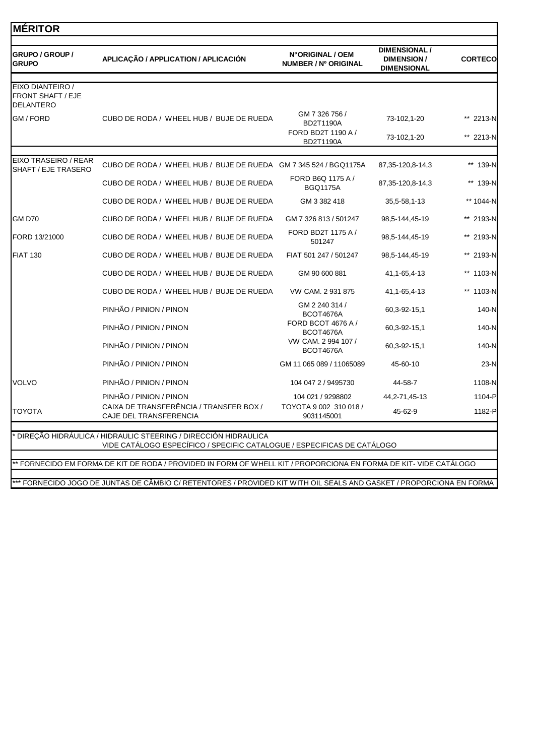# MÉRITOR

| GRUPO / GROUP / GRUPO | APLICAÇÃO / APPLICATION / APLICACIÓN | N°ORIGINAL / OEM NUMBER / Nº ORIGINAL | DIMENSIONAL / DIMENSION / DIMENSIONAL | CORTECO |
|---|---|---|---|---|
| EIXO DIANTEIRO / FRONT SHAFT / EJE DELANTERO | | | | |
| GM / FORD | CUBO DE RODA / WHEEL HUB / BUJE DE RUEDA | GM 7 326 756 / BD2T1190A | 73-102,1-20 | ** 2213-N |
| | | FORD BD2T 1190 A / BD2T1190A | 73-102,1-20 | ** 2213-N |
| EIXO TRASEIRO / REAR SHAFT / EJE TRASERO | CUBO DE RODA / WHEEL HUB / BUJE DE RUEDA | GM 7 345 524 / BGQ1175A | 87,35-120,8-14,3 | ** 139-N |
| | CUBO DE RODA / WHEEL HUB / BUJE DE RUEDA | FORD B6Q 1175 A / BGQ1175A | 87,35-120,8-14,3 | ** 139-N |
| | CUBO DE RODA / WHEEL HUB / BUJE DE RUEDA | GM 3 382 418 | 35,5-58,1-13 | ** 1044-N |
| GM D70 | CUBO DE RODA / WHEEL HUB / BUJE DE RUEDA | GM 7 326 813 / 501247 | 98,5-144,45-19 | ** 2193-N |
| FORD 13/21000 | CUBO DE RODA / WHEEL HUB / BUJE DE RUEDA | FORD BD2T 1175 A / 501247 | 98,5-144,45-19 | ** 2193-N |
| FIAT 130 | CUBO DE RODA / WHEEL HUB / BUJE DE RUEDA | FIAT 501 247 / 501247 | 98,5-144,45-19 | ** 2193-N |
| | CUBO DE RODA / WHEEL HUB / BUJE DE RUEDA | GM 90 600 881 | 41,1-65,4-13 | ** 1103-N |
| | CUBO DE RODA / WHEEL HUB / BUJE DE RUEDA | VW CAM. 2 931 875 | 41,1-65,4-13 | ** 1103-N |
| | PINHÃO / PINION / PINON | GM 2 240 314 / BCOT4676A | 60,3-92-15,1 | 140-N |
| | PINHÃO / PINION / PINON | FORD BCOT 4676 A / BCOT4676A | 60,3-92-15,1 | 140-N |
| | PINHÃO / PINION / PINON | VW CAM. 2 994 107 / BCOT4676A | 60,3-92-15,1 | 140-N |
| | PINHÃO / PINION / PINON | GM 11 065 089 / 11065089 | 45-60-10 | 23-N |
| VOLVO | PINHÃO / PINION / PINON | 104 047 2 / 9495730 | 44-58-7 | 1108-N |
| | PINHÃO / PINION / PINON | 104 021 / 9298802 | 44,2-71,45-13 | 1104-P |
| TOYOTA | CAIXA DE TRANSFERÊNCIA / TRANSFER BOX / CAJE DEL TRANSFERENCIA | TOYOTA 9 002 310 018 / 9031145001 | 45-62-9 | 1182-P |

\* DIREÇÃO HIDRÁULICA / HIDRAULIC STEERING / DIRECCIÓN HIDRAULICA
VIDE CATÁLOGO ESPECÍFICO / SPECIFIC CATALOGUE / ESPECIFICAS DE CATÁLOGO

** FORNECIDO EM FORMA DE KIT DE RODA / PROVIDED IN FORM OF WHELL KIT / PROPORCIONA EN FORMA DE KIT- VIDE CATÁLOGO

*** FORNECIDO JOGO DE JUNTAS DE CÂMBIO C/ RETENTORES / PROVIDED KIT WITH OIL SEALS AND GASKET / PROPORCIONA EN FORMA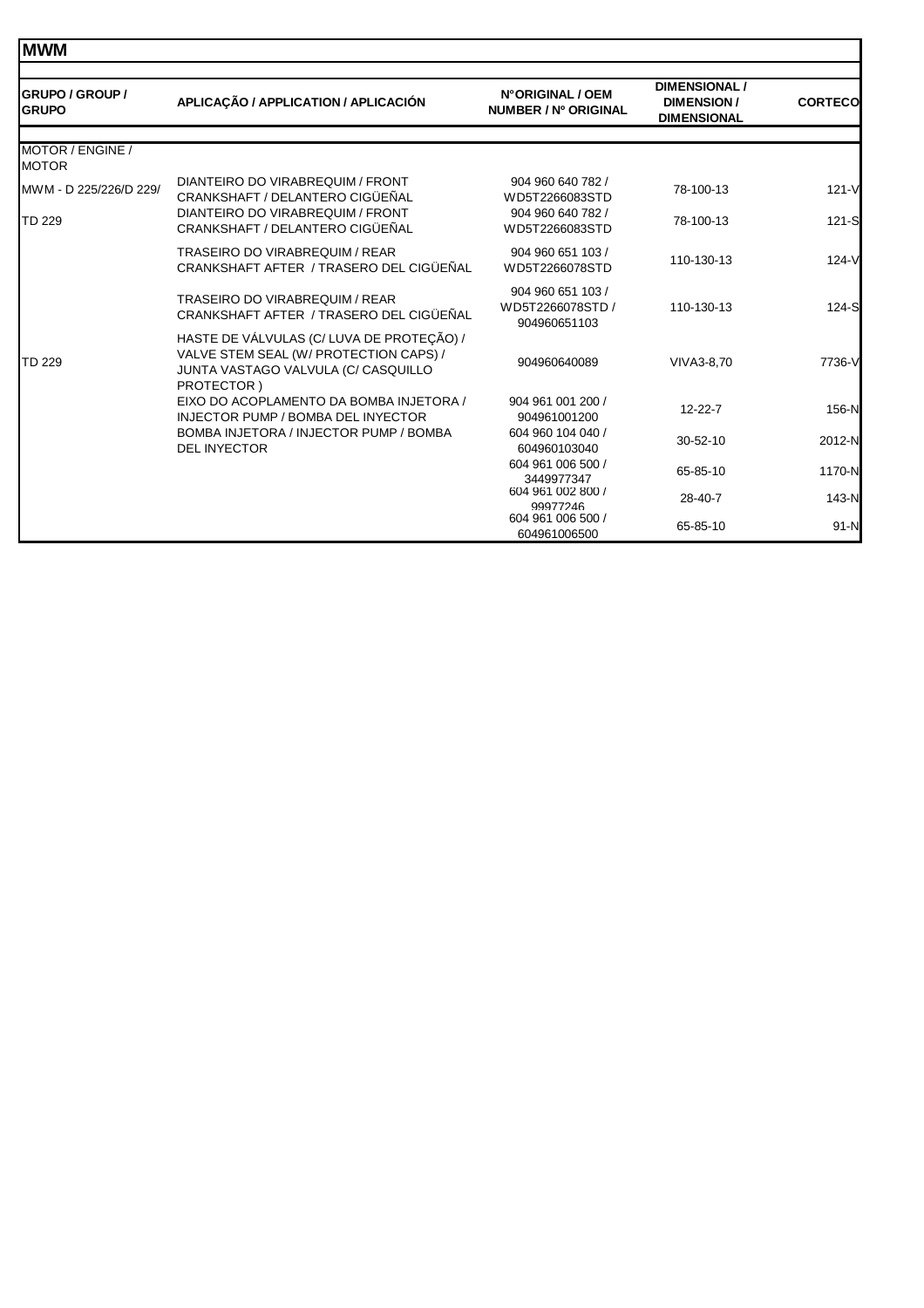# MWM

| GRUPO / GROUP / GRUPO | APLICAÇÃO / APPLICATION / APLICACIÓN | N°ORIGINAL / OEM NUMBER / Nº ORIGINAL | DIMENSIONAL / DIMENSION / DIMENSIONAL | CORTECO |
|---|---|---|---|---|
| MOTOR / ENGINE / MOTOR | | | | |
| MWM - D 225/226/D 229/ | DIANTEIRO DO VIRABREQUIM / FRONT CRANKSHAFT / DELANTERO CIGÜEÑAL | 904 960 640 782 / WD5T2266083STD | 78-100-13 | 121-V |
| TD 229 | DIANTEIRO DO VIRABREQUIM / FRONT CRANKSHAFT / DELANTERO CIGÜEÑAL | 904 960 640 782 / WD5T2266083STD | 78-100-13 | 121-S |
| | TRASEIRO DO VIRABREQUIM / REAR CRANKSHAFT AFTER / TRASERO DEL CIGÜEÑAL | 904 960 651 103 / WD5T2266078STD | 110-130-13 | 124-V |
| | TRASEIRO DO VIRABREQUIM / REAR CRANKSHAFT AFTER / TRASERO DEL CIGÜEÑAL | 904 960 651 103 / WD5T2266078STD / 904960651103 | 110-130-13 | 124-S |
| TD 229 | HASTE DE VÁLVULAS (C/ LUVA DE PROTEÇÃO) / VALVE STEM SEAL (W/ PROTECTION CAPS) / JUNTA VASTAGO VALVULA (C/ CASQUILLO PROTECTOR ) | 904960640089 | VIVA3-8,70 | 7736-V |
| | EIXO DO ACOPLAMENTO DA BOMBA INJETORA / INJECTOR PUMP / BOMBA DEL INYECTOR | 904 961 001 200 / 904961001200 | 12-22-7 | 156-N |
| | BOMBA INJETORA / INJECTOR PUMP / BOMBA DEL INYECTOR | 604 960 104 040 / 604960103040 | 30-52-10 | 2012-N |
| | | 604 961 006 500 / 3449977347 | 65-85-10 | 1170-N |
| | | 604 961 002 800 / 99977246 | 28-40-7 | 143-N |
| | | 604 961 006 500 / 604961006500 | 65-85-10 | 91-N |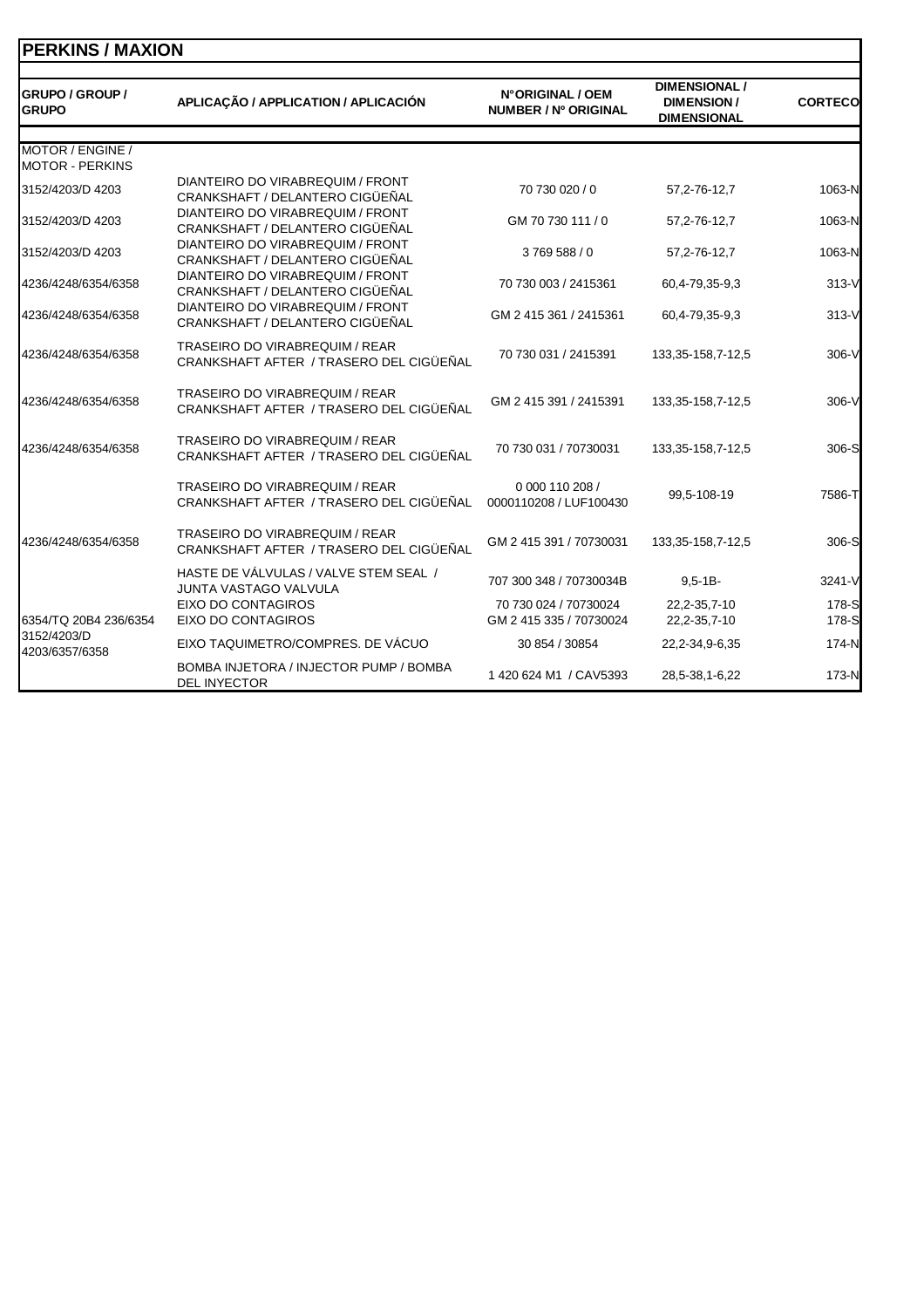## PERKINS / MAXION

| GRUPO / GROUP / GRUPO | APLICAÇÃO / APPLICATION / APLICACIÓN | N°ORIGINAL / OEM NUMBER / Nº ORIGINAL | DIMENSIONAL / DIMENSION / DIMENSIONAL | CORTECO |
|---|---|---|---|---|
| MOTOR / ENGINE / MOTOR - PERKINS | | | | |
| 3152/4203/D 4203 | DIANTEIRO DO VIRABREQUIM / FRONT CRANKSHAFT / DELANTERO CIGÜEÑAL | 70 730 020 / 0 | 57,2-76-12,7 | 1063-N |
| 3152/4203/D 4203 | DIANTEIRO DO VIRABREQUIM / FRONT CRANKSHAFT / DELANTERO CIGÜEÑAL | GM 70 730 111 / 0 | 57,2-76-12,7 | 1063-N |
| 3152/4203/D 4203 | DIANTEIRO DO VIRABREQUIM / FRONT CRANKSHAFT / DELANTERO CIGÜEÑAL | 3 769 588 / 0 | 57,2-76-12,7 | 1063-N |
| 4236/4248/6354/6358 | DIANTEIRO DO VIRABREQUIM / FRONT CRANKSHAFT / DELANTERO CIGÜEÑAL | 70 730 003 / 2415361 | 60,4-79,35-9,3 | 313-V |
| 4236/4248/6354/6358 | DIANTEIRO DO VIRABREQUIM / FRONT CRANKSHAFT / DELANTERO CIGÜEÑAL | GM 2 415 361 / 2415361 | 60,4-79,35-9,3 | 313-V |
| 4236/4248/6354/6358 | TRASEIRO DO VIRABREQUIM / REAR CRANKSHAFT AFTER / TRASERO DEL CIGÜEÑAL | 70 730 031 / 2415391 | 133,35-158,7-12,5 | 306-V |
| 4236/4248/6354/6358 | TRASEIRO DO VIRABREQUIM / REAR CRANKSHAFT AFTER / TRASERO DEL CIGÜEÑAL | GM 2 415 391 / 2415391 | 133,35-158,7-12,5 | 306-V |
| 4236/4248/6354/6358 | TRASEIRO DO VIRABREQUIM / REAR CRANKSHAFT AFTER / TRASERO DEL CIGÜEÑAL | 70 730 031 / 70730031 | 133,35-158,7-12,5 | 306-S |
| | TRASEIRO DO VIRABREQUIM / REAR CRANKSHAFT AFTER / TRASERO DEL CIGÜEÑAL | 0 000 110 208 / 0000110208 / LUF100430 | 99,5-108-19 | 7586-T |
| 4236/4248/6354/6358 | TRASEIRO DO VIRABREQUIM / REAR CRANKSHAFT AFTER / TRASERO DEL CIGÜEÑAL | GM 2 415 391 / 70730031 | 133,35-158,7-12,5 | 306-S |
| | HASTE DE VÁLVULAS / VALVE STEM SEAL / JUNTA VASTAGO VALVULA | 707 300 348 / 70730034B | 9,5-1B- | 3241-V |
| | EIXO DO CONTAGIROS | 70 730 024 / 70730024 | 22,2-35,7-10 | 178-S |
| 6354/TQ 20B4 236/6354 | EIXO DO CONTAGIROS | GM 2 415 335 / 70730024 | 22,2-35,7-10 | 178-S |
| 3152/4203/D 4203/6357/6358 | EIXO TAQUIMETRO/COMPRES. DE VÁCUO | 30 854 / 30854 | 22,2-34,9-6,35 | 174-N |
| | BOMBA INJETORA / INJECTOR PUMP / BOMBA DEL INYECTOR | 1 420 624 M1 / CAV5393 | 28,5-38,1-6,22 | 173-N |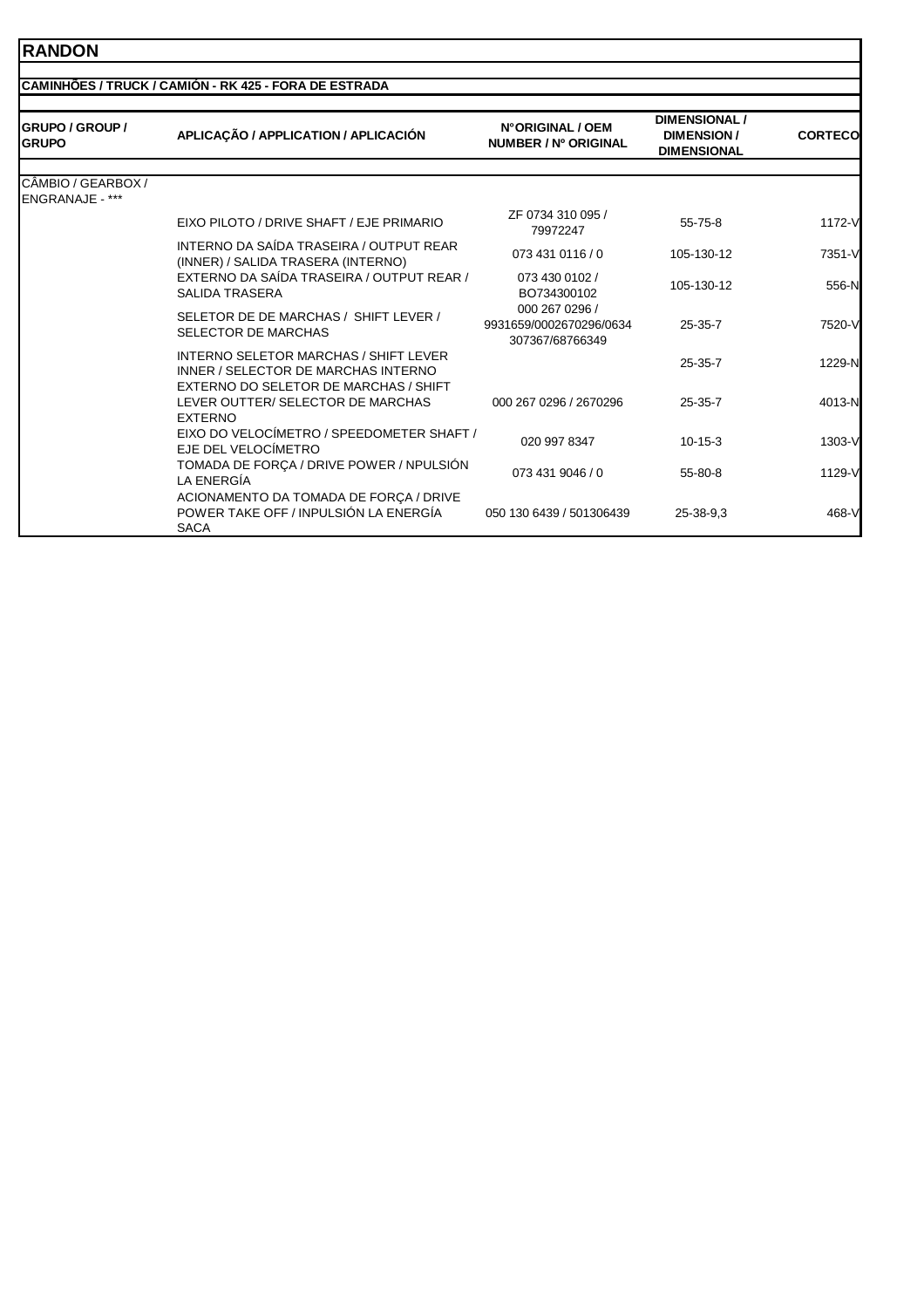# RANDON

## CAMINHÕES / TRUCK / CAMIÓN - RK 425 - FORA DE ESTRADA

| GRUPO / GROUP / GRUPO | APLICAÇÃO / APPLICATION / APLICACIÓN | N°ORIGINAL / OEM NUMBER / Nº ORIGINAL | DIMENSIONAL / DIMENSION / DIMENSIONAL | CORTECO |
|---|---|---|---|---|
| CÂMBIO / GEARBOX / ENGRANAJE - *** | | | | |
| | EIXO PILOTO / DRIVE SHAFT / EJE PRIMARIO | ZF 0734 310 095 / 79972247 | 55-75-8 | 1172-V |
| | INTERNO DA SAÍDA TRASEIRA / OUTPUT REAR (INNER) / SALIDA TRASERA (INTERNO) | 073 431 0116 / 0 | 105-130-12 | 7351-V |
| | EXTERNO DA SAÍDA TRASEIRA / OUTPUT REAR / SALIDA TRASERA | 073 430 0102 / BO734300102 | 105-130-12 | 556-N |
| | SELETOR DE DE MARCHAS / SHIFT LEVER / SELECTOR DE MARCHAS | 000 267 0296 / 9931659/0002670296/0634 307367/68766349 | 25-35-7 | 7520-V |
| | INTERNO SELETOR MARCHAS / SHIFT LEVER INNER / SELECTOR DE MARCHAS INTERNO | | 25-35-7 | 1229-N |
| | EXTERNO DO SELETOR DE MARCHAS / SHIFT LEVER OUTTER/ SELECTOR DE MARCHAS EXTERNO | 000 267 0296 / 2670296 | 25-35-7 | 4013-N |
| | EIXO DO VELOCÍMETRO / SPEEDOMETER SHAFT / EJE DEL VELOCÍMETRO | 020 997 8347 | 10-15-3 | 1303-V |
| | TOMADA DE FORÇA / DRIVE POWER / NPULSIÓN LA ENERGÍA | 073 431 9046 / 0 | 55-80-8 | 1129-V |
| | ACIONAMENTO DA TOMADA DE FORÇA / DRIVE POWER TAKE OFF / INPULSIÓN LA ENERGÍA SACA | 050 130 6439 / 501306439 | 25-38-9,3 | 468-V |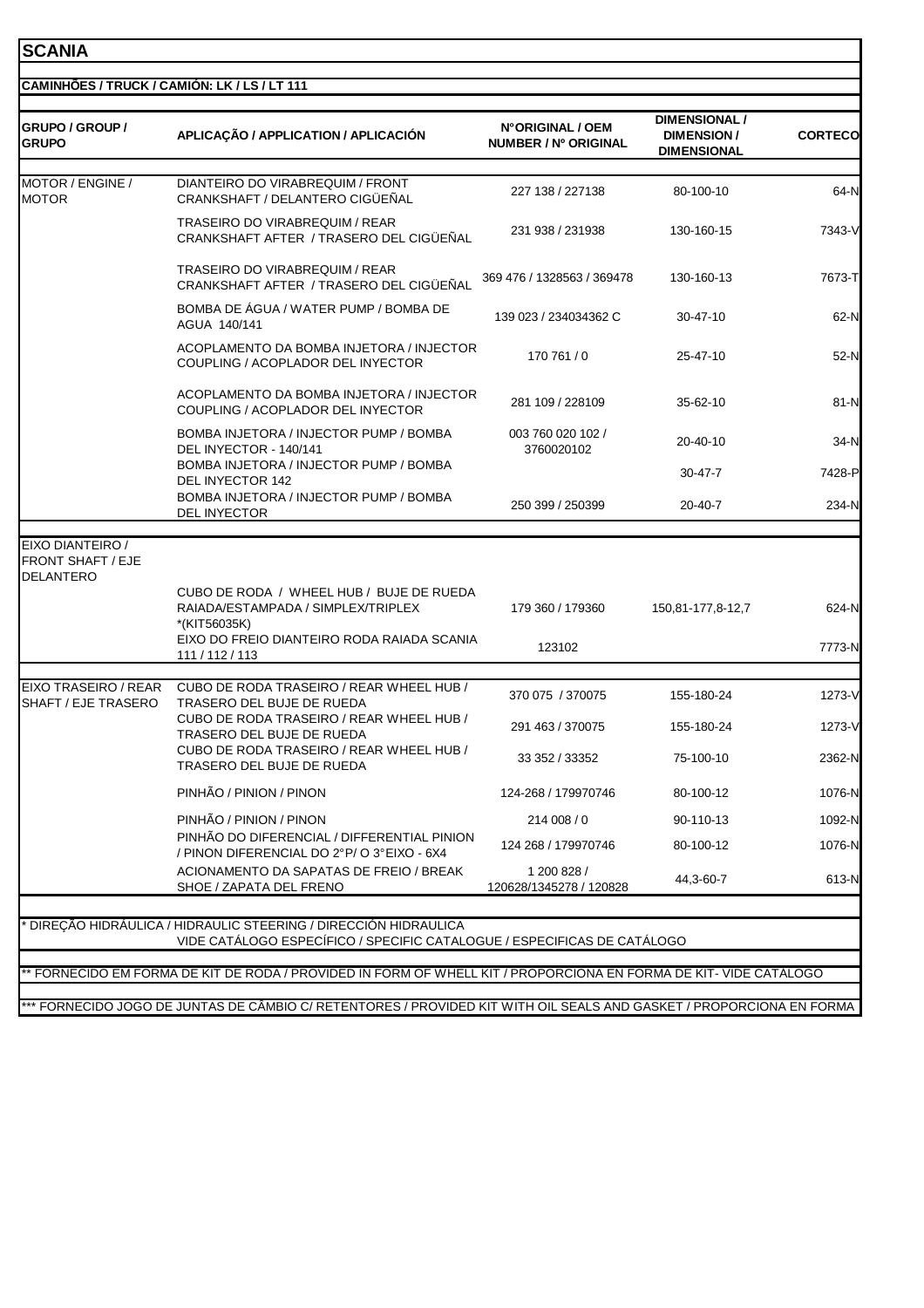# SCANIA

## CAMINHÕES / TRUCK / CAMIÓN: LK / LS / LT 111

| GRUPO / GROUP / GRUPO | APLICAÇÃO / APPLICATION / APLICACIÓN | N°ORIGINAL / OEM NUMBER / Nº ORIGINAL | DIMENSIONAL / DIMENSION / DIMENSIONAL | CORTECO |
|---|---|---|---|---|
| MOTOR / ENGINE / MOTOR | DIANTEIRO DO VIRABREQUIM / FRONT CRANKSHAFT / DELANTERO CIGÜEÑAL | 227 138 / 227138 | 80-100-10 | 64-N |
| | TRASEIRO DO VIRABREQUIM / REAR CRANKSHAFT AFTER / TRASERO DEL CIGÜEÑAL | 231 938 / 231938 | 130-160-15 | 7343-V |
| | TRASEIRO DO VIRABREQUIM / REAR CRANKSHAFT AFTER / TRASERO DEL CIGÜEÑAL | 369 476 / 1328563 / 369478 | 130-160-13 | 7673-T |
| | BOMBA DE ÁGUA / WATER PUMP / BOMBA DE AGUA 140/141 | 139 023 / 234034362 C | 30-47-10 | 62-N |
| | ACOPLAMENTO DA BOMBA INJETORA / INJECTOR COUPLING / ACOPLADOR DEL INYECTOR | 170 761 / 0 | 25-47-10 | 52-N |
| | ACOPLAMENTO DA BOMBA INJETORA / INJECTOR COUPLING / ACOPLADOR DEL INYECTOR | 281 109 / 228109 | 35-62-10 | 81-N |
| | BOMBA INJETORA / INJECTOR PUMP / BOMBA DEL INYECTOR - 140/141 | 003 760 020 102 / 3760020102 | 20-40-10 | 34-N |
| | BOMBA INJETORA / INJECTOR PUMP / BOMBA DEL INYECTOR 142 | | 30-47-7 | 7428-P |
| | BOMBA INJETORA / INJECTOR PUMP / BOMBA DEL INYECTOR | 250 399 / 250399 | 20-40-7 | 234-N |
| EIXO DIANTEIRO / FRONT SHAFT / EJE DELANTERO | | | | |
| | CUBO DE RODA / WHEEL HUB / BUJE DE RUEDA RAIADA/ESTAMPADA / SIMPLEX/TRIPLEX *(KIT56035K) | 179 360 / 179360 | 150,81-177,8-12,7 | 624-N |
| | EIXO DO FREIO DIANTEIRO RODA RAIADA SCANIA 111 / 112 / 113 | 123102 | | 7773-N |
| EIXO TRASEIRO / REAR SHAFT / EJE TRASERO | CUBO DE RODA TRASEIRO / REAR WHEEL HUB / TRASERO DEL BUJE DE RUEDA | 370 075 / 370075 | 155-180-24 | 1273-V |
| | CUBO DE RODA TRASEIRO / REAR WHEEL HUB / TRASERO DEL BUJE DE RUEDA | 291 463 / 370075 | 155-180-24 | 1273-V |
| | CUBO DE RODA TRASEIRO / REAR WHEEL HUB / TRASERO DEL BUJE DE RUEDA | 33 352 / 33352 | 75-100-10 | 2362-N |
| | PINHÃO / PINION / PINON | 124-268 / 179970746 | 80-100-12 | 1076-N |
| | PINHÃO / PINION / PINON | 214 008 / 0 | 90-110-13 | 1092-N |
| | PINHÃO DO DIFERENCIAL / DIFFERENTIAL PINION / PINON DIFERENCIAL DO 2°P/ O 3°EIXO - 6X4 | 124 268 / 179970746 | 80-100-12 | 1076-N |
| | ACIONAMENTO DA SAPATAS DE FREIO / BREAK SHOE / ZAPATA DEL FRENO | 1 200 828 / 120628/1345278 / 120828 | 44,3-60-7 | 613-N |

* DIREÇÃO HIDRÁULICA / HIDRAULIC STEERING / DIRECCIÓN HIDRAULICA
VIDE CATÁLOGO ESPECÍFICO / SPECIFIC CATALOGUE / ESPECIFICAS DE CATÁLOGO

** FORNECIDO EM FORMA DE KIT DE RODA / PROVIDED IN FORM OF WHELL KIT / PROPORCIONA EN FORMA DE KIT- VIDE CATÁLOGO

*** FORNECIDO JOGO DE JUNTAS DE CÂMBIO C/ RETENTORES / PROVIDED KIT WITH OIL SEALS AND GASKET / PROPORCIONA EN FORMA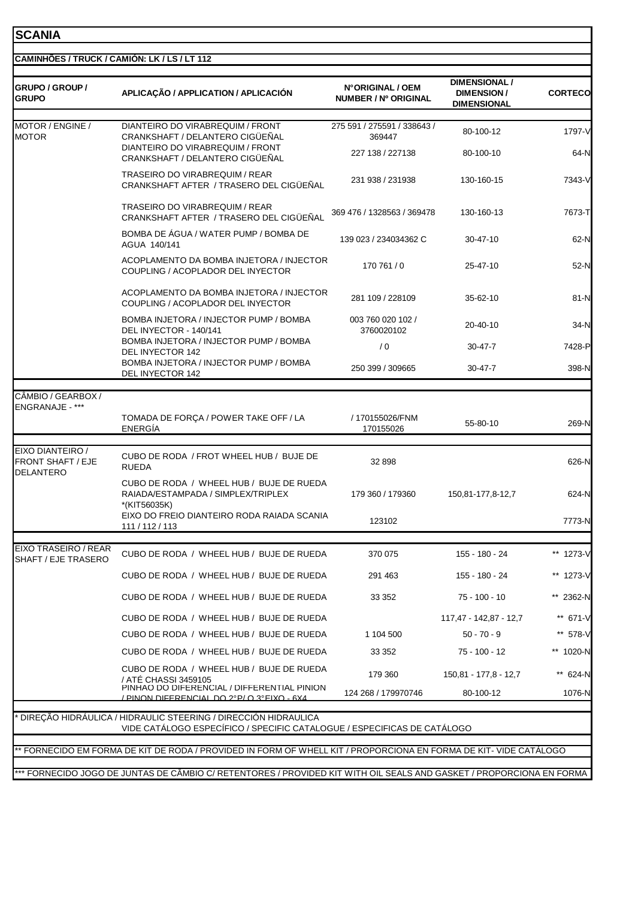# SCANIA

## CAMINHÕES / TRUCK / CAMIÓN: LK / LS / LT 112

| GRUPO / GROUP / GRUPO | APLICAÇÃO / APPLICATION / APLICACIÓN | N°ORIGINAL / OEM NUMBER / Nº ORIGINAL | DIMENSIONAL / DIMENSION / DIMENSIONAL | CORTECO |
|---|---|---|---|---|
| MOTOR / ENGINE / MOTOR | DIANTEIRO DO VIRABREQUIM / FRONT CRANKSHAFT / DELANTERO CIGÜEÑAL | 275 591 / 275591 / 338643 / 369447 | 80-100-12 | 1797-V |
| | DIANTEIRO DO VIRABREQUIM / FRONT CRANKSHAFT / DELANTERO CIGÜEÑAL | 227 138 / 227138 | 80-100-10 | 64-N |
| | TRASEIRO DO VIRABREQUIM / REAR CRANKSHAFT AFTER / TRASERO DEL CIGÜEÑAL | 231 938 / 231938 | 130-160-15 | 7343-V |
| | TRASEIRO DO VIRABREQUIM / REAR CRANKSHAFT AFTER / TRASERO DEL CIGÜEÑAL | 369 476 / 1328563 / 369478 | 130-160-13 | 7673-T |
| | BOMBA DE ÁGUA / WATER PUMP / BOMBA DE AGUA 140/141 | 139 023 / 234034362 C | 30-47-10 | 62-N |
| | ACOPLAMENTO DA BOMBA INJETORA / INJECTOR COUPLING / ACOPLADOR DEL INYECTOR | 170 761 / 0 | 25-47-10 | 52-N |
| | ACOPLAMENTO DA BOMBA INJETORA / INJECTOR COUPLING / ACOPLADOR DEL INYECTOR | 281 109 / 228109 | 35-62-10 | 81-N |
| | BOMBA INJETORA / INJECTOR PUMP / BOMBA DEL INYECTOR - 140/141 | 003 760 020 102 / 3760020102 | 20-40-10 | 34-N |
| | BOMBA INJETORA / INJECTOR PUMP / BOMBA DEL INYECTOR 142 | / 0 | 30-47-7 | 7428-P |
| | BOMBA INJETORA / INJECTOR PUMP / BOMBA DEL INYECTOR 142 | 250 399 / 309665 | 30-47-7 | 398-N |
| CÂMBIO / GEARBOX / ENGRANAJE - *** | | | | |
| | TOMADA DE FORÇA / POWER TAKE OFF / LA ENERGÍA | / 170155026/FNM 170155026 | 55-80-10 | 269-N |
| EIXO DIANTEIRO / FRONT SHAFT / EJE DELANTERO | CUBO DE RODA / FROT WHEEL HUB / BUJE DE RUEDA | 32 898 | | 626-N |
| | CUBO DE RODA / WHEEL HUB / BUJE DE RUEDA RAIADA/ESTAMPADA / SIMPLEX/TRIPLEX *(KIT56035K) | 179 360 / 179360 | 150,81-177,8-12,7 | 624-N |
| | EIXO DO FREIO DIANTEIRO RODA RAIADA SCANIA 111 / 112 / 113 | 123102 | | 7773-N |
| EIXO TRASEIRO / REAR SHAFT / EJE TRASERO | CUBO DE RODA / WHEEL HUB / BUJE DE RUEDA | 370 075 | 155 - 180 - 24 | ** 1273-V |
| | CUBO DE RODA / WHEEL HUB / BUJE DE RUEDA | 291 463 | 155 - 180 - 24 | ** 1273-V |
| | CUBO DE RODA / WHEEL HUB / BUJE DE RUEDA | 33 352 | 75 - 100 - 10 | ** 2362-N |
| | CUBO DE RODA / WHEEL HUB / BUJE DE RUEDA | | 117,47 - 142,87 - 12,7 | ** 671-V |
| | CUBO DE RODA / WHEEL HUB / BUJE DE RUEDA | 1 104 500 | 50 - 70 - 9 | ** 578-V |
| | CUBO DE RODA / WHEEL HUB / BUJE DE RUEDA | 33 352 | 75 - 100 - 12 | ** 1020-N |
| | CUBO DE RODA / WHEEL HUB / BUJE DE RUEDA / ATÉ CHASSI 3459105 | 179 360 | 150,81 - 177,8 - 12,7 | ** 624-N |
| | PINHÃO DO DIFERENCIAL / DIFFERENTIAL PINION / PINON DIFERENCIAL DO 2°P/ O 3°EIXO - 6X4 | 124 268 / 179970746 | 80-100-12 | 1076-N |

* DIREÇÃO HIDRÁULICA / HIDRAULIC STEERING / DIRECCIÓN HIDRAULICA
VIDE CATÁLOGO ESPECÍFICO / SPECIFIC CATALOGUE / ESPECIFICAS DE CATÁLOGO

** FORNECIDO EM FORMA DE KIT DE RODA / PROVIDED IN FORM OF WHELL KIT / PROPORCIONA EN FORMA DE KIT- VIDE CATÁLOGO

*** FORNECIDO JOGO DE JUNTAS DE CÂMBIO C/ RETENTORES / PROVIDED KIT WITH OIL SEALS AND GASKET / PROPORCIONA EN FORMA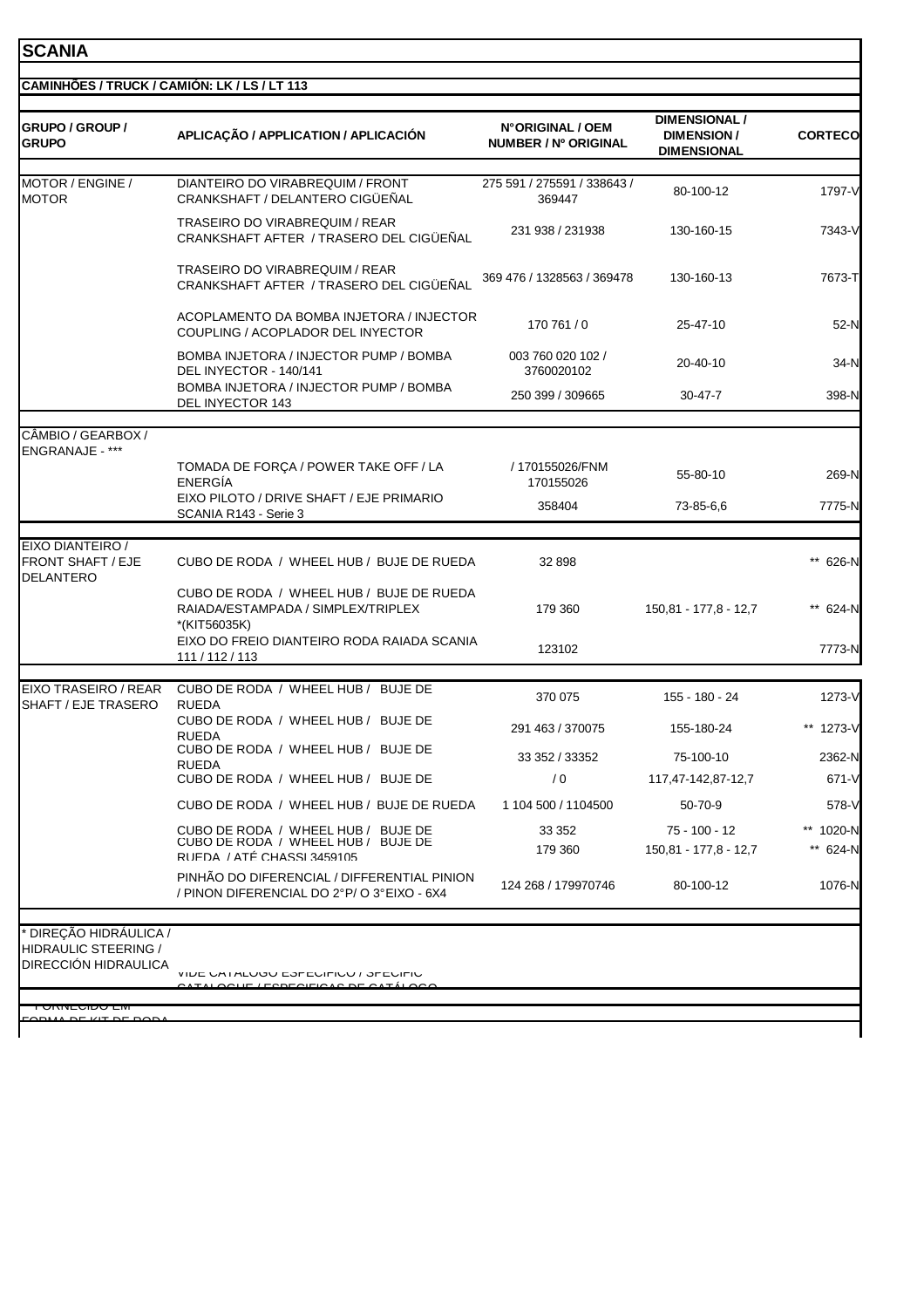# SCANIA

## CAMINHÕES / TRUCK / CAMIÓN: LK / LS / LT 113

| GRUPO / GROUP / GRUPO | APLICAÇÃO / APPLICATION / APLICACIÓN | N°ORIGINAL / OEM NUMBER / Nº ORIGINAL | DIMENSIONAL / DIMENSION / DIMENSIONAL | CORTECO |
|---|---|---|---|---|
| MOTOR / ENGINE / MOTOR | DIANTEIRO DO VIRABREQUIM / FRONT CRANKSHAFT / DELANTERO CIGÜEÑAL | 275 591 / 275591 / 338643 / 369447 | 80-100-12 | 1797-V |
| | TRASEIRO DO VIRABREQUIM / REAR CRANKSHAFT AFTER / TRASERO DEL CIGÜEÑAL | 231 938 / 231938 | 130-160-15 | 7343-V |
| | TRASEIRO DO VIRABREQUIM / REAR CRANKSHAFT AFTER / TRASERO DEL CIGÜEÑAL | 369 476 / 1328563 / 369478 | 130-160-13 | 7673-T |
| | ACOPLAMENTO DA BOMBA INJETORA / INJECTOR COUPLING / ACOPLADOR DEL INYECTOR | 170 761 / 0 | 25-47-10 | 52-N |
| | BOMBA INJETORA / INJECTOR PUMP / BOMBA DEL INYECTOR - 140/141 | 003 760 020 102 / 3760020102 | 20-40-10 | 34-N |
| | BOMBA INJETORA / INJECTOR PUMP / BOMBA DEL INYECTOR 143 | 250 399 / 309665 | 30-47-7 | 398-N |
| CÂMBIO / GEARBOX / ENGRANAJE - *** | | | | |
| | TOMADA DE FORÇA / POWER TAKE OFF / LA ENERGÍA | / 170155026/FNM 170155026 | 55-80-10 | 269-N |
| | EIXO PILOTO / DRIVE SHAFT / EJE PRIMARIO SCANIA R143 - Serie 3 | 358404 | 73-85-6,6 | 7775-N |
| EIXO DIANTEIRO / FRONT SHAFT / EJE DELANTERO | CUBO DE RODA / WHEEL HUB / BUJE DE RUEDA | 32 898 | | ** 626-N |
| | CUBO DE RODA / WHEEL HUB / BUJE DE RUEDA RAIADA/ESTAMPADA / SIMPLEX/TRIPLEX *(KIT56035K) | 179 360 | 150,81 - 177,8 - 12,7 | ** 624-N |
| | EIXO DO FREIO DIANTEIRO RODA RAIADA SCANIA 111 / 112 / 113 | 123102 | | 7773-N |
| EIXO TRASEIRO / REAR SHAFT / EJE TRASERO | CUBO DE RODA / WHEEL HUB / BUJE DE RUEDA | 370 075 | 155 - 180 - 24 | 1273-V |
| | CUBO DE RODA / WHEEL HUB / BUJE DE RUEDA | 291 463 / 370075 | 155-180-24 | ** 1273-V |
| | CUBO DE RODA / WHEEL HUB / BUJE DE RUEDA | 33 352 / 33352 | 75-100-10 | 2362-N |
| | CUBO DE RODA / WHEEL HUB / BUJE DE | / 0 | 117,47-142,87-12,7 | 671-V |
| | CUBO DE RODA / WHEEL HUB / BUJE DE RUEDA | 1 104 500 / 1104500 | 50-70-9 | 578-V |
| | CUBO DE RODA / WHEEL HUB / BUJE DE | 33 352 | 75 - 100 - 12 | ** 1020-N |
| | CUBO DE RODA / WHEEL HUB / BUJE DE RUEDA / ATÉ CHASSI 3459105 | 179 360 | 150,81 - 177,8 - 12,7 | ** 624-N |
| | PINHÃO DO DIFERENCIAL / DIFFERENTIAL PINION / PINON DIFERENCIAL DO 2°P/ O 3°EIXO - 6X4 | 124 268 / 179970746 | 80-100-12 | 1076-N |
| * DIREÇÃO HIDRÁULICA / HIDRAULIC STEERING / DIRECCIÓN HIDRAULICA | VIDE CATALOGO ESPECIFICO / SPECIFIC CATALOGUE / ESPECIFICAS DE CATÁLOGO | | | |

** FORNECIDO EM FORMA DE KIT DE RODA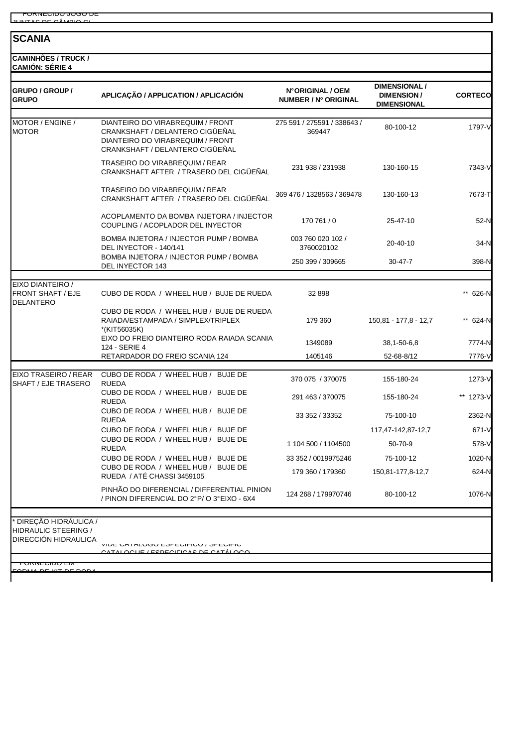FORNECIDO JOGO DE JUNTAS DE CÂMBIO C/

## SCANIA

**CAMINHÕES / TRUCK / CAMIÓN: SÉRIE 4**

| GRUPO / GROUP / GRUPO | APLICAÇÃO / APPLICATION / APLICACIÓN | N°ORIGINAL / OEM NUMBER / Nº ORIGINAL | DIMENSIONAL / DIMENSION / DIMENSIONAL | CORTECO |
|---|---|---|---|---|
| MOTOR / ENGINE / MOTOR | DIANTEIRO DO VIRABREQUIM / FRONT CRANKSHAFT / DELANTERO CIGÜEÑAL DIANTEIRO DO VIRABREQUIM / FRONT CRANKSHAFT / DELANTERO CIGÜEÑAL | 275 591 / 275591 / 338643 / 369447 | 80-100-12 | 1797-V |
| | TRASEIRO DO VIRABREQUIM / REAR CRANKSHAFT AFTER / TRASERO DEL CIGÜEÑAL | 231 938 / 231938 | 130-160-15 | 7343-V |
| | TRASEIRO DO VIRABREQUIM / REAR CRANKSHAFT AFTER / TRASERO DEL CIGÜEÑAL | 369 476 / 1328563 / 369478 | 130-160-13 | 7673-T |
| | ACOPLAMENTO DA BOMBA INJETORA / INJECTOR COUPLING / ACOPLADOR DEL INYECTOR | 170 761 / 0 | 25-47-10 | 52-N |
| | BOMBA INJETORA / INJECTOR PUMP / BOMBA DEL INYECTOR - 140/141 | 003 760 020 102 / 3760020102 | 20-40-10 | 34-N |
| | BOMBA INJETORA / INJECTOR PUMP / BOMBA DEL INYECTOR 143 | 250 399 / 309665 | 30-47-7 | 398-N |
| EIXO DIANTEIRO / FRONT SHAFT / EJE DELANTERO | CUBO DE RODA / WHEEL HUB / BUJE DE RUEDA | 32 898 | | ** 626-N |
| | CUBO DE RODA / WHEEL HUB / BUJE DE RUEDA RAIADA/ESTAMPADA / SIMPLEX/TRIPLEX *(KIT56035K) | 179 360 | 150,81 - 177,8 - 12,7 | ** 624-N |
| | EIXO DO FREIO DIANTEIRO RODA RAIADA SCANIA 124 - SERIE 4 | 1349089 | 38,1-50-6,8 | 7774-N |
| | RETARDADOR DO FREIO SCANIA 124 | 1405146 | 52-68-8/12 | 7776-V |
| EIXO TRASEIRO / REAR SHAFT / EJE TRASERO | CUBO DE RODA / WHEEL HUB / BUJE DE RUEDA | 370 075 / 370075 | 155-180-24 | 1273-V |
| | CUBO DE RODA / WHEEL HUB / BUJE DE RUEDA | 291 463 / 370075 | 155-180-24 | ** 1273-V |
| | CUBO DE RODA / WHEEL HUB / BUJE DE RUEDA | 33 352 / 33352 | 75-100-10 | 2362-N |
| | CUBO DE RODA / WHEEL HUB / BUJE DE | | 117,47-142,87-12,7 | 671-V |
| | CUBO DE RODA / WHEEL HUB / BUJE DE RUEDA | 1 104 500 / 1104500 | 50-70-9 | 578-V |
| | CUBO DE RODA / WHEEL HUB / BUJE DE | 33 352 / 0019975246 | 75-100-12 | 1020-N |
| | CUBO DE RODA / WHEEL HUB / BUJE DE RUEDA / ATÉ CHASSI 3459105 | 179 360 / 179360 | 150,81-177,8-12,7 | 624-N |
| | PINHÃO DO DIFERENCIAL / DIFFERENTIAL PINION / PINON DIFERENCIAL DO 2°P/ O 3°EIXO - 6X4 | 124 268 / 179970746 | 80-100-12 | 1076-N |
| * DIREÇÃO HIDRÁULICA / HIDRAULIC STEERING / DIRECCIÓN HIDRAULICA | VIDE CATALOGO ESPECIFICO / SPECIFIC CATALOGUE / ESPECIFICAS DE CATÁLOGO | | | |

FORNECIDO EM FORMA DE KIT DE RODA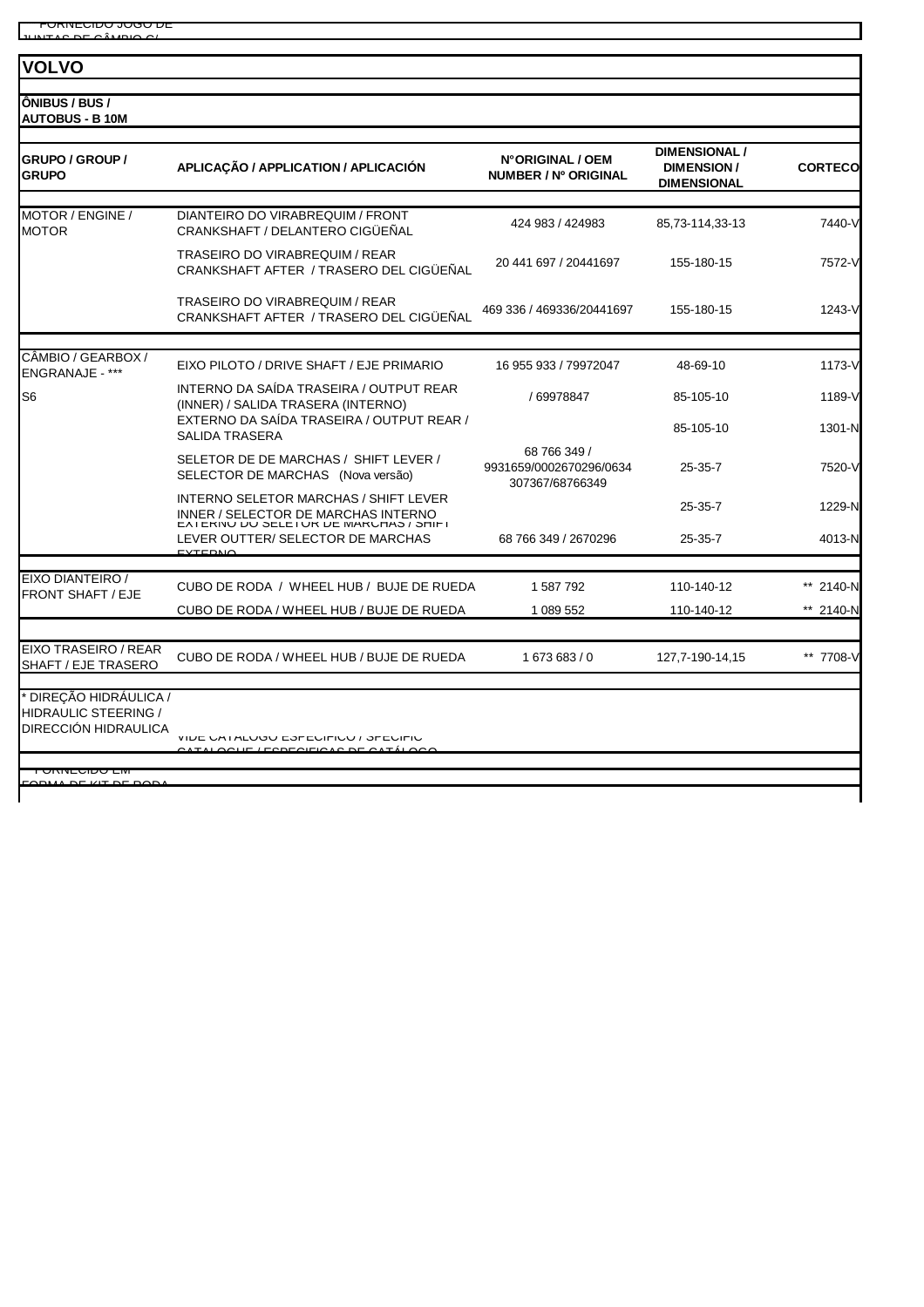\* FORNECIDO JOGO DE JUNTAS DE CÂMBIO C/

## VOLVO

### ÔNIBUS / BUS / AUTOBUS - B 10M

| GRUPO / GROUP / GRUPO | APLICAÇÃO / APPLICATION / APLICACIÓN | N°ORIGINAL / OEM NUMBER / Nº ORIGINAL | DIMENSIONAL / DIMENSION / DIMENSIONAL | CORTECO |
|---|---|---|---|---|
| MOTOR / ENGINE / MOTOR | DIANTEIRO DO VIRABREQUIM / FRONT CRANKSHAFT / DELANTERO CIGÜEÑAL | 424 983 / 424983 | 85,73-114,33-13 | 7440-V |
| | TRASEIRO DO VIRABREQUIM / REAR CRANKSHAFT AFTER / TRASERO DEL CIGÜEÑAL | 20 441 697 / 20441697 | 155-180-15 | 7572-V |
| | TRASEIRO DO VIRABREQUIM / REAR CRANKSHAFT AFTER / TRASERO DEL CIGÜEÑAL | 469 336 / 469336/20441697 | 155-180-15 | 1243-V |
| CÂMBIO / GEARBOX / ENGRANAJE - *** S6 | EIXO PILOTO / DRIVE SHAFT / EJE PRIMARIO | 16 955 933 / 79972047 | 48-69-10 | 1173-V |
| | INTERNO DA SAÍDA TRASEIRA / OUTPUT REAR (INNER) / SALIDA TRASERA (INTERNO) | / 69978847 | 85-105-10 | 1189-V |
| | EXTERNO DA SAÍDA TRASEIRA / OUTPUT REAR / SALIDA TRASERA | | 85-105-10 | 1301-N |
| | SELETOR DE MARCHAS / SHIFT LEVER / SELECTOR DE MARCHAS (Nova versão) | 68 766 349 / 9931659/0002670296/0634 307367/68766349 | 25-35-7 | 7520-V |
| | INTERNO SELETOR MARCHAS / SHIFT LEVER INNER / SELECTOR DE MARCHAS INTERNO | | 25-35-7 | 1229-N |
| | EXTERNO DO SELETOR DE MARCHAS / SHIFT LEVER OUTTER/ SELECTOR DE MARCHAS EXTERNO | 68 766 349 / 2670296 | 25-35-7 | 4013-N |
| EIXO DIANTEIRO / FRONT SHAFT / EJE | CUBO DE RODA / WHEEL HUB / BUJE DE RUEDA | 1 587 792 | 110-140-12 | ** 2140-N |
| | CUBO DE RODA / WHEEL HUB / BUJE DE RUEDA | 1 089 552 | 110-140-12 | ** 2140-N |
| EIXO TRASEIRO / REAR SHAFT / EJE TRASERO | CUBO DE RODA / WHEEL HUB / BUJE DE RUEDA | 1 673 683 / 0 | 127,7-190-14,15 | ** 7708-V |
| * DIREÇÃO HIDRÁULICA / HIDRAULIC STEERING / DIRECCIÓN HIDRAULICA | VIDE CATÁLOGO ESPECÍFICO / SPECIFIC CATALOGUE / ESPECIFICAS DE CATÁLOGO | | | |

** FORNECIDO EM FORMA DE KIT DE RODA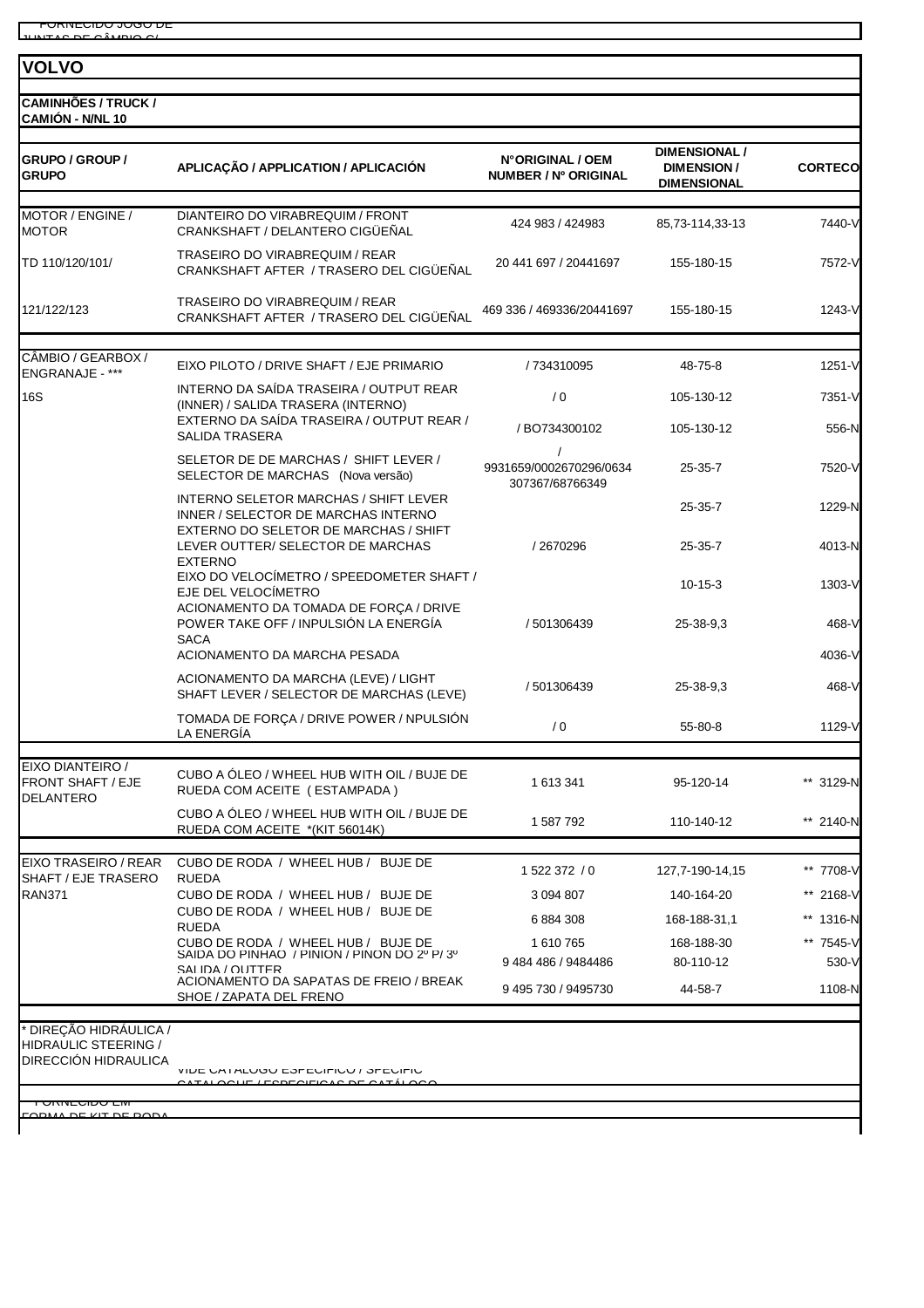FORNECIDO JOGO DE JUNTAS DE CÂMBIO C/

## VOLVO

**CAMINHÕES / TRUCK / CAMIÓN - N/NL 10**

| GRUPO / GROUP / GRUPO | APLICAÇÃO / APPLICATION / APLICACIÓN | N°ORIGINAL / OEM NUMBER / Nº ORIGINAL | DIMENSIONAL / DIMENSION / DIMENSIONAL | CORTECO |
|---|---|---|---|---|
| MOTOR / ENGINE / MOTOR | DIANTEIRO DO VIRABREQUIM / FRONT CRANKSHAFT / DELANTERO CIGÜEÑAL | 424 983 / 424983 | 85,73-114,33-13 | 7440-V |
| TD 110/120/101/ | TRASEIRO DO VIRABREQUIM / REAR CRANKSHAFT AFTER / TRASERO DEL CIGÜEÑAL | 20 441 697 / 20441697 | 155-180-15 | 7572-V |
| 121/122/123 | TRASEIRO DO VIRABREQUIM / REAR CRANKSHAFT AFTER / TRASERO DEL CIGÜEÑAL | 469 336 / 469336/20441697 | 155-180-15 | 1243-V |
| CÂMBIO / GEARBOX / ENGRANAJE - *** | EIXO PILOTO / DRIVE SHAFT / EJE PRIMARIO | / 734310095 | 48-75-8 | 1251-V |
| 16S | INTERNO DA SAÍDA TRASEIRA / OUTPUT REAR (INNER) / SALIDA TRASERA (INTERNO) | / 0 | 105-130-12 | 7351-V |
| | EXTERNO DA SAÍDA TRASEIRA / OUTPUT REAR / SALIDA TRASERA | / BO734300102 | 105-130-12 | 556-N |
| | SELETOR DE DE MARCHAS / SHIFT LEVER / SELECTOR DE MARCHAS (Nova versão) | / 9931659/0002670296/0634 307367/68766349 | 25-35-7 | 7520-V |
| | INTERNO SELETOR MARCHAS / SHIFT LEVER INNER / SELECTOR DE MARCHAS INTERNO | | 25-35-7 | 1229-N |
| | EXTERNO DO SELETOR DE MARCHAS / SHIFT LEVER OUTTER/ SELECTOR DE MARCHAS EXTERNO | / 2670296 | 25-35-7 | 4013-N |
| | EIXO DO VELOCÍMETRO / SPEEDOMETER SHAFT / EJE DEL VELOCÍMETRO | | 10-15-3 | 1303-V |
| | ACIONAMENTO DA TOMADA DE FORÇA / DRIVE POWER TAKE OFF / INPULSIÓN LA ENERGÍA SACA | / 501306439 | 25-38-9,3 | 468-V |
| | ACIONAMENTO DA MARCHA PESADA | | | 4036-V |
| | ACIONAMENTO DA MARCHA (LEVE) / LIGHT SHAFT LEVER / SELECTOR DE MARCHAS (LEVE) | / 501306439 | 25-38-9,3 | 468-V |
| | TOMADA DE FORÇA / DRIVE POWER / NPULSIÓN LA ENERGÍA | / 0 | 55-80-8 | 1129-V |
| EIXO DIANTEIRO / FRONT SHAFT / EJE DELANTERO | CUBO A ÓLEO / WHEEL HUB WITH OIL / BUJE DE RUEDA COM ACEITE ( ESTAMPADA ) | 1 613 341 | 95-120-14 | ** 3129-N |
| | CUBO A ÓLEO / WHEEL HUB WITH OIL / BUJE DE RUEDA COM ACEITE *(KIT 56014K) | 1 587 792 | 110-140-12 | ** 2140-N |
| EIXO TRASEIRO / REAR SHAFT / EJE TRASERO | CUBO DE RODA / WHEEL HUB / BUJE DE RUEDA | 1 522 372 / 0 | 127,7-190-14,15 | ** 7708-V |
| RAN371 | CUBO DE RODA / WHEEL HUB / BUJE DE | 3 094 807 | 140-164-20 | ** 2168-V |
| | CUBO DE RODA / WHEEL HUB / BUJE DE RUEDA | 6 884 308 | 168-188-31,1 | ** 1316-N |
| | CUBO DE RODA / WHEEL HUB / BUJE DE | 1 610 765 | 168-188-30 | ** 7545-V |
| | SAÍDA DO PINHÃO / PINION / PIÑON DO 2º P/ 3º SALIDA / OUTTER | 9 484 486 / 9484486 | 80-110-12 | 530-V |
| | ACIONAMENTO DA SAPATAS DE FREIO / BREAK SHOE / ZAPATA DEL FRENO | 9 495 730 / 9495730 | 44-58-7 | 1108-N |
| * DIREÇÃO HIDRÁULICA / HIDRAULIC STEERING / DIRECCIÓN HIDRAULICA | VIDE CATALOGO ESPECIFICO / SPECIFIC CATALOGUE / ESPECIFICAS DE CATÁLOGO | | | |

FORNECIDO EM FORMA DE KIT DE RODA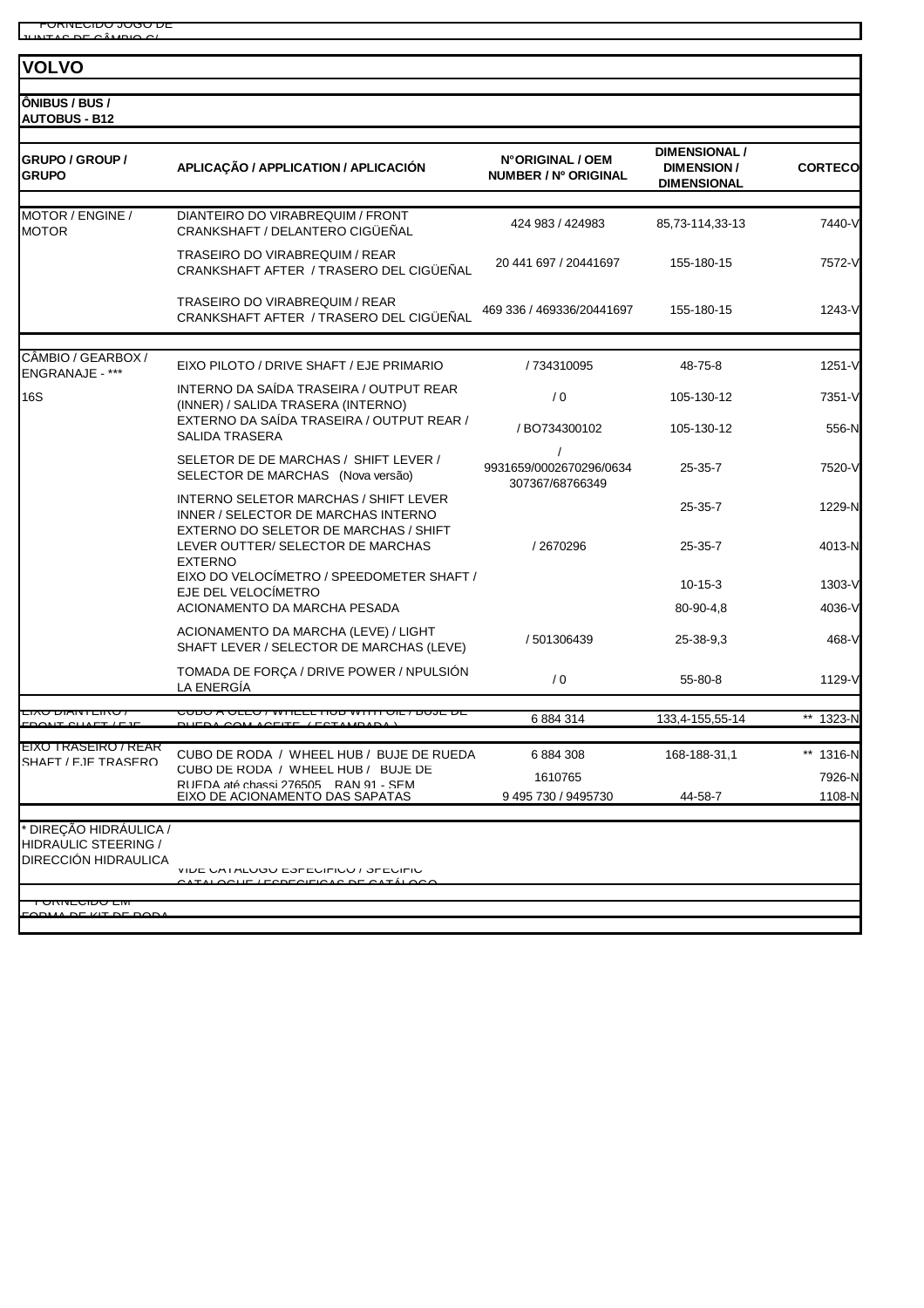FORNECIDO JOGO DE JUNTAS DE CÂMBIO C/

## VOLVO

### ÔNIBUS / BUS / AUTOBUS - B12

| GRUPO / GROUP / GRUPO | APLICAÇÃO / APPLICATION / APLICACIÓN | N°ORIGINAL / OEM NUMBER / Nº ORIGINAL | DIMENSIONAL / DIMENSION / DIMENSIONAL | CORTECO |
|---|---|---|---|---|
| MOTOR / ENGINE / MOTOR | DIANTEIRO DO VIRABREQUIM / FRONT CRANKSHAFT / DELANTERO CIGÜEÑAL | 424 983 / 424983 | 85,73-114,33-13 | 7440-V |
| | TRASEIRO DO VIRABREQUIM / REAR CRANKSHAFT AFTER / TRASERO DEL CIGÜEÑAL | 20 441 697 / 20441697 | 155-180-15 | 7572-V |
| | TRASEIRO DO VIRABREQUIM / REAR CRANKSHAFT AFTER / TRASERO DEL CIGÜEÑAL | 469 336 / 469336/20441697 | 155-180-15 | 1243-V |
| CÂMBIO / GEARBOX / ENGRANAJE - *** | EIXO PILOTO / DRIVE SHAFT / EJE PRIMARIO | / 734310095 | 48-75-8 | 1251-V |
| 16S | INTERNO DA SAÍDA TRASEIRA / OUTPUT REAR (INNER) / SALIDA TRASERA (INTERNO) | / 0 | 105-130-12 | 7351-V |
| | EXTERNO DA SAÍDA TRASEIRA / OUTPUT REAR / SALIDA TRASERA | / BO734300102 | 105-130-12 | 556-N |
| | SELETOR DE DE MARCHAS / SHIFT LEVER / SELECTOR DE MARCHAS (Nova versão) | / 9931659/0002670296/0634 307367/68766349 | 25-35-7 | 7520-V |
| | INTERNO SELETOR MARCHAS / SHIFT LEVER INNER / SELECTOR DE MARCHAS INTERNO | | 25-35-7 | 1229-N |
| | EXTERNO DO SELETOR DE MARCHAS / SHIFT LEVER OUTTER/ SELECTOR DE MARCHAS EXTERNO | / 2670296 | 25-35-7 | 4013-N |
| | EIXO DO VELOCÍMETRO / SPEEDOMETER SHAFT / EJE DEL VELOCÍMETRO | | 10-15-3 | 1303-V |
| | ACIONAMENTO DA MARCHA PESADA | | 80-90-4,8 | 4036-V |
| | ACIONAMENTO DA MARCHA (LEVE) / LIGHT SHAFT LEVER / SELECTOR DE MARCHAS (LEVE) | / 501306439 | 25-38-9,3 | 468-V |
| | TOMADA DE FORÇA / DRIVE POWER / NPULSIÓN LA ENERGÍA | / 0 | 55-80-8 | 1129-V |
| EIXO DIANTEIRO / FRONT SHAFT / EJE | CUBO A ÓLEO / WHEEL HUB WITH OIL / BUJE DE RUEDA COM ACEITE (ESTAMPADA) | 6 884 314 | 133,4-155,55-14 | ** 1323-N |
| EIXO TRASEIRO / REAR SHAFT / EJE TRASERO | CUBO DE RODA / WHEEL HUB / BUJE DE RUEDA | 6 884 308 | 168-188-31,1 | ** 1316-N |
| | CUBO DE RODA / WHEEL HUB / BUJE DE RUEDA até chassi 276505 RAN 91 - SEM | 1610765 | | 7926-N |
| | EIXO DE ACIONAMENTO DAS SAPATAS | 9 495 730 / 9495730 | 44-58-7 | 1108-N |
| * DIREÇÃO HIDRÁULICA / HIDRAULIC STEERING / DIRECCIÓN HIDRAULICA | VIDE CATÁLOGO ESPECÍFICO / SPECIFIC CATALOGUE / ESPECIFICAS DE CATÁLOGO | | | |

FORNECIDO EM FORMA DE KIT DE RODA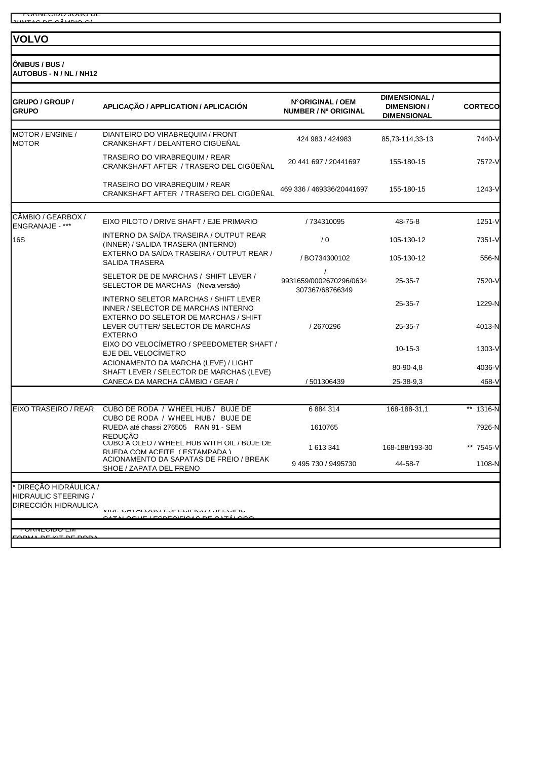* FORNECIDO JOGO DE JUNTAS DE CÂMBIO C/

## VOLVO

**ÔNIBUS / BUS / AUTOBUS - N / NL / NH12**

| GRUPO / GROUP / GRUPO | APLICAÇÃO / APPLICATION / APLICACIÓN | N°ORIGINAL / OEM NUMBER / Nº ORIGINAL | DIMENSIONAL / DIMENSION / DIMENSIONAL | CORTECO |
|---|---|---|---|---|
| MOTOR / ENGINE / MOTOR | DIANTEIRO DO VIRABREQUIM / FRONT CRANKSHAFT / DELANTERO CIGÜEÑAL | 424 983 / 424983 | 85,73-114,33-13 | 7440-V |
| | TRASEIRO DO VIRABREQUIM / REAR CRANKSHAFT AFTER / TRASERO DEL CIGÜEÑAL | 20 441 697 / 20441697 | 155-180-15 | 7572-V |
| | TRASEIRO DO VIRABREQUIM / REAR CRANKSHAFT AFTER / TRASERO DEL CIGÜEÑAL | 469 336 / 469336/20441697 | 155-180-15 | 1243-V |
| CÂMBIO / GEARBOX / ENGRANAJE - *** | EIXO PILOTO / DRIVE SHAFT / EJE PRIMARIO | / 734310095 | 48-75-8 | 1251-V |
| 16S | INTERNO DA SAÍDA TRASEIRA / OUTPUT REAR (INNER) / SALIDA TRASERA (INTERNO) | / 0 | 105-130-12 | 7351-V |
| | EXTERNO DA SAÍDA TRASEIRA / OUTPUT REAR / SALIDA TRASERA | / BO734300102 | 105-130-12 | 556-N |
| | SELETOR DE DE MARCHAS / SHIFT LEVER / SELECTOR DE MARCHAS (Nova versão) | / 9931659/0002670296/0634 307367/68766349 | 25-35-7 | 7520-V |
| | INTERNO SELETOR MARCHAS / SHIFT LEVER INNER / SELECTOR DE MARCHAS INTERNO | | 25-35-7 | 1229-N |
| | EXTERNO DO SELETOR DE MARCHAS / SHIFT LEVER OUTTER/ SELECTOR DE MARCHAS EXTERNO | / 2670296 | 25-35-7 | 4013-N |
| | EIXO DO VELOCÍMETRO / SPEEDOMETER SHAFT / EJE DEL VELOCÍMETRO | | 10-15-3 | 1303-V |
| | ACIONAMENTO DA MARCHA (LEVE) / LIGHT SHAFT LEVER / SELECTOR DE MARCHAS (LEVE) | | 80-90-4,8 | 4036-V |
| | CANECA DA MARCHA CÂMBIO / GEAR / | / 501306439 | 25-38-9,3 | 468-V |
| EIXO TRASEIRO / REAR | CUBO DE RODA / WHEEL HUB / BUJE DE | 6 884 314 | 168-188-31,1 | ** 1316-N |
| | CUBO DE RODA / WHEEL HUB / BUJE DE RUEDA até chassi 276505 RAN 91 - SEM REDUÇÃO | 1610765 | | 7926-N |
| | CUBO A ÓLEO / WHEEL HUB WITH OIL / BUJE DE RUEDA COM ACEITE (ESTAMPADA) | 1 613 341 | 168-188/193-30 | ** 7545-V |
| | ACIONAMENTO DA SAPATAS DE FREIO / BREAK SHOE / ZAPATA DEL FRENO | 9 495 730 / 9495730 | 44-58-7 | 1108-N |
| * DIREÇÃO HIDRÁULICA / HIDRAULIC STEERING / DIRECCIÓN HIDRAULICA | VIDE CATALOGO ESPECIFICO / SPECIFIC CATALOGUE / ESPECIFICAS DE CATÁLOGO | | | |

** FORNECIDO EM FORMA DE KIT DE RODA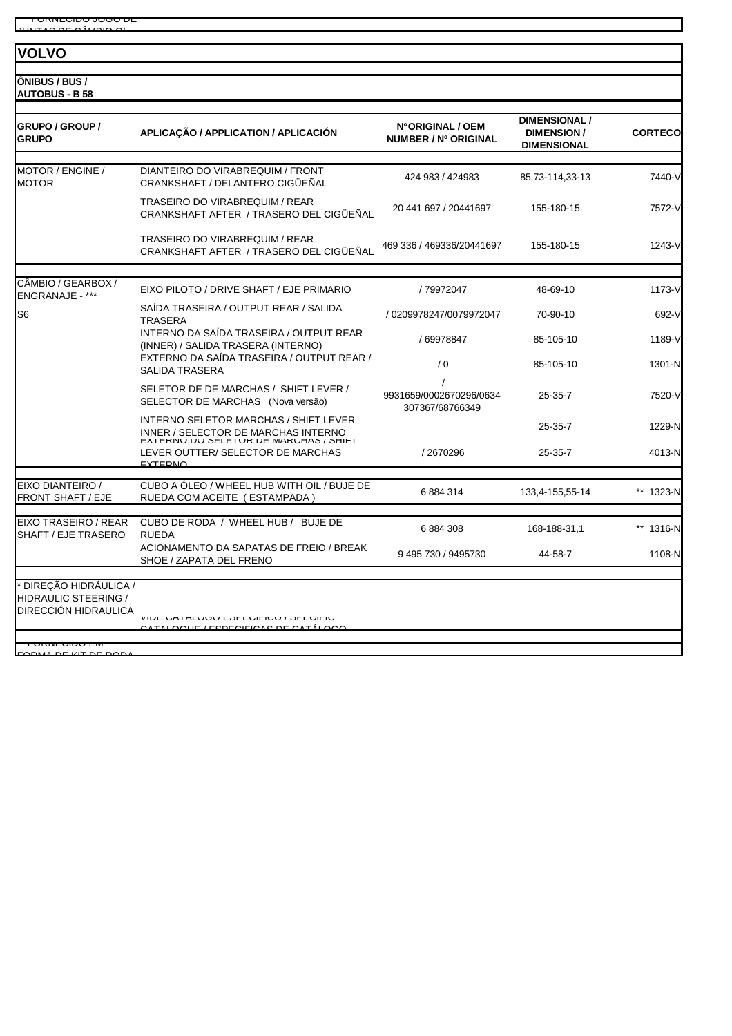*** FORNECIDO JOGO DE JUNTAS DE CÂMBIO C/

## VOLVO

### ÔNIBUS / BUS / AUTOBUS - B 58

| GRUPO / GROUP / GRUPO | APLICAÇÃO / APPLICATION / APLICACIÓN | N°ORIGINAL / OEM NUMBER / Nº ORIGINAL | DIMENSIONAL / DIMENSION / DIMENSIONAL | CORTECO |
|---|---|---|---|---|
| MOTOR / ENGINE / MOTOR | DIANTEIRO DO VIRABREQUIM / FRONT CRANKSHAFT / DELANTERO CIGÜEÑAL | 424 983 / 424983 | 85,73-114,33-13 | 7440-V |
| | TRASEIRO DO VIRABREQUIM / REAR CRANKSHAFT AFTER / TRASERO DEL CIGÜEÑAL | 20 441 697 / 20441697 | 155-180-15 | 7572-V |
| | TRASEIRO DO VIRABREQUIM / REAR CRANKSHAFT AFTER / TRASERO DEL CIGÜEÑAL | 469 336 / 469336/20441697 | 155-180-15 | 1243-V |
| CÂMBIO / GEARBOX / ENGRANAJE - *** | EIXO PILOTO / DRIVE SHAFT / EJE PRIMARIO | / 79972047 | 48-69-10 | 1173-V |
| S6 | SAÍDA TRASEIRA / OUTPUT REAR / SALIDA TRASERA | / 0209978247/0079972047 | 70-90-10 | 692-V |
| | INTERNO DA SAÍDA TRASEIRA / OUTPUT REAR (INNER) / SALIDA TRASERA (INTERNO) | / 69978847 | 85-105-10 | 1189-V |
| | EXTERNO DA SAÍDA TRASEIRA / OUTPUT REAR / SALIDA TRASERA | / 0 | 85-105-10 | 1301-N |
| | SELETOR DE DE MARCHAS / SHIFT LEVER / SELECTOR DE MARCHAS (Nova versão) | / 9931659/0002670296/0634 307367/68766349 | 25-35-7 | 7520-V |
| | INTERNO SELETOR MARCHAS / SHIFT LEVER INNER / SELECTOR DE MARCHAS INTERNO | | 25-35-7 | 1229-N |
| | EXTERNO DO SELETOR DE MARCHAS / SHIFT LEVER OUTTER/ SELECTOR DE MARCHAS EXTERNO | / 2670296 | 25-35-7 | 4013-N |
| EIXO DIANTEIRO / FRONT SHAFT / EJE | CUBO A ÓLEO / WHEEL HUB WITH OIL / BUJE DE RUEDA COM ACEITE ( ESTAMPADA ) | 6 884 314 | 133,4-155,55-14 | ** 1323-N |
| EIXO TRASEIRO / REAR SHAFT / EJE TRASERO | CUBO DE RODA / WHEEL HUB / BUJE DE RUEDA | 6 884 308 | 168-188-31,1 | ** 1316-N |
| | ACIONAMENTO DA SAPATAS DE FREIO / BREAK SHOE / ZAPATA DEL FRENO | 9 495 730 / 9495730 | 44-58-7 | 1108-N |
| * DIREÇÃO HIDRÁULICA / HIDRAULIC STEERING / DIRECCIÓN HIDRAULICA | VIDE CATALOGO ESPECIFICO / SPECIFIC CATALOGUE / ESPECIFICAS DE CATÁLOGO | | | |

** FORNECIDO EM FORMA DE KIT DE RODA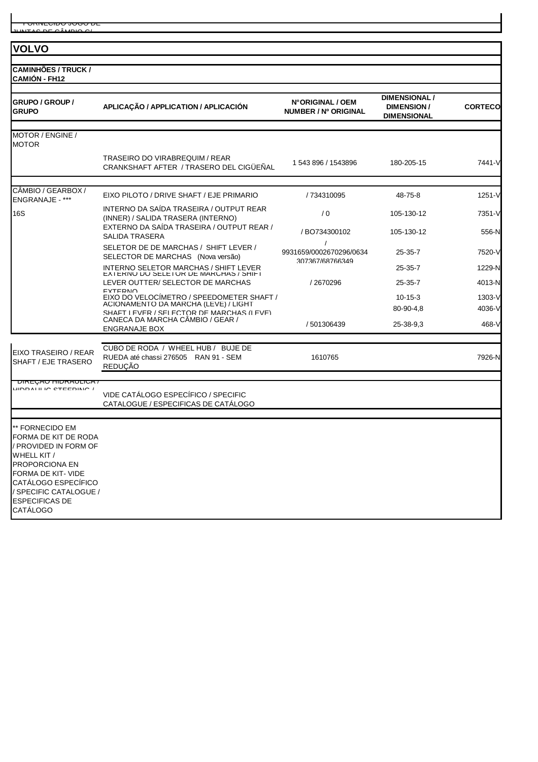FORNECIDO JOGO DE JUNTAS DE CÂMBIO C/

# VOLVO

## CAMINHÕES / TRUCK / CAMIÓN - FH12

| GRUPO / GROUP / GRUPO | APLICAÇÃO / APPLICATION / APLICACIÓN | N°ORIGINAL / OEM NUMBER / Nº ORIGINAL | DIMENSIONAL / DIMENSION / DIMENSIONAL | CORTECO |
|---|---|---|---|---|
| MOTOR / ENGINE / MOTOR | | | | |
| | TRASEIRO DO VIRABREQUIM / REAR CRANKSHAFT AFTER / TRASERO DEL CIGÜEÑAL | 1 543 896 / 1543896 | 180-205-15 | 7441-V |
| CÂMBIO / GEARBOX / ENGRANAJE - *** | EIXO PILOTO / DRIVE SHAFT / EJE PRIMARIO | / 734310095 | 48-75-8 | 1251-V |
| 16S | INTERNO DA SAÍDA TRASEIRA / OUTPUT REAR (INNER) / SALIDA TRASERA (INTERNO) | / 0 | 105-130-12 | 7351-V |
| | EXTERNO DA SAÍDA TRASEIRA / OUTPUT REAR / SALIDA TRASERA | / BO734300102 | 105-130-12 | 556-N |
| | SELETOR DE DE MARCHAS / SHIFT LEVER / SELECTOR DE MARCHAS (Nova versão) | / 9931659/0002670296/0634307367/68766349 | 25-35-7 | 7520-V |
| | INTERNO SELETOR MARCHAS / SHIFT LEVER | | 25-35-7 | 1229-N |
| | EXTERNO DO SELETOR DE MARCHAS / SHIFT LEVER OUTTER/ SELECTOR DE MARCHAS EXTERNO | / 2670296 | 25-35-7 | 4013-N |
| | EIXO DO VELOCÍMETRO / SPEEDOMETER SHAFT / | | 10-15-3 | 1303-V |
| | ACIONAMENTO DA MARCHA (LEVE) / LIGHT SHAFT LEVER / SELECTOR DE MARCHAS (LEVE) | | 80-90-4,8 | 4036-V |
| | CANECA DA MARCHA CÂMBIO / GEAR / ENGRANAJE BOX | / 501306439 | 25-38-9,3 | 468-V |
| EIXO TRASEIRO / REAR SHAFT / EJE TRASERO | CUBO DE RODA / WHEEL HUB / BUJE DE RUEDA até chassi 276505 RAN 91 - SEM REDUÇÃO | 1610765 | | 7926-N |
| DIREÇÃO HIDRÁULICA / HIDRAULIC STEERING / | VIDE CATÁLOGO ESPECÍFICO / SPECIFIC CATALOGUE / ESPECIFICAS DE CATÁLOGO | | | |

** FORNECIDO EM FORMA DE KIT DE RODA / PROVIDED IN FORM OF WHELL KIT / PROPORCIONA EN FORMA DE KIT- VIDE CATÁLOGO ESPECÍFICO / SPECIFIC CATALOGUE / ESPECIFICAS DE CATÁLOGO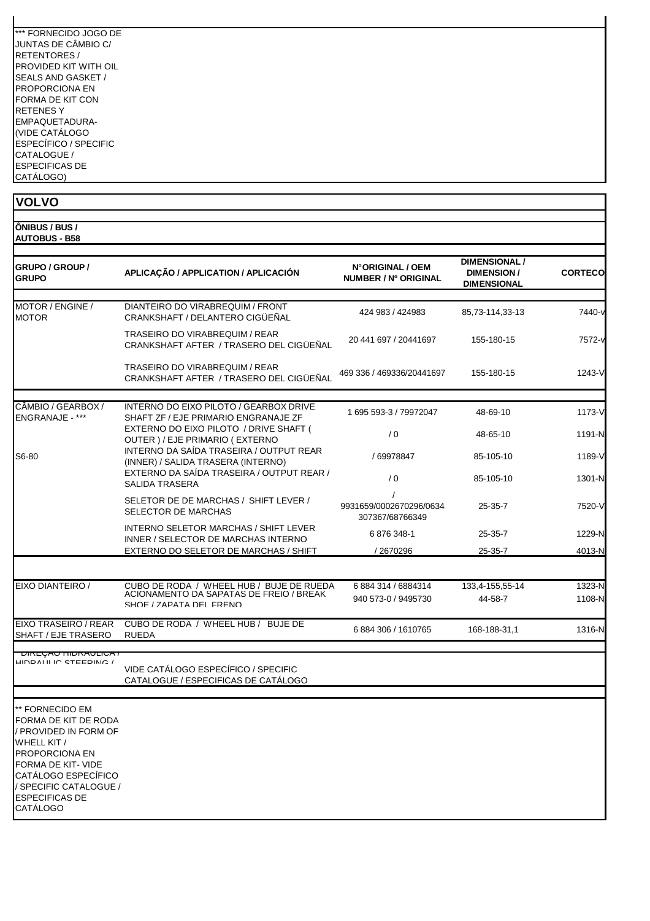*** FORNECIDO JOGO DE JUNTAS DE CÂMBIO C/ RETENTORES / PROVIDED KIT WITH OIL SEALS AND GASKET / PROPORCIONA EN FORMA DE KIT CON RETENES Y EMPAQUETADURA- (VIDE CATÁLOGO ESPECÍFICO / SPECIFIC CATALOGUE / ESPECIFICAS DE CATÁLOGO)

## VOLVO

**ÔNIBUS / BUS / AUTOBUS - B58**

| GRUPO / GROUP / GRUPO | APLICAÇÃO / APPLICATION / APLICACIÓN | N°ORIGINAL / OEM NUMBER / Nº ORIGINAL | DIMENSIONAL / DIMENSION / DIMENSIONAL | CORTECO |
|---|---|---|---|---|
| MOTOR / ENGINE / MOTOR | DIANTEIRO DO VIRABREQUIM / FRONT CRANKSHAFT / DELANTERO CIGÜEÑAL | 424 983 / 424983 | 85,73-114,33-13 | 7440-V |
| | TRASEIRO DO VIRABREQUIM / REAR CRANKSHAFT AFTER / TRASERO DEL CIGÜEÑAL | 20 441 697 / 20441697 | 155-180-15 | 7572-V |
| | TRASEIRO DO VIRABREQUIM / REAR CRANKSHAFT AFTER / TRASERO DEL CIGÜEÑAL | 469 336 / 469336/20441697 | 155-180-15 | 1243-V |
| CÂMBIO / GEARBOX / ENGRANAJE - *** | INTERNO DO EIXO PILOTO / GEARBOX DRIVE SHAFT ZF / EJE PRIMARIO ENGRANAJE ZF | 1 695 593-3 / 79972047 | 48-69-10 | 1173-V |
| | EXTERNO DO EIXO PILOTO / DRIVE SHAFT ( OUTER ) / EJE PRIMARIO ( EXTERNO | / 0 | 48-65-10 | 1191-N |
| S6-80 | INTERNO DA SAÍDA TRASEIRA / OUTPUT REAR (INNER) / SALIDA TRASERA (INTERNO) | / 69978847 | 85-105-10 | 1189-V |
| | EXTERNO DA SAÍDA TRASEIRA / OUTPUT REAR / SALIDA TRASERA | / 0 | 85-105-10 | 1301-N |
| | SELETOR DE DE MARCHAS / SHIFT LEVER / SELECTOR DE MARCHAS | / 9931659/0002670296/0634 307367/68766349 | 25-35-7 | 7520-V |
| | INTERNO SELETOR MARCHAS / SHIFT LEVER INNER / SELECTOR DE MARCHAS INTERNO | 6 876 348-1 | 25-35-7 | 1229-N |
| | EXTERNO DO SELETOR DE MARCHAS / SHIFT | / 2670296 | 25-35-7 | 4013-N |
| EIXO DIANTEIRO / | CUBO DE RODA / WHEEL HUB / BUJE DE RUEDA | 6 884 314 / 6884314 | 133,4-155,55-14 | 1323-N |
| | ACIONAMENTO DA SAPATAS DE FREIO / BREAK SHOE / ZAPATA DEL FRENO | 940 573-0 / 9495730 | 44-58-7 | 1108-N |
| EIXO TRASEIRO / REAR SHAFT / EJE TRASERO | CUBO DE RODA / WHEEL HUB / BUJE DE RUEDA | 6 884 306 / 1610765 | 168-188-31,1 | 1316-N |
| DIREÇÃO HIDRAULICA / HIDRAULIC STEERING / | VIDE CATÁLOGO ESPECÍFICO / SPECIFIC CATALOGUE / ESPECIFICAS DE CATÁLOGO | | | |

** FORNECIDO EM FORMA DE KIT DE RODA / PROVIDED IN FORM OF WHELL KIT / PROPORCIONA EN FORMA DE KIT- VIDE CATÁLOGO ESPECÍFICO / SPECIFIC CATALOGUE / ESPECIFICAS DE CATÁLOGO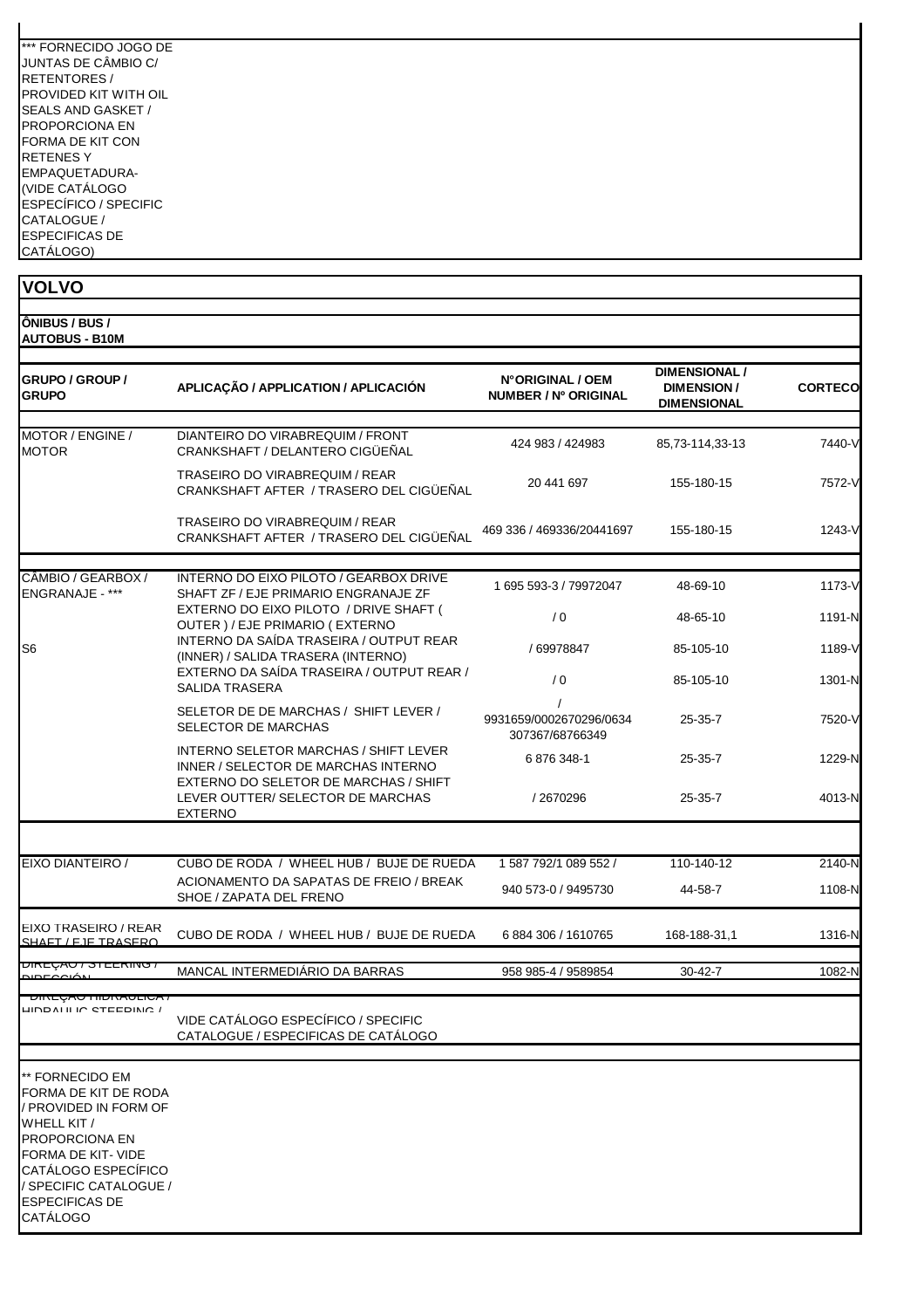*** FORNECIDO JOGO DE JUNTAS DE CÂMBIO C/ RETENTORES / PROVIDED KIT WITH OIL SEALS AND GASKET / PROPORCIONA EN FORMA DE KIT CON RETENES Y EMPAQUETADURA- (VIDE CATÁLOGO ESPECÍFICO / SPECIFIC CATALOGUE / ESPECIFICAS DE CATÁLOGO)

# VOLVO

## ÔNIBUS / BUS / AUTOBUS - B10M

| GRUPO / GROUP / GRUPO | APLICAÇÃO / APPLICATION / APLICACIÓN | N°ORIGINAL / OEM NUMBER / Nº ORIGINAL | DIMENSIONAL / DIMENSION / DIMENSIONAL | CORTECO |
|---|---|---|---|---|
| MOTOR / ENGINE / MOTOR | DIANTEIRO DO VIRABREQUIM / FRONT CRANKSHAFT / DELANTERO CIGÜEÑAL | 424 983 / 424983 | 85,73-114,33-13 | 7440-V |
| | TRASEIRO DO VIRABREQUIM / REAR CRANKSHAFT AFTER / TRASERO DEL CIGÜEÑAL | 20 441 697 | 155-180-15 | 7572-V |
| | TRASEIRO DO VIRABREQUIM / REAR CRANKSHAFT AFTER / TRASERO DEL CIGÜEÑAL | 469 336 / 469336/20441697 | 155-180-15 | 1243-V |
| CÂMBIO / GEARBOX / ENGRANAJE - *** | INTERNO DO EIXO PILOTO / GEARBOX DRIVE SHAFT ZF / EJE PRIMARIO ENGRANAJE ZF | 1 695 593-3 / 79972047 | 48-69-10 | 1173-V |
| | EXTERNO DO EIXO PILOTO / DRIVE SHAFT ( OUTER ) / EJE PRIMARIO ( EXTERNO | / 0 | 48-65-10 | 1191-N |
| S6 | INTERNO DA SAÍDA TRASEIRA / OUTPUT REAR (INNER) / SALIDA TRASERA (INTERNO) | / 69978847 | 85-105-10 | 1189-V |
| | EXTERNO DA SAÍDA TRASEIRA / OUTPUT REAR / SALIDA TRASERA | / 0 | 85-105-10 | 1301-N |
| | SELETOR DE DE MARCHAS / SHIFT LEVER / SELECTOR DE MARCHAS | / 9931659/0002670296/0634 307367/68766349 | 25-35-7 | 7520-V |
| | INTERNO SELETOR MARCHAS / SHIFT LEVER INNER / SELECTOR DE MARCHAS INTERNO | 6 876 348-1 | 25-35-7 | 1229-N |
| | EXTERNO DO SELETOR DE MARCHAS / SHIFT LEVER OUTTER/ SELECTOR DE MARCHAS EXTERNO | / 2670296 | 25-35-7 | 4013-N |
| EIXO DIANTEIRO / | CUBO DE RODA / WHEEL HUB / BUJE DE RUEDA | 1 587 792/1 089 552 / | 110-140-12 | 2140-N |
| | ACIONAMENTO DA SAPATAS DE FREIO / BREAK SHOE / ZAPATA DEL FRENO | 940 573-0 / 9495730 | 44-58-7 | 1108-N |
| EIXO TRASEIRO / REAR SHAFT / EJE TRASERO | CUBO DE RODA / WHEEL HUB / BUJE DE RUEDA | 6 884 306 / 1610765 | 168-188-31,1 | 1316-N |
| DIREÇÃO / STEERING / DIRECCIÓN | MANCAL INTERMEDIÁRIO DA BARRAS | 958 985-4 / 9589854 | 30-42-7 | 1082-N |
| DIREÇÃO HIDRÁULICA / HIDRAULIC STEERING / | VIDE CATÁLOGO ESPECÍFICO / SPECIFIC CATALOGUE / ESPECIFICAS DE CATÁLOGO | | | |

** FORNECIDO EM FORMA DE KIT DE RODA / PROVIDED IN FORM OF WHELL KIT / PROPORCIONA EN FORMA DE KIT- VIDE CATÁLOGO ESPECÍFICO / SPECIFIC CATALOGUE / ESPECIFICAS DE CATÁLOGO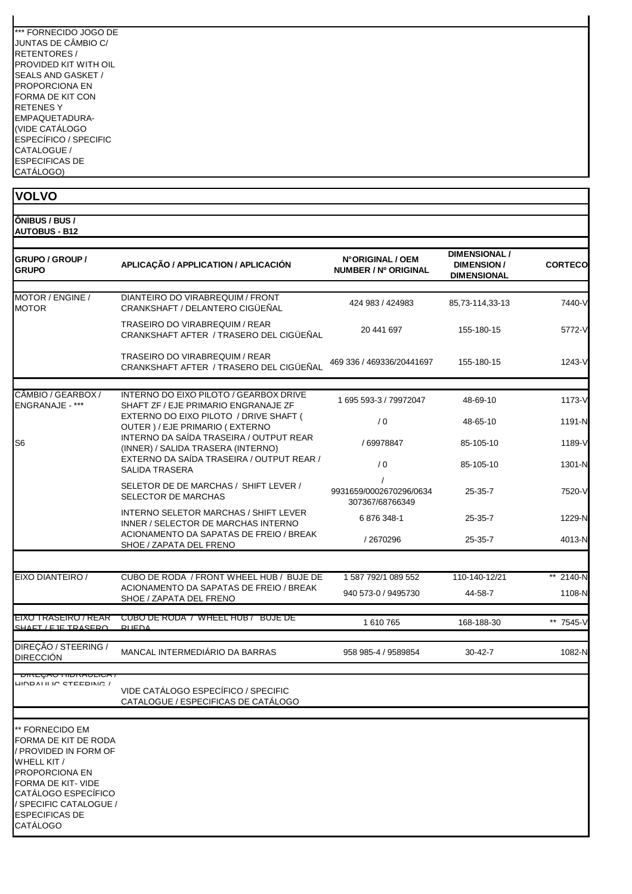*** FORNECIDO JOGO DE JUNTAS DE CÂMBIO C/ RETENTORES / PROVIDED KIT WITH OIL SEALS AND GASKET / PROPORCIONA EN FORMA DE KIT CON RETENES Y EMPAQUETADURA- (VIDE CATÁLOGO ESPECÍFICO / SPECIFIC CATALOGUE / ESPECIFICAS DE CATÁLOGO)

## VOLVO

**ÔNIBUS / BUS / AUTOBUS - B12**

| GRUPO / GROUP / GRUPO | APLICAÇÃO / APPLICATION / APLICACIÓN | N°ORIGINAL / OEM NUMBER / Nº ORIGINAL | DIMENSIONAL / DIMENSION / DIMENSIONAL | CORTECO |
|---|---|---|---|---|
| MOTOR / ENGINE / MOTOR | DIANTEIRO DO VIRABREQUIM / FRONT CRANKSHAFT / DELANTERO CIGÜEÑAL | 424 983 / 424983 | 85,73-114,33-13 | 7440-V |
| | TRASEIRO DO VIRABREQUIM / REAR CRANKSHAFT AFTER / TRASERO DEL CIGÜEÑAL | 20 441 697 | 155-180-15 | 5772-V |
| | TRASEIRO DO VIRABREQUIM / REAR CRANKSHAFT AFTER / TRASERO DEL CIGÜEÑAL | 469 336 / 469336/20441697 | 155-180-15 | 1243-V |
| CÂMBIO / GEARBOX / ENGRANAJE - *** | INTERNO DO EIXO PILOTO / GEARBOX DRIVE SHAFT ZF / EJE PRIMARIO ENGRANAJE ZF | 1 695 593-3 / 79972047 | 48-69-10 | 1173-V |
| | EXTERNO DO EIXO PILOTO / DRIVE SHAFT ( OUTER ) / EJE PRIMARIO ( EXTERNO | / 0 | 48-65-10 | 1191-N |
| S6 | INTERNO DA SAÍDA TRASEIRA / OUTPUT REAR (INNER) / SALIDA TRASERA (INTERNO) | / 69978847 | 85-105-10 | 1189-V |
| | EXTERNO DA SAÍDA TRASEIRA / OUTPUT REAR / SALIDA TRASERA | / 0 | 85-105-10 | 1301-N |
| | SELETOR DE DE MARCHAS / SHIFT LEVER / SELECTOR DE MARCHAS | / 9931659/0002670296/0634 307367/68766349 | 25-35-7 | 7520-V |
| | INTERNO SELETOR MARCHAS / SHIFT LEVER INNER / SELECTOR DE MARCHAS INTERNO | 6 876 348-1 | 25-35-7 | 1229-N |
| | ACIONAMENTO DA SAPATAS DE FREIO / BREAK SHOE / ZAPATA DEL FRENO | / 2670296 | 25-35-7 | 4013-N |
| EIXO DIANTEIRO / | CUBO DE RODA / FRONT WHEEL HUB / BUJE DE | 1 587 792/1 089 552 | 110-140-12/21 | ** 2140-N |
| | ACIONAMENTO DA SAPATAS DE FREIO / BREAK SHOE / ZAPATA DEL FRENO | 940 573-0 / 9495730 | 44-58-7 | 1108-N |
| EIXO TRASEIRO / REAR SHAFT / EJE TRASERO | CUBO DE RODA / WHEEL HUB / BUJE DE RUEDA | 1 610 765 | 168-188-30 | ** 7545-V |
| DIREÇÃO / STEERING / DIRECCIÓN | MANCAL INTERMEDIÁRIO DA BARRAS | 958 985-4 / 9589854 | 30-42-7 | 1082-N |
| DIREÇÃO HIDRAULICA / HIDRAULIC STEERING / | VIDE CATÁLOGO ESPECÍFICO / SPECIFIC CATALOGUE / ESPECIFICAS DE CATÁLOGO | | | |

** FORNECIDO EM FORMA DE KIT DE RODA / PROVIDED IN FORM OF WHELL KIT / PROPORCIONA EN FORMA DE KIT- VIDE CATÁLOGO ESPECÍFICO / SPECIFIC CATALOGUE / ESPECIFICAS DE CATÁLOGO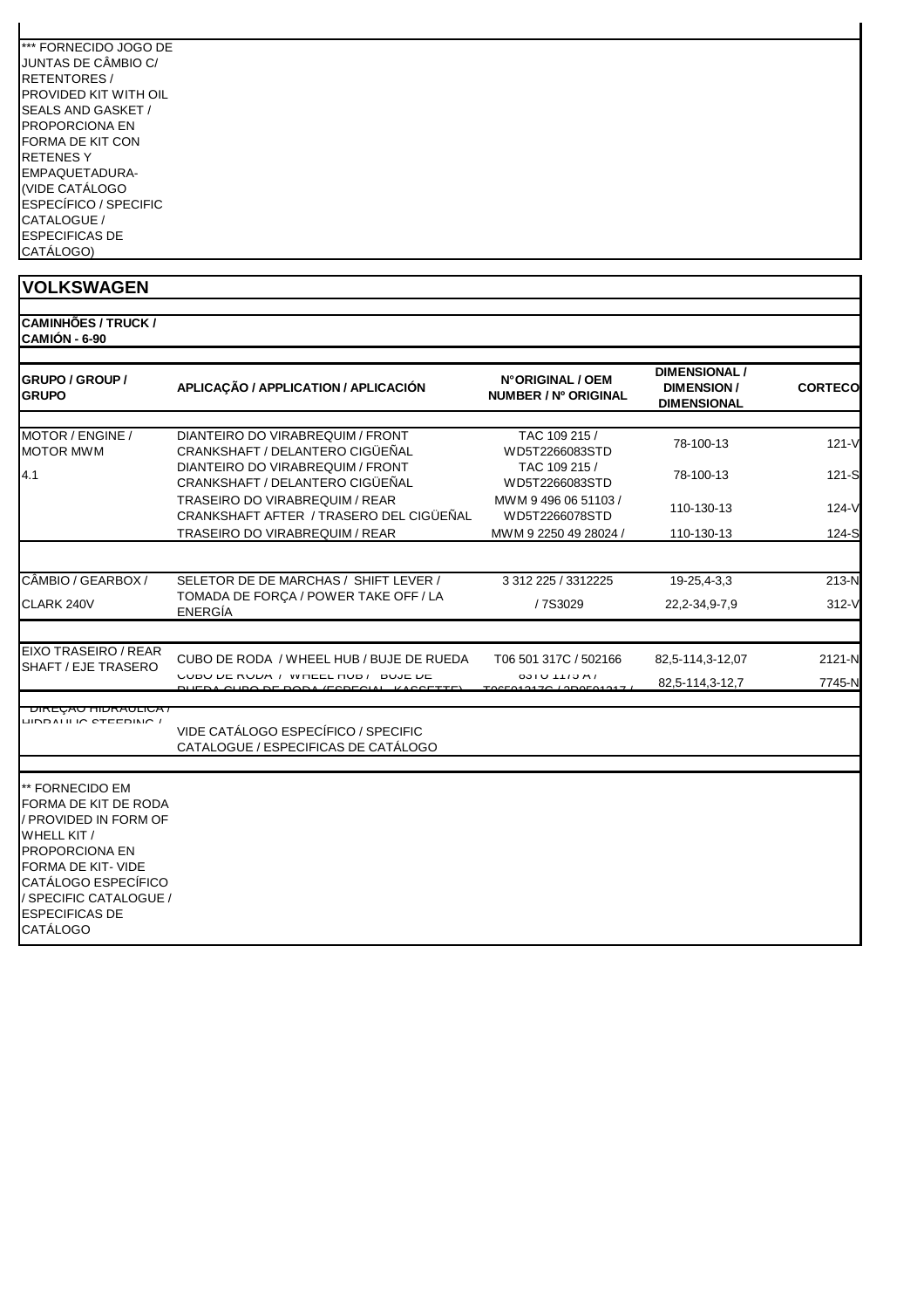*** FORNECIDO JOGO DE JUNTAS DE CÂMBIO C/ RETENTORES / PROVIDED KIT WITH OIL SEALS AND GASKET / PROPORCIONA EN FORMA DE KIT CON RETENES Y EMPAQUETADURA- (VIDE CATÁLOGO ESPECÍFICO / SPECIFIC CATALOGUE / ESPECIFICAS DE CATÁLOGO)

## VOLKSWAGEN

### CAMINHÕES / TRUCK / CAMIÓN - 6-90

| GRUPO / GROUP / GRUPO | APLICAÇÃO / APPLICATION / APLICACIÓN | N°ORIGINAL / OEM NUMBER / Nº ORIGINAL | DIMENSIONAL / DIMENSION / DIMENSIONAL | CORTECO |
|---|---|---|---|---|
| MOTOR / ENGINE / MOTOR MWM | DIANTEIRO DO VIRABREQUIM / FRONT CRANKSHAFT / DELANTERO CIGÜEÑAL | TAC 109 215 / WD5T2266083STD | 78-100-13 | 121-V |
| 4.1 | DIANTEIRO DO VIRABREQUIM / FRONT CRANKSHAFT / DELANTERO CIGÜEÑAL | TAC 109 215 / WD5T2266083STD | 78-100-13 | 121-S |
| | TRASEIRO DO VIRABREQUIM / REAR CRANKSHAFT AFTER / TRASERO DEL CIGÜEÑAL | MWM 9 496 06 51103 / WD5T2266078STD | 110-130-13 | 124-V |
| | TRASEIRO DO VIRABREQUIM / REAR | MWM 9 2250 49 28024 / | 110-130-13 | 124-S |
| | | | | |
| CÂMBIO / GEARBOX / | SELETOR DE DE MARCHAS / SHIFT LEVER / | 3 312 225 / 3312225 | 19-25,4-3,3 | 213-N |
| CLARK 240V | TOMADA DE FORÇA / POWER TAKE OFF / LA ENERGÍA | / 7S3029 | 22,2-34,9-7,9 | 312-V |
| | | | | |
| EIXO TRASEIRO / REAR SHAFT / EJE TRASERO | CUBO DE RODA / WHEEL HUB / BUJE DE RUEDA | T06 501 317C / 502166 | 82,5-114,3-12,07 | 2121-N |
| | CUBO DE RODA / WHEEL HUB / BUJE DE RUEDA CUBO DE RODA (ESPECIAL KASSETTE) | 83TU 1175 A / T06501317C / 2R0501317 / | 82,5-114,3-12,7 | 7745-N |
| | | | | |
| DIREÇÃO HIDRÁULICA / HIDRAULIC STEERING / | VIDE CATÁLOGO ESPECÍFICO / SPECIFIC CATALOGUE / ESPECIFICAS DE CATÁLOGO | | | |

** FORNECIDO EM FORMA DE KIT DE RODA / PROVIDED IN FORM OF WHELL KIT / PROPORCIONA EN FORMA DE KIT- VIDE CATÁLOGO ESPECÍFICO / SPECIFIC CATALOGUE / ESPECIFICAS DE CATÁLOGO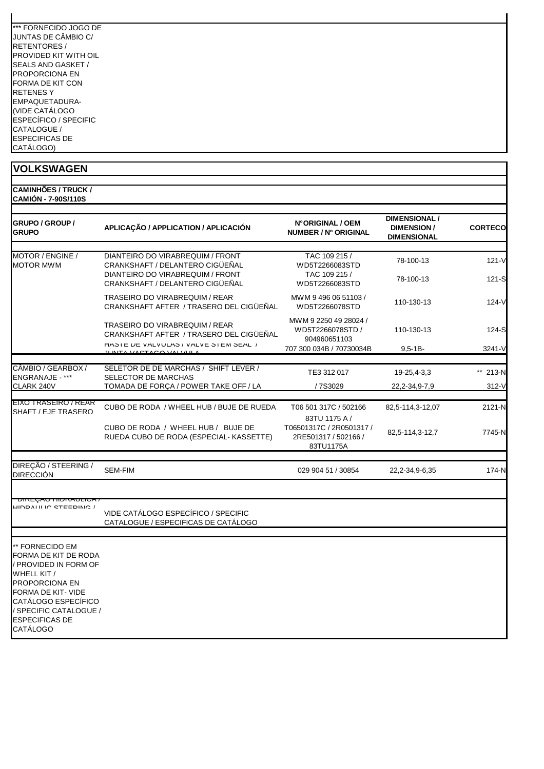*** FORNECIDO JOGO DE JUNTAS DE CÂMBIO C/ RETENTORES / PROVIDED KIT WITH OIL SEALS AND GASKET / PROPORCIONA EN FORMA DE KIT CON RETENES Y EMPAQUETADURA- (VIDE CATÁLOGO ESPECÍFICO / SPECIFIC CATALOGUE / ESPECIFICAS DE CATÁLOGO)

## VOLKSWAGEN

### CAMINHÕES / TRUCK / CAMIÓN - 7-90S/110S

| GRUPO / GROUP / GRUPO | APLICAÇÃO / APPLICATION / APLICACIÓN | N°ORIGINAL / OEM NUMBER / Nº ORIGINAL | DIMENSIONAL / DIMENSION / DIMENSIONAL | CORTECO |
|---|---|---|---|---|
| MOTOR / ENGINE / MOTOR MWM | DIANTEIRO DO VIRABREQUIM / FRONT CRANKSHAFT / DELANTERO CIGÜEÑAL | TAC 109 215 / WD5T2266083STD | 78-100-13 | 121-V |
| | DIANTEIRO DO VIRABREQUIM / FRONT CRANKSHAFT / DELANTERO CIGÜEÑAL | TAC 109 215 / WD5T2266083STD | 78-100-13 | 121-S |
| | TRASEIRO DO VIRABREQUIM / REAR CRANKSHAFT AFTER / TRASERO DEL CIGÜEÑAL | MWM 9 496 06 51103 / WD5T2266078STD | 110-130-13 | 124-V |
| | TRASEIRO DO VIRABREQUIM / REAR CRANKSHAFT AFTER / TRASERO DEL CIGÜEÑAL | MWM 9 2250 49 28024 / WD5T2266078STD / 904960651103 | 110-130-13 | 124-S |
| | HASTE DE VÁLVULAS / VALVE STEM SEAL / JUNTA VASTAGO VALVULA | 707 300 034B / 70730034B | 9,5-1B- | 3241-V |
| CÂMBIO / GEARBOX / ENGRANAJE - *** CLARK 240V | SELETOR DE DE MARCHAS / SHIFT LEVER / SELECTOR DE MARCHAS | TE3 312 017 | 19-25,4-3,3 | ** 213-N |
| | TOMADA DE FORÇA / POWER TAKE OFF / LA | / 7S3029 | 22,2-34,9-7,9 | 312-V |
| EIXO TRASEIRO / REAR SHAFT / EJE TRASERO | CUBO DE RODA / WHEEL HUB / BUJE DE RUEDA | T06 501 317C / 502166 | 82,5-114,3-12,07 | 2121-N |
| | CUBO DE RODA / WHEEL HUB / BUJE DE RUEDA CUBO DE RODA (ESPECIAL- KASSETTE) | 83TU 1175 A / T06501317C / 2R0501317 / 2RE501317 / 502166 / 83TU1175A | 82,5-114,3-12,7 | 7745-N |
| DIREÇÃO / STEERING / DIRECCIÓN | SEM-FIM | 029 904 51 / 30854 | 22,2-34,9-6,35 | 174-N |
| DIREÇÃO HIDRÁULICA / HIDRAULIC STEERING / | VIDE CATÁLOGO ESPECÍFICO / SPECIFIC CATALOGUE / ESPECIFICAS DE CATÁLOGO | | | |

** FORNECIDO EM FORMA DE KIT DE RODA / PROVIDED IN FORM OF WHELL KIT / PROPORCIONA EN FORMA DE KIT- VIDE CATÁLOGO ESPECÍFICO / SPECIFIC CATALOGUE / ESPECIFICAS DE CATÁLOGO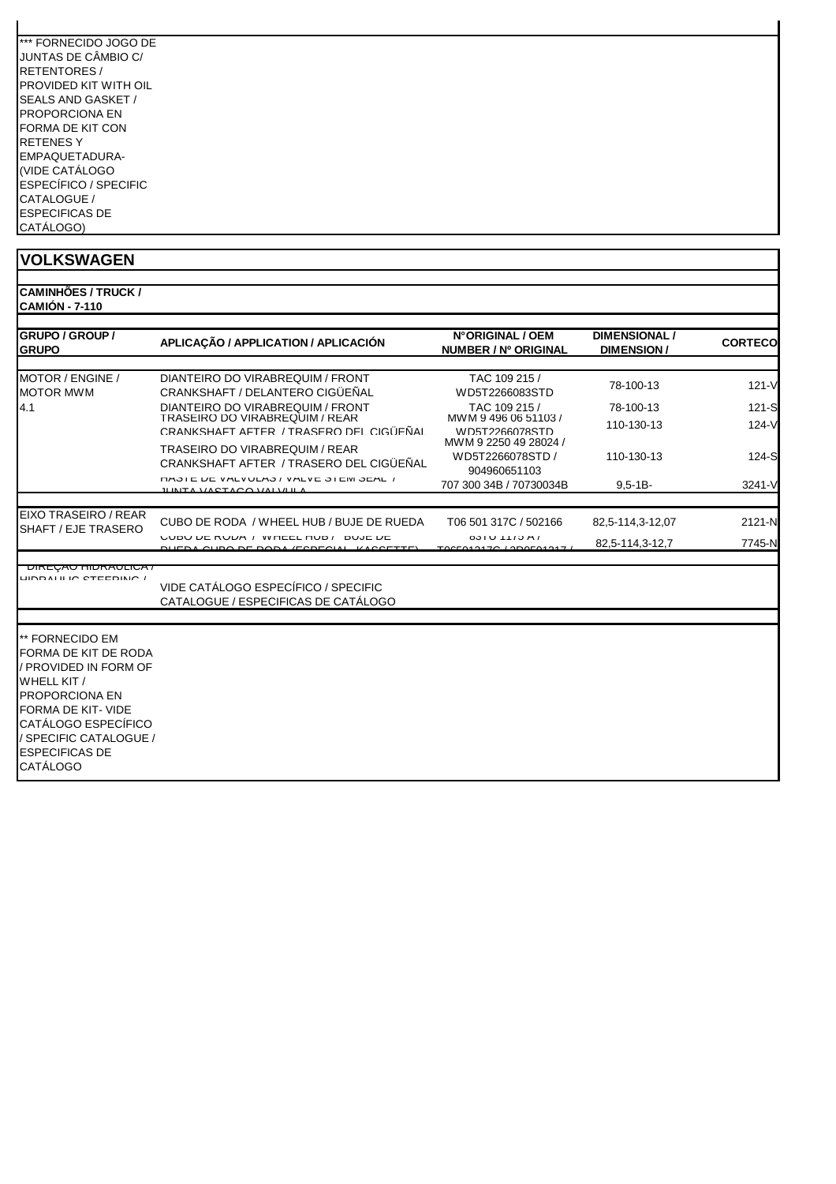*** FORNECIDO JOGO DE JUNTAS DE CÂMBIO C/ RETENTORES / PROVIDED KIT WITH OIL SEALS AND GASKET / PROPORCIONA EN FORMA DE KIT CON RETENES Y EMPAQUETADURA- (VIDE CATÁLOGO ESPECÍFICO / SPECIFIC CATALOGUE / ESPECIFICAS DE CATÁLOGO)

# VOLKSWAGEN

**CAMINHÕES / TRUCK / CAMIÓN - 7-110**

| GRUPO / GROUP / GRUPO | APLICAÇÃO / APPLICATION / APLICACIÓN | N°ORIGINAL / OEM NUMBER / Nº ORIGINAL | DIMENSIONAL / DIMENSION / | CORTECO |
|---|---|---|---|---|
| MOTOR / ENGINE / MOTOR MWM 4.1 | DIANTEIRO DO VIRABREQUIM / FRONT CRANKSHAFT / DELANTERO CIGÜEÑAL | TAC 109 215 / WD5T2266083STD | 78-100-13 | 121-V |
| | DIANTEIRO DO VIRABREQUIM / FRONT | TAC 109 215 / | 78-100-13 | 121-S |
| | TRASEIRO DO VIRABREQUIM / REAR CRANKSHAFT AFTER / TRASERO DEL CIGÜEÑAL | MWM 9 496 06 51103 / WD5T2266078STD | 110-130-13 | 124-V |
| | TRASEIRO DO VIRABREQUIM / REAR CRANKSHAFT AFTER / TRASERO DEL CIGÜEÑAL | MWM 9 2250 49 28024 / WD5T2266078STD / 904960651103 | 110-130-13 | 124-S |
| | HASTE DE VALVULAS / VALVE STEM SEAL / JUNTA VASTAGO VALVULA | 707 300 34B / 70730034B | 9,5-1B- | 3241-V |
| EIXO TRASEIRO / REAR SHAFT / EJE TRASERO | CUBO DE RODA / WHEEL HUB / BUJE DE RUEDA | T06 501 317C / 502166 | 82,5-114,3-12,07 | 2121-N |
| | CUBO DE RODA / WHEEL HUB / BUJE DE RUEDA CUBO DE RODA (ESPECIAL KASSETTE) | 83TU 1175 A / T06501317C / 2R0501317 / | 82,5-114,3-12,7 | 7745-N |
| DIREÇÃO HIDRAULICA / HIDRAULIC STEERING / | VIDE CATÁLOGO ESPECÍFICO / SPECIFIC CATALOGUE / ESPECIFICAS DE CATÁLOGO | | | |

** FORNECIDO EM FORMA DE KIT DE RODA / PROVIDED IN FORM OF WHELL KIT / PROPORCIONA EN FORMA DE KIT- VIDE CATÁLOGO ESPECÍFICO / SPECIFIC CATALOGUE / ESPECIFICAS DE CATÁLOGO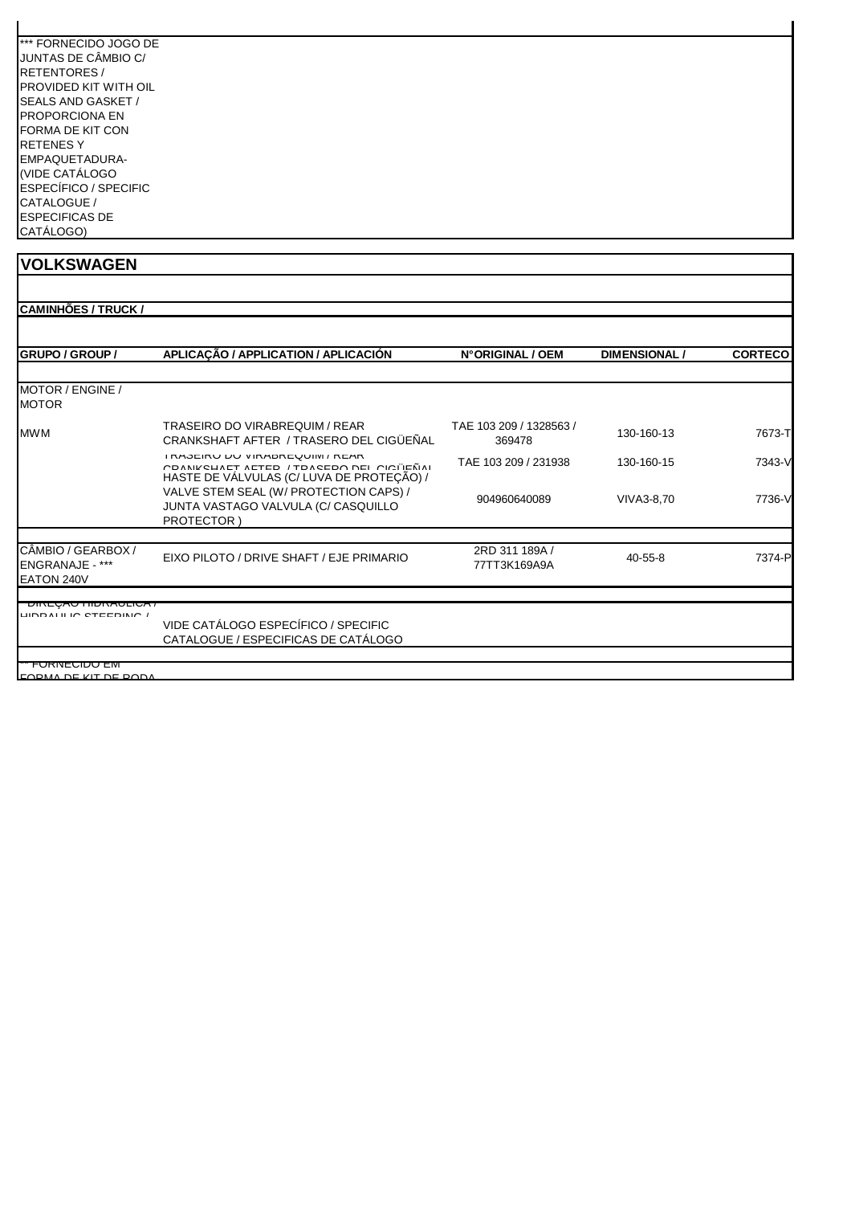*** FORNECIDO JOGO DE JUNTAS DE CÂMBIO C/ RETENTORES / PROVIDED KIT WITH OIL SEALS AND GASKET / PROPORCIONA EN FORMA DE KIT CON RETENES Y EMPAQUETADURA- (VIDE CATÁLOGO ESPECÍFICO / SPECIFIC CATALOGUE / ESPECIFICAS DE CATÁLOGO)

## VOLKSWAGEN

### CAMINHÕES / TRUCK /

| GRUPO / GROUP / | APLICAÇÃO / APPLICATION / APLICACIÓN | N°ORIGINAL / OEM | DIMENSIONAL / | CORTECO |
|---|---|---|---|---|
| MOTOR / ENGINE / MOTOR | | | | |
| MWM | TRASEIRO DO VIRABREQUIM / REAR CRANKSHAFT AFTER / TRASERO DEL CIGÜEÑAL | TAE 103 209 / 1328563 / 369478 | 130-160-13 | 7673-T |
| | TRASEIRO DO VIRABREQUIM / REAR CRANKSHAFT AFTER / TRASERO DEL CIGÜEÑAL | TAE 103 209 / 231938 | 130-160-15 | 7343-V |
| | HASTE DE VÁLVULAS (C/ LUVA DE PROTEÇÃO) / VALVE STEM SEAL (W/ PROTECTION CAPS) / JUNTA VASTAGO VALVULA (C/ CASQUILLO PROTECTOR ) | 904960640089 | VIVA3-8,70 | 7736-V |
| CÂMBIO / GEARBOX / ENGRANAJE - *** EATON 240V | EIXO PILOTO / DRIVE SHAFT / EJE PRIMARIO | 2RD 311 189A / 77TT3K169A9A | 40-55-8 | 7374-P |
| DIREÇÃO HIDRÁULICA / HIDRAULIC STEERING / | VIDE CATÁLOGO ESPECÍFICO / SPECIFIC CATALOGUE / ESPECIFICAS DE CATÁLOGO | | | |
| *** FORNECIDO EM FORMA DE KIT DE RODA | | | | |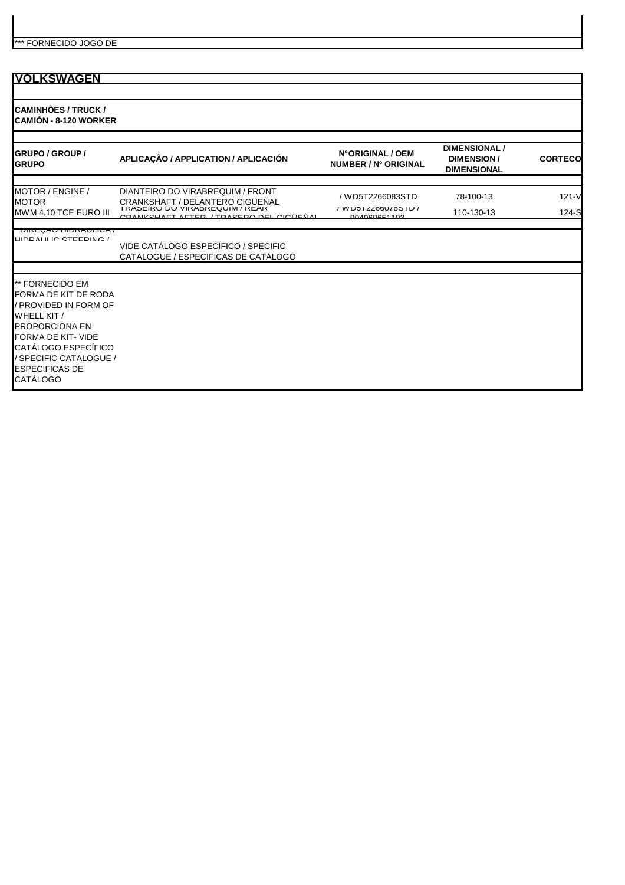*** FORNECIDO JOGO DE

## VOLKSWAGEN

**CAMINHÕES / TRUCK / CAMIÓN - 8-120 WORKER**

| GRUPO / GROUP / GRUPO | APLICAÇÃO / APPLICATION / APLICACIÓN | N°ORIGINAL / OEM NUMBER / Nº ORIGINAL | DIMENSIONAL / DIMENSION / DIMENSIONAL | CORTECO |
|---|---|---|---|---|
| MOTOR / ENGINE / MOTOR MWM 4.10 TCE EURO III | DIANTEIRO DO VIRABREQUIM / FRONT CRANKSHAFT / DELANTERO CIGÜEÑAL | / WD5T2266083STD | 78-100-13 | 121-V |
| | TRASEIRO DO VIRABREQUIM / REAR CRANKSHAFT AFTER / TRASERO DEL CIGÜEÑAL | / WD5T2266078STD / 904960651102 | 110-130-13 | 124-S |
| DIREÇÃO HIDRÁULICA / HIDRAULIC STEERING / | VIDE CATÁLOGO ESPECÍFICO / SPECIFIC CATALOGUE / ESPECIFICAS DE CATÁLOGO | | | |

** FORNECIDO EM FORMA DE KIT DE RODA / PROVIDED IN FORM OF WHELL KIT / PROPORCIONA EN FORMA DE KIT- VIDE CATÁLOGO ESPECÍFICO / SPECIFIC CATALOGUE / ESPECIFICAS DE CATÁLOGO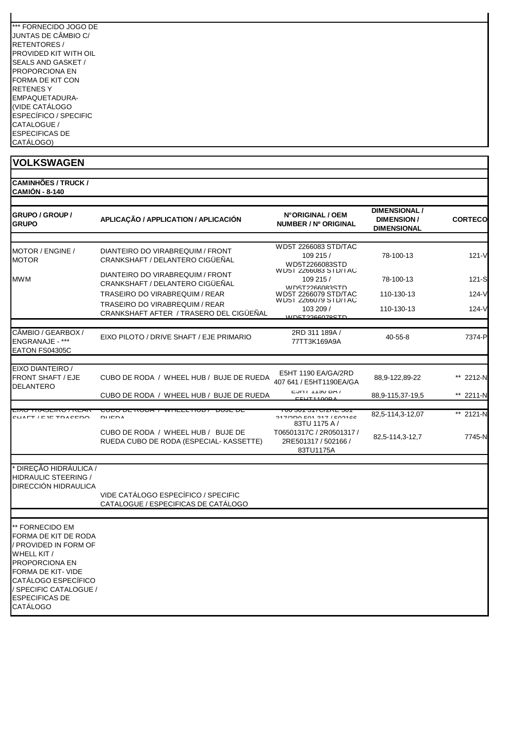*** FORNECIDO JOGO DE JUNTAS DE CÂMBIO C/ RETENTORES / PROVIDED KIT WITH OIL SEALS AND GASKET / PROPORCIONA EN FORMA DE KIT CON RETENES Y EMPAQUETADURA- (VIDE CATÁLOGO ESPECÍFICO / SPECIFIC CATALOGUE / ESPECIFICAS DE CATÁLOGO)

## VOLKSWAGEN

**CAMINHÕES / TRUCK / CAMIÓN - 8-140**

| GRUPO / GROUP / GRUPO | APLICAÇÃO / APPLICATION / APLICACIÓN | N°ORIGINAL / OEM NUMBER / Nº ORIGINAL | DIMENSIONAL / DIMENSION / DIMENSIONAL | CORTECO |
|---|---|---|---|---|
| MOTOR / ENGINE / MOTOR | DIANTEIRO DO VIRABREQUIM / FRONT CRANKSHAFT / DELANTERO CIGÜEÑAL | WD5T 2266083 STD/TAC 109 215 / WD5T2266083STD | 78-100-13 | 121-V |
| MWM | DIANTEIRO DO VIRABREQUIM / FRONT CRANKSHAFT / DELANTERO CIGÜEÑAL | WD5T 2266083 STD/TAC 109 215 / WD5T2266083STD | 78-100-13 | 121-S |
| | TRASEIRO DO VIRABREQUIM / REAR | WD5T 2266079 STD/TAC | 110-130-13 | 124-V |
| | TRASEIRO DO VIRABREQUIM / REAR CRANKSHAFT AFTER / TRASERO DEL CIGÜEÑAL | WD5T 2266079 STD/TAC 103 209 / WD5T2266078STD | 110-130-13 | 124-V |
| CÂMBIO / GEARBOX / ENGRANAJE - *** EATON FS04305C | EIXO PILOTO / DRIVE SHAFT / EJE PRIMARIO | 2RD 311 189A / 77TT3K169A9A | 40-55-8 | 7374-P |
| EIXO DIANTEIRO / FRONT SHAFT / EJE DELANTERO | CUBO DE RODA / WHEEL HUB / BUJE DE RUEDA | E5HT 1190 EA/GA/2RD 407 641 / E5HT1190EA/GA | 88,9-122,89-22 | ** 2212-N |
| | CUBO DE RODA / WHEEL HUB / BUJE DE RUEDA | E5HT 1190 BA / E5HT1190BA | 88,9-115,37-19,5 | ** 2211-N |
| EIXO TRASEIRO / REAR SHAFT / EJE TRASERO | CUBO DE RODA / WHEEL HUB / BUJE DE RUEDA | T06 501 317C/2RE 501 317/2R0 501 317 / 502166 | 82,5-114,3-12,07 | ** 2121-N |
| | CUBO DE RODA / WHEEL HUB / BUJE DE RUEDA CUBO DE RODA (ESPECIAL- KASSETTE) | 83TU 1175 A / T06501317C / 2R0501317 / 2RE501317 / 502166 / 83TU1175A | 82,5-114,3-12,7 | 7745-N |
| * DIREÇÃO HIDRÁULICA / HIDRAULIC STEERING / DIRECCIÓN HIDRAULICA | VIDE CATÁLOGO ESPECÍFICO / SPECIFIC CATALOGUE / ESPECIFICAS DE CATÁLOGO | | | |

** FORNECIDO EM FORMA DE KIT DE RODA / PROVIDED IN FORM OF WHELL KIT / PROPORCIONA EN FORMA DE KIT- VIDE CATÁLOGO ESPECÍFICO / SPECIFIC CATALOGUE / ESPECIFICAS DE CATÁLOGO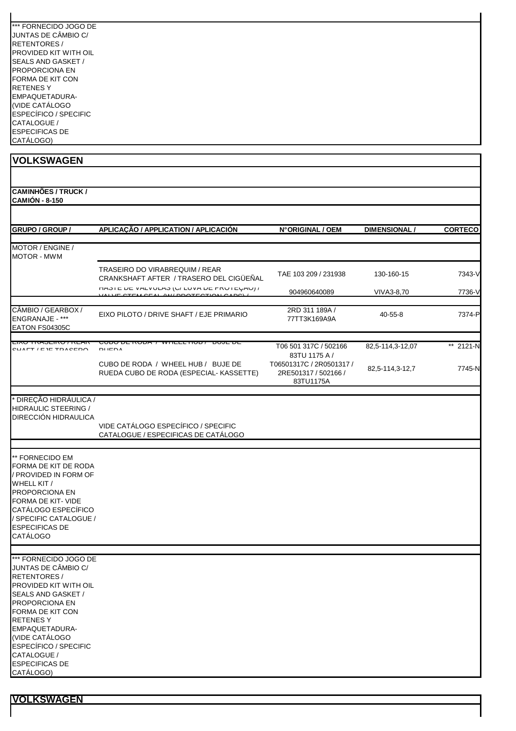*** FORNECIDO JOGO DE JUNTAS DE CÂMBIO C/ RETENTORES / PROVIDED KIT WITH OIL SEALS AND GASKET / PROPORCIONA EN FORMA DE KIT CON RETENES Y EMPAQUETADURA- (VIDE CATÁLOGO ESPECÍFICO / SPECIFIC CATALOGUE / ESPECIFICAS DE CATÁLOGO)

## VOLKSWAGEN

**CAMINHÕES / TRUCK / CAMIÓN - 8-150**

| GRUPO / GROUP / | APLICAÇÃO / APPLICATION / APLICACIÓN | N°ORIGINAL / OEM | DIMENSIONAL / | CORTECO |
|---|---|---|---|---|
| MOTOR / ENGINE / MOTOR - MWM | | | | |
| | TRASEIRO DO VIRABREQUIM / REAR CRANKSHAFT AFTER / TRASERO DEL CIGÜEÑAL | TAE 103 209 / 231938 | 130-160-15 | 7343-V |
| | HASTE DE VALVULAS (C/ LUVA DE PROTEÇÃO) / VALVE STEM SEAL (W/ PROTECTION CAPS) / | 904960640089 | VIVA3-8,70 | 7736-V |
| CÂMBIO / GEARBOX / ENGRANAJE - *** EATON FS04305C | EIXO PILOTO / DRIVE SHAFT / EJE PRIMARIO | 2RD 311 189A / 77TT3K169A9A | 40-55-8 | 7374-P |
| EIXO TRASEIRO / REAR SHAFT / EJE TRASERO | CUBO DE RODA / WHEEL HUB / BUJE DE RUEDA | T06 501 317C / 502166 83TU 1175 A / | 82,5-114,3-12,07 | ** 2121-N |
| | CUBO DE RODA / WHEEL HUB / BUJE DE RUEDA CUBO DE RODA (ESPECIAL- KASSETTE) | T06501317C / 2R0501317 / 2RE501317 / 502166 / 83TU1175A | 82,5-114,3-12,7 | 7745-N |
| * DIREÇÃO HIDRÁULICA / HIDRAULIC STEERING / DIRECCIÓN HIDRAULICA | VIDE CATÁLOGO ESPECÍFICO / SPECIFIC CATALOGUE / ESPECIFICAS DE CATÁLOGO | | | |

** FORNECIDO EM FORMA DE KIT DE RODA / PROVIDED IN FORM OF WHELL KIT / PROPORCIONA EN FORMA DE KIT- VIDE CATÁLOGO ESPECÍFICO / SPECIFIC CATALOGUE / ESPECIFICAS DE CATÁLOGO

*** FORNECIDO JOGO DE JUNTAS DE CÂMBIO C/ RETENTORES / PROVIDED KIT WITH OIL SEALS AND GASKET / PROPORCIONA EN FORMA DE KIT CON RETENES Y EMPAQUETADURA- (VIDE CATÁLOGO ESPECÍFICO / SPECIFIC CATALOGUE / ESPECIFICAS DE CATÁLOGO)

## VOLKSWAGEN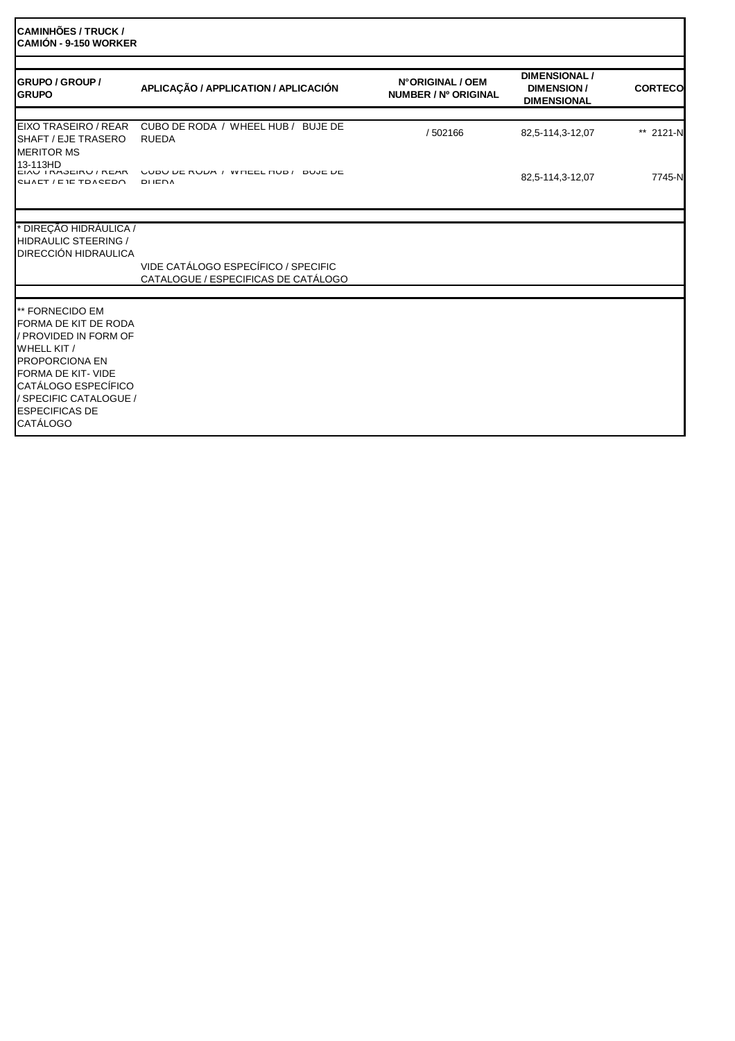**CAMINHÕES / TRUCK / CAMIÓN - 9-150 WORKER**

| GRUPO / GROUP / GRUPO | APLICAÇÃO / APPLICATION / APLICACIÓN | N°ORIGINAL / OEM NUMBER / Nº ORIGINAL | DIMENSIONAL / DIMENSION / DIMENSIONAL | CORTECO |
|---|---|---|---|---|
| EIXO TRASEIRO / REAR SHAFT / EJE TRASERO MERITOR MS 13-113HD | CUBO DE RODA / WHEEL HUB / BUJE DE RUEDA | / 502166 | 82,5-114,3-12,07 | ** 2121-N |
| EIXO TRASEIRO / REAR SHAFT / EJE TRASERO | CUBO DE RODA / WHEEL HUB / BUJE DE RUEDA | | 82,5-114,3-12,07 | 7745-N |
| * DIREÇÃO HIDRÁULICA / HIDRAULIC STEERING / DIRECCIÓN HIDRAULICA | VIDE CATÁLOGO ESPECÍFICO / SPECIFIC CATALOGUE / ESPECIFICAS DE CATÁLOGO | | | |
| ** FORNECIDO EM FORMA DE KIT DE RODA / PROVIDED IN FORM OF WHELL KIT / PROPORCIONA EN FORMA DE KIT- VIDE CATÁLOGO ESPECÍFICO / SPECIFIC CATALOGUE / ESPECIFICAS DE CATÁLOGO | | | | |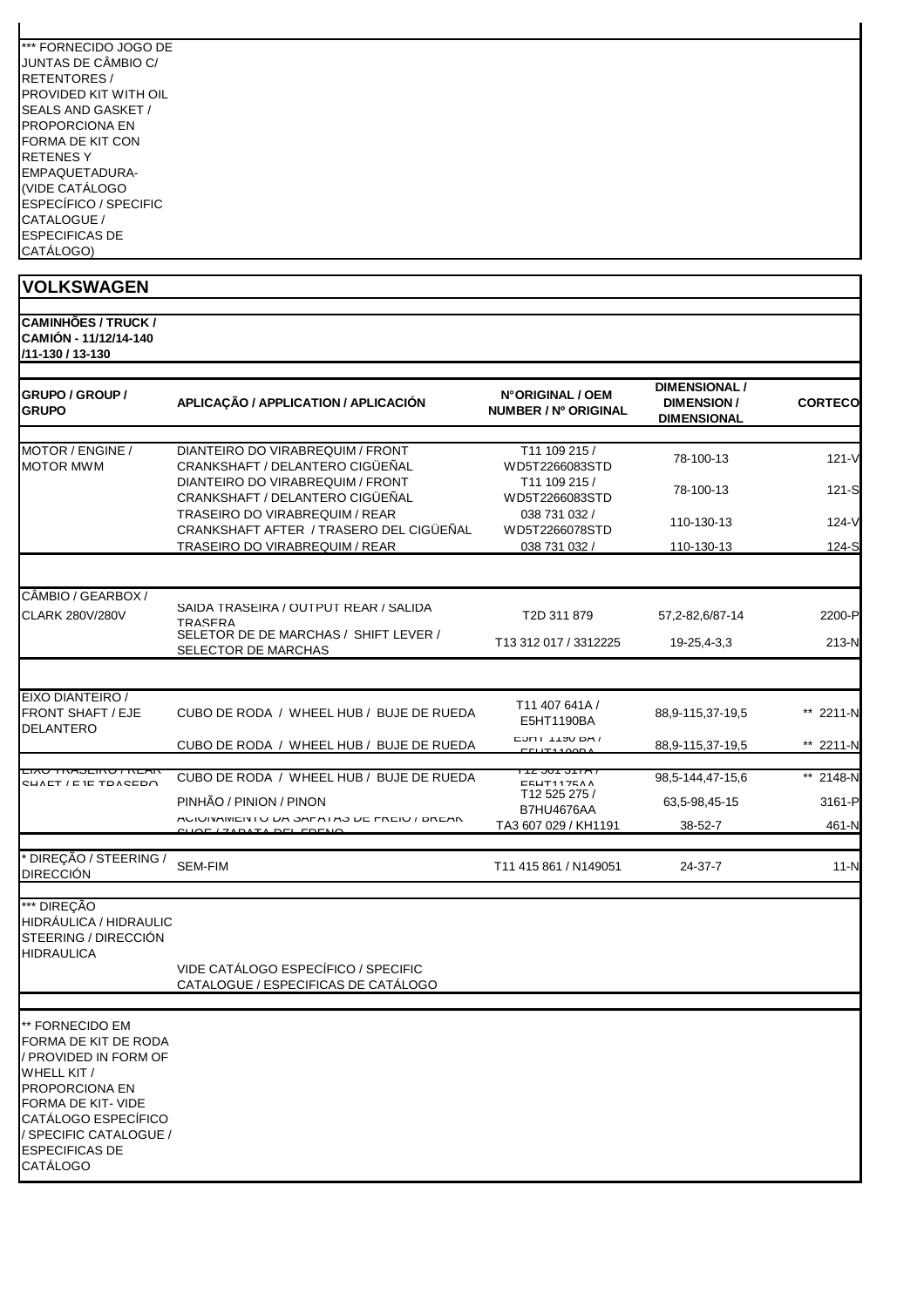*** FORNECIDO JOGO DE JUNTAS DE CÂMBIO C/ RETENTORES / PROVIDED KIT WITH OIL SEALS AND GASKET / PROPORCIONA EN FORMA DE KIT CON RETENES Y EMPAQUETADURA- (VIDE CATÁLOGO ESPECÍFICO / SPECIFIC CATALOGUE / ESPECIFICAS DE CATÁLOGO)

## VOLKSWAGEN

**CAMINHÕES / TRUCK / CAMIÓN - 11/12/14-140 /11-130 / 13-130**

| GRUPO / GROUP / GRUPO | APLICAÇÃO / APPLICATION / APLICACIÓN | N°ORIGINAL / OEM NUMBER / Nº ORIGINAL | DIMENSIONAL / DIMENSION / DIMENSIONAL | CORTECO |
|---|---|---|---|---|
| MOTOR / ENGINE / MOTOR MWM | DIANTEIRO DO VIRABREQUIM / FRONT CRANKSHAFT / DELANTERO CIGÜEÑAL | T11 109 215 / WD5T2266083STD | 78-100-13 | 121-V |
| | DIANTEIRO DO VIRABREQUIM / FRONT CRANKSHAFT / DELANTERO CIGÜEÑAL | T11 109 215 / WD5T2266083STD | 78-100-13 | 121-S |
| | TRASEIRO DO VIRABREQUIM / REAR CRANKSHAFT AFTER / TRASERO DEL CIGÜEÑAL | 038 731 032 / WD5T2266078STD | 110-130-13 | 124-V |
| | TRASEIRO DO VIRABREQUIM / REAR | 038 731 032 / | 110-130-13 | 124-S |
| CÂMBIO / GEARBOX / CLARK 280V/280V | SAIDA TRASEIRA / OUTPUT REAR / SALIDA TRASERA | T2D 311 879 | 57,2-82,6/87-14 | 2200-P |
| | SELETOR DE DE MARCHAS / SHIFT LEVER / SELECTOR DE MARCHAS | T13 312 017 / 3312225 | 19-25,4-3,3 | 213-N |
| EIXO DIANTEIRO / FRONT SHAFT / EJE DELANTERO | CUBO DE RODA / WHEEL HUB / BUJE DE RUEDA | T11 407 641A / E5HT1190BA | 88,9-115,37-19,5 | ** 2211-N |
| | CUBO DE RODA / WHEEL HUB / BUJE DE RUEDA | E5HT 1190 BA / E5HT1190BA | 88,9-115,37-19,5 | ** 2211-N |
| EIXO TRASEIRO / REAR SHAFT / EJE TRASERO | CUBO DE RODA / WHEEL HUB / BUJE DE RUEDA | T12 501 317A / E5HT1175AA | 98,5-144,47-15,6 | ** 2148-N |
| | PINHÃO / PINION / PINON | T12 525 275 / B7HU4676AA | 63,5-98,45-15 | 3161-P |
| | ACIONAMENTO DA SAPATAS DE FREIO / BREAK SHOE / ZAPATA DEL FRENO | TA3 607 029 / KH1191 | 38-52-7 | 461-N |
| * DIREÇÃO / STEERING / DIRECCIÓN | SEM-FIM | T11 415 861 / N149051 | 24-37-7 | 11-N |
| *** DIREÇÃO HIDRÁULICA / HIDRAULIC STEERING / DIRECCIÓN HIDRAULICA | VIDE CATÁLOGO ESPECÍFICO / SPECIFIC CATALOGUE / ESPECIFICAS DE CATÁLOGO | | | |

** FORNECIDO EM FORMA DE KIT DE RODA / PROVIDED IN FORM OF WHELL KIT / PROPORCIONA EN FORMA DE KIT- VIDE CATÁLOGO ESPECÍFICO / SPECIFIC CATALOGUE / ESPECIFICAS DE CATÁLOGO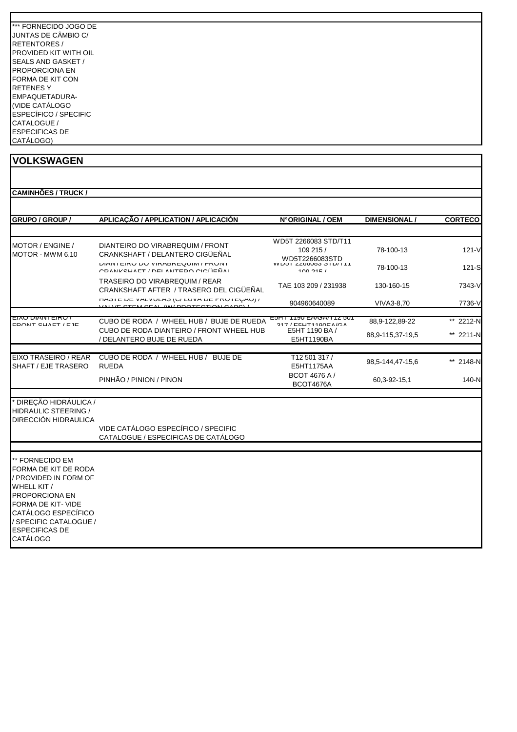*** FORNECIDO JOGO DE JUNTAS DE CÂMBIO C/ RETENTORES / PROVIDED KIT WITH OIL SEALS AND GASKET / PROPORCIONA EN FORMA DE KIT CON RETENES Y EMPAQUETADURA- (VIDE CATÁLOGO ESPECÍFICO / SPECIFIC CATALOGUE / ESPECIFICAS DE CATÁLOGO)

## VOLKSWAGEN

**CAMINHÕES / TRUCK /**

| GRUPO / GROUP / | APLICAÇÃO / APPLICATION / APLICACIÓN | N°ORIGINAL / OEM | DIMENSIONAL / | CORTECO |
|---|---|---|---|---|
| MOTOR / ENGINE / MOTOR - MWM 6.10 | DIANTEIRO DO VIRABREQUIM / FRONT CRANKSHAFT / DELANTERO CIGÜEÑAL | WD5T 2266083 STD/T11 109 215 / WD5T2266083STD | 78-100-13 | 121-V |
| | DIANTEIRO DO VIRABREQUIM / FRONT CRANKSHAFT / DELANTERO CIGÜEÑAL | WD5T 2266083 STD/T11 109 215 / | 78-100-13 | 121-S |
| | TRASEIRO DO VIRABREQUIM / REAR CRANKSHAFT AFTER / TRASERO DEL CIGÜEÑAL | TAE 103 209 / 231938 | 130-160-15 | 7343-V |
| | HASTE DE VÁLVULAS (C/ LUVA DE PROTEÇÃO) / VALVE STEM SEAL (W/ PROTECTION CAPS) / | 904960640089 | VIVA3-8,70 | 7736-V |
| EIXO DIANTEIRO / FRONT SHAFT / EJE | CUBO DE RODA / WHEEL HUB / BUJE DE RUEDA | E5HT 1190 EA/GA/T12 501 317 / E5HT1190EA/GA | 88,9-122,89-22 | ** 2212-N |
| | CUBO DE RODA DIANTEIRO / FRONT WHEEL HUB / DELANTERO BUJE DE RUEDA | E5HT 1190 BA / E5HT1190BA | 88,9-115,37-19,5 | ** 2211-N |
| EIXO TRASEIRO / REAR SHAFT / EJE TRASERO | CUBO DE RODA / WHEEL HUB / BUJE DE RUEDA | T12 501 317 / E5HT1175AA | 98,5-144,47-15,6 | ** 2148-N |
| | PINHÃO / PINION / PINON | BCOT 4676 A / BCOT4676A | 60,3-92-15,1 | 140-N |
| * DIREÇÃO HIDRÁULICA / HIDRAULIC STEERING / DIRECCIÓN HIDRAULICA | VIDE CATÁLOGO ESPECÍFICO / SPECIFIC CATALOGUE / ESPECIFICAS DE CATÁLOGO | | | |

** FORNECIDO EM FORMA DE KIT DE RODA / PROVIDED IN FORM OF WHELL KIT / PROPORCIONA EN FORMA DE KIT- VIDE CATÁLOGO ESPECÍFICO / SPECIFIC CATALOGUE / ESPECIFICAS DE CATÁLOGO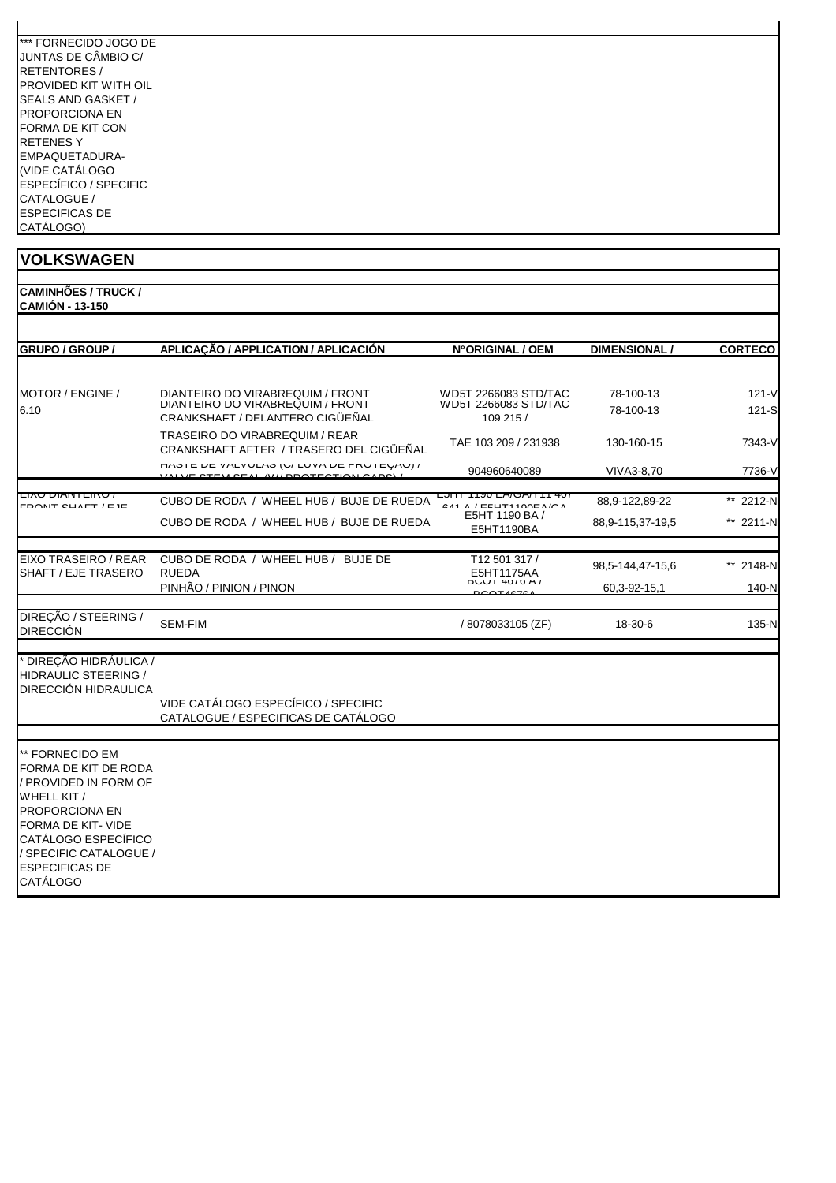*** FORNECIDO JOGO DE JUNTAS DE CÂMBIO C/ RETENTORES / PROVIDED KIT WITH OIL SEALS AND GASKET / PROPORCIONA EN FORMA DE KIT CON RETENES Y EMPAQUETADURA- (VIDE CATÁLOGO ESPECÍFICO / SPECIFIC CATALOGUE / ESPECIFICAS DE CATÁLOGO)

## VOLKSWAGEN

### CAMINHÕES / TRUCK / CAMIÓN - 13-150

| GRUPO / GROUP / | APLICAÇÃO / APPLICATION / APLICACIÓN | N°ORIGINAL / OEM | DIMENSIONAL / | CORTECO |
|---|---|---|---|---|
| MOTOR / ENGINE / 6.10 | DIANTEIRO DO VIRABREQUIM / FRONT | WD5T 2266083 STD/TAC | 78-100-13 | 121-V |
| | DIANTEIRO DO VIRABREQUIM / FRONT CRANKSHAFT / DELANTERO CIGÜEÑAL | WD5T 2266083 STD/TAC 109 215 / | 78-100-13 | 121-S |
| | TRASEIRO DO VIRABREQUIM / REAR CRANKSHAFT AFTER / TRASERO DEL CIGÜEÑAL | TAE 103 209 / 231938 | 130-160-15 | 7343-V |
| | HASTE DE VÁLVULAS (C/ LUVA DE PROTEÇÃO) / VALVE STEM SEAL (W/ PROTECTION CAPS) / | 904960640089 | VIVA3-8,70 | 7736-V |
| EIXO DIANTEIRO / FRONT SHAFT / EJE | CUBO DE RODA / WHEEL HUB / BUJE DE RUEDA | E5HT 1190 EA/GA/T11 407 641 A / E5HT1190EA/GA | 88,9-122,89-22 | ** 2212-N |
| | CUBO DE RODA / WHEEL HUB / BUJE DE RUEDA | E5HT 1190 BA / E5HT1190BA | 88,9-115,37-19,5 | ** 2211-N |
| EIXO TRASEIRO / REAR SHAFT / EJE TRASERO | CUBO DE RODA / WHEEL HUB / BUJE DE RUEDA | T12 501 317 / E5HT1175AA | 98,5-144,47-15,6 | ** 2148-N |
| | PINHÃO / PINION / PINON | BCOT 4676 A / BCOT4676A | 60,3-92-15,1 | 140-N |
| DIREÇÃO / STEERING / DIRECCIÓN | SEM-FIM | / 8078033105 (ZF) | 18-30-6 | 135-N |
| * DIREÇÃO HIDRÁULICA / HIDRAULIC STEERING / DIRECCIÓN HIDRAULICA | VIDE CATÁLOGO ESPECÍFICO / SPECIFIC CATALOGUE / ESPECIFICAS DE CATÁLOGO | | | |

** FORNECIDO EM FORMA DE KIT DE RODA / PROVIDED IN FORM OF WHELL KIT / PROPORCIONA EN FORMA DE KIT- VIDE CATÁLOGO ESPECÍFICO / SPECIFIC CATALOGUE / ESPECIFICAS DE CATÁLOGO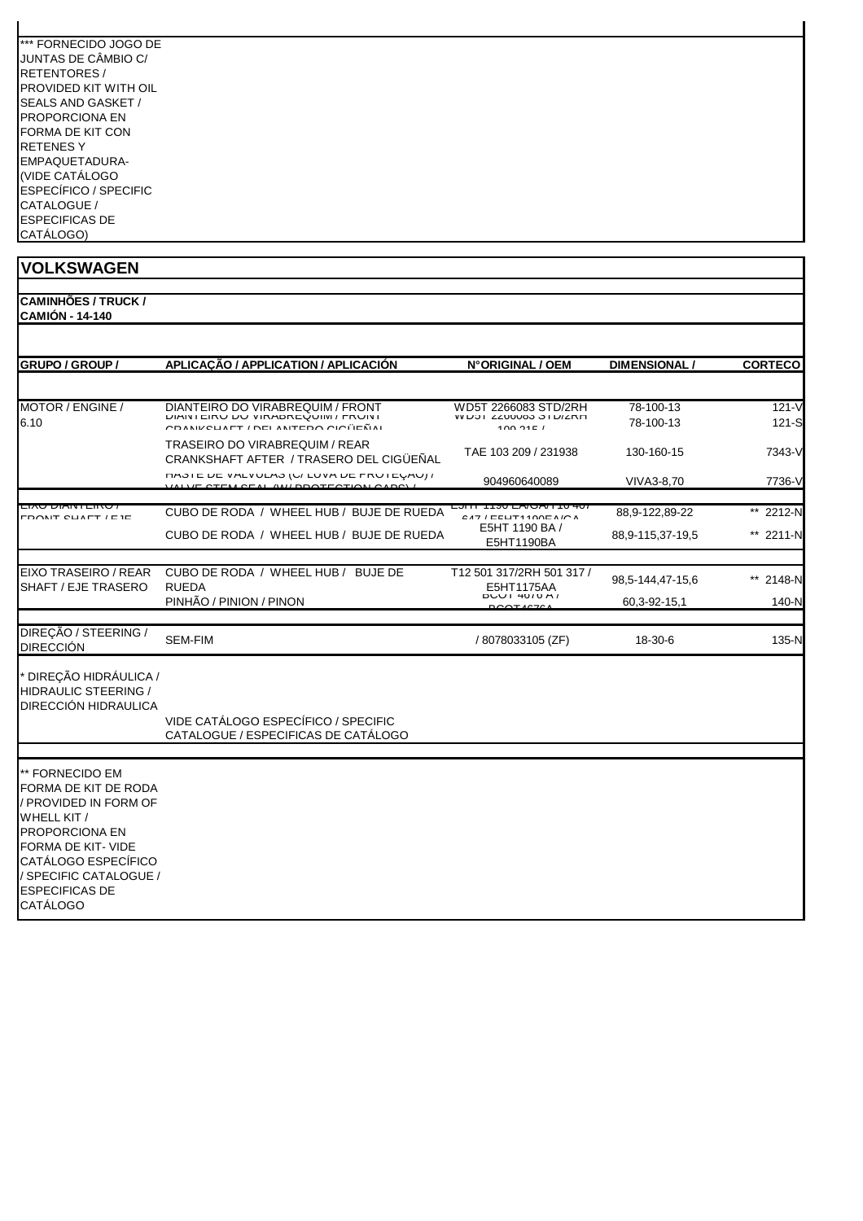*** FORNECIDO JOGO DE JUNTAS DE CÂMBIO C/ RETENTORES / PROVIDED KIT WITH OIL SEALS AND GASKET / PROPORCIONA EN FORMA DE KIT CON RETENES Y EMPAQUETADURA- (VIDE CATÁLOGO ESPECÍFICO / SPECIFIC CATALOGUE / ESPECIFICAS DE CATÁLOGO)

## VOLKSWAGEN

**CAMINHÕES / TRUCK / CAMIÓN - 14-140**

| GRUPO / GROUP / | APLICAÇÃO / APPLICATION / APLICACIÓN | N°ORIGINAL / OEM | DIMENSIONAL / | CORTECO |
|---|---|---|---|---|
| MOTOR / ENGINE / 6.10 | DIANTEIRO DO VIRABREQUIM / FRONT | WD5T 2266083 STD/2RH | 78-100-13 | 121-V |
| | DIANTEIRO DO VIRABREQUIM / FRONT CRANKSHAFT / DELANTERO CIGÜEÑAL | WD5T 2266083 STD/2RH 100 215 / | 78-100-13 | 121-S |
| | TRASEIRO DO VIRABREQUIM / REAR CRANKSHAFT AFTER / TRASERO DEL CIGÜEÑAL | TAE 103 209 / 231938 | 130-160-15 | 7343-V |
| | HASTE DE VÁLVULAS (C/ LUVA DE PROTEÇÃO) / VALVE STEM SEAL (W/ PROTECTION CAPS) / | 904960640089 | VIVA3-8,70 | 7736-V |
| EIXO DIANTEIRO / FRONT SHAFT / EJE | CUBO DE RODA / WHEEL HUB / BUJE DE RUEDA | E5HT 1190 EA/GA/T10 467 647 / E5HT1190EA/GA | 88,9-122,89-22 | ** 2212-N |
| | CUBO DE RODA / WHEEL HUB / BUJE DE RUEDA | E5HT 1190 BA / E5HT1190BA | 88,9-115,37-19,5 | ** 2211-N |
| EIXO TRASEIRO / REAR SHAFT / EJE TRASERO | CUBO DE RODA / WHEEL HUB / BUJE DE RUEDA | T12 501 317/2RH 501 317 / E5HT1175AA | 98,5-144,47-15,6 | ** 2148-N |
| | PINHÃO / PINION / PINON | BCOT 4676 A / BCOT4676A | 60,3-92-15,1 | 140-N |
| DIREÇÃO / STEERING / DIRECCIÓN | SEM-FIM | / 8078033105 (ZF) | 18-30-6 | 135-N |
| * DIREÇÃO HIDRÁULICA / HIDRAULIC STEERING / DIRECCIÓN HIDRAULICA | VIDE CATÁLOGO ESPECÍFICO / SPECIFIC CATALOGUE / ESPECIFICAS DE CATÁLOGO | | | |

** FORNECIDO EM FORMA DE KIT DE RODA / PROVIDED IN FORM OF WHELL KIT / PROPORCIONA EN FORMA DE KIT- VIDE CATÁLOGO ESPECÍFICO / SPECIFIC CATALOGUE / ESPECIFICAS DE CATÁLOGO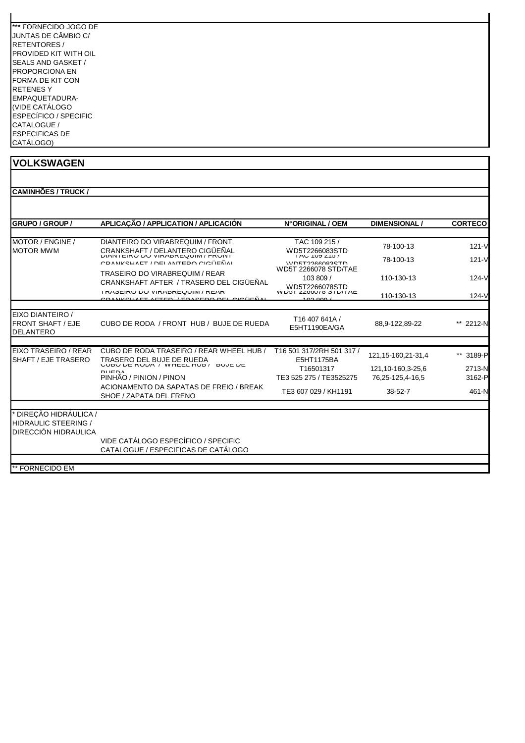*** FORNECIDO JOGO DE JUNTAS DE CÂMBIO C/ RETENTORES / PROVIDED KIT WITH OIL SEALS AND GASKET / PROPORCIONA EN FORMA DE KIT CON RETENES Y EMPAQUETADURA- (VIDE CATÁLOGO ESPECÍFICO / SPECIFIC CATALOGUE / ESPECIFICAS DE CATÁLOGO)

## VOLKSWAGEN

**CAMINHÕES / TRUCK /**

| GRUPO / GROUP / | APLICAÇÃO / APPLICATION / APLICACIÓN | N°ORIGINAL / OEM | DIMENSIONAL / | CORTECO |
|---|---|---|---|---|
| MOTOR / ENGINE / MOTOR MWM | DIANTEIRO DO VIRABREQUIM / FRONT CRANKSHAFT / DELANTERO CIGÜEÑAL | TAC 109 215 / WD5T2266083STD | 78-100-13 | 121-V |
| | DIANTEIRO DO VIRABREQUIM / FRONT CRANKSHAFT / DELANTERO CIGÜEÑAL | TAC 109 215 / WD5T2266083STD | 78-100-13 | 121-V |
| | TRASEIRO DO VIRABREQUIM / REAR CRANKSHAFT AFTER / TRASERO DEL CIGÜEÑAL | WD5T 2266078 STD/TAE 103 809 / WD5T2266078STD | 110-130-13 | 124-V |
| | TRASEIRO DO VIRABREQUIM / REAR CRANKSHAFT AFTER / TRASERO DEL CIGÜEÑAL | WD5T 2266078 STD/TAE 103 809 / | 110-130-13 | 124-V |
| EIXO DIANTEIRO / FRONT SHAFT / EJE DELANTERO | CUBO DE RODA / FRONT HUB / BUJE DE RUEDA | T16 407 641A / E5HT1190EA/GA | 88,9-122,89-22 | ** 2212-N |
| EIXO TRASEIRO / REAR SHAFT / EJE TRASERO | CUBO DE RODA TRASEIRO / REAR WHEEL HUB / TRASERO DEL BUJE DE RUEDA | T16 501 317/2RH 501 317 / E5HT1175BA | 121,15-160,21-31,4 | ** 3189-P |
| | CUBO DE RODA / WHEEL HUB / BUJE DE RUEDA | T16501317 | 121,10-160,3-25,6 | 2713-N |
| | PINHÃO / PINION / PINON | TE3 525 275 / TE3525275 | 76,25-125,4-16,5 | 3162-P |
| | ACIONAMENTO DA SAPATAS DE FREIO / BREAK SHOE / ZAPATA DEL FRENO | TE3 607 029 / KH1191 | 38-52-7 | 461-N |
| * DIREÇÃO HIDRÁULICA / HIDRAULIC STEERING / DIRECCIÓN HIDRAULICA | VIDE CATÁLOGO ESPECÍFICO / SPECIFIC CATALOGUE / ESPECIFICAS DE CATÁLOGO | | | |

** FORNECIDO EM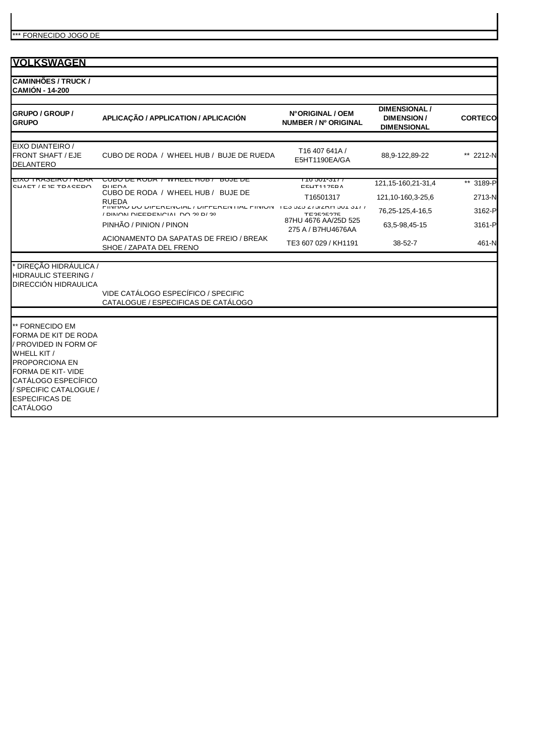*** FORNECIDO JOGO DE

## VOLKSWAGEN

**CAMINHÕES / TRUCK / CAMIÓN - 14-200**

| GRUPO / GROUP / GRUPO | APLICAÇÃO / APPLICATION / APLICACIÓN | N°ORIGINAL / OEM NUMBER / Nº ORIGINAL | DIMENSIONAL / DIMENSION / DIMENSIONAL | CORTECO |
|---|---|---|---|---|
| EIXO DIANTEIRO / FRONT SHAFT / EJE DELANTERO | CUBO DE RODA / WHEEL HUB / BUJE DE RUEDA | T16 407 641A / E5HT1190EA/GA | 88,9-122,89-22 | ** 2212-N |
| EIXO TRASEIRO / REAR SHAFT / EJE TRASERO | CUBO DE RODA / WHEEL HUB / BUJE DE RUEDA | T16 501-317 / E5HT1175BA | 121,15-160,21-31,4 | ** 3189-P |
| | CUBO DE RODA / WHEEL HUB / BUJE DE RUEDA | T16501317 | 121,10-160,3-25,6 | 2713-N |
| | PINHÃO DO DIFERENCIAL / DIFFERENTIAL PINION / PINON DIFERENCIAL DO 2º R/ 3º | TE3 525 275/2RH 501 317 / TE3525275 | 76,25-125,4-16,5 | 3162-P |
| | PINHÃO / PINION / PINON | 87HU 4676 AA/25D 525 275 A / B7HU4676AA | 63,5-98,45-15 | 3161-P |
| | ACIONAMENTO DA SAPATAS DE FREIO / BREAK SHOE / ZAPATA DEL FRENO | TE3 607 029 / KH1191 | 38-52-7 | 461-N |
| * DIREÇÃO HIDRÁULICA / HIDRAULIC STEERING / DIRECCIÓN HIDRAULICA | VIDE CATÁLOGO ESPECÍFICO / SPECIFIC CATALOGUE / ESPECIFICAS DE CATÁLOGO | | | |

** FORNECIDO EM FORMA DE KIT DE RODA / PROVIDED IN FORM OF WHELL KIT / PROPORCIONA EN FORMA DE KIT- VIDE CATÁLOGO ESPECÍFICO / SPECIFIC CATALOGUE / ESPECIFICAS DE CATÁLOGO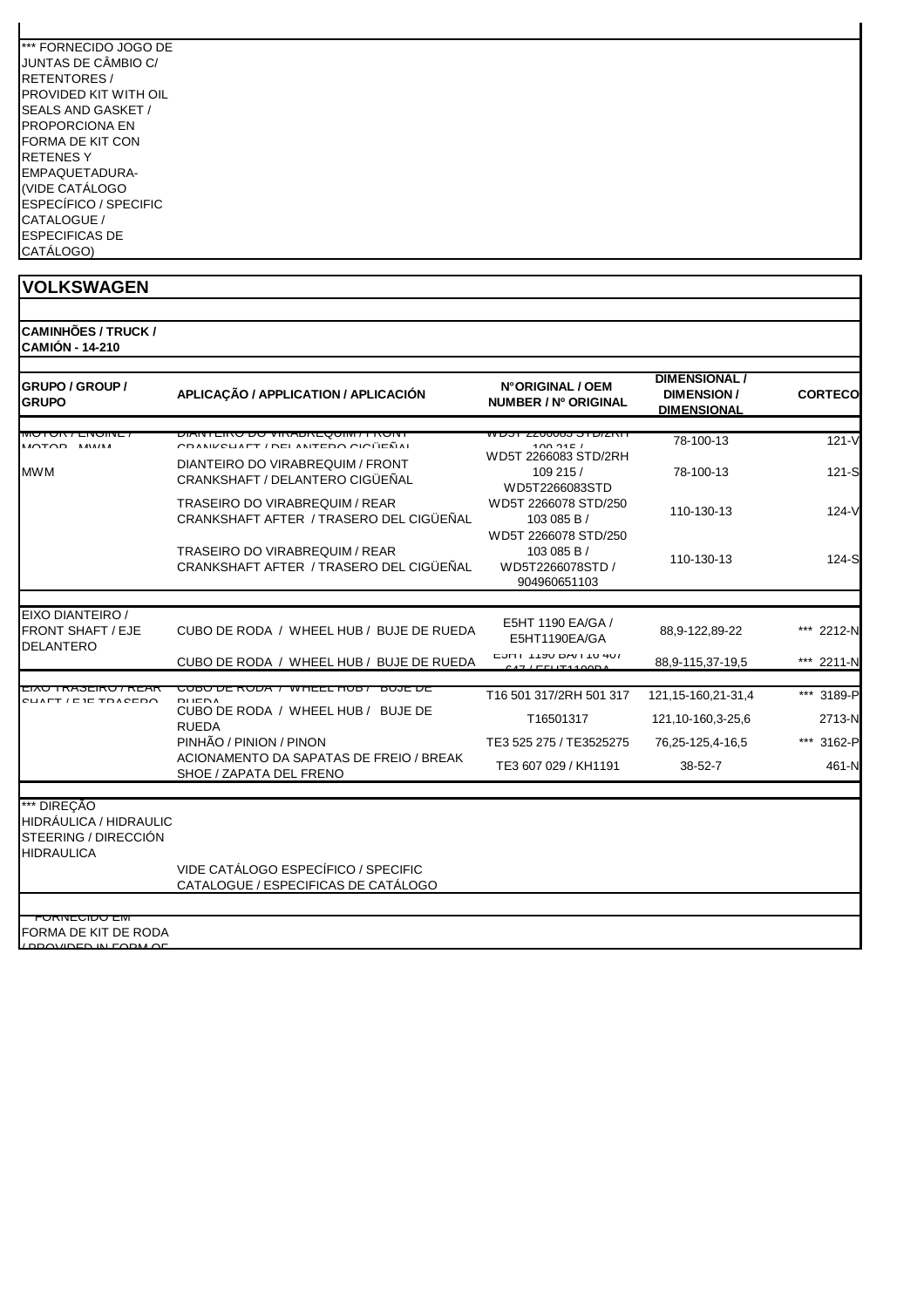*** FORNECIDO JOGO DE JUNTAS DE CÂMBIO C/ RETENTORES / PROVIDED KIT WITH OIL SEALS AND GASKET / PROPORCIONA EN FORMA DE KIT CON RETENES Y EMPAQUETADURA- (VIDE CATÁLOGO ESPECÍFICO / SPECIFIC CATALOGUE / ESPECIFICAS DE CATÁLOGO)

## VOLKSWAGEN

**CAMINHÕES / TRUCK / CAMIÓN - 14-210**

| GRUPO / GROUP / GRUPO | APLICAÇÃO / APPLICATION / APLICACIÓN | N°ORIGINAL / OEM NUMBER / Nº ORIGINAL | DIMENSIONAL / DIMENSION / DIMENSIONAL | CORTECO |
|---|---|---|---|---|
| MOTOR / ENGINE / MOTOR - MWM | DIANTEIRO DO VIRABREQUIM / FRONT CRANKSHAFT / DELANTERO CIGÜEÑAL | WD5T 2266083 STD/2RH 109 215 / | 78-100-13 | 121-V |
| MWM | DIANTEIRO DO VIRABREQUIM / FRONT CRANKSHAFT / DELANTERO CIGÜEÑAL | WD5T 2266083 STD/2RH 109 215 / WD5T2266083STD | 78-100-13 | 121-S |
| | TRASEIRO DO VIRABREQUIM / REAR CRANKSHAFT AFTER / TRASERO DEL CIGÜEÑAL | WD5T 2266078 STD/250 103 085 B / | 110-130-13 | 124-V |
| | TRASEIRO DO VIRABREQUIM / REAR CRANKSHAFT AFTER / TRASERO DEL CIGÜEÑAL | WD5T 2266078 STD/250 103 085 B / WD5T2266078STD / 904960651103 | 110-130-13 | 124-S |
| EIXO DIANTEIRO / FRONT SHAFT / EJE DELANTERO | CUBO DE RODA / WHEEL HUB / BUJE DE RUEDA | E5HT 1190 EA/GA / E5HT1190EA/GA | 88,9-122,89-22 | *** 2212-N |
| | CUBO DE RODA / WHEEL HUB / BUJE DE RUEDA | E5HT 1190 BA/T16 407 647 / E5HT1190BA | 88,9-115,37-19,5 | *** 2211-N |
| EIXO TRASEIRO / REAR SHAFT / EJE TRASERO | CUBO DE RODA / WHEEL HUB / BUJE DE RUEDA | T16 501 317/2RH 501 317 | 121,15-160,21-31,4 | *** 3189-P |
| | CUBO DE RODA / WHEEL HUB / BUJE DE RUEDA | T16501317 | 121,10-160,3-25,6 | 2713-N |
| | PINHÃO / PINION / PINON | TE3 525 275 / TE3525275 | 76,25-125,4-16,5 | *** 3162-P |
| | ACIONAMENTO DA SAPATAS DE FREIO / BREAK SHOE / ZAPATA DEL FRENO | TE3 607 029 / KH1191 | 38-52-7 | 461-N |
| *** DIREÇÃO HIDRÁULICA / HIDRAULIC STEERING / DIRECCIÓN HIDRAULICA | VIDE CATÁLOGO ESPECÍFICO / SPECIFIC CATALOGUE / ESPECIFICAS DE CATÁLOGO | | | |

** FORNECIDO EM FORMA DE KIT DE RODA / PROVIDED IN FORM OF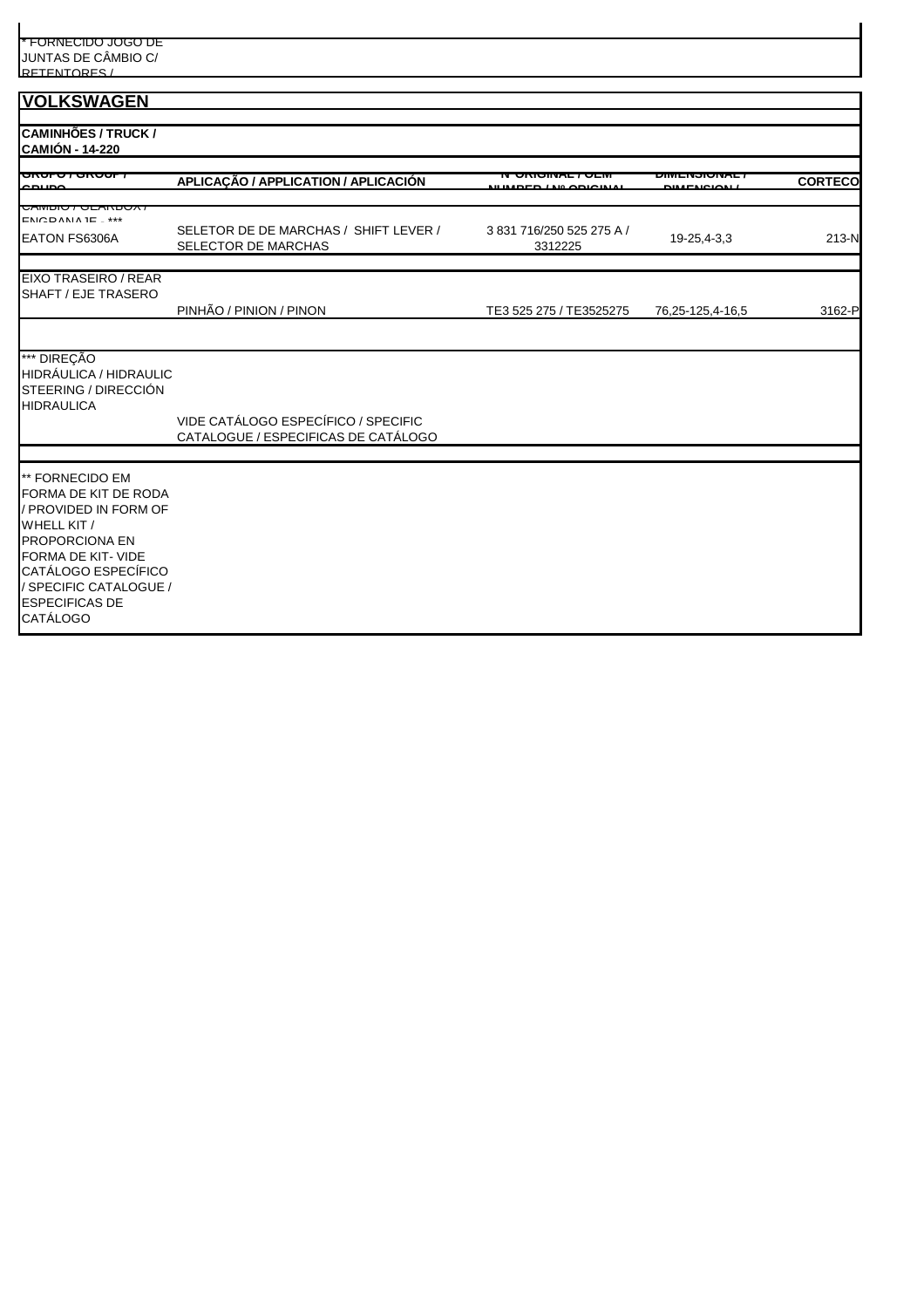* FORNECIDO JOGO DE JUNTAS DE CÂMBIO C/ RETENTORES /

## VOLKSWAGEN

### CAMINHÕES / TRUCK / CAMIÓN - 14-220

| GRUPO / GROUP / GRUPO | APLICAÇÃO / APPLICATION / APLICACIÓN | Nº ORIGINAL / OEM NUMBER / Nº ORIGINAL | DIMENSIONAL / DIMENSION / | CORTECO |
|---|---|---|---|---|
| CÂMBIO / GEARBOX / ENGRANAJE - *** | | | | |
| EATON FS6306A | SELETOR DE DE MARCHAS / SHIFT LEVER / SELECTOR DE MARCHAS | 3 831 716/250 525 275 A / 3312225 | 19-25,4-3,3 | 213-N |
| | | | | |
| EIXO TRASEIRO / REAR SHAFT / EJE TRASERO | | | | |
| | PINHÃO / PINION / PINON | TE3 525 275 / TE3525275 | 76,25-125,4-16,5 | 3162-P |
| | | | | |
| *** DIREÇÃO HIDRÁULICA / HIDRAULIC STEERING / DIRECCIÓN HIDRAULICA | | | | |
| | VIDE CATÁLOGO ESPECÍFICO / SPECIFIC CATALOGUE / ESPECIFICAS DE CATÁLOGO | | | |
| | | | | |
| ** FORNECIDO EM FORMA DE KIT DE RODA / PROVIDED IN FORM OF WHELL KIT / PROPORCIONA EN FORMA DE KIT- VIDE CATÁLOGO ESPECÍFICO / SPECIFIC CATALOGUE / ESPECIFICAS DE CATÁLOGO | | | | |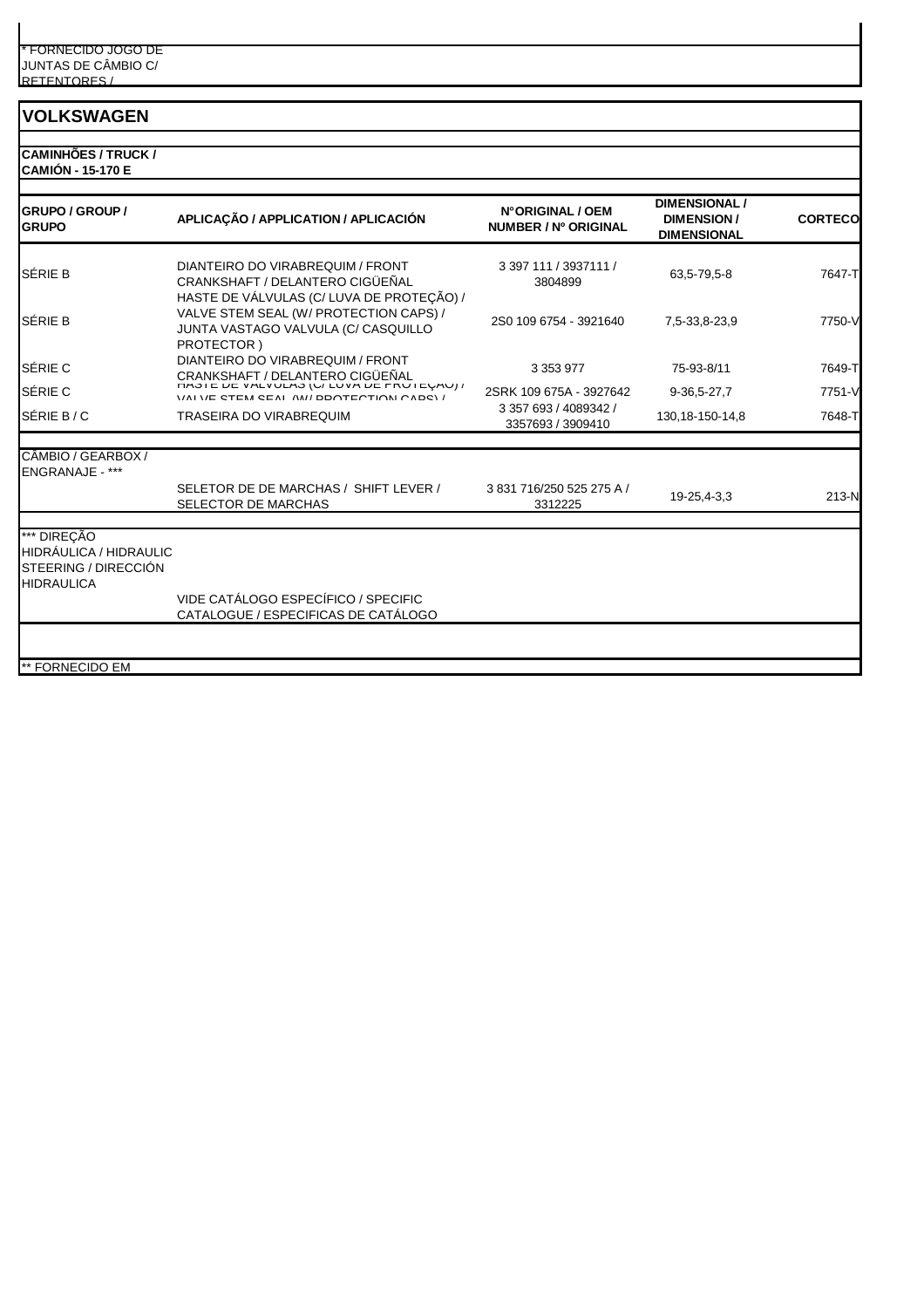* FORNECIDO JOGO DE JUNTAS DE CÂMBIO C/ RETENTORES /

## VOLKSWAGEN

**CAMINHÕES / TRUCK / CAMIÓN - 15-170 E**

| GRUPO / GROUP / GRUPO | APLICAÇÃO / APPLICATION / APLICACIÓN | N°ORIGINAL / OEM NUMBER / Nº ORIGINAL | DIMENSIONAL / DIMENSION / DIMENSIONAL | CORTECO |
|---|---|---|---|---|
| SÉRIE B | DIANTEIRO DO VIRABREQUIM / FRONT CRANKSHAFT / DELANTERO CIGÜEÑAL | 3 397 111 / 3937111 / 3804899 | 63,5-79,5-8 | 7647-T |
| SÉRIE B | HASTE DE VÁLVULAS (C/ LUVA DE PROTEÇÃO) / VALVE STEM SEAL (W/ PROTECTION CAPS) / JUNTA VASTAGO VALVULA (C/ CASQUILLO PROTECTOR ) | 2S0 109 6754 - 3921640 | 7,5-33,8-23,9 | 7750-V |
| SÉRIE C | DIANTEIRO DO VIRABREQUIM / FRONT CRANKSHAFT / DELANTERO CIGÜEÑAL | 3 353 977 | 75-93-8/11 | 7649-T |
| SÉRIE C | HASTE DE VÁLVULAS (C/ LUVA DE PROTEÇÃO) / VALVE STEM SEAL (W/ PROTECTION CAPS) / | 2SRK 109 675A - 3927642 | 9-36,5-27,7 | 7751-V |
| SÉRIE B / C | TRASEIRA DO VIRABREQUIM | 3 357 693 / 4089342 / 3357693 / 3909410 | 130,18-150-14,8 | 7648-T |
| CÂMBIO / GEARBOX / ENGRANAJE - *** | | | | |
| | SELETOR DE DE MARCHAS / SHIFT LEVER / SELECTOR DE MARCHAS | 3 831 716/250 525 275 A / 3312225 | 19-25,4-3,3 | 213-N |
| *** DIREÇÃO HIDRÁULICA / HIDRAULIC STEERING / DIRECCIÓN HIDRAULICA | | | | |
| | VIDE CATÁLOGO ESPECÍFICO / SPECIFIC CATALOGUE / ESPECIFICAS DE CATÁLOGO | | | |

** FORNECIDO EM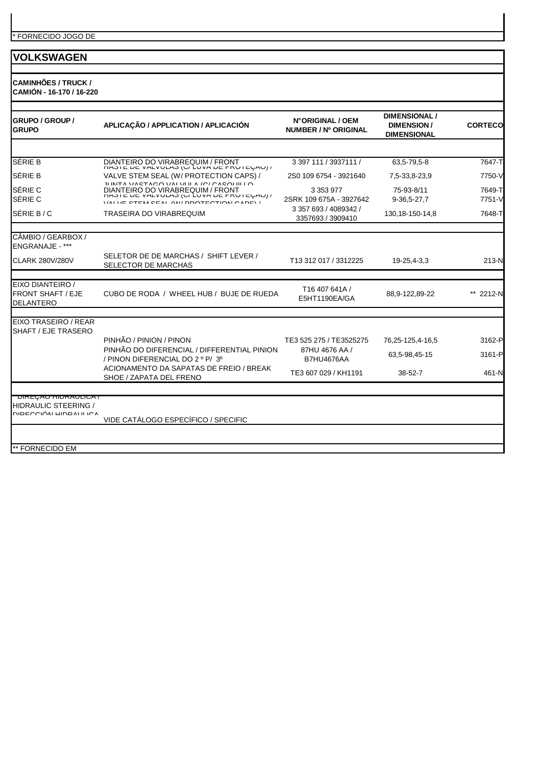\* FORNECIDO JOGO DE

## VOLKSWAGEN

**CAMINHÕES / TRUCK / CAMIÓN - 16-170 / 16-220**

| GRUPO / GROUP / GRUPO | APLICAÇÃO / APPLICATION / APLICACIÓN | N°ORIGINAL / OEM NUMBER / Nº ORIGINAL | DIMENSIONAL / DIMENSION / DIMENSIONAL | CORTECO |
|---|---|---|---|---|
| SÉRIE B | DIANTEIRO DO VIRABREQUIM / FRONT | 3 397 111 / 3937111 / | 63,5-79,5-8 | 7647-T |
| SÉRIE B | HASTE DE VALVULAS (C/ LUVA DE PROTEÇÃO) / VALVE STEM SEAL (W/ PROTECTION CAPS) / JUNTA VASTAGO VALVULA (C/ CASQUILLO | 2S0 109 6754 - 3921640 | 7,5-33,8-23,9 | 7750-V |
| SÉRIE C | DIANTEIRO DO VIRABREQUIM / FRONT | 3 353 977 | 75-93-8/11 | 7649-T |
| SÉRIE C | HASTE DE VALVULAS (C/ LUVA DE PROTEÇÃO) / VALVE STEM SEAL (W/ PROTECTION CAPS) / | 2SRK 109 675A - 3927642 | 9-36,5-27,7 | 7751-V |
| SÉRIE B / C | TRASEIRA DO VIRABREQUIM | 3 357 693 / 4089342 / 3357693 / 3909410 | 130,18-150-14,8 | 7648-T |
| CÂMBIO / GEARBOX / ENGRANAJE - *** | | | | |
| CLARK 280V/280V | SELETOR DE DE MARCHAS / SHIFT LEVER / SELECTOR DE MARCHAS | T13 312 017 / 3312225 | 19-25,4-3,3 | 213-N |
| EIXO DIANTEIRO / FRONT SHAFT / EJE DELANTERO | CUBO DE RODA / WHEEL HUB / BUJE DE RUEDA | T16 407 641A / E5HT1190EA/GA | 88,9-122,89-22 | ** 2212-N |
| EIXO TRASEIRO / REAR SHAFT / EJE TRASERO | | | | |
| | PINHÃO / PINION / PINON | TE3 525 275 / TE3525275 | 76,25-125,4-16,5 | 3162-P |
| | PINHÃO DO DIFERENCIAL / DIFFERENTIAL PINION / PINON DIFERENCIAL DO 2 º P/ 3º | 87HU 4676 AA / B7HU4676AA | 63,5-98,45-15 | 3161-P |
| | ACIONAMENTO DA SAPATAS DE FREIO / BREAK SHOE / ZAPATA DEL FRENO | TE3 607 029 / KH1191 | 38-52-7 | 461-N |
| DIREÇÃO HIDRAULICA / HIDRAULIC STEERING / DIRECCIÓN HIDRAULICA | VIDE CATÁLOGO ESPECÍFICO / SPECIFIC | | | |

\*\* FORNECIDO EM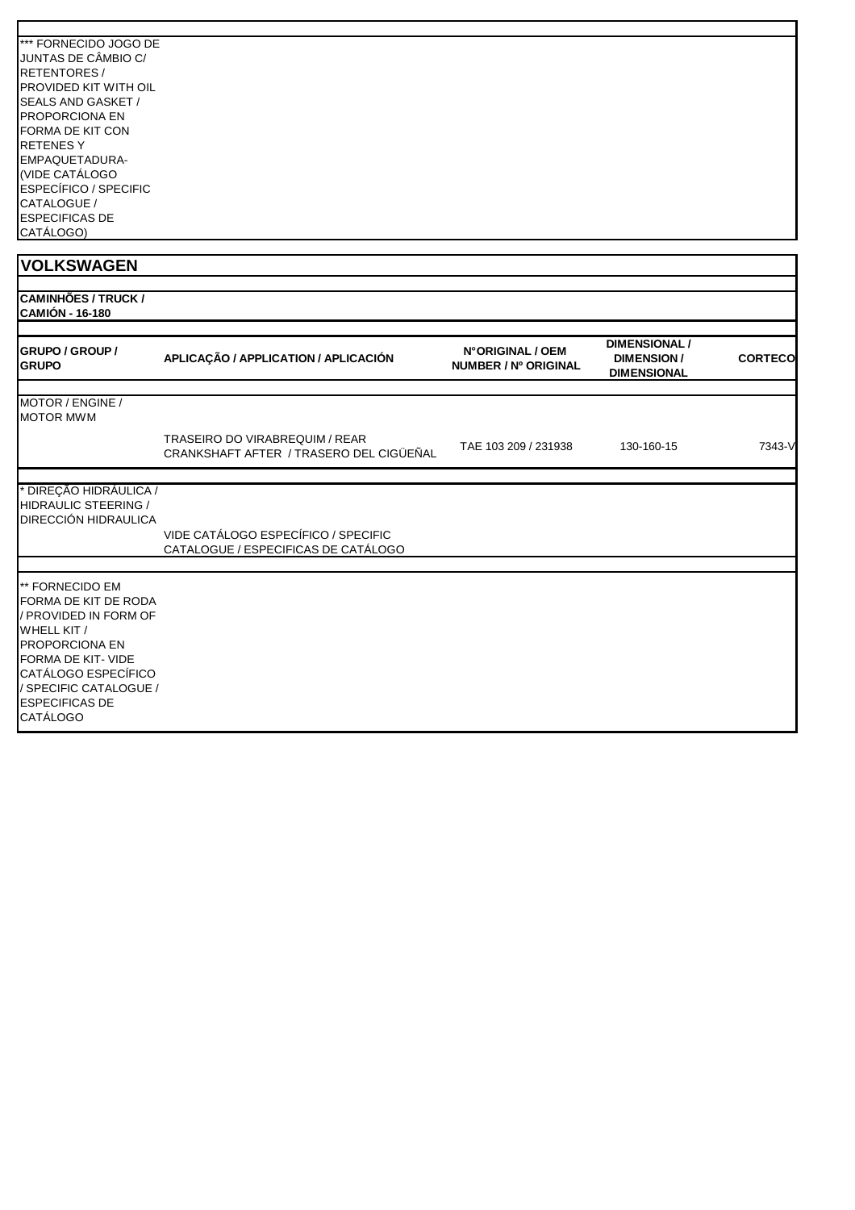*** FORNECIDO JOGO DE JUNTAS DE CÂMBIO C/ RETENTORES / PROVIDED KIT WITH OIL SEALS AND GASKET / PROPORCIONA EN FORMA DE KIT CON RETENES Y EMPAQUETADURA- (VIDE CATÁLOGO ESPECÍFICO / SPECIFIC CATALOGUE / ESPECIFICAS DE CATÁLOGO)

## VOLKSWAGEN

**CAMINHÕES / TRUCK / CAMIÓN - 16-180**

| GRUPO / GROUP / GRUPO | APLICAÇÃO / APPLICATION / APLICACIÓN | N°ORIGINAL / OEM NUMBER / Nº ORIGINAL | DIMENSIONAL / DIMENSION / DIMENSIONAL | CORTECO |
|---|---|---|---|---|
| MOTOR / ENGINE / MOTOR MWM | | | | |
| | TRASEIRO DO VIRABREQUIM / REAR CRANKSHAFT AFTER / TRASERO DEL CIGÜEÑAL | TAE 103 209 / 231938 | 130-160-15 | 7343-V |
| * DIREÇÃO HIDRÁULICA / HIDRAULIC STEERING / DIRECCIÓN HIDRAULICA | VIDE CATÁLOGO ESPECÍFICO / SPECIFIC CATALOGUE / ESPECIFICAS DE CATÁLOGO | | | |

** FORNECIDO EM FORMA DE KIT DE RODA / PROVIDED IN FORM OF WHELL KIT / PROPORCIONA EN FORMA DE KIT- VIDE CATÁLOGO ESPECÍFICO / SPECIFIC CATALOGUE / ESPECIFICAS DE CATÁLOGO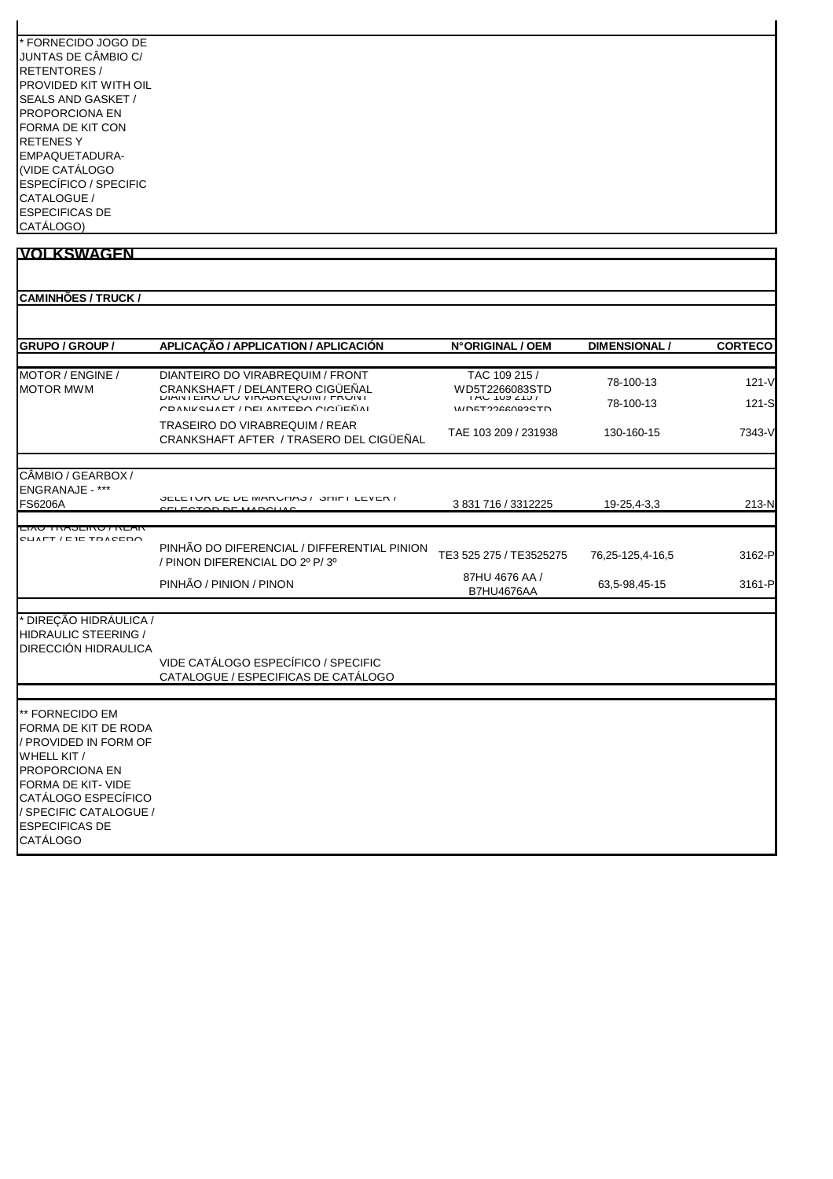* FORNECIDO JOGO DE JUNTAS DE CÂMBIO C/ RETENTORES / PROVIDED KIT WITH OIL SEALS AND GASKET / PROPORCIONA EN FORMA DE KIT CON RETENES Y EMPAQUETADURA- (VIDE CATÁLOGO ESPECÍFICO / SPECIFIC CATALOGUE / ESPECIFICAS DE CATÁLOGO)

## VOLKSWAGEN

**CAMINHÕES / TRUCK /**

| GRUPO / GROUP / | APLICAÇÃO / APPLICATION / APLICACIÓN | N°ORIGINAL / OEM | DIMENSIONAL / | CORTECO |
|---|---|---|---|---|
| MOTOR / ENGINE / MOTOR MWM | DIANTEIRO DO VIRABREQUIM / FRONT CRANKSHAFT / DELANTERO CIGÜEÑAL | TAC 109 215 / WD5T2266083STD | 78-100-13 | 121-V |
| | DIANTEIRO DO VIRABREQUIM / FRONT CRANKSHAFT / DELANTERO CIGÜEÑAL | TAC 109 215 / WD5T2266083STD | 78-100-13 | 121-S |
| | TRASEIRO DO VIRABREQUIM / REAR CRANKSHAFT AFTER / TRASERO DEL CIGÜEÑAL | TAE 103 209 / 231938 | 130-160-15 | 7343-V |
| CÂMBIO / GEARBOX / ENGRANAJE - *** FS6206A | SELETOR DE DE MARCHAS / SHIFT LEVER / SELECTOR DE MARCHAS | 3 831 716 / 3312225 | 19-25,4-3,3 | 213-N |
| EIXO TRASEIRO / REAR SHAFT / EJE TRASERO | PINHÃO DO DIFERENCIAL / DIFFERENTIAL PINION / PINON DIFERENCIAL DO 2º P/ 3º | TE3 525 275 / TE3525275 | 76,25-125,4-16,5 | 3162-P |
| | PINHÃO / PINION / PINON | 87HU 4676 AA / B7HU4676AA | 63,5-98,45-15 | 3161-P |
| * DIREÇÃO HIDRÁULICA / HIDRAULIC STEERING / DIRECCIÓN HIDRAULICA | VIDE CATÁLOGO ESPECÍFICO / SPECIFIC CATALOGUE / ESPECIFICAS DE CATÁLOGO | | | |

** FORNECIDO EM FORMA DE KIT DE RODA / PROVIDED IN FORM OF WHELL KIT / PROPORCIONA EN FORMA DE KIT- VIDE CATÁLOGO ESPECÍFICO / SPECIFIC CATALOGUE / ESPECIFICAS DE CATÁLOGO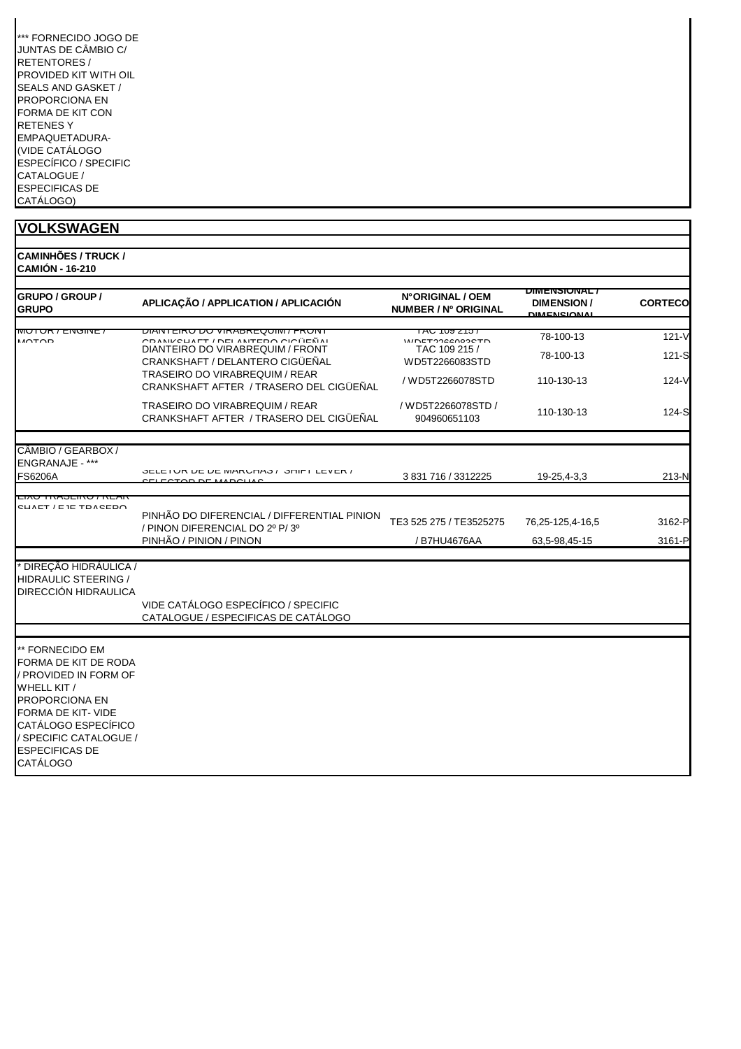*** FORNECIDO JOGO DE JUNTAS DE CÂMBIO C/ RETENTORES / PROVIDED KIT WITH OIL SEALS AND GASKET / PROPORCIONA EN FORMA DE KIT CON RETENES Y EMPAQUETADURA- (VIDE CATÁLOGO ESPECÍFICO / SPECIFIC CATALOGUE / ESPECIFICAS DE CATÁLOGO)

## VOLKSWAGEN

### CAMINHÕES / TRUCK / CAMIÓN - 16-210

| GRUPO / GROUP / GRUPO | APLICAÇÃO / APPLICATION / APLICACIÓN | N°ORIGINAL / OEM NUMBER / Nº ORIGINAL | DIMENSIONAL / DIMENSION / DIMENSIONAL | CORTECO |
|---|---|---|---|---|
| MOTOR / ENGINE / MOTOR | DIANTEIRO DO VIRABREQUIM / FRONT CRANKSHAFT / DELANTERO CIGÜEÑAL | TAC 109 215 / WD5T2266083STD | 78-100-13 | 121-V |
| | DIANTEIRO DO VIRABREQUIM / FRONT CRANKSHAFT / DELANTERO CIGÜEÑAL | TAC 109 215 / WD5T2266083STD | 78-100-13 | 121-S |
| | TRASEIRO DO VIRABREQUIM / REAR CRANKSHAFT AFTER / TRASERO DEL CIGÜEÑAL | / WD5T2266078STD | 110-130-13 | 124-V |
| | TRASEIRO DO VIRABREQUIM / REAR CRANKSHAFT AFTER / TRASERO DEL CIGÜEÑAL | / WD5T2266078STD / 904960651103 | 110-130-13 | 124-S |
| CÂMBIO / GEARBOX / ENGRANAJE - *** FS6206A | SELETOR DE DE MARCHAS / SHIFT LEVER / SELECTOR DE MARCHAS | 3 831 716 / 3312225 | 19-25,4-3,3 | 213-N |
| EIXO TRASEIRO / REAR SHAFT / EJE TRASERO | PINHÃO DO DIFERENCIAL / DIFFERENTIAL PINION / PINON DIFERENCIAL DO 2º P/ 3º | TE3 525 275 / TE3525275 | 76,25-125,4-16,5 | 3162-P |
| | PINHÃO / PINION / PINON | / B7HU4676AA | 63,5-98,45-15 | 3161-P |
| * DIREÇÃO HIDRÁULICA / HIDRAULIC STEERING / DIRECCIÓN HIDRAULICA | VIDE CATÁLOGO ESPECÍFICO / SPECIFIC CATALOGUE / ESPECIFICAS DE CATÁLOGO | | | |

** FORNECIDO EM FORMA DE KIT DE RODA / PROVIDED IN FORM OF WHELL KIT / PROPORCIONA EN FORMA DE KIT- VIDE CATÁLOGO ESPECÍFICO / SPECIFIC CATALOGUE / ESPECIFICAS DE CATÁLOGO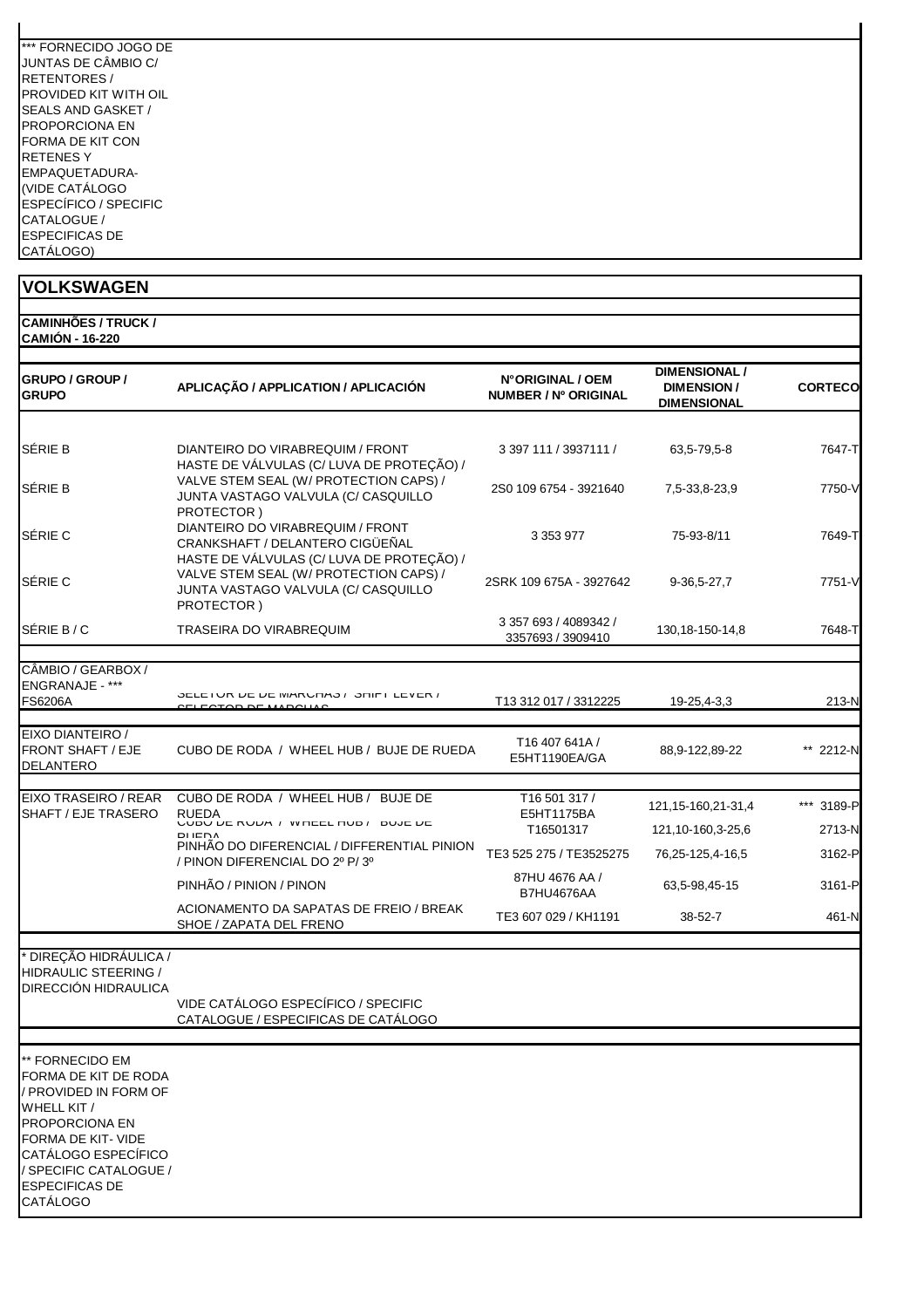*** FORNECIDO JOGO DE JUNTAS DE CÂMBIO C/ RETENTORES / PROVIDED KIT WITH OIL SEALS AND GASKET / PROPORCIONA EN FORMA DE KIT CON RETENES Y EMPAQUETADURA- (VIDE CATÁLOGO ESPECÍFICO / SPECIFIC CATALOGUE / ESPECIFICAS DE CATÁLOGO)

## VOLKSWAGEN

**CAMINHÕES / TRUCK / CAMIÓN - 16-220**

| GRUPO / GROUP / GRUPO | APLICAÇÃO / APPLICATION / APLICACIÓN | NºORIGINAL / OEM NUMBER / Nº ORIGINAL | DIMENSIONAL / DIMENSION / DIMENSIONAL | CORTECO |
|---|---|---|---|---|
| SÉRIE B | DIANTEIRO DO VIRABREQUIM / FRONT | 3 397 111 / 3937111 / | 63,5-79,5-8 | 7647-T |
| SÉRIE B | HASTE DE VÁLVULAS (C/ LUVA DE PROTEÇÃO) / VALVE STEM SEAL (W/ PROTECTION CAPS) / JUNTA VASTAGO VALVULA (C/ CASQUILLO PROTECTOR ) | 2S0 109 6754 - 3921640 | 7,5-33,8-23,9 | 7750-V |
| SÉRIE C | DIANTEIRO DO VIRABREQUIM / FRONT CRANKSHAFT / DELANTERO CIGÜEÑAL | 3 353 977 | 75-93-8/11 | 7649-T |
| SÉRIE C | HASTE DE VÁLVULAS (C/ LUVA DE PROTEÇÃO) / VALVE STEM SEAL (W/ PROTECTION CAPS) / JUNTA VASTAGO VALVULA (C/ CASQUILLO PROTECTOR ) | 2SRK 109 675A - 3927642 | 9-36,5-27,7 | 7751-V |
| SÉRIE B / C | TRASEIRA DO VIRABREQUIM | 3 357 693 / 4089342 / 3357693 / 3909410 | 130,18-150-14,8 | 7648-T |
| CÂMBIO / GEARBOX / ENGRANAJE - *** FS6206A | SELETOR DE DE MARCHAS / SHIFT LEVER / SELECTOR DE MARCHAS | T13 312 017 / 3312225 | 19-25,4-3,3 | 213-N |
| EIXO DIANTEIRO / FRONT SHAFT / EJE DELANTERO | CUBO DE RODA / WHEEL HUB / BUJE DE RUEDA | T16 407 641A / E5HT1190EA/GA | 88,9-122,89-22 | ** 2212-N |
| EIXO TRASEIRO / REAR SHAFT / EJE TRASERO | CUBO DE RODA / WHEEL HUB / BUJE DE RUEDA | T16 501 317 / E5HT1175BA | 121,15-160,21-31,4 | *** 3189-P |
| | CUBO DE RODA / WHEEL HUB / BUJE DE RUEDA | T16501317 | 121,10-160,3-25,6 | 2713-N |
| | PINHÃO DO DIFERENCIAL / DIFFERENTIAL PINION / PINON DIFERENCIAL DO 2º P/ 3º | TE3 525 275 / TE3525275 | 76,25-125,4-16,5 | 3162-P |
| | PINHÃO / PINION / PINON | 87HU 4676 AA / B7HU4676AA | 63,5-98,45-15 | 3161-P |
| | ACIONAMENTO DA SAPATAS DE FREIO / BREAK SHOE / ZAPATA DEL FRENO | TE3 607 029 / KH1191 | 38-52-7 | 461-N |
| * DIREÇÃO HIDRÁULICA / HIDRAULIC STEERING / DIRECCIÓN HIDRAULICA | VIDE CATÁLOGO ESPECÍFICO / SPECIFIC CATALOGUE / ESPECIFICAS DE CATÁLOGO | | | |

** FORNECIDO EM FORMA DE KIT DE RODA / PROVIDED IN FORM OF WHELL KIT / PROPORCIONA EN FORMA DE KIT- VIDE CATÁLOGO ESPECÍFICO / SPECIFIC CATALOGUE / ESPECIFICAS DE CATÁLOGO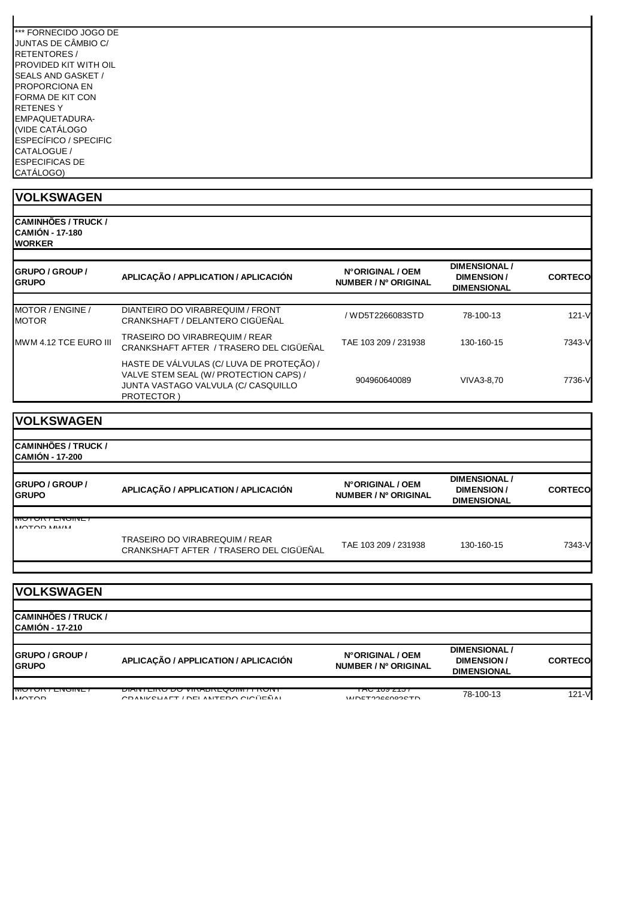*** FORNECIDO JOGO DE JUNTAS DE CÂMBIO C/ RETENTORES / PROVIDED KIT WITH OIL SEALS AND GASKET / PROPORCIONA EN FORMA DE KIT CON RETENES Y EMPAQUETADURA- (VIDE CATÁLOGO ESPECÍFICO / SPECIFIC CATALOGUE / ESPECIFICAS DE CATÁLOGO)

## VOLKSWAGEN

**CAMINHÕES / TRUCK / CAMIÓN - 17-180 WORKER**

| GRUPO / GROUP / GRUPO | APLICAÇÃO / APPLICATION / APLICACIÓN | N°ORIGINAL / OEM NUMBER / Nº ORIGINAL | DIMENSIONAL / DIMENSION / DIMENSIONAL | CORTECO |
|---|---|---|---|---|
| MOTOR / ENGINE / MOTOR | DIANTEIRO DO VIRABREQUIM / FRONT CRANKSHAFT / DELANTERO CIGÜEÑAL | / WD5T2266083STD | 78-100-13 | 121-V |
| MWM 4.12 TCE EURO III | TRASEIRO DO VIRABREQUIM / REAR CRANKSHAFT AFTER / TRASERO DEL CIGÜEÑAL | TAE 103 209 / 231938 | 130-160-15 | 7343-V |
| | HASTE DE VÁLVULAS (C/ LUVA DE PROTEÇÃO) / VALVE STEM SEAL (W/ PROTECTION CAPS) / JUNTA VASTAGO VALVULA (C/ CASQUILLO PROTECTOR ) | 904960640089 | VIVA3-8,70 | 7736-V |

## VOLKSWAGEN

**CAMINHÕES / TRUCK / CAMIÓN - 17-200**

| GRUPO / GROUP / GRUPO | APLICAÇÃO / APPLICATION / APLICACIÓN | N°ORIGINAL / OEM NUMBER / Nº ORIGINAL | DIMENSIONAL / DIMENSION / DIMENSIONAL | CORTECO |
|---|---|---|---|---|
| MOTOR / ENGINE / MOTOR MWM | | | | |
| | TRASEIRO DO VIRABREQUIM / REAR CRANKSHAFT AFTER / TRASERO DEL CIGÜEÑAL | TAE 103 209 / 231938 | 130-160-15 | 7343-V |

## VOLKSWAGEN

**CAMINHÕES / TRUCK / CAMIÓN - 17-210**

| GRUPO / GROUP / GRUPO | APLICAÇÃO / APPLICATION / APLICACIÓN | N°ORIGINAL / OEM NUMBER / Nº ORIGINAL | DIMENSIONAL / DIMENSION / DIMENSIONAL | CORTECO |
|---|---|---|---|---|
| MOTOR / ENGINE / MOTOR | DIANTEIRO DO VIRABREQUIM / FRONT CRANKSHAFT / DELANTERO CIGÜEÑAL | TAE 109 215 / WD5T2266083STD | 78-100-13 | 121-V |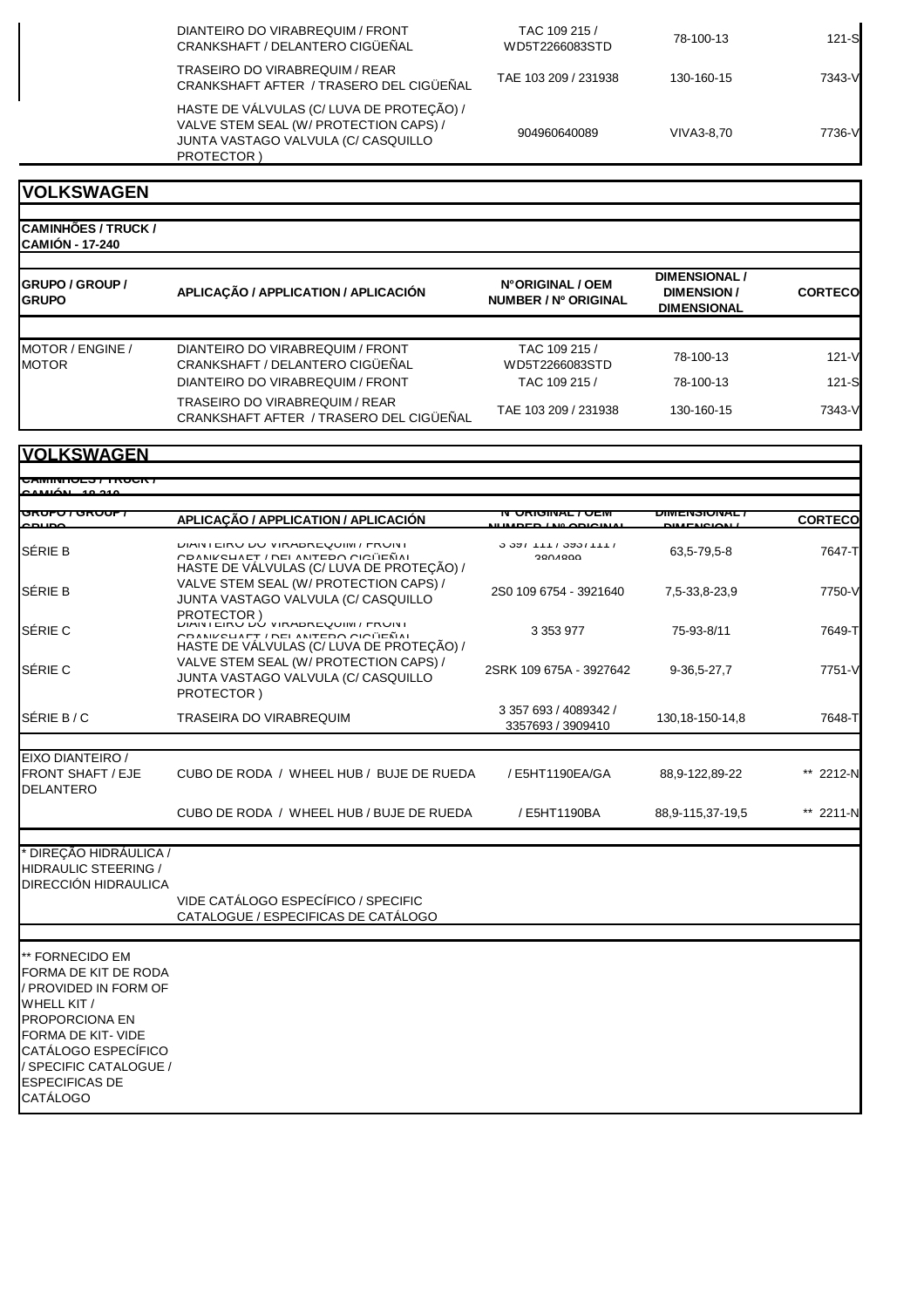| | | | | |
|---|---|---|---|---|
| | DIANTEIRO DO VIRABREQUIM / FRONT CRANKSHAFT / DELANTERO CIGÜEÑAL | TAC 109 215 / WD5T2266083STD | 78-100-13 | 121-S |
| | TRASEIRO DO VIRABREQUIM / REAR CRANKSHAFT AFTER / TRASERO DEL CIGÜEÑAL | TAE 103 209 / 231938 | 130-160-15 | 7343-V |
| | HASTE DE VÁLVULAS (C/ LUVA DE PROTEÇÃO) / VALVE STEM SEAL (W/ PROTECTION CAPS) / JUNTA VASTAGO VALVULA (C/ CASQUILLO PROTECTOR ) | 904960640089 | VIVA3-8,70 | 7736-V |

## VOLKSWAGEN

**CAMINHÕES / TRUCK / CAMIÓN - 17-240**

| GRUPO / GROUP / GRUPO | APLICAÇÃO / APPLICATION / APLICACIÓN | N°ORIGINAL / OEM NUMBER / Nº ORIGINAL | DIMENSIONAL / DIMENSION / DIMENSIONAL | CORTECO |
|---|---|---|---|---|
| MOTOR / ENGINE / MOTOR | DIANTEIRO DO VIRABREQUIM / FRONT CRANKSHAFT / DELANTERO CIGÜEÑAL | TAC 109 215 / WD5T2266083STD | 78-100-13 | 121-V |
| | DIANTEIRO DO VIRABREQUIM / FRONT | TAC 109 215 / | 78-100-13 | 121-S |
| | TRASEIRO DO VIRABREQUIM / REAR CRANKSHAFT AFTER / TRASERO DEL CIGÜEÑAL | TAE 103 209 / 231938 | 130-160-15 | 7343-V |

## VOLKSWAGEN

**CAMINHÕES / TRUCK / CAMIÓN - 18-310**

| GRUPO / GROUP / GRUPO | APLICAÇÃO / APPLICATION / APLICACIÓN | N°ORIGINAL / OEM NUMBER / Nº ORIGINAL | DIMENSIONAL / DIMENSION / DIMENSIONAL | CORTECO |
|---|---|---|---|---|
| SÉRIE B | DIANTEIRO DO VIRABREQUIM / FRONT CRANKSHAFT / DELANTERO CIGÜEÑAL | 3 397 111 / 3937111 / 3804899 | 63,5-79,5-8 | 7647-T |
| SÉRIE B | HASTE DE VÁLVULAS (C/ LUVA DE PROTEÇÃO) / VALVE STEM SEAL (W/ PROTECTION CAPS) / JUNTA VASTAGO VALVULA (C/ CASQUILLO PROTECTOR ) | 2S0 109 6754 - 3921640 | 7,5-33,8-23,9 | 7750-V |
| SÉRIE C | DIANTEIRO DO VIRABREQUIM / FRONT CRANKSHAFT / DELANTERO CIGÜEÑAL | 3 353 977 | 75-93-8/11 | 7649-T |
| SÉRIE C | HASTE DE VÁLVULAS (C/ LUVA DE PROTEÇÃO) / VALVE STEM SEAL (W/ PROTECTION CAPS) / JUNTA VASTAGO VALVULA (C/ CASQUILLO PROTECTOR ) | 2SRK 109 675A - 3927642 | 9-36,5-27,7 | 7751-V |
| SÉRIE B / C | TRASEIRA DO VIRABREQUIM | 3 357 693 / 4089342 / 3357693 / 3909410 | 130,18-150-14,8 | 7648-T |
| EIXO DIANTEIRO / FRONT SHAFT / EJE DELANTERO | CUBO DE RODA / WHEEL HUB / BUJE DE RUEDA | / E5HT1190EA/GA | 88,9-122,89-22 | ** 2212-N |
| | CUBO DE RODA / WHEEL HUB / BUJE DE RUEDA | / E5HT1190BA | 88,9-115,37-19,5 | ** 2211-N |
| * DIREÇÃO HIDRÁULICA / HIDRAULIC STEERING / DIRECCIÓN HIDRAULICA | VIDE CATÁLOGO ESPECÍFICO / SPECIFIC CATALOGUE / ESPECIFICAS DE CATÁLOGO | | | |

** FORNECIDO EM FORMA DE KIT DE RODA / PROVIDED IN FORM OF WHELL KIT / PROPORCIONA EN FORMA DE KIT- VIDE CATÁLOGO ESPECÍFICO / SPECIFIC CATALOGUE / ESPECIFICAS DE CATÁLOGO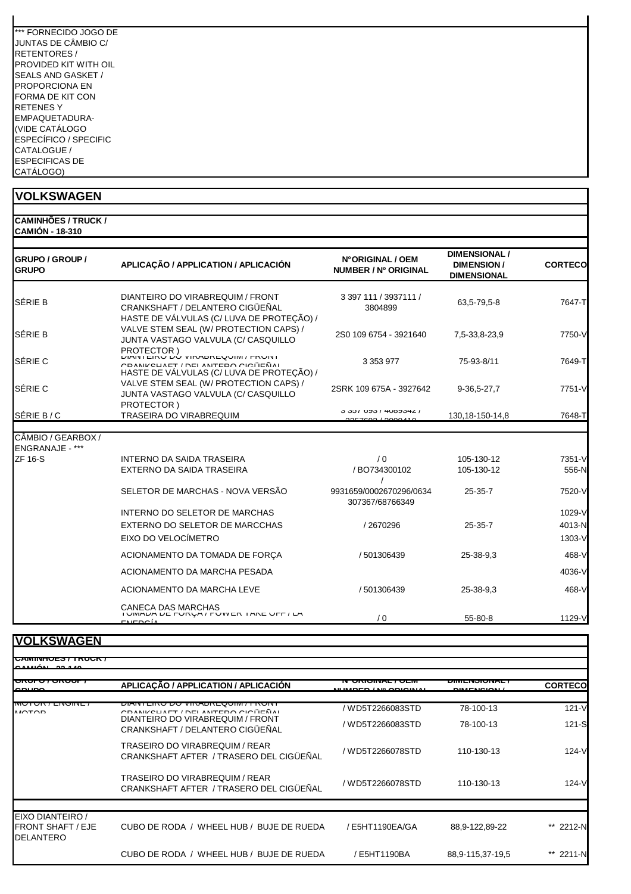*** FORNECIDO JOGO DE JUNTAS DE CÂMBIO C/ RETENTORES / PROVIDED KIT WITH OIL SEALS AND GASKET / PROPORCIONA EN FORMA DE KIT CON RETENES Y EMPAQUETADURA- (VIDE CATÁLOGO ESPECÍFICO / SPECIFIC CATALOGUE / ESPECIFICAS DE CATÁLOGO)

## VOLKSWAGEN

**CAMINHÕES / TRUCK / CAMIÓN - 18-310**

| GRUPO / GROUP / GRUPO | APLICAÇÃO / APPLICATION / APLICACIÓN | N°ORIGINAL / OEM NUMBER / Nº ORIGINAL | DIMENSIONAL / DIMENSION / DIMENSIONAL | CORTECO |
|---|---|---|---|---|
| SÉRIE B | DIANTEIRO DO VIRABREQUIM / FRONT CRANKSHAFT / DELANTERO CIGÜEÑAL | 3 397 111 / 3937111 / 3804899 | 63,5-79,5-8 | 7647-T |
| SÉRIE B | HASTE DE VÁLVULAS (C/ LUVA DE PROTEÇÃO) / VALVE STEM SEAL (W/ PROTECTION CAPS) / JUNTA VASTAGO VALVULA (C/ CASQUILLO PROTECTOR ) | 2S0 109 6754 - 3921640 | 7,5-33,8-23,9 | 7750-V |
| SÉRIE C | DIANTEIRO DO VIRABREQUIM / FRONT CRANKSHAFT / DELANTERO CIGÜEÑAL | 3 353 977 | 75-93-8/11 | 7649-T |
| SÉRIE C | HASTE DE VÁLVULAS (C/ LUVA DE PROTEÇÃO) / VALVE STEM SEAL (W/ PROTECTION CAPS) / JUNTA VASTAGO VALVULA (C/ CASQUILLO PROTECTOR ) | 2SRK 109 675A - 3927642 | 9-36,5-27,7 | 7751-V |
| SÉRIE B / C | TRASEIRA DO VIRABREQUIM | 3 357 093 / 4089342 / 3357693 / 3909410 | 130,18-150-14,8 | 7648-T |

| CÂMBIO / GEARBOX / ENGRANAJE - *** | | | | |
|---|---|---|---|---|
| ZF 16-S | INTERNO DA SAIDA TRASEIRA | / 0 | 105-130-12 | 7351-V |
| | EXTERNO DA SAIDA TRASEIRA | / BO734300102 | 105-130-12 | 556-N |
| | SELETOR DE MARCHAS - NOVA VERSÃO | / 9931659/0002670296/0634 307367/68766349 | 25-35-7 | 7520-V |
| | INTERNO DO SELETOR DE MARCHAS | | | 1029-V |
| | EXTERNO DO SELETOR DE MARCCHAS | / 2670296 | 25-35-7 | 4013-N |
| | EIXO DO VELOCÍMETRO | | | 1303-V |
| | ACIONAMENTO DA TOMADA DE FORÇA | / 501306439 | 25-38-9,3 | 468-V |
| | ACIONAMENTO DA MARCHA PESADA | | | 4036-V |
| | ACIONAMENTO DA MARCHA LEVE | / 501306439 | 25-38-9,3 | 468-V |
| | CANECA DAS MARCHAS | | | |
| | TOMADA DE FORÇA / POWER TAKE OFF / LA ENERGÍA | / 0 | 55-80-8 | 1129-V |

## VOLKSWAGEN

**CAMINHÕES / TRUCK / CAMIÓN - 23-140**

| GRUPO / GROUP / GRUPO | APLICAÇÃO / APPLICATION / APLICACIÓN | N°ORIGINAL / OEM NUMBER / Nº ORIGINAL | DIMENSIONAL / DIMENSION / DIMENSIONAL | CORTECO |
|---|---|---|---|---|
| MOTOR / ENGINE / MOTOR | DIANTEIRO DO VIRABREQUIM / FRONT CRANKSHAFT / DELANTERO CIGÜEÑAL | / WD5T2266083STD | 78-100-13 | 121-V |
| | DIANTEIRO DO VIRABREQUIM / FRONT CRANKSHAFT / DELANTERO CIGÜEÑAL | / WD5T2266083STD | 78-100-13 | 121-S |
| | TRASEIRO DO VIRABREQUIM / REAR CRANKSHAFT AFTER / TRASERO DEL CIGÜEÑAL | / WD5T2266078STD | 110-130-13 | 124-V |
| | TRASEIRO DO VIRABREQUIM / REAR CRANKSHAFT AFTER / TRASERO DEL CIGÜEÑAL | / WD5T2266078STD | 110-130-13 | 124-V |
| EIXO DIANTEIRO / FRONT SHAFT / EJE DELANTERO | CUBO DE RODA / WHEEL HUB / BUJE DE RUEDA | / E5HT1190EA/GA | 88,9-122,89-22 | ** 2212-N |
| | CUBO DE RODA / WHEEL HUB / BUJE DE RUEDA | / E5HT1190BA | 88,9-115,37-19,5 | ** 2211-N |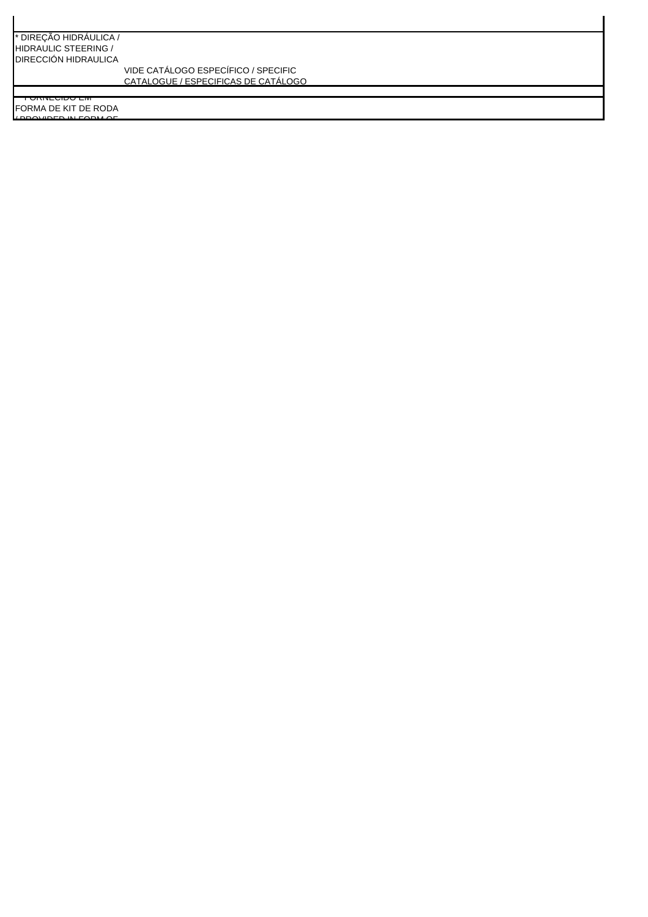\* DIREÇÃO HIDRÁULICA / HIDRAULIC STEERING / DIRECCIÓN HIDRAULICA

VIDE CATÁLOGO ESPECÍFICO / SPECIFIC CATALOGUE / ESPECIFICAS DE CATÁLOGO

FORNECIDO EM FORMA DE KIT DE RODA / PROVIDED IN FORM OF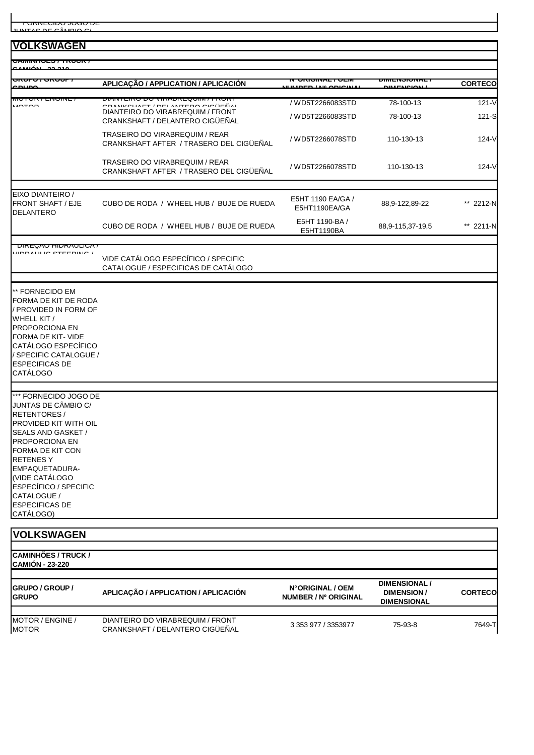FORNECIDO JOGO DE JUNTAS DE CÂMBIO C/

## VOLKSWAGEN

CAMINHÕES / TRUCK / CAMIÓN - 22.210

| GRUPO / GROUP / GRUPO | APLICAÇÃO / APPLICATION / APLICACIÓN | N°ORIGINAL / OEM NUMBER / Nº ORIGINAL | DIMENSIONAL / DIMENSION / | CORTECO |
|---|---|---|---|---|
| MOTOR / ENGINE / MOTOR | DIANTEIRO DO VIRABREQUIM / FRONT CRANKSHAFT / DELANTERO CIGÜEÑAL | / WD5T2266083STD | 78-100-13 | 121-V |
| | DIANTEIRO DO VIRABREQUIM / FRONT CRANKSHAFT / DELANTERO CIGÜEÑAL | / WD5T2266083STD | 78-100-13 | 121-S |
| | TRASEIRO DO VIRABREQUIM / REAR CRANKSHAFT AFTER / TRASERO DEL CIGÜEÑAL | / WD5T2266078STD | 110-130-13 | 124-V |
| | TRASEIRO DO VIRABREQUIM / REAR CRANKSHAFT AFTER / TRASERO DEL CIGÜEÑAL | / WD5T2266078STD | 110-130-13 | 124-V |
| EIXO DIANTEIRO / FRONT SHAFT / EJE DELANTERO | CUBO DE RODA / WHEEL HUB / BUJE DE RUEDA | E5HT 1190 EA/GA / E5HT1190EA/GA | 88,9-122,89-22 | ** 2212-N |
| | CUBO DE RODA / WHEEL HUB / BUJE DE RUEDA | E5HT 1190-BA / E5HT1190BA | 88,9-115,37-19,5 | ** 2211-N |
| DIREÇÃO HIDRÁULICA / HIDRAULIC STEERING / | VIDE CATÁLOGO ESPECÍFICO / SPECIFIC CATALOGUE / ESPECIFICAS DE CATÁLOGO | | | |

** FORNECIDO EM FORMA DE KIT DE RODA / PROVIDED IN FORM OF WHELL KIT / PROPORCIONA EN FORMA DE KIT- VIDE CATÁLOGO ESPECÍFICO / SPECIFIC CATALOGUE / ESPECIFICAS DE CATÁLOGO

*** FORNECIDO JOGO DE JUNTAS DE CÂMBIO C/ RETENTORES / PROVIDED KIT WITH OIL SEALS AND GASKET / PROPORCIONA EN FORMA DE KIT CON RETENES Y EMPAQUETADURA- (VIDE CATÁLOGO ESPECÍFICO / SPECIFIC CATALOGUE / ESPECIFICAS DE CATÁLOGO)

## VOLKSWAGEN

CAMINHÕES / TRUCK / CAMIÓN - 23-220

| GRUPO / GROUP / GRUPO | APLICAÇÃO / APPLICATION / APLICACIÓN | N°ORIGINAL / OEM NUMBER / Nº ORIGINAL | DIMENSIONAL / DIMENSION / DIMENSIONAL | CORTECO |
|---|---|---|---|---|
| MOTOR / ENGINE / MOTOR | DIANTEIRO DO VIRABREQUIM / FRONT CRANKSHAFT / DELANTERO CIGÜEÑAL | 3 353 977 / 3353977 | 75-93-8 | 7649-T |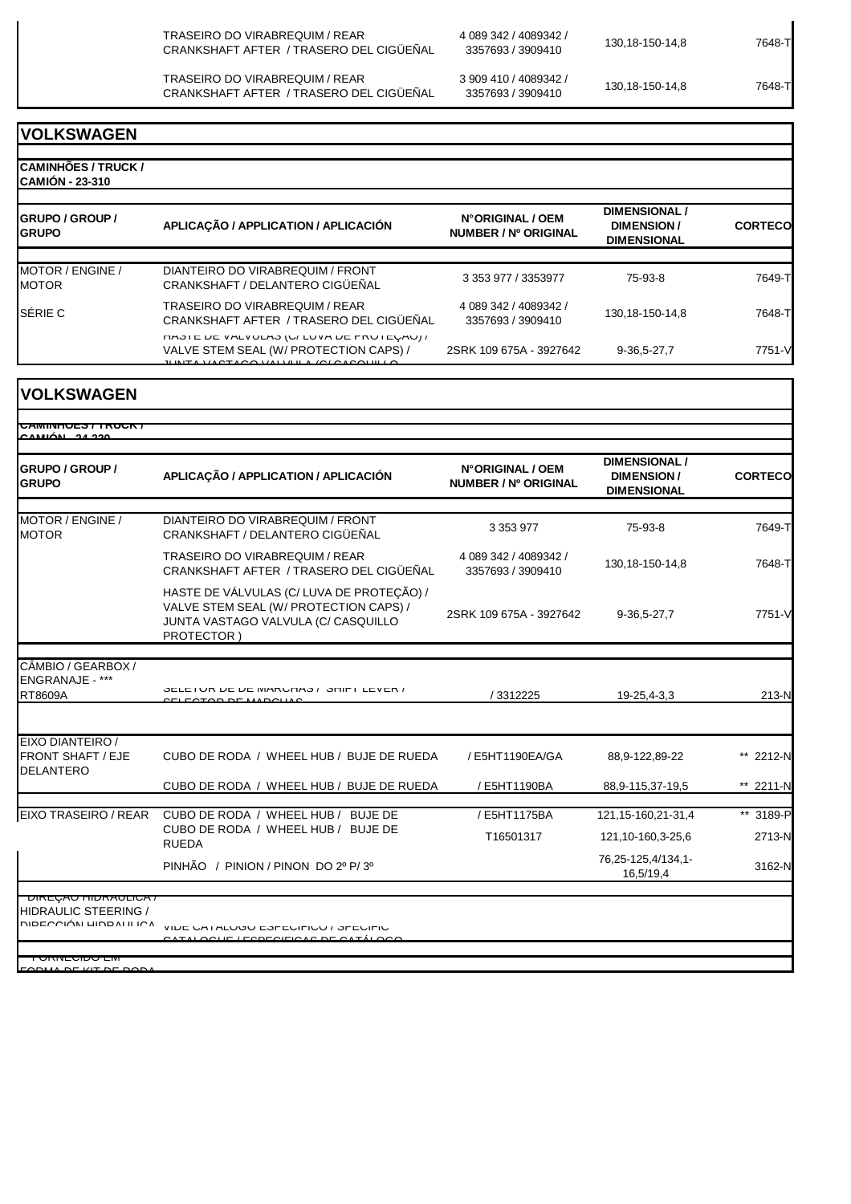| | | | | |
|---|---|---|---|---|
| | TRASEIRO DO VIRABREQUIM / REAR CRANKSHAFT AFTER / TRASERO DEL CIGÜEÑAL | 4 089 342 / 4089342 / 3357693 / 3909410 | 130,18-150-14,8 | 7648-T |
| | TRASEIRO DO VIRABREQUIM / REAR CRANKSHAFT AFTER / TRASERO DEL CIGÜEÑAL | 3 909 410 / 4089342 / 3357693 / 3909410 | 130,18-150-14,8 | 7648-T |

## VOLKSWAGEN

**CAMINHÕES / TRUCK / CAMIÓN - 23-310**

| GRUPO / GROUP / GRUPO | APLICAÇÃO / APPLICATION / APLICACIÓN | N°ORIGINAL / OEM NUMBER / Nº ORIGINAL | DIMENSIONAL / DIMENSION / DIMENSIONAL | CORTECO |
|---|---|---|---|---|
| MOTOR / ENGINE / MOTOR | DIANTEIRO DO VIRABREQUIM / FRONT CRANKSHAFT / DELANTERO CIGÜEÑAL | 3 353 977 / 3353977 | 75-93-8 | 7649-T |
| SÉRIE C | TRASEIRO DO VIRABREQUIM / REAR CRANKSHAFT AFTER / TRASERO DEL CIGÜEÑAL | 4 089 342 / 4089342 / 3357693 / 3909410 | 130,18-150-14,8 | 7648-T |
| | HASTE DE VÁLVULAS (C/ LUVA DE PROTEÇÃO) / VALVE STEM SEAL (W/ PROTECTION CAPS) / JUNTA VASTAGO VALVULA (C/ CASQUILLO | 2SRK 109 675A - 3927642 | 9-36,5-27,7 | 7751-V |

## VOLKSWAGEN

**CAMINHÕES / TRUCK / CAMIÓN - 24-220**

| GRUPO / GROUP / GRUPO | APLICAÇÃO / APPLICATION / APLICACIÓN | N°ORIGINAL / OEM NUMBER / Nº ORIGINAL | DIMENSIONAL / DIMENSION / DIMENSIONAL | CORTECO |
|---|---|---|---|---|
| MOTOR / ENGINE / MOTOR | DIANTEIRO DO VIRABREQUIM / FRONT CRANKSHAFT / DELANTERO CIGÜEÑAL | 3 353 977 | 75-93-8 | 7649-T |
| | TRASEIRO DO VIRABREQUIM / REAR CRANKSHAFT AFTER / TRASERO DEL CIGÜEÑAL | 4 089 342 / 4089342 / 3357693 / 3909410 | 130,18-150-14,8 | 7648-T |
| | HASTE DE VÁLVULAS (C/ LUVA DE PROTEÇÃO) / VALVE STEM SEAL (W/ PROTECTION CAPS) / JUNTA VASTAGO VALVULA (C/ CASQUILLO PROTECTOR ) | 2SRK 109 675A - 3927642 | 9-36,5-27,7 | 7751-V |
| CÂMBIO / GEARBOX / ENGRANAJE - *** RT8609A | SELETOR DE DE MARCHAS / SHIFT LEVER / SELECTOR DE MARCHAS | / 3312225 | 19-25,4-3,3 | 213-N |
| EIXO DIANTEIRO / FRONT SHAFT / EJE DELANTERO | CUBO DE RODA / WHEEL HUB / BUJE DE RUEDA | / E5HT1190EA/GA | 88,9-122,89-22 | ** 2212-N |
| | CUBO DE RODA / WHEEL HUB / BUJE DE RUEDA | / E5HT1190BA | 88,9-115,37-19,5 | ** 2211-N |
| EIXO TRASEIRO / REAR | CUBO DE RODA / WHEEL HUB / BUJE DE | / E5HT1175BA | 121,15-160,21-31,4 | ** 3189-P |
| | CUBO DE RODA / WHEEL HUB / BUJE DE RUEDA | T16501317 | 121,10-160,3-25,6 | 2713-N |
| | PINHÃO / PINION / PINON DO 2º P/ 3º | | 76,25-125,4/134,1-16,5/19,4 | 3162-N |
| DIREÇÃO HIDRÁULICA / HIDRAULIC STEERING / DIRECCIÓN HIDRAULICA | VIDE CATÁLOGO ESPECÍFICO / SPECIFIC CATALOGUE / ESPECIFICAS DE CATÁLOGO | | | |
| FORNECIDO EM FORMA DE KIT DE RODA | | | | |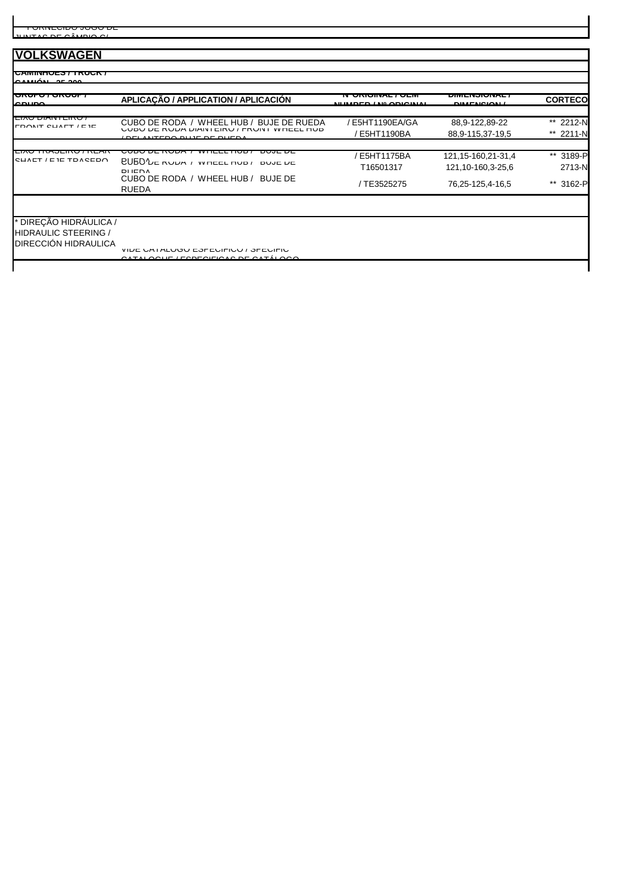* FORNECIDO JOGO DE JUNTAS DE CÂMBIO C/

## VOLKSWAGEN

**CAMINHÕES / TRUCK / CAMIÓN - 25.390**

| GRUPO / GROUP / GRUPO | APLICAÇÃO / APPLICATION / APLICACIÓN | Nº ORIGINAL / OEM NUMBER / Nº ORIGINAL | DIMENSIONAL / DIMENSION / | CORTECO |
|---|---|---|---|---|
| EIXO DIANTEIRO / FRONT SHAFT / EJE | CUBO DE RODA / WHEEL HUB / BUJE DE RUEDA | / E5HT1190EA/GA | 88,9-122,89-22 | ** 2212-N |
| | CUBO DE RODA DIANTEIRO / FRONT WHEEL HUB / DELANTERO BUJE DE RUEDA | / E5HT1190BA | 88,9-115,37-19,5 | ** 2211-N |
| EIXO TRASEIRO / REAR SHAFT / EJE TRASERO | CUBO DE RODA / WHEEL HUB / BUJE DE RUEDA | / E5HT1175BA | 121,15-160,21-31,4 | ** 3189-P |
| | CUBO DE RODA / WHEEL HUB / BUJE DE RUEDA | T16501317 | 121,10-160,3-25,6 | 2713-N |
| | CUBO DE RODA / WHEEL HUB / BUJE DE RUEDA | / TE3525275 | 76,25-125,4-16,5 | ** 3162-P |
| * DIREÇÃO HIDRÁULICA / HIDRAULIC STEERING / DIRECCIÓN HIDRAULICA | VIDE CATÁLOGO ESPECÍFICO / SPECIFIC CATALOGUE / ESPECIFICAS DE CATÁLOGO | | | |